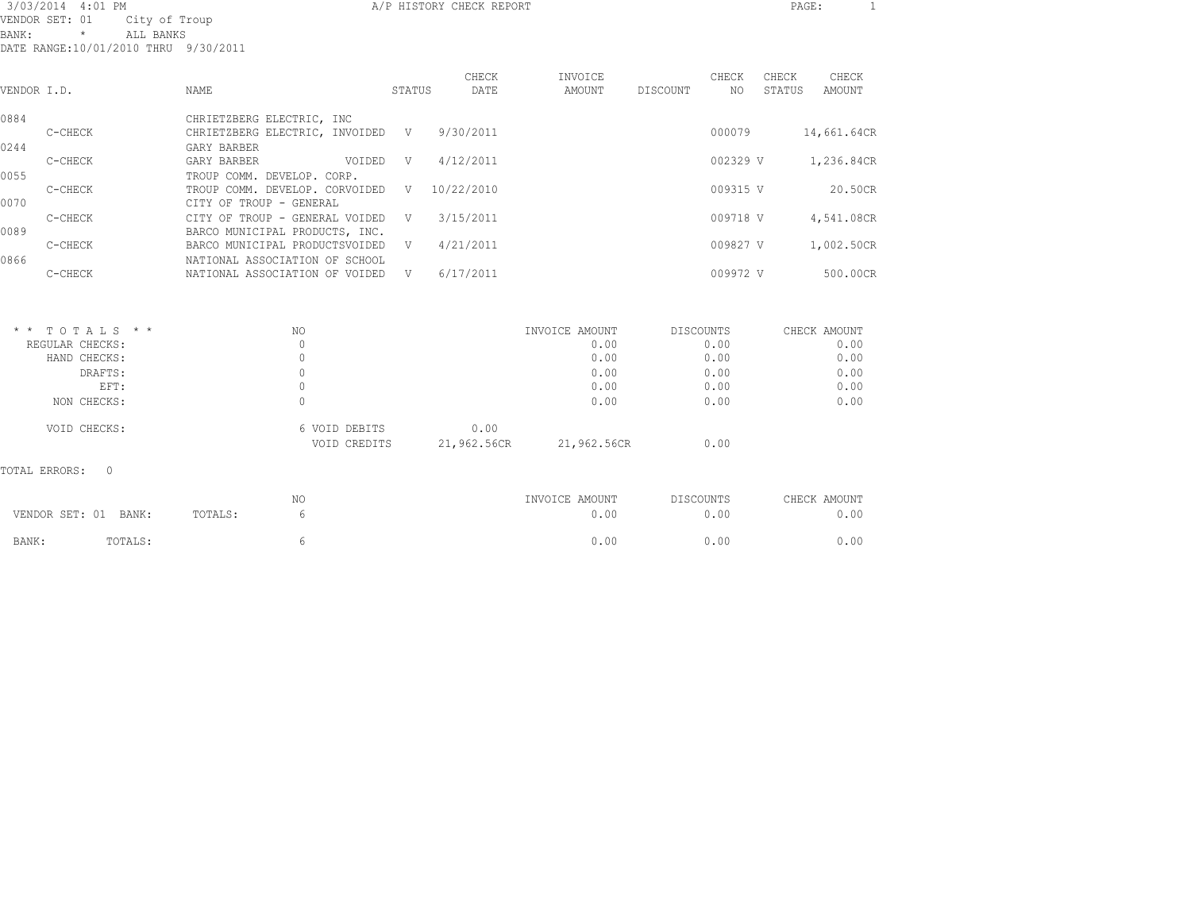3/03/2014 4:01 PM

VENDOR SET: 01 City of Troup

BANK: * ALL BANKS

DATE RANGE:10/01/2010 THRU 9/30/2011

# A/P HISTORY CHECK REPORT

| VENDOR I.D. | NAME | STATUS | CHECK DATE | INVOICE AMOUNT | DISCOUNT | CHECK NO | CHECK STATUS | CHECK AMOUNT |
|---|---|---|---|---|---|---|---|---|
| 0884 | CHRIETZBERG ELECTRIC, INC | | | | | | | |
| C-CHECK | CHRIETZBERG ELECTRIC, INVOIDED | V | 9/30/2011 | | | 000079 | | 14,661.64CR |
| 0244 | GARY BARBER | | | | | | | |
| C-CHECK | GARY BARBER VOIDED | V | 4/12/2011 | | | 002329 | V | 1,236.84CR |
| 0055 | TROUP COMM. DEVELOP. CORP. | | | | | | | |
| C-CHECK | TROUP COMM. DEVELOP. CORVOIDED | V | 10/22/2010 | | | 009315 | V | 20.50CR |
| 0070 | CITY OF TROUP - GENERAL | | | | | | | |
| C-CHECK | CITY OF TROUP - GENERAL VOIDED | V | 3/15/2011 | | | 009718 | V | 4,541.08CR |
| 0089 | BARCO MUNICIPAL PRODUCTS, INC. | | | | | | | |
| C-CHECK | BARCO MUNICIPAL PRODUCTSVOIDED | V | 4/21/2011 | | | 009827 | V | 1,002.50CR |
| 0866 | NATIONAL ASSOCIATION OF SCHOOL | | | | | | | |
| C-CHECK | NATIONAL ASSOCIATION OF VOIDED | V | 6/17/2011 | | | 009972 | V | 500.00CR |

| * * T O T A L S * * | NO | | INVOICE AMOUNT | DISCOUNTS | CHECK AMOUNT |
|---|---|---|---|---|---|
| REGULAR CHECKS: | 0 | | 0.00 | 0.00 | 0.00 |
| HAND CHECKS: | 0 | | 0.00 | 0.00 | 0.00 |
| DRAFTS: | 0 | | 0.00 | 0.00 | 0.00 |
| EFT: | 0 | | 0.00 | 0.00 | 0.00 |
| NON CHECKS: | 0 | | 0.00 | 0.00 | 0.00 |
| VOID CHECKS: | 6 VOID DEBITS | 0.00 | | | |
| | VOID CREDITS | 21,962.56CR | 21,962.56CR | 0.00 | |

TOTAL ERRORS: 0

| | | NO | INVOICE AMOUNT | DISCOUNTS | CHECK AMOUNT |
|---|---|---|---|---|---|
| VENDOR SET: 01 BANK: | TOTALS: | 6 | 0.00 | 0.00 | 0.00 |
| BANK: | TOTALS: | 6 | 0.00 | 0.00 | 0.00 |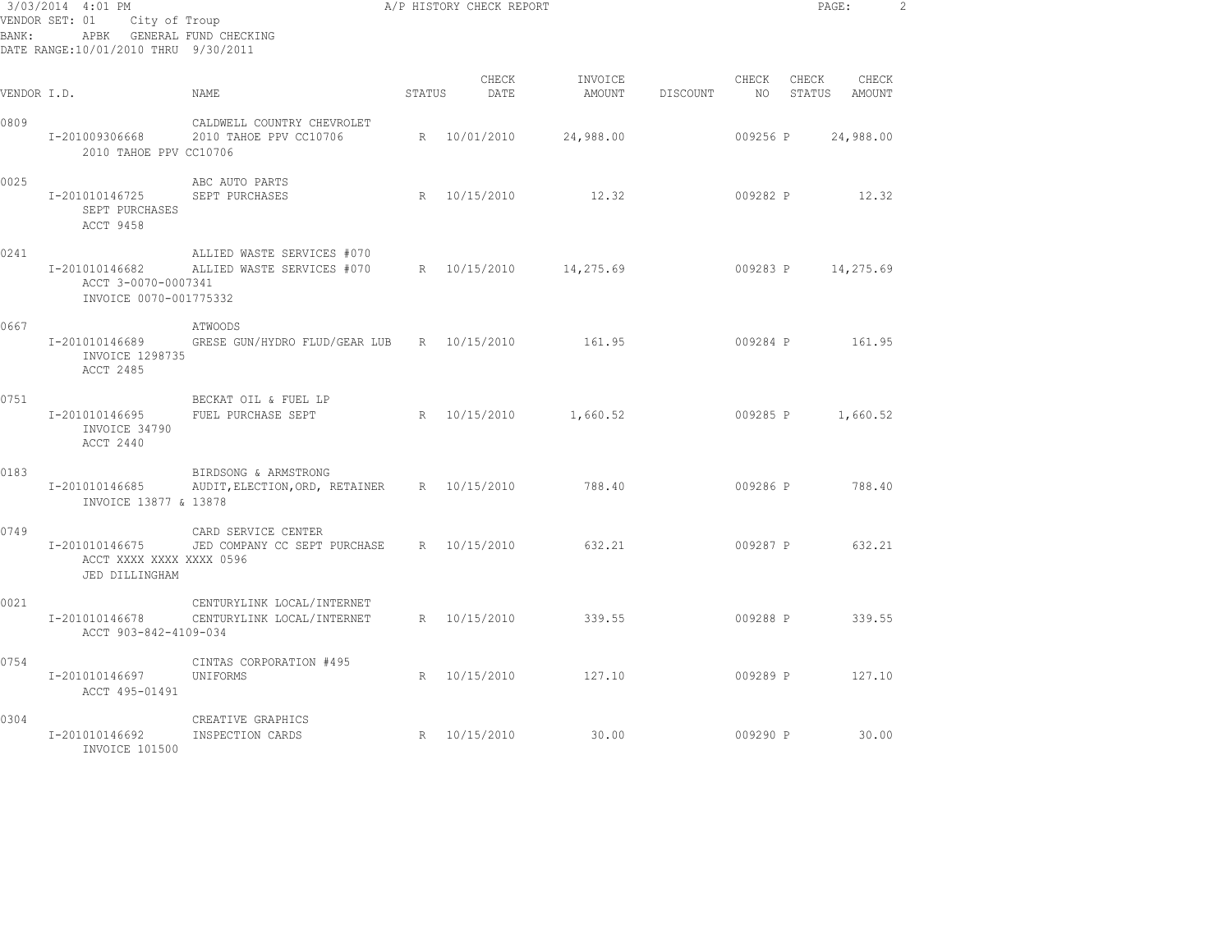3/03/2014 4:01 PM A/P HISTORY CHECK REPORT

VENDOR SET: 01 City of Troup
BANK: APBK GENERAL FUND CHECKING
DATE RANGE:10/01/2010 THRU 9/30/2011

| VENDOR I.D. | NAME | STATUS | CHECK DATE | INVOICE AMOUNT | DISCOUNT | CHECK NO | CHECK STATUS | CHECK AMOUNT |
|---|---|---|---|---|---|---|---|---|
| 0809 | CALDWELL COUNTRY CHEVROLET | | | | | | | |
| I-201009306668 | 2010 TAHOE PPV CC10706 | R | 10/01/2010 | 24,988.00 | | 009256 | P | 24,988.00 |
| 2010 TAHOE PPV CC10706 | | | | | | | | |
| 0025 | ABC AUTO PARTS | | | | | | | |
| I-201010146725 | SEPT PURCHASES | R | 10/15/2010 | 12.32 | | 009282 | P | 12.32 |
| SEPT PURCHASES ACCT 9458 | | | | | | | | |
| 0241 | ALLIED WASTE SERVICES #070 | | | | | | | |
| I-201010146682 | ALLIED WASTE SERVICES #070 | R | 10/15/2010 | 14,275.69 | | 009283 | P | 14,275.69 |
| ACCT 3-0070-0007341 INVOICE 0070-001775332 | | | | | | | | |
| 0667 | ATWOODS | | | | | | | |
| I-201010146689 | GRESE GUN/HYDRO FLUD/GEAR LUB | R | 10/15/2010 | 161.95 | | 009284 | P | 161.95 |
| INVOICE 1298735 ACCT 2485 | | | | | | | | |
| 0751 | BECKAT OIL & FUEL LP | | | | | | | |
| I-201010146695 | FUEL PURCHASE SEPT | R | 10/15/2010 | 1,660.52 | | 009285 | P | 1,660.52 |
| INVOICE 34790 ACCT 2440 | | | | | | | | |
| 0183 | BIRDSONG & ARMSTRONG | | | | | | | |
| I-201010146685 | AUDIT,ELECTION,ORD, RETAINER | R | 10/15/2010 | 788.40 | | 009286 | P | 788.40 |
| INVOICE 13877 & 13878 | | | | | | | | |
| 0749 | CARD SERVICE CENTER | | | | | | | |
| I-201010146675 | JED COMPANY CC SEPT PURCHASE | R | 10/15/2010 | 632.21 | | 009287 | P | 632.21 |
| ACCT XXXX XXXX XXXX 0596 JED DILLINGHAM | | | | | | | | |
| 0021 | CENTURYLINK LOCAL/INTERNET | | | | | | | |
| I-201010146678 | CENTURYLINK LOCAL/INTERNET | R | 10/15/2010 | 339.55 | | 009288 | P | 339.55 |
| ACCT 903-842-4109-034 | | | | | | | | |
| 0754 | CINTAS CORPORATION #495 | | | | | | | |
| I-201010146697 | UNIFORMS | R | 10/15/2010 | 127.10 | | 009289 | P | 127.10 |
| ACCT 495-01491 | | | | | | | | |
| 0304 | CREATIVE GRAPHICS | | | | | | | |
| I-201010146692 | INSPECTION CARDS | R | 10/15/2010 | 30.00 | | 009290 | P | 30.00 |
| INVOICE 101500 | | | | | | | | |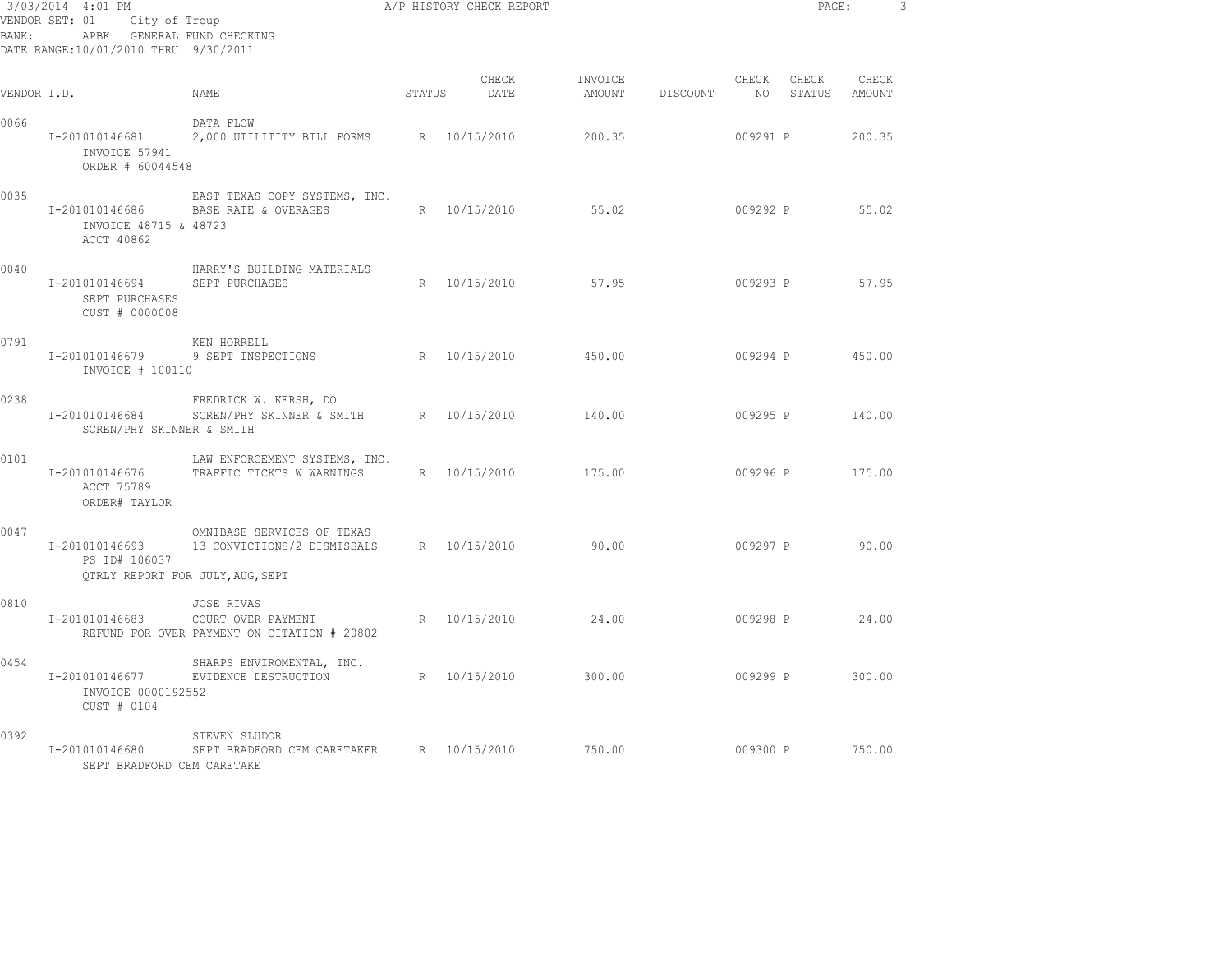3/03/2014 4:01 PM A/P HISTORY CHECK REPORT

VENDOR SET: 01 City of Troup
BANK: APBK GENERAL FUND CHECKING
DATE RANGE:10/01/2010 THRU 9/30/2011

| VENDOR I.D. | NAME | STATUS | CHECK DATE | INVOICE AMOUNT | DISCOUNT | CHECK NO | CHECK STATUS | CHECK AMOUNT |
|---|---|---|---|---|---|---|---|---|
| 0066 | DATA FLOW | | | | | | | |
| I-201010146681 | 2,000 UTILITITY BILL FORMS | R | 10/15/2010 | 200.35 | | 009291 | P | 200.35 |
| INVOICE 57941 | | | | | | | | |
| ORDER # 60044548 | | | | | | | | |
| 0035 | EAST TEXAS COPY SYSTEMS, INC. | | | | | | | |
| I-201010146686 | BASE RATE & OVERAGES | R | 10/15/2010 | 55.02 | | 009292 | P | 55.02 |
| INVOICE 48715 & 48723 | | | | | | | | |
| ACCT 40862 | | | | | | | | |
| 0040 | HARRY'S BUILDING MATERIALS | | | | | | | |
| I-201010146694 | SEPT PURCHASES | R | 10/15/2010 | 57.95 | | 009293 | P | 57.95 |
| SEPT PURCHASES | | | | | | | | |
| CUST # 0000008 | | | | | | | | |
| 0791 | KEN HORRELL | | | | | | | |
| I-201010146679 | 9 SEPT INSPECTIONS | R | 10/15/2010 | 450.00 | | 009294 | P | 450.00 |
| INVOICE # 100110 | | | | | | | | |
| 0238 | FREDRICK W. KERSH, DO | | | | | | | |
| I-201010146684 | SCREN/PHY SKINNER & SMITH | R | 10/15/2010 | 140.00 | | 009295 | P | 140.00 |
| SCREN/PHY SKINNER & SMITH | | | | | | | | |
| 0101 | LAW ENFORCEMENT SYSTEMS, INC. | | | | | | | |
| I-201010146676 | TRAFFIC TICKTS W WARNINGS | R | 10/15/2010 | 175.00 | | 009296 | P | 175.00 |
| ACCT 75789 | | | | | | | | |
| ORDER# TAYLOR | | | | | | | | |
| 0047 | OMNIBASE SERVICES OF TEXAS | | | | | | | |
| I-201010146693 | 13 CONVICTIONS/2 DISMISSALS | R | 10/15/2010 | 90.00 | | 009297 | P | 90.00 |
| PS ID# 106037 | | | | | | | | |
| QTRLY REPORT FOR JULY,AUG,SEPT | | | | | | | | |
| 0810 | JOSE RIVAS | | | | | | | |
| I-201010146683 | COURT OVER PAYMENT | R | 10/15/2010 | 24.00 | | 009298 | P | 24.00 |
| REFUND FOR OVER PAYMENT ON CITATION # 20802 | | | | | | | | |
| 0454 | SHARPS ENVIROMENTAL, INC. | | | | | | | |
| I-201010146677 | EVIDENCE DESTRUCTION | R | 10/15/2010 | 300.00 | | 009299 | P | 300.00 |
| INVOICE 0000192552 | | | | | | | | |
| CUST # 0104 | | | | | | | | |
| 0392 | STEVEN SLUDOR | | | | | | | |
| I-201010146680 | SEPT BRADFORD CEM CARETAKER | R | 10/15/2010 | 750.00 | | 009300 | P | 750.00 |
| SEPT BRADFORD CEM CARETAKE | | | | | | | | |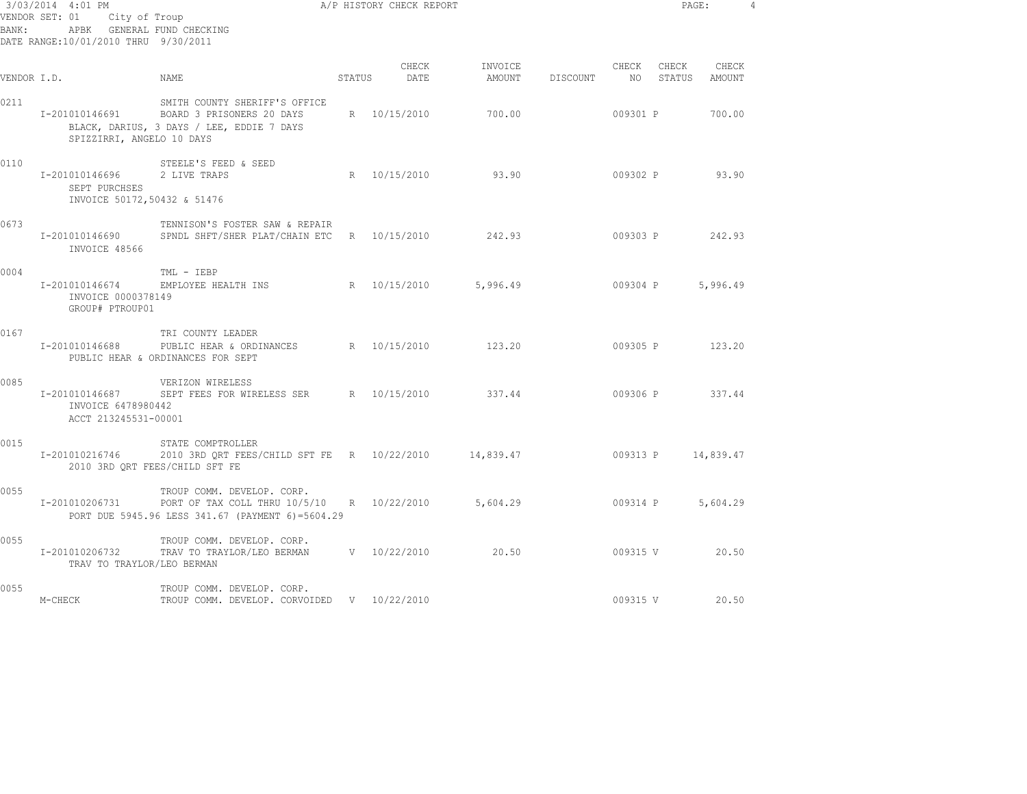3/03/2014 4:01 PM A/P HISTORY CHECK REPORT

VENDOR SET: 01 City of Troup
BANK: APBK GENERAL FUND CHECKING
DATE RANGE:10/01/2010 THRU 9/30/2011

| VENDOR I.D. | NAME | STATUS | CHECK DATE | INVOICE AMOUNT | DISCOUNT | CHECK NO | CHECK STATUS | CHECK AMOUNT |
|---|---|---|---|---|---|---|---|---|
| 0211 | SMITH COUNTY SHERIFF'S OFFICE | | | | | | | |
| I-201010146691 | BOARD 3 PRISONERS 20 DAYS | R | 10/15/2010 | 700.00 | | 009301 | P | 700.00 |
| | BLACK, DARIUS, 3 DAYS / LEE, EDDIE 7 DAYS SPIZZIRRI, ANGELO 10 DAYS | | | | | | | |
| 0110 | STEELE'S FEED & SEED | | | | | | | |
| I-201010146696 | 2 LIVE TRAPS | R | 10/15/2010 | 93.90 | | 009302 | P | 93.90 |
| | SEPT PURCHSES INVOICE 50172,50432 & 51476 | | | | | | | |
| 0673 | TENNISON'S FOSTER SAW & REPAIR | | | | | | | |
| I-201010146690 | SPNDL SHFT/SHER PLAT/CHAIN ETC | R | 10/15/2010 | 242.93 | | 009303 | P | 242.93 |
| | INVOICE 48566 | | | | | | | |
| 0004 | TML - IEBP | | | | | | | |
| I-201010146674 | EMPLOYEE HEALTH INS | R | 10/15/2010 | 5,996.49 | | 009304 | P | 5,996.49 |
| | INVOICE 0000378149 GROUP# PTROUP01 | | | | | | | |
| 0167 | TRI COUNTY LEADER | | | | | | | |
| I-201010146688 | PUBLIC HEAR & ORDINANCES | R | 10/15/2010 | 123.20 | | 009305 | P | 123.20 |
| | PUBLIC HEAR & ORDINANCES FOR SEPT | | | | | | | |
| 0085 | VERIZON WIRELESS | | | | | | | |
| I-201010146687 | SEPT FEES FOR WIRELESS SER | R | 10/15/2010 | 337.44 | | 009306 | P | 337.44 |
| | INVOICE 6478980442 ACCT 213245531-00001 | | | | | | | |
| 0015 | STATE COMPTROLLER | | | | | | | |
| I-201010216746 | 2010 3RD QRT FEES/CHILD SFT FE | R | 10/22/2010 | 14,839.47 | | 009313 | P | 14,839.47 |
| | 2010 3RD QRT FEES/CHILD SFT FE | | | | | | | |
| 0055 | TROUP COMM. DEVELOP. CORP. | | | | | | | |
| I-201010206731 | PORT OF TAX COLL THRU 10/5/10 | R | 10/22/2010 | 5,604.29 | | 009314 | P | 5,604.29 |
| | PORT DUE 5945.96 LESS 341.67 (PAYMENT 6)=5604.29 | | | | | | | |
| 0055 | TROUP COMM. DEVELOP. CORP. | | | | | | | |
| I-201010206732 | TRAV TO TRAYLOR/LEO BERMAN | V | 10/22/2010 | 20.50 | | 009315 | V | 20.50 |
| | TRAV TO TRAYLOR/LEO BERMAN | | | | | | | |
| 0055 | TROUP COMM. DEVELOP. CORP. | | | | | | | |
| M-CHECK | TROUP COMM. DEVELOP. CORVOIDED | V | 10/22/2010 | | | 009315 | V | 20.50 |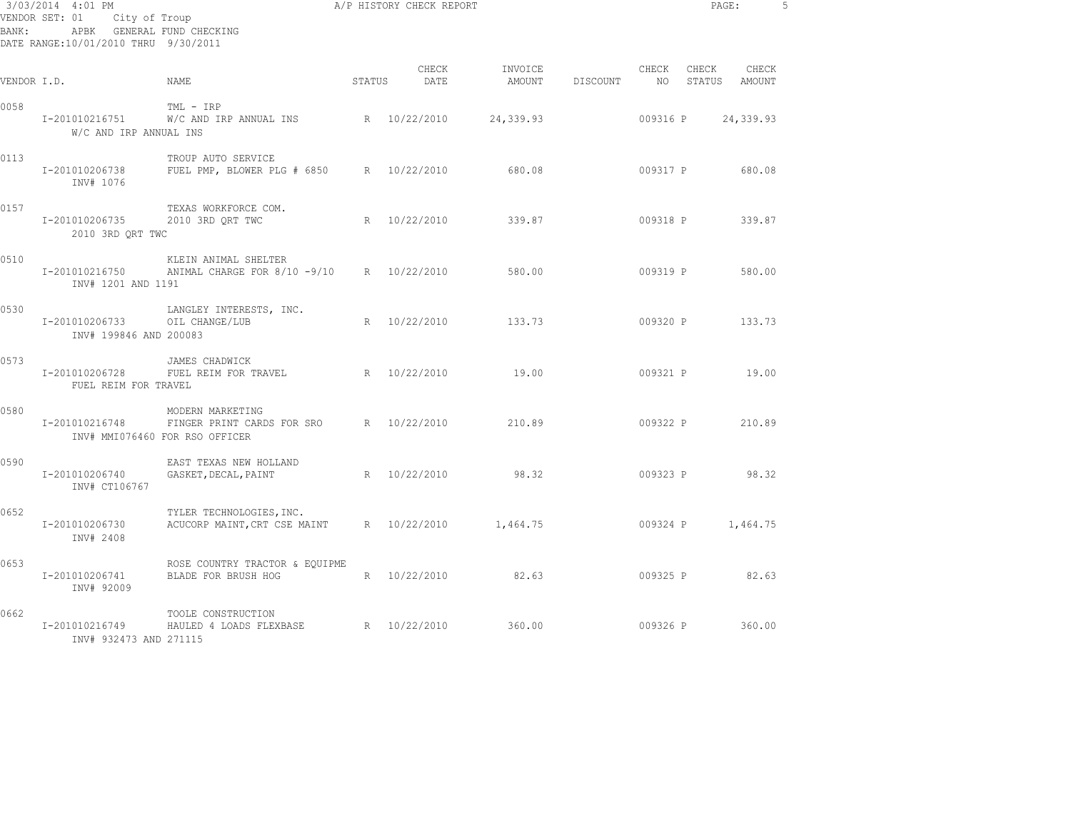3/03/2014 4:01 PM A/P HISTORY CHECK REPORT

VENDOR SET: 01 City of Troup
BANK: APBK GENERAL FUND CHECKING
DATE RANGE:10/01/2010 THRU 9/30/2011

| VENDOR I.D. | NAME | STATUS | CHECK DATE | INVOICE AMOUNT | DISCOUNT | CHECK NO | CHECK STATUS | CHECK AMOUNT |
|---|---|---|---|---|---|---|---|---|
| 0058 | TML - IRP | | | | | | | |
| I-201010216751 | W/C AND IRP ANNUAL INS | R | 10/22/2010 | 24,339.93 | | 009316 | P | 24,339.93 |
| W/C AND IRP ANNUAL INS | | | | | | | | |
| 0113 | TROUP AUTO SERVICE | | | | | | | |
| I-201010206738 | FUEL PMP, BLOWER PLG # 6850 | R | 10/22/2010 | 680.08 | | 009317 | P | 680.08 |
| INV# 1076 | | | | | | | | |
| 0157 | TEXAS WORKFORCE COM. | | | | | | | |
| I-201010206735 | 2010 3RD QRT TWC | R | 10/22/2010 | 339.87 | | 009318 | P | 339.87 |
| 2010 3RD QRT TWC | | | | | | | | |
| 0510 | KLEIN ANIMAL SHELTER | | | | | | | |
| I-201010216750 | ANIMAL CHARGE FOR 8/10 -9/10 | R | 10/22/2010 | 580.00 | | 009319 | P | 580.00 |
| INV# 1201 AND 1191 | | | | | | | | |
| 0530 | LANGLEY INTERESTS, INC. | | | | | | | |
| I-201010206733 | OIL CHANGE/LUB | R | 10/22/2010 | 133.73 | | 009320 | P | 133.73 |
| INV# 199846 AND 200083 | | | | | | | | |
| 0573 | JAMES CHADWICK | | | | | | | |
| I-201010206728 | FUEL REIM FOR TRAVEL | R | 10/22/2010 | 19.00 | | 009321 | P | 19.00 |
| FUEL REIM FOR TRAVEL | | | | | | | | |
| 0580 | MODERN MARKETING | | | | | | | |
| I-201010216748 | FINGER PRINT CARDS FOR SRO | R | 10/22/2010 | 210.89 | | 009322 | P | 210.89 |
| INV# MMI076460 FOR RSO OFFICER | | | | | | | | |
| 0590 | EAST TEXAS NEW HOLLAND | | | | | | | |
| I-201010206740 | GASKET,DECAL,PAINT | R | 10/22/2010 | 98.32 | | 009323 | P | 98.32 |
| INV# CT106767 | | | | | | | | |
| 0652 | TYLER TECHNOLOGIES,INC. | | | | | | | |
| I-201010206730 | ACUCORP MAINT,CRT CSE MAINT | R | 10/22/2010 | 1,464.75 | | 009324 | P | 1,464.75 |
| INV# 2408 | | | | | | | | |
| 0653 | ROSE COUNTRY TRACTOR & EQUIPME | | | | | | | |
| I-201010206741 | BLADE FOR BRUSH HOG | R | 10/22/2010 | 82.63 | | 009325 | P | 82.63 |
| INV# 92009 | | | | | | | | |
| 0662 | TOOLE CONSTRUCTION | | | | | | | |
| I-201010216749 | HAULED 4 LOADS FLEXBASE | R | 10/22/2010 | 360.00 | | 009326 | P | 360.00 |
| INV# 932473 AND 271115 | | | | | | | | |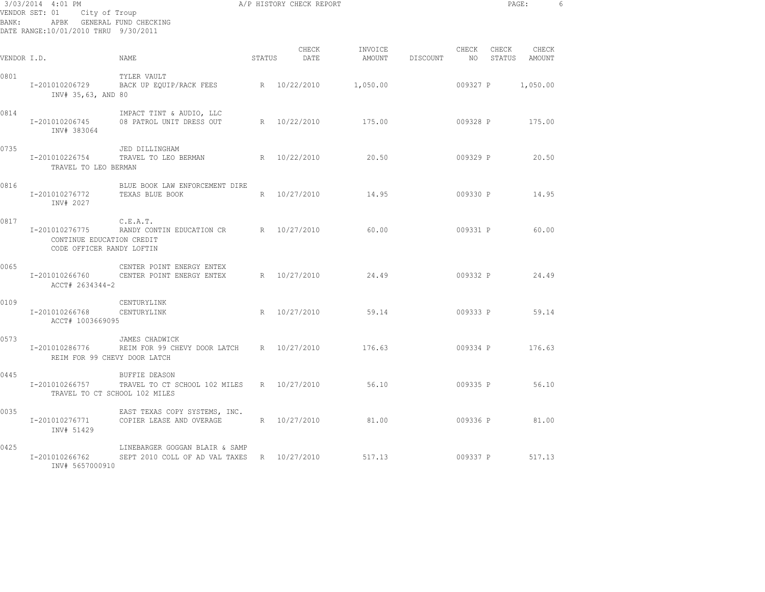3/03/2014 4:01 PM A/P HISTORY CHECK REPORT
VENDOR SET: 01 City of Troup
BANK: APBK GENERAL FUND CHECKING
DATE RANGE:10/01/2010 THRU 9/30/2011

| VENDOR I.D. | NAME | STATUS | CHECK DATE | INVOICE AMOUNT | DISCOUNT | CHECK NO | CHECK STATUS | CHECK AMOUNT |
|---|---|---|---|---|---|---|---|---|
| 0801 | TYLER VAULT | | | | | | | |
| I-201010206729 | BACK UP EQUIP/RACK FEES | R | 10/22/2010 | 1,050.00 | | 009327 | P | 1,050.00 |
| INV# 35,63, AND 80 | | | | | | | | |
| 0814 | IMPACT TINT & AUDIO, LLC | | | | | | | |
| I-201010206745 | 08 PATROL UNIT DRESS OUT | R | 10/22/2010 | 175.00 | | 009328 | P | 175.00 |
| INV# 383064 | | | | | | | | |
| 0735 | JED DILLINGHAM | | | | | | | |
| I-201010226754 | TRAVEL TO LEO BERMAN | R | 10/22/2010 | 20.50 | | 009329 | P | 20.50 |
| TRAVEL TO LEO BERMAN | | | | | | | | |
| 0816 | BLUE BOOK LAW ENFORCEMENT DIRE | | | | | | | |
| I-201010276772 | TEXAS BLUE BOOK | R | 10/27/2010 | 14.95 | | 009330 | P | 14.95 |
| INV# 2027 | | | | | | | | |
| 0817 | C.E.A.T. | | | | | | | |
| I-201010276775 | RANDY CONTIN EDUCATION CR | R | 10/27/2010 | 60.00 | | 009331 | P | 60.00 |
| CONTINUE EDUCATION CREDIT CODE OFFICER RANDY LOFTIN | | | | | | | | |
| 0065 | CENTER POINT ENERGY ENTEX | | | | | | | |
| I-201010266760 | CENTER POINT ENERGY ENTEX | R | 10/27/2010 | 24.49 | | 009332 | P | 24.49 |
| ACCT# 2634344-2 | | | | | | | | |
| 0109 | CENTURYLINK | | | | | | | |
| I-201010266768 | CENTURYLINK | R | 10/27/2010 | 59.14 | | 009333 | P | 59.14 |
| ACCT# 1003669095 | | | | | | | | |
| 0573 | JAMES CHADWICK | | | | | | | |
| I-201010286776 | REIM FOR 99 CHEVY DOOR LATCH | R | 10/27/2010 | 176.63 | | 009334 | P | 176.63 |
| REIM FOR 99 CHEVY DOOR LATCH | | | | | | | | |
| 0445 | BUFFIE DEASON | | | | | | | |
| I-201010266757 | TRAVEL TO CT SCHOOL 102 MILES | R | 10/27/2010 | 56.10 | | 009335 | P | 56.10 |
| TRAVEL TO CT SCHOOL 102 MILES | | | | | | | | |
| 0035 | EAST TEXAS COPY SYSTEMS, INC. | | | | | | | |
| I-201010276771 | COPIER LEASE AND OVERAGE | R | 10/27/2010 | 81.00 | | 009336 | P | 81.00 |
| INV# 51429 | | | | | | | | |
| 0425 | LINEBARGER GOGGAN BLAIR & SAMP | | | | | | | |
| I-201010266762 | SEPT 2010 COLL OF AD VAL TAXES | R | 10/27/2010 | 517.13 | | 009337 | P | 517.13 |
| INV# 5657000910 | | | | | | | | |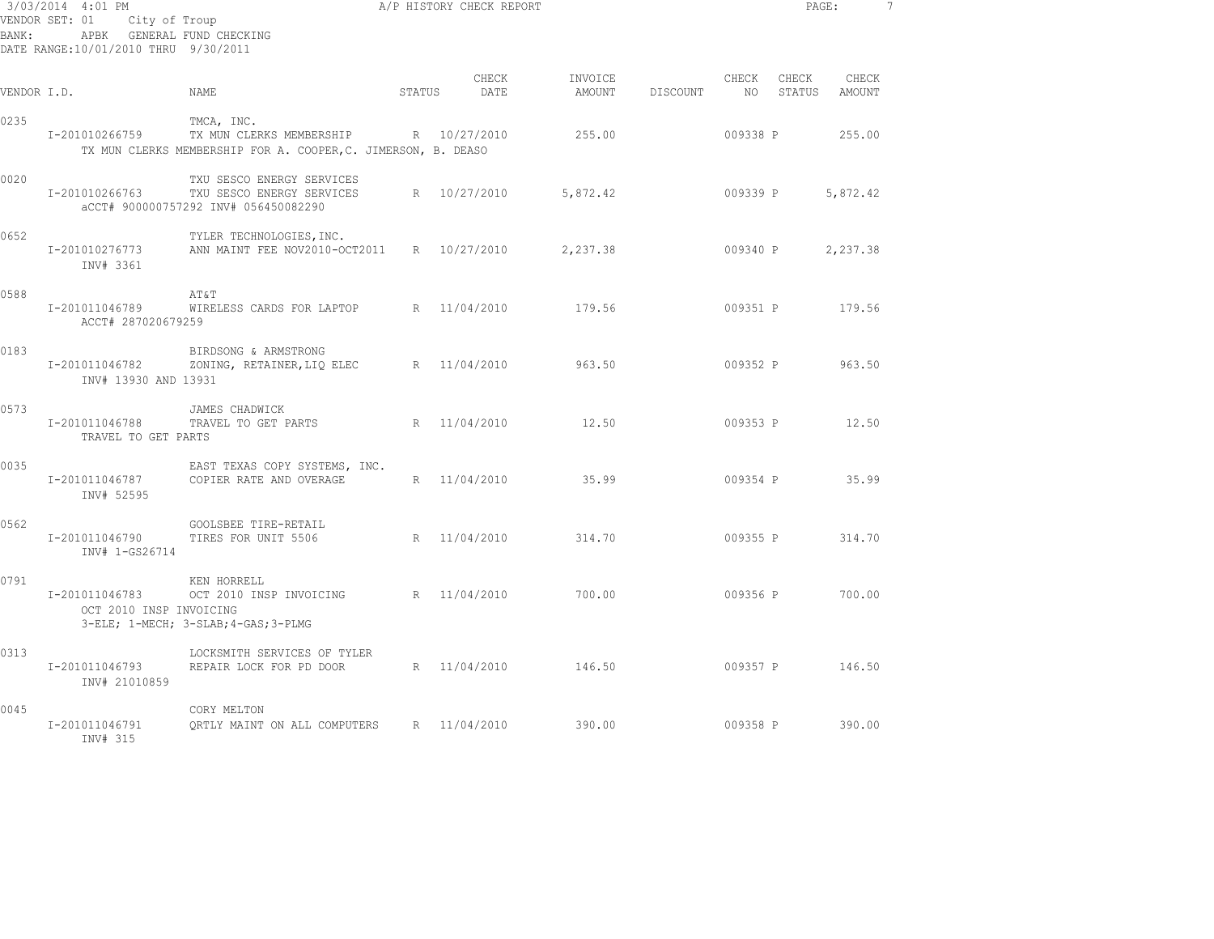3/03/2014 4:01 PM A/P HISTORY CHECK REPORT

VENDOR SET: 01 City of Troup
BANK: APBK GENERAL FUND CHECKING
DATE RANGE:10/01/2010 THRU 9/30/2011

| VENDOR I.D. | NAME | STATUS | CHECK DATE | INVOICE AMOUNT | DISCOUNT | CHECK NO | CHECK STATUS | CHECK AMOUNT |
|---|---|---|---|---|---|---|---|---|
| 0235 | TMCA, INC. | | | | | | | |
| I-201010266759 | TX MUN CLERKS MEMBERSHIP | R | 10/27/2010 | 255.00 | | 009338 | P | 255.00 |
| | TX MUN CLERKS MEMBERSHIP FOR A. COOPER,C. JIMERSON, B. DEASO | | | | | | | |
| 0020 | TXU SESCO ENERGY SERVICES | | | | | | | |
| I-201010266763 | TXU SESCO ENERGY SERVICES | R | 10/27/2010 | 5,872.42 | | 009339 | P | 5,872.42 |
| | aCCT# 900000757292 INV# 056450082290 | | | | | | | |
| 0652 | TYLER TECHNOLOGIES,INC. | | | | | | | |
| I-201010276773 | ANN MAINT FEE NOV2010-OCT2011 | R | 10/27/2010 | 2,237.38 | | 009340 | P | 2,237.38 |
| | INV# 3361 | | | | | | | |
| 0588 | AT&T | | | | | | | |
| I-201011046789 | WIRELESS CARDS FOR LAPTOP | R | 11/04/2010 | 179.56 | | 009351 | P | 179.56 |
| | ACCT# 287020679259 | | | | | | | |
| 0183 | BIRDSONG & ARMSTRONG | | | | | | | |
| I-201011046782 | ZONING, RETAINER,LIQ ELEC | R | 11/04/2010 | 963.50 | | 009352 | P | 963.50 |
| | INV# 13930 AND 13931 | | | | | | | |
| 0573 | JAMES CHADWICK | | | | | | | |
| I-201011046788 | TRAVEL TO GET PARTS | R | 11/04/2010 | 12.50 | | 009353 | P | 12.50 |
| | TRAVEL TO GET PARTS | | | | | | | |
| 0035 | EAST TEXAS COPY SYSTEMS, INC. | | | | | | | |
| I-201011046787 | COPIER RATE AND OVERAGE | R | 11/04/2010 | 35.99 | | 009354 | P | 35.99 |
| | INV# 52595 | | | | | | | |
| 0562 | GOOLSBEE TIRE-RETAIL | | | | | | | |
| I-201011046790 | TIRES FOR UNIT 5506 | R | 11/04/2010 | 314.70 | | 009355 | P | 314.70 |
| | INV# 1-GS26714 | | | | | | | |
| 0791 | KEN HORRELL | | | | | | | |
| I-201011046783 | OCT 2010 INSP INVOICING | R | 11/04/2010 | 700.00 | | 009356 | P | 700.00 |
| | OCT 2010 INSP INVOICING 3-ELE; 1-MECH; 3-SLAB;4-GAS;3-PLMG | | | | | | | |
| 0313 | LOCKSMITH SERVICES OF TYLER | | | | | | | |
| I-201011046793 | REPAIR LOCK FOR PD DOOR | R | 11/04/2010 | 146.50 | | 009357 | P | 146.50 |
| | INV# 21010859 | | | | | | | |
| 0045 | CORY MELTON | | | | | | | |
| I-201011046791 | QRTLY MAINT ON ALL COMPUTERS | R | 11/04/2010 | 390.00 | | 009358 | P | 390.00 |
| | INV# 315 | | | | | | | |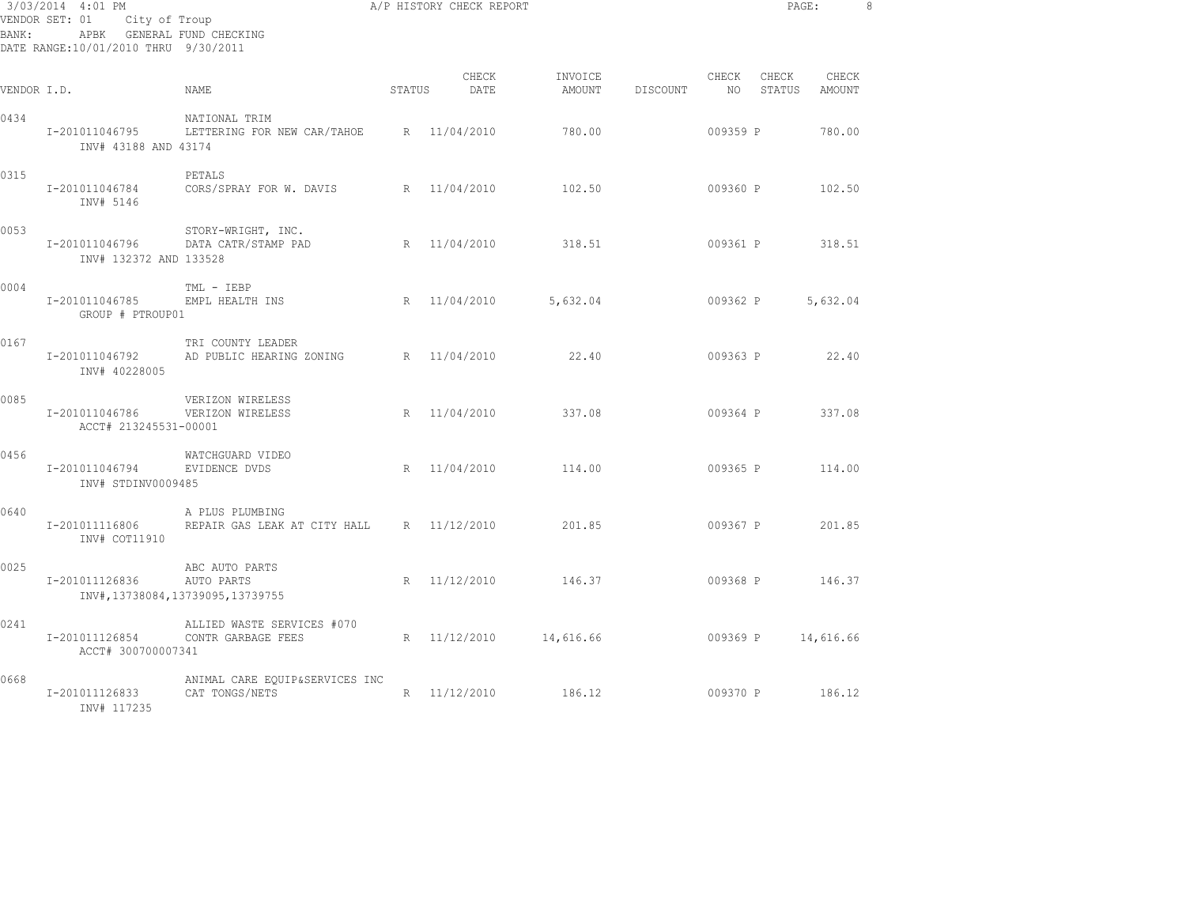3/03/2014 4:01 PM
A/P HISTORY CHECK REPORT

VENDOR SET: 01 City of Troup
BANK: APBK GENERAL FUND CHECKING
DATE RANGE:10/01/2010 THRU 9/30/2011

| VENDOR I.D. | NAME | STATUS | CHECK DATE | INVOICE AMOUNT | DISCOUNT | CHECK NO | CHECK STATUS | CHECK AMOUNT |
|---|---|---|---|---|---|---|---|---|
| 0434 | NATIONAL TRIM | | | | | | | |
| I-201011046795 | LETTERING FOR NEW CAR/TAHOE | R | 11/04/2010 | 780.00 | | 009359 | P | 780.00 |
| INV# 43188 AND 43174 | | | | | | | | |
| 0315 | PETALS | | | | | | | |
| I-201011046784 | CORS/SPRAY FOR W. DAVIS | R | 11/04/2010 | 102.50 | | 009360 | P | 102.50 |
| INV# 5146 | | | | | | | | |
| 0053 | STORY-WRIGHT, INC. | | | | | | | |
| I-201011046796 | DATA CATR/STAMP PAD | R | 11/04/2010 | 318.51 | | 009361 | P | 318.51 |
| INV# 132372 AND 133528 | | | | | | | | |
| 0004 | TML - IEBP | | | | | | | |
| I-201011046785 | EMPL HEALTH INS | R | 11/04/2010 | 5,632.04 | | 009362 | P | 5,632.04 |
| GROUP # PTROUP01 | | | | | | | | |
| 0167 | TRI COUNTY LEADER | | | | | | | |
| I-201011046792 | AD PUBLIC HEARING ZONING | R | 11/04/2010 | 22.40 | | 009363 | P | 22.40 |
| INV# 40228005 | | | | | | | | |
| 0085 | VERIZON WIRELESS | | | | | | | |
| I-201011046786 | VERIZON WIRELESS | R | 11/04/2010 | 337.08 | | 009364 | P | 337.08 |
| ACCT# 213245531-00001 | | | | | | | | |
| 0456 | WATCHGUARD VIDEO | | | | | | | |
| I-201011046794 | EVIDENCE DVDS | R | 11/04/2010 | 114.00 | | 009365 | P | 114.00 |
| INV# STDINV0009485 | | | | | | | | |
| 0640 | A PLUS PLUMBING | | | | | | | |
| I-201011116806 | REPAIR GAS LEAK AT CITY HALL | R | 11/12/2010 | 201.85 | | 009367 | P | 201.85 |
| INV# COT11910 | | | | | | | | |
| 0025 | ABC AUTO PARTS | | | | | | | |
| I-201011126836 | AUTO PARTS | R | 11/12/2010 | 146.37 | | 009368 | P | 146.37 |
| INV#,13738084,13739095,13739755 | | | | | | | | |
| 0241 | ALLIED WASTE SERVICES #070 | | | | | | | |
| I-201011126854 | CONTR GARBAGE FEES | R | 11/12/2010 | 14,616.66 | | 009369 | P | 14,616.66 |
| ACCT# 300700007341 | | | | | | | | |
| 0668 | ANIMAL CARE EQUIP&SERVICES INC | | | | | | | |
| I-201011126833 | CAT TONGS/NETS | R | 11/12/2010 | 186.12 | | 009370 | P | 186.12 |
| INV# 117235 | | | | | | | | |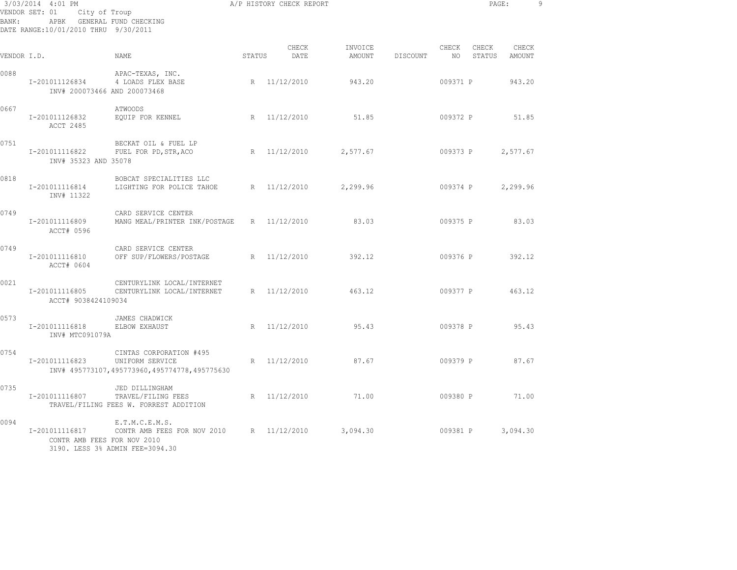3/03/2014 4:01 PM A/P HISTORY CHECK REPORT

VENDOR SET: 01 City of Troup
BANK: APBK GENERAL FUND CHECKING
DATE RANGE:10/01/2010 THRU 9/30/2011

| VENDOR I.D. | NAME | STATUS | CHECK DATE | INVOICE AMOUNT | DISCOUNT | CHECK NO | CHECK STATUS | CHECK AMOUNT |
|---|---|---|---|---|---|---|---|---|
| 0088 | APAC-TEXAS, INC. | | | | | | | |
| I-201011126834 | 4 LOADS FLEX BASE | R | 11/12/2010 | 943.20 | | 009371 | P | 943.20 |
| INV# 200073466 AND 200073468 | | | | | | | | |
| 0667 | ATWOODS | | | | | | | |
| I-201011126832 | EQUIP FOR KENNEL | R | 11/12/2010 | 51.85 | | 009372 | P | 51.85 |
| ACCT 2485 | | | | | | | | |
| 0751 | BECKAT OIL & FUEL LP | | | | | | | |
| I-201011116822 | FUEL FOR PD,STR,ACO | R | 11/12/2010 | 2,577.67 | | 009373 | P | 2,577.67 |
| INV# 35323 AND 35078 | | | | | | | | |
| 0818 | BOBCAT SPECIALITIES LLC | | | | | | | |
| I-201011116814 | LIGHTING FOR POLICE TAHOE | R | 11/12/2010 | 2,299.96 | | 009374 | P | 2,299.96 |
| INV# 11322 | | | | | | | | |
| 0749 | CARD SERVICE CENTER | | | | | | | |
| I-201011116809 | MANG MEAL/PRINTER INK/POSTAGE | R | 11/12/2010 | 83.03 | | 009375 | P | 83.03 |
| ACCT# 0596 | | | | | | | | |
| 0749 | CARD SERVICE CENTER | | | | | | | |
| I-201011116810 | OFF SUP/FLOWERS/POSTAGE | R | 11/12/2010 | 392.12 | | 009376 | P | 392.12 |
| ACCT# 0604 | | | | | | | | |
| 0021 | CENTURYLINK LOCAL/INTERNET | | | | | | | |
| I-201011116805 | CENTURYLINK LOCAL/INTERNET | R | 11/12/2010 | 463.12 | | 009377 | P | 463.12 |
| ACCT# 9038424109034 | | | | | | | | |
| 0573 | JAMES CHADWICK | | | | | | | |
| I-201011116818 | ELBOW EXHAUST | R | 11/12/2010 | 95.43 | | 009378 | P | 95.43 |
| INV# MTC091079A | | | | | | | | |
| 0754 | CINTAS CORPORATION #495 | | | | | | | |
| I-201011116823 | UNIFORM SERVICE | R | 11/12/2010 | 87.67 | | 009379 | P | 87.67 |
| INV# 495773107,495773960,495774778,495775630 | | | | | | | | |
| 0735 | JED DILLINGHAM | | | | | | | |
| I-201011116807 | TRAVEL/FILING FEES | R | 11/12/2010 | 71.00 | | 009380 | P | 71.00 |
| TRAVEL/FILING FEES W. FORREST ADDITION | | | | | | | | |
| 0094 | E.T.M.C.E.M.S. | | | | | | | |
| I-201011116817 | CONTR AMB FEES FOR NOV 2010 | R | 11/12/2010 | 3,094.30 | | 009381 | P | 3,094.30 |
| CONTR AMB FEES FOR NOV 2010 | | | | | | | | |
| 3190. LESS 3% ADMIN FEE=3094.30 | | | | | | | | |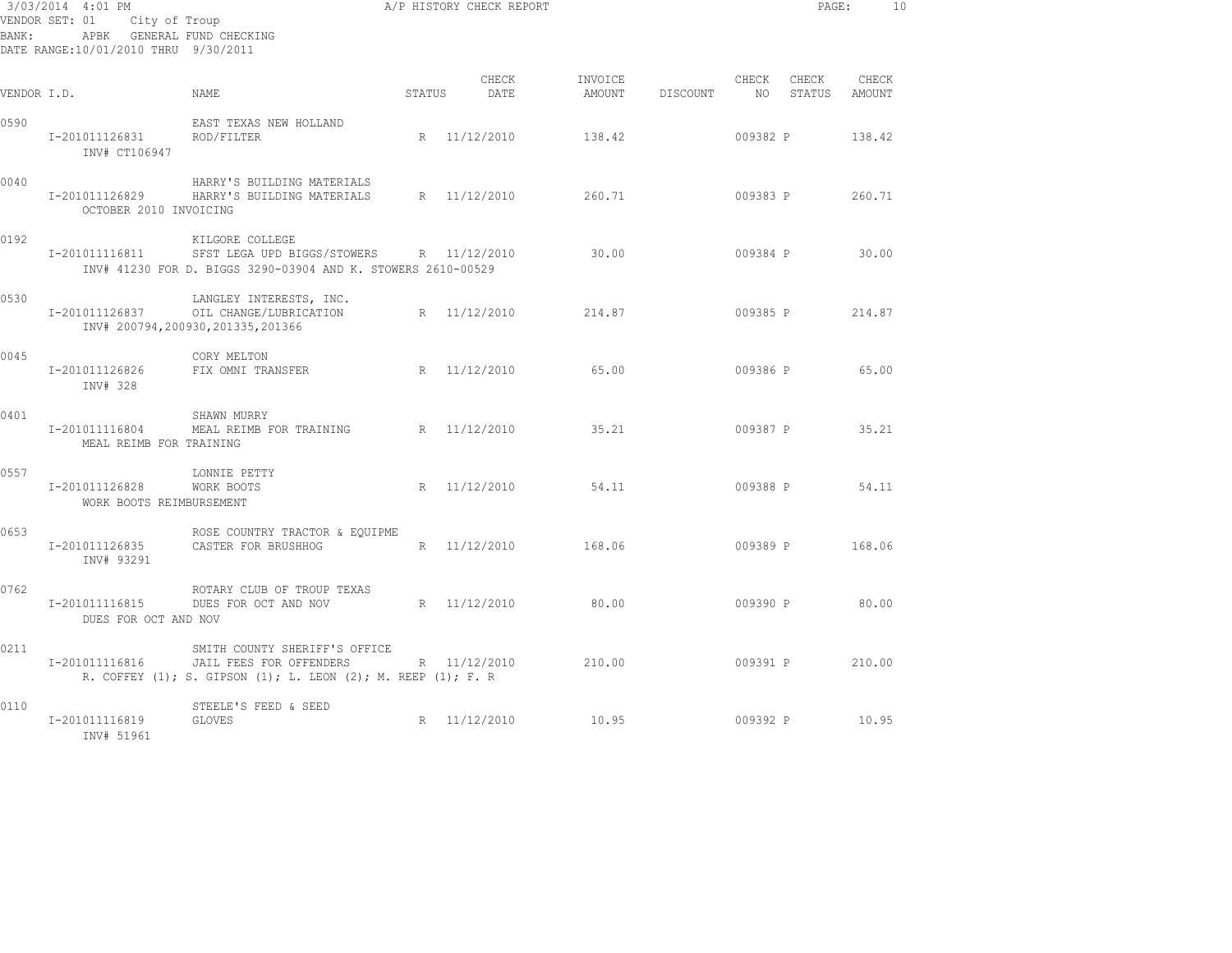3/03/2014 4:01 PM A/P HISTORY CHECK REPORT
VENDOR SET: 01 City of Troup
BANK: APBK GENERAL FUND CHECKING
DATE RANGE:10/01/2010 THRU 9/30/2011

| VENDOR I.D. | NAME | STATUS | CHECK DATE | INVOICE AMOUNT | DISCOUNT | CHECK NO | CHECK STATUS | CHECK AMOUNT |
|---|---|---|---|---|---|---|---|---|
| 0590 | EAST TEXAS NEW HOLLAND | | | | | | | |
| I-201011126831 | ROD/FILTER | R | 11/12/2010 | 138.42 | | 009382 | P | 138.42 |
| INV# CT106947 | | | | | | | | |
| 0040 | HARRY'S BUILDING MATERIALS | | | | | | | |
| I-201011126829 | HARRY'S BUILDING MATERIALS | R | 11/12/2010 | 260.71 | | 009383 | P | 260.71 |
| OCTOBER 2010 INVOICING | | | | | | | | |
| 0192 | KILGORE COLLEGE | | | | | | | |
| I-201011116811 | SFST LEGA UPD BIGGS/STOWERS | R | 11/12/2010 | 30.00 | | 009384 | P | 30.00 |
| INV# 41230 FOR D. BIGGS 3290-03904 AND K. STOWERS 2610-00529 | | | | | | | | |
| 0530 | LANGLEY INTERESTS, INC. | | | | | | | |
| I-201011126837 | OIL CHANGE/LUBRICATION | R | 11/12/2010 | 214.87 | | 009385 | P | 214.87 |
| INV# 200794,200930,201335,201366 | | | | | | | | |
| 0045 | CORY MELTON | | | | | | | |
| I-201011126826 | FIX OMNI TRANSFER | R | 11/12/2010 | 65.00 | | 009386 | P | 65.00 |
| INV# 328 | | | | | | | | |
| 0401 | SHAWN MURRY | | | | | | | |
| I-201011116804 | MEAL REIMB FOR TRAINING | R | 11/12/2010 | 35.21 | | 009387 | P | 35.21 |
| MEAL REIMB FOR TRAINING | | | | | | | | |
| 0557 | LONNIE PETTY | | | | | | | |
| I-201011126828 | WORK BOOTS | R | 11/12/2010 | 54.11 | | 009388 | P | 54.11 |
| WORK BOOTS REIMBURSEMENT | | | | | | | | |
| 0653 | ROSE COUNTRY TRACTOR & EQUIPME | | | | | | | |
| I-201011126835 | CASTER FOR BRUSHHOG | R | 11/12/2010 | 168.06 | | 009389 | P | 168.06 |
| INV# 93291 | | | | | | | | |
| 0762 | ROTARY CLUB OF TROUP TEXAS | | | | | | | |
| I-201011116815 | DUES FOR OCT AND NOV | R | 11/12/2010 | 80.00 | | 009390 | P | 80.00 |
| DUES FOR OCT AND NOV | | | | | | | | |
| 0211 | SMITH COUNTY SHERIFF'S OFFICE | | | | | | | |
| I-201011116816 | JAIL FEES FOR OFFENDERS | R | 11/12/2010 | 210.00 | | 009391 | P | 210.00 |
| R. COFFEY (1); S. GIPSON (1); L. LEON (2); M. REEP (1); F. R | | | | | | | | |
| 0110 | STEELE'S FEED & SEED | | | | | | | |
| I-201011116819 | GLOVES | R | 11/12/2010 | 10.95 | | 009392 | P | 10.95 |
| INV# 51961 | | | | | | | | |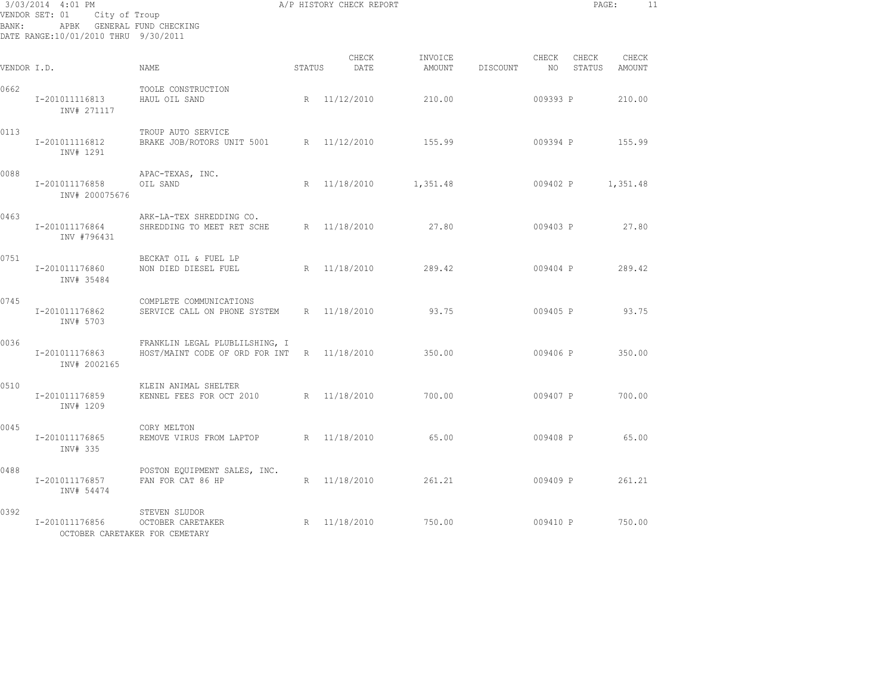3/03/2014 4:01 PM  A/P HISTORY CHECK REPORT

VENDOR SET: 01 City of Troup
BANK: APBK GENERAL FUND CHECKING
DATE RANGE:10/01/2010 THRU 9/30/2011

| VENDOR I.D. | NAME | STATUS | CHECK DATE | INVOICE AMOUNT | DISCOUNT | CHECK NO | CHECK STATUS | CHECK AMOUNT |
|---|---|---|---|---|---|---|---|---|
| 0662 | TOOLE CONSTRUCTION | | | | | | | |
| I-201011116813 INV# 271117 | HAUL OIL SAND | R | 11/12/2010 | 210.00 | | 009393 | P | 210.00 |
| 0113 | TROUP AUTO SERVICE | | | | | | | |
| I-201011116812 INV# 1291 | BRAKE JOB/ROTORS UNIT 5001 | R | 11/12/2010 | 155.99 | | 009394 | P | 155.99 |
| 0088 | APAC-TEXAS, INC. | | | | | | | |
| I-201011176858 INV# 200075676 | OIL SAND | R | 11/18/2010 | 1,351.48 | | 009402 | P | 1,351.48 |
| 0463 | ARK-LA-TEX SHREDDING CO. | | | | | | | |
| I-201011176864 INV #796431 | SHREDDING TO MEET RET SCHE | R | 11/18/2010 | 27.80 | | 009403 | P | 27.80 |
| 0751 | BECKAT OIL & FUEL LP | | | | | | | |
| I-201011176860 INV# 35484 | NON DIED DIESEL FUEL | R | 11/18/2010 | 289.42 | | 009404 | P | 289.42 |
| 0745 | COMPLETE COMMUNICATIONS | | | | | | | |
| I-201011176862 INV# 5703 | SERVICE CALL ON PHONE SYSTEM | R | 11/18/2010 | 93.75 | | 009405 | P | 93.75 |
| 0036 | FRANKLIN LEGAL PLUBLILSHING, I | | | | | | | |
| I-201011176863 INV# 2002165 | HOST/MAINT CODE OF ORD FOR INT | R | 11/18/2010 | 350.00 | | 009406 | P | 350.00 |
| 0510 | KLEIN ANIMAL SHELTER | | | | | | | |
| I-201011176859 INV# 1209 | KENNEL FEES FOR OCT 2010 | R | 11/18/2010 | 700.00 | | 009407 | P | 700.00 |
| 0045 | CORY MELTON | | | | | | | |
| I-201011176865 INV# 335 | REMOVE VIRUS FROM LAPTOP | R | 11/18/2010 | 65.00 | | 009408 | P | 65.00 |
| 0488 | POSTON EQUIPMENT SALES, INC. | | | | | | | |
| I-201011176857 INV# 54474 | FAN FOR CAT 86 HP | R | 11/18/2010 | 261.21 | | 009409 | P | 261.21 |
| 0392 | STEVEN SLUDOR | | | | | | | |
| I-201011176856 OCTOBER CARETAKER FOR CEMETARY | OCTOBER CARETAKER | R | 11/18/2010 | 750.00 | | 009410 | P | 750.00 |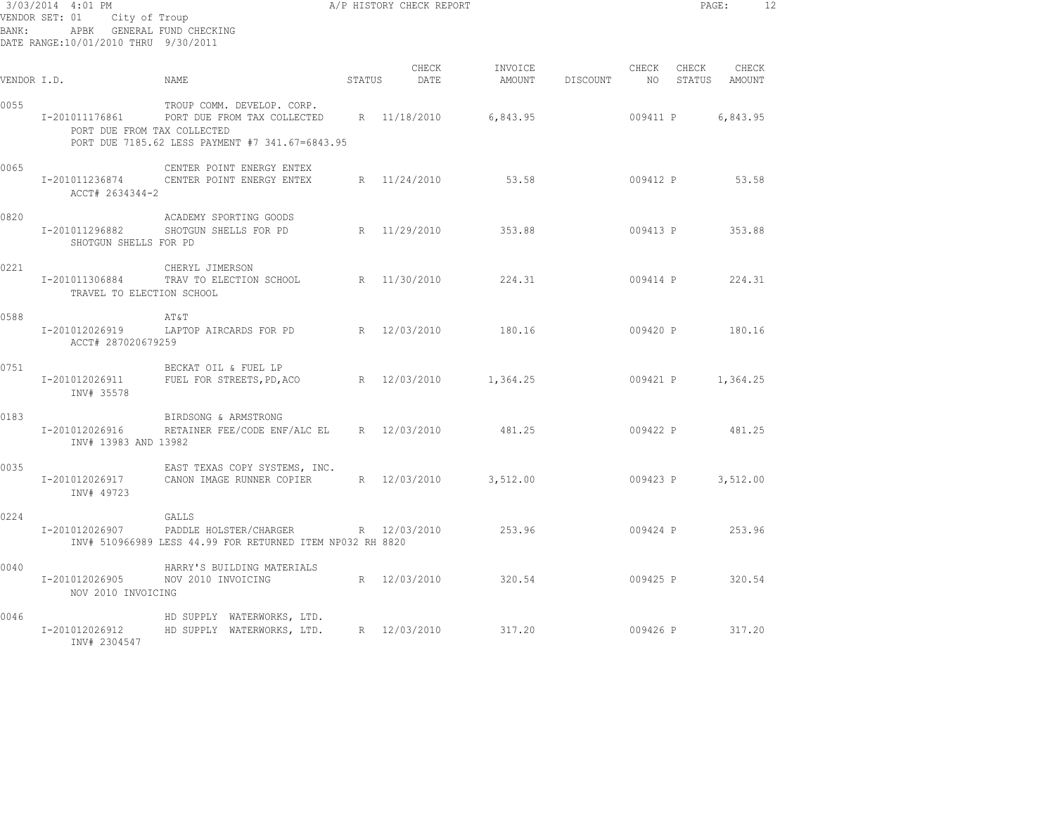3/03/2014 4:01 PM A/P HISTORY CHECK REPORT

VENDOR SET: 01 City of Troup
BANK: APBK GENERAL FUND CHECKING
DATE RANGE:10/01/2010 THRU 9/30/2011

| VENDOR I.D. | NAME | STATUS | CHECK DATE | INVOICE AMOUNT | DISCOUNT | CHECK NO | CHECK STATUS | CHECK AMOUNT |
|---|---|---|---|---|---|---|---|---|
| 0055 | TROUP COMM. DEVELOP. CORP. | | | | | | | |
| I-201011176861 | PORT DUE FROM TAX COLLECTED | R | 11/18/2010 | 6,843.95 | | 009411 | P | 6,843.95 |
| | PORT DUE FROM TAX COLLECTED | | | | | | | |
| | PORT DUE 7185.62 LESS PAYMENT #7 341.67=6843.95 | | | | | | | |
| 0065 | CENTER POINT ENERGY ENTEX | | | | | | | |
| I-201011236874 | CENTER POINT ENERGY ENTEX | R | 11/24/2010 | 53.58 | | 009412 | P | 53.58 |
| | ACCT# 2634344-2 | | | | | | | |
| 0820 | ACADEMY SPORTING GOODS | | | | | | | |
| I-201011296882 | SHOTGUN SHELLS FOR PD | R | 11/29/2010 | 353.88 | | 009413 | P | 353.88 |
| | SHOTGUN SHELLS FOR PD | | | | | | | |
| 0221 | CHERYL JIMERSON | | | | | | | |
| I-201011306884 | TRAV TO ELECTION SCHOOL | R | 11/30/2010 | 224.31 | | 009414 | P | 224.31 |
| | TRAVEL TO ELECTION SCHOOL | | | | | | | |
| 0588 | AT&T | | | | | | | |
| I-201012026919 | LAPTOP AIRCARDS FOR PD | R | 12/03/2010 | 180.16 | | 009420 | P | 180.16 |
| | ACCT# 287020679259 | | | | | | | |
| 0751 | BECKAT OIL & FUEL LP | | | | | | | |
| I-201012026911 | FUEL FOR STREETS,PD,ACO | R | 12/03/2010 | 1,364.25 | | 009421 | P | 1,364.25 |
| | INV# 35578 | | | | | | | |
| 0183 | BIRDSONG & ARMSTRONG | | | | | | | |
| I-201012026916 | RETAINER FEE/CODE ENF/ALC EL | R | 12/03/2010 | 481.25 | | 009422 | P | 481.25 |
| | INV# 13983 AND 13982 | | | | | | | |
| 0035 | EAST TEXAS COPY SYSTEMS, INC. | | | | | | | |
| I-201012026917 | CANON IMAGE RUNNER COPIER | R | 12/03/2010 | 3,512.00 | | 009423 | P | 3,512.00 |
| | INV# 49723 | | | | | | | |
| 0224 | GALLS | | | | | | | |
| I-201012026907 | PADDLE HOLSTER/CHARGER | R | 12/03/2010 | 253.96 | | 009424 | P | 253.96 |
| | INV# 510966989 LESS 44.99 FOR RETURNED ITEM NP032 RH 8820 | | | | | | | |
| 0040 | HARRY'S BUILDING MATERIALS | | | | | | | |
| I-201012026905 | NOV 2010 INVOICING | R | 12/03/2010 | 320.54 | | 009425 | P | 320.54 |
| | NOV 2010 INVOICING | | | | | | | |
| 0046 | HD SUPPLY WATERWORKS, LTD. | | | | | | | |
| I-201012026912 | HD SUPPLY WATERWORKS, LTD. | R | 12/03/2010 | 317.20 | | 009426 | P | 317.20 |
| | INV# 2304547 | | | | | | | |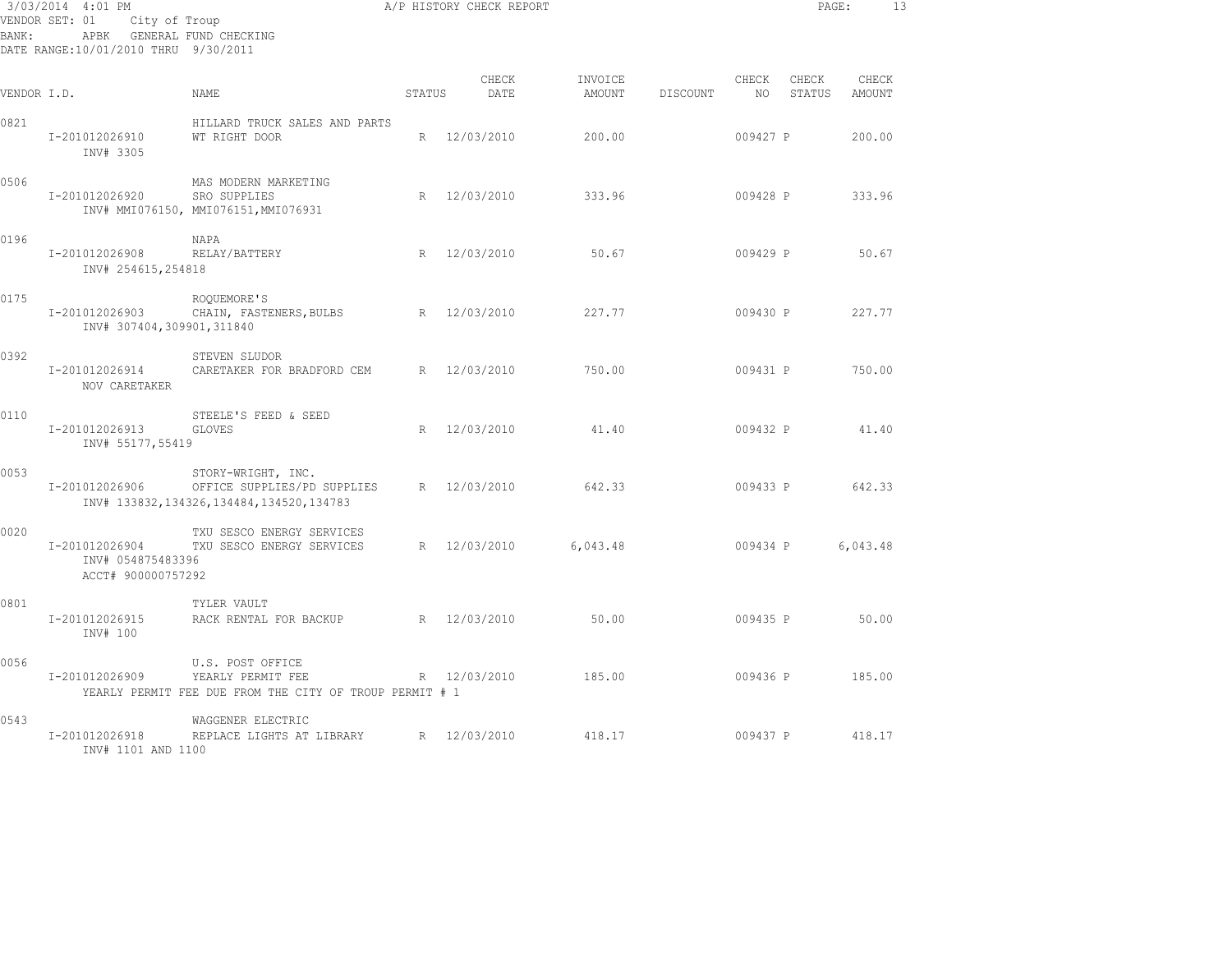3/03/2014 4:01 PM A/P HISTORY CHECK REPORT
VENDOR SET: 01 City of Troup
BANK: APBK GENERAL FUND CHECKING
DATE RANGE:10/01/2010 THRU 9/30/2011

| VENDOR I.D. | NAME | STATUS | CHECK DATE | INVOICE AMOUNT | DISCOUNT | CHECK NO | CHECK STATUS | CHECK AMOUNT |
|---|---|---|---|---|---|---|---|---|
| 0821 | HILLARD TRUCK SALES AND PARTS | | | | | | | |
| I-201012026910 | WT RIGHT DOOR | R | 12/03/2010 | 200.00 | | 009427 | P | 200.00 |
| INV# 3305 | | | | | | | | |
| 0506 | MAS MODERN MARKETING | | | | | | | |
| I-201012026920 | SRO SUPPLIES | R | 12/03/2010 | 333.96 | | 009428 | P | 333.96 |
| INV# MMI076150, MMI076151,MMI076931 | | | | | | | | |
| 0196 | NAPA | | | | | | | |
| I-201012026908 | RELAY/BATTERY | R | 12/03/2010 | 50.67 | | 009429 | P | 50.67 |
| INV# 254615,254818 | | | | | | | | |
| 0175 | ROQUEMORE'S | | | | | | | |
| I-201012026903 | CHAIN, FASTENERS,BULBS | R | 12/03/2010 | 227.77 | | 009430 | P | 227.77 |
| INV# 307404,309901,311840 | | | | | | | | |
| 0392 | STEVEN SLUDOR | | | | | | | |
| I-201012026914 | CARETAKER FOR BRADFORD CEM | R | 12/03/2010 | 750.00 | | 009431 | P | 750.00 |
| NOV CARETAKER | | | | | | | | |
| 0110 | STEELE'S FEED & SEED | | | | | | | |
| I-201012026913 | GLOVES | R | 12/03/2010 | 41.40 | | 009432 | P | 41.40 |
| INV# 55177,55419 | | | | | | | | |
| 0053 | STORY-WRIGHT, INC. | | | | | | | |
| I-201012026906 | OFFICE SUPPLIES/PD SUPPLIES | R | 12/03/2010 | 642.33 | | 009433 | P | 642.33 |
| INV# 133832,134326,134484,134520,134783 | | | | | | | | |
| 0020 | TXU SESCO ENERGY SERVICES | | | | | | | |
| I-201012026904 | TXU SESCO ENERGY SERVICES | R | 12/03/2010 | 6,043.48 | | 009434 | P | 6,043.48 |
| INV# 054875483396 | | | | | | | | |
| ACCT# 900000757292 | | | | | | | | |
| 0801 | TYLER VAULT | | | | | | | |
| I-201012026915 | RACK RENTAL FOR BACKUP | R | 12/03/2010 | 50.00 | | 009435 | P | 50.00 |
| INV# 100 | | | | | | | | |
| 0056 | U.S. POST OFFICE | | | | | | | |
| I-201012026909 | YEARLY PERMIT FEE | R | 12/03/2010 | 185.00 | | 009436 | P | 185.00 |
| YEARLY PERMIT FEE DUE FROM THE CITY OF TROUP PERMIT # 1 | | | | | | | | |
| 0543 | WAGGENER ELECTRIC | | | | | | | |
| I-201012026918 | REPLACE LIGHTS AT LIBRARY | R | 12/03/2010 | 418.17 | | 009437 | P | 418.17 |
| INV# 1101 AND 1100 | | | | | | | | |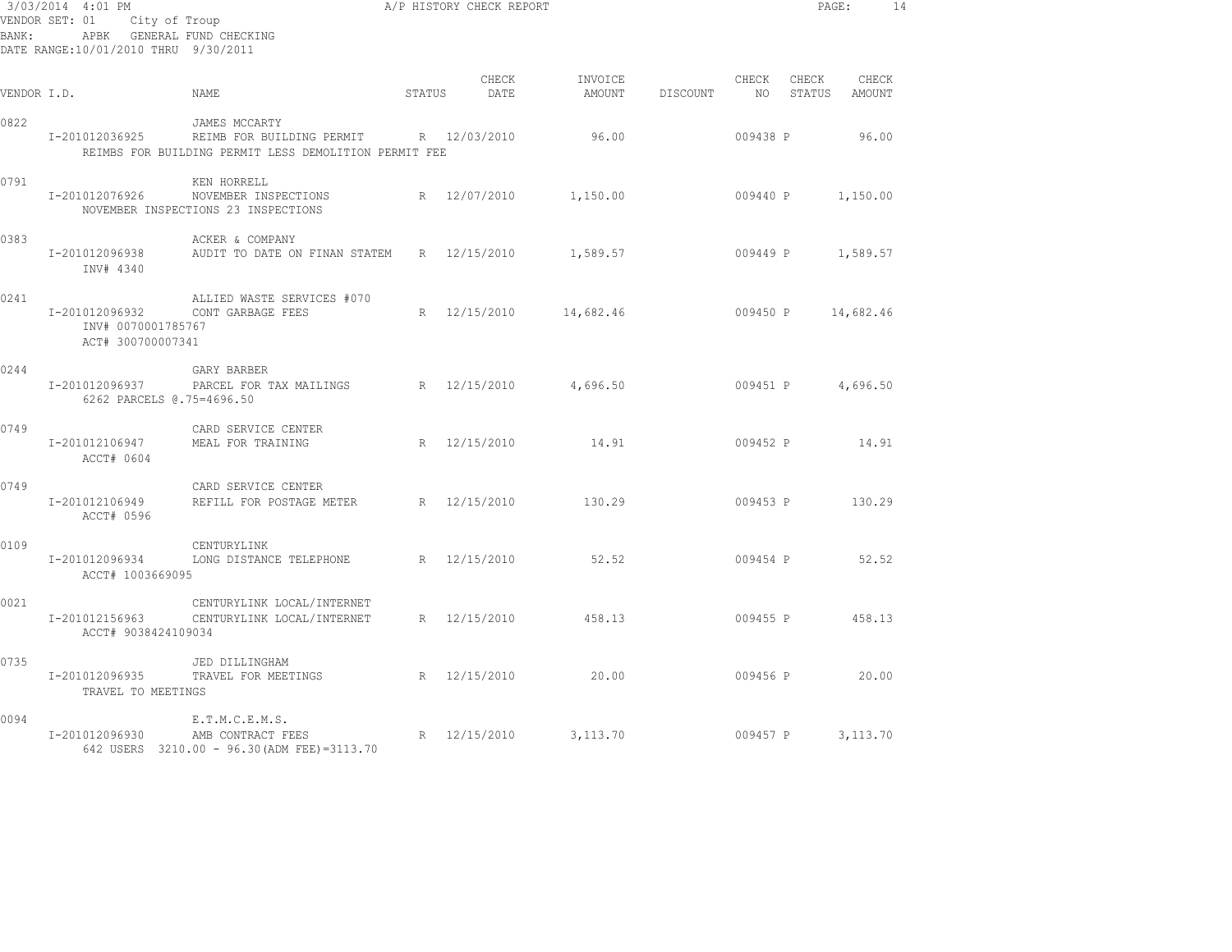3/03/2014 4:01 PM A/P HISTORY CHECK REPORT

VENDOR SET: 01 City of Troup
BANK: APBK GENERAL FUND CHECKING
DATE RANGE:10/01/2010 THRU 9/30/2011

| VENDOR I.D. | NAME | STATUS | CHECK DATE | INVOICE AMOUNT | DISCOUNT | CHECK NO | CHECK STATUS | CHECK AMOUNT |
|---|---|---|---|---|---|---|---|---|
| 0822 | JAMES MCCARTY | | | | | | | |
| I-201012036925 | REIMB FOR BUILDING PERMIT | R | 12/03/2010 | 96.00 | | 009438 | P | 96.00 |
| | REIMBS FOR BUILDING PERMIT LESS DEMOLITION PERMIT FEE | | | | | | | |
| 0791 | KEN HORRELL | | | | | | | |
| I-201012076926 | NOVEMBER INSPECTIONS | R | 12/07/2010 | 1,150.00 | | 009440 | P | 1,150.00 |
| | NOVEMBER INSPECTIONS 23 INSPECTIONS | | | | | | | |
| 0383 | ACKER & COMPANY | | | | | | | |
| I-201012096938 | AUDIT TO DATE ON FINAN STATEM | R | 12/15/2010 | 1,589.57 | | 009449 | P | 1,589.57 |
| INV# 4340 | | | | | | | | |
| 0241 | ALLIED WASTE SERVICES #070 | | | | | | | |
| I-201012096932 | CONT GARBAGE FEES | R | 12/15/2010 | 14,682.46 | | 009450 | P | 14,682.46 |
| INV# 0070001785767 | | | | | | | | |
| ACT# 300700007341 | | | | | | | | |
| 0244 | GARY BARBER | | | | | | | |
| I-201012096937 | PARCEL FOR TAX MAILINGS | R | 12/15/2010 | 4,696.50 | | 009451 | P | 4,696.50 |
| 6262 PARCELS @.75=4696.50 | | | | | | | | |
| 0749 | CARD SERVICE CENTER | | | | | | | |
| I-201012106947 | MEAL FOR TRAINING | R | 12/15/2010 | 14.91 | | 009452 | P | 14.91 |
| ACCT# 0604 | | | | | | | | |
| 0749 | CARD SERVICE CENTER | | | | | | | |
| I-201012106949 | REFILL FOR POSTAGE METER | R | 12/15/2010 | 130.29 | | 009453 | P | 130.29 |
| ACCT# 0596 | | | | | | | | |
| 0109 | CENTURYLINK | | | | | | | |
| I-201012096934 | LONG DISTANCE TELEPHONE | R | 12/15/2010 | 52.52 | | 009454 | P | 52.52 |
| ACCT# 1003669095 | | | | | | | | |
| 0021 | CENTURYLINK LOCAL/INTERNET | | | | | | | |
| I-201012156963 | CENTURYLINK LOCAL/INTERNET | R | 12/15/2010 | 458.13 | | 009455 | P | 458.13 |
| ACCT# 9038424109034 | | | | | | | | |
| 0735 | JED DILLINGHAM | | | | | | | |
| I-201012096935 | TRAVEL FOR MEETINGS | R | 12/15/2010 | 20.00 | | 009456 | P | 20.00 |
| TRAVEL TO MEETINGS | | | | | | | | |
| 0094 | E.T.M.C.E.M.S. | | | | | | | |
| I-201012096930 | AMB CONTRACT FEES | R | 12/15/2010 | 3,113.70 | | 009457 | P | 3,113.70 |
| 642 USERS 3210.00 - 96.30(ADM FEE)=3113.70 | | | | | | | | |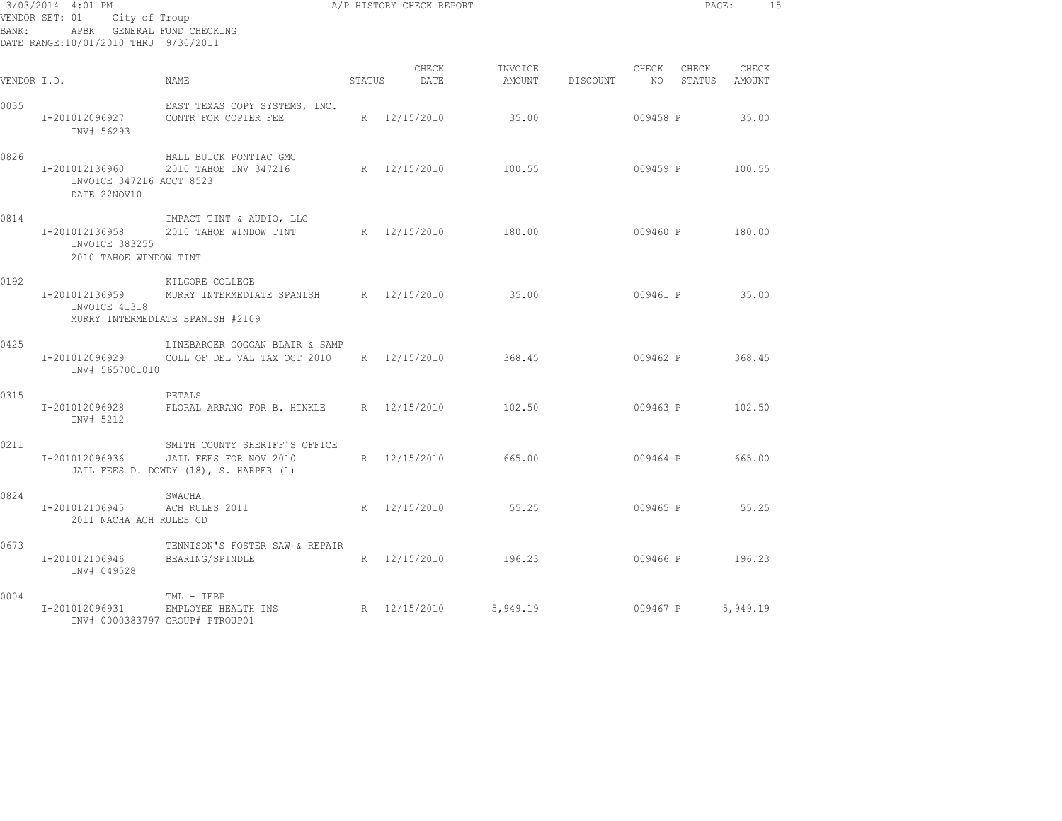3/03/2014 4:01 PM A/P HISTORY CHECK REPORT

VENDOR SET: 01 City of Troup
BANK: APBK GENERAL FUND CHECKING
DATE RANGE:10/01/2010 THRU 9/30/2011

| VENDOR I.D. | NAME | STATUS | CHECK DATE | INVOICE AMOUNT | DISCOUNT | CHECK NO | CHECK STATUS | CHECK AMOUNT |
|---|---|---|---|---|---|---|---|---|
| 0035 | EAST TEXAS COPY SYSTEMS, INC. | | | | | | | |
| I-201012096927 | CONTR FOR COPIER FEE | R | 12/15/2010 | 35.00 | | 009458 | P | 35.00 |
| INV# 56293 | | | | | | | | |
| 0826 | HALL BUICK PONTIAC GMC | | | | | | | |
| I-201012136960 | 2010 TAHOE INV 347216 | R | 12/15/2010 | 100.55 | | 009459 | P | 100.55 |
| INVOICE 347216 ACCT 8523 | | | | | | | | |
| DATE 22NOV10 | | | | | | | | |
| 0814 | IMPACT TINT & AUDIO, LLC | | | | | | | |
| I-201012136958 | 2010 TAHOE WINDOW TINT | R | 12/15/2010 | 180.00 | | 009460 | P | 180.00 |
| INVOICE 383255 | | | | | | | | |
| 2010 TAHOE WINDOW TINT | | | | | | | | |
| 0192 | KILGORE COLLEGE | | | | | | | |
| I-201012136959 | MURRY INTERMEDIATE SPANISH | R | 12/15/2010 | 35.00 | | 009461 | P | 35.00 |
| INVOICE 41318 | | | | | | | | |
| MURRY INTERMEDIATE SPANISH #2109 | | | | | | | | |
| 0425 | LINEBARGER GOGGAN BLAIR & SAMP | | | | | | | |
| I-201012096929 | COLL OF DEL VAL TAX OCT 2010 | R | 12/15/2010 | 368.45 | | 009462 | P | 368.45 |
| INV# 5657001010 | | | | | | | | |
| 0315 | PETALS | | | | | | | |
| I-201012096928 | FLORAL ARRANG FOR B. HINKLE | R | 12/15/2010 | 102.50 | | 009463 | P | 102.50 |
| INV# 5212 | | | | | | | | |
| 0211 | SMITH COUNTY SHERIFF'S OFFICE | | | | | | | |
| I-201012096936 | JAIL FEES FOR NOV 2010 | R | 12/15/2010 | 665.00 | | 009464 | P | 665.00 |
| JAIL FEES D. DOWDY (18), S. HARPER (1) | | | | | | | | |
| 0824 | SWACHA | | | | | | | |
| I-201012106945 | ACH RULES 2011 | R | 12/15/2010 | 55.25 | | 009465 | P | 55.25 |
| 2011 NACHA ACH RULES CD | | | | | | | | |
| 0673 | TENNISON'S FOSTER SAW & REPAIR | | | | | | | |
| I-201012106946 | BEARING/SPINDLE | R | 12/15/2010 | 196.23 | | 009466 | P | 196.23 |
| INV# 049528 | | | | | | | | |
| 0004 | TML - IEBP | | | | | | | |
| I-201012096931 | EMPLOYEE HEALTH INS | R | 12/15/2010 | 5,949.19 | | 009467 | P | 5,949.19 |
| INV# 0000383797 GROUP# PTROUP01 | | | | | | | | |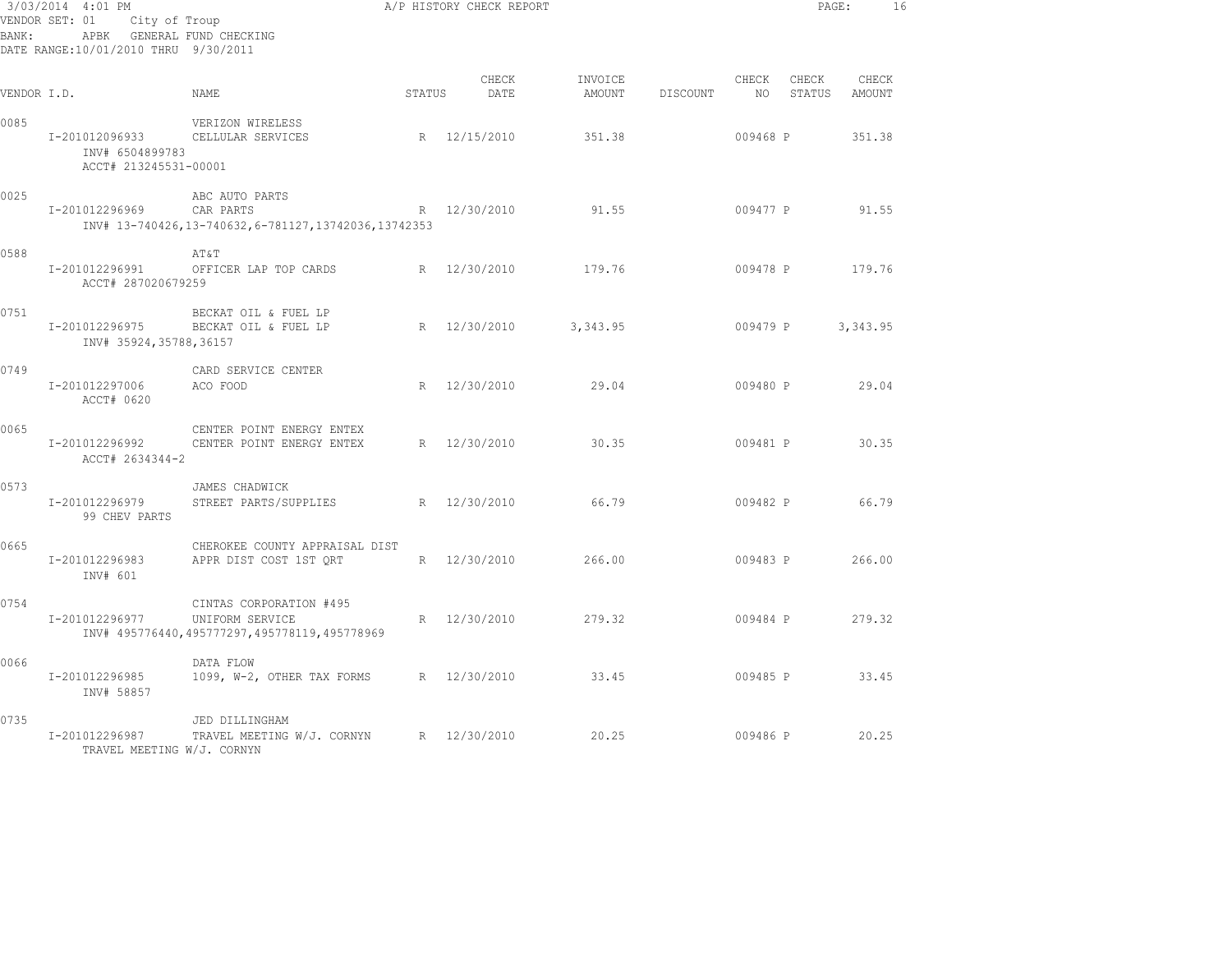3/03/2014 4:01 PM A/P HISTORY CHECK REPORT

VENDOR SET: 01 City of Troup
BANK: APBK GENERAL FUND CHECKING
DATE RANGE:10/01/2010 THRU 9/30/2011

| VENDOR I.D. | NAME | STATUS | CHECK DATE | INVOICE AMOUNT | DISCOUNT | CHECK NO | CHECK STATUS | CHECK AMOUNT |
|---|---|---|---|---|---|---|---|---|
| 0085 | VERIZON WIRELESS | | | | | | | |
| I-201012096933 | CELLULAR SERVICES | R | 12/15/2010 | 351.38 | | 009468 | P | 351.38 |
| INV# 6504899783 ACCT# 213245531-00001 | | | | | | | | |
| 0025 | ABC AUTO PARTS | | | | | | | |
| I-201012296969 | CAR PARTS | R | 12/30/2010 | 91.55 | | 009477 | P | 91.55 |
| | INV# 13-740426,13-740632,6-781127,13742036,13742353 | | | | | | | |
| 0588 | AT&T | | | | | | | |
| I-201012296991 | OFFICER LAP TOP CARDS | R | 12/30/2010 | 179.76 | | 009478 | P | 179.76 |
| ACCT# 287020679259 | | | | | | | | |
| 0751 | BECKAT OIL & FUEL LP | | | | | | | |
| I-201012296975 | BECKAT OIL & FUEL LP | R | 12/30/2010 | 3,343.95 | | 009479 | P | 3,343.95 |
| INV# 35924,35788,36157 | | | | | | | | |
| 0749 | CARD SERVICE CENTER | | | | | | | |
| I-201012297006 | ACO FOOD | R | 12/30/2010 | 29.04 | | 009480 | P | 29.04 |
| ACCT# 0620 | | | | | | | | |
| 0065 | CENTER POINT ENERGY ENTEX | | | | | | | |
| I-201012296992 | CENTER POINT ENERGY ENTEX | R | 12/30/2010 | 30.35 | | 009481 | P | 30.35 |
| ACCT# 2634344-2 | | | | | | | | |
| 0573 | JAMES CHADWICK | | | | | | | |
| I-201012296979 | STREET PARTS/SUPPLIES | R | 12/30/2010 | 66.79 | | 009482 | P | 66.79 |
| 99 CHEV PARTS | | | | | | | | |
| 0665 | CHEROKEE COUNTY APPRAISAL DIST | | | | | | | |
| I-201012296983 | APPR DIST COST 1ST QRT | R | 12/30/2010 | 266.00 | | 009483 | P | 266.00 |
| INV# 601 | | | | | | | | |
| 0754 | CINTAS CORPORATION #495 | | | | | | | |
| I-201012296977 | UNIFORM SERVICE | R | 12/30/2010 | 279.32 | | 009484 | P | 279.32 |
| | INV# 495776440,495777297,495778119,495778969 | | | | | | | |
| 0066 | DATA FLOW | | | | | | | |
| I-201012296985 | 1099, W-2, OTHER TAX FORMS | R | 12/30/2010 | 33.45 | | 009485 | P | 33.45 |
| INV# 58857 | | | | | | | | |
| 0735 | JED DILLINGHAM | | | | | | | |
| I-201012296987 | TRAVEL MEETING W/J. CORNYN | R | 12/30/2010 | 20.25 | | 009486 | P | 20.25 |
| TRAVEL MEETING W/J. CORNYN | | | | | | | | |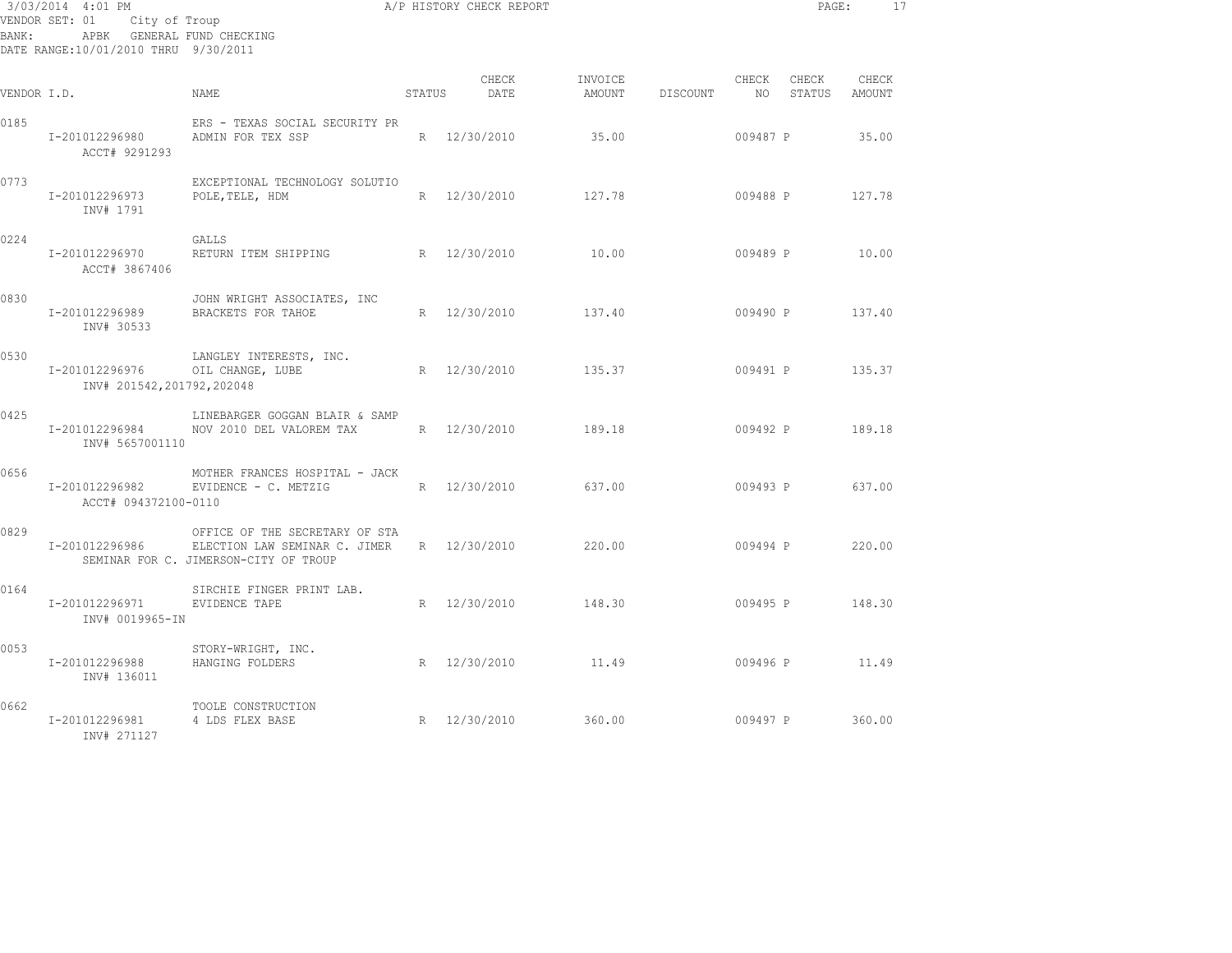3/03/2014 4:01 PM A/P HISTORY CHECK REPORT

VENDOR SET: 01 City of Troup
BANK: APBK GENERAL FUND CHECKING
DATE RANGE:10/01/2010 THRU 9/30/2011

| VENDOR I.D. | NAME | STATUS | CHECK DATE | INVOICE AMOUNT | DISCOUNT | CHECK NO | CHECK STATUS | CHECK AMOUNT |
|---|---|---|---|---|---|---|---|---|
| 0185 | ERS - TEXAS SOCIAL SECURITY PR | | | | | | | |
| I-201012296980 | ADMIN FOR TEX SSP | R | 12/30/2010 | 35.00 | | 009487 | P | 35.00 |
| ACCT# 9291293 | | | | | | | | |
| 0773 | EXCEPTIONAL TECHNOLOGY SOLUTIO | | | | | | | |
| I-201012296973 | POLE,TELE, HDM | R | 12/30/2010 | 127.78 | | 009488 | P | 127.78 |
| INV# 1791 | | | | | | | | |
| 0224 | GALLS | | | | | | | |
| I-201012296970 | RETURN ITEM SHIPPING | R | 12/30/2010 | 10.00 | | 009489 | P | 10.00 |
| ACCT# 3867406 | | | | | | | | |
| 0830 | JOHN WRIGHT ASSOCIATES, INC | | | | | | | |
| I-201012296989 | BRACKETS FOR TAHOE | R | 12/30/2010 | 137.40 | | 009490 | P | 137.40 |
| INV# 30533 | | | | | | | | |
| 0530 | LANGLEY INTERESTS, INC. | | | | | | | |
| I-201012296976 | OIL CHANGE, LUBE | R | 12/30/2010 | 135.37 | | 009491 | P | 135.37 |
| INV# 201542,201792,202048 | | | | | | | | |
| 0425 | LINEBARGER GOGGAN BLAIR & SAMP | | | | | | | |
| I-201012296984 | NOV 2010 DEL VALOREM TAX | R | 12/30/2010 | 189.18 | | 009492 | P | 189.18 |
| INV# 5657001110 | | | | | | | | |
| 0656 | MOTHER FRANCES HOSPITAL - JACK | | | | | | | |
| I-201012296982 | EVIDENCE - C. METZIG | R | 12/30/2010 | 637.00 | | 009493 | P | 637.00 |
| ACCT# 094372100-0110 | | | | | | | | |
| 0829 | OFFICE OF THE SECRETARY OF STA | | | | | | | |
| I-201012296986 | ELECTION LAW SEMINAR C. JIMER | R | 12/30/2010 | 220.00 | | 009494 | P | 220.00 |
| SEMINAR FOR C. JIMERSON-CITY OF TROUP | | | | | | | | |
| 0164 | SIRCHIE FINGER PRINT LAB. | | | | | | | |
| I-201012296971 | EVIDENCE TAPE | R | 12/30/2010 | 148.30 | | 009495 | P | 148.30 |
| INV# 0019965-IN | | | | | | | | |
| 0053 | STORY-WRIGHT, INC. | | | | | | | |
| I-201012296988 | HANGING FOLDERS | R | 12/30/2010 | 11.49 | | 009496 | P | 11.49 |
| INV# 136011 | | | | | | | | |
| 0662 | TOOLE CONSTRUCTION | | | | | | | |
| I-201012296981 | 4 LDS FLEX BASE | R | 12/30/2010 | 360.00 | | 009497 | P | 360.00 |
| INV# 271127 | | | | | | | | |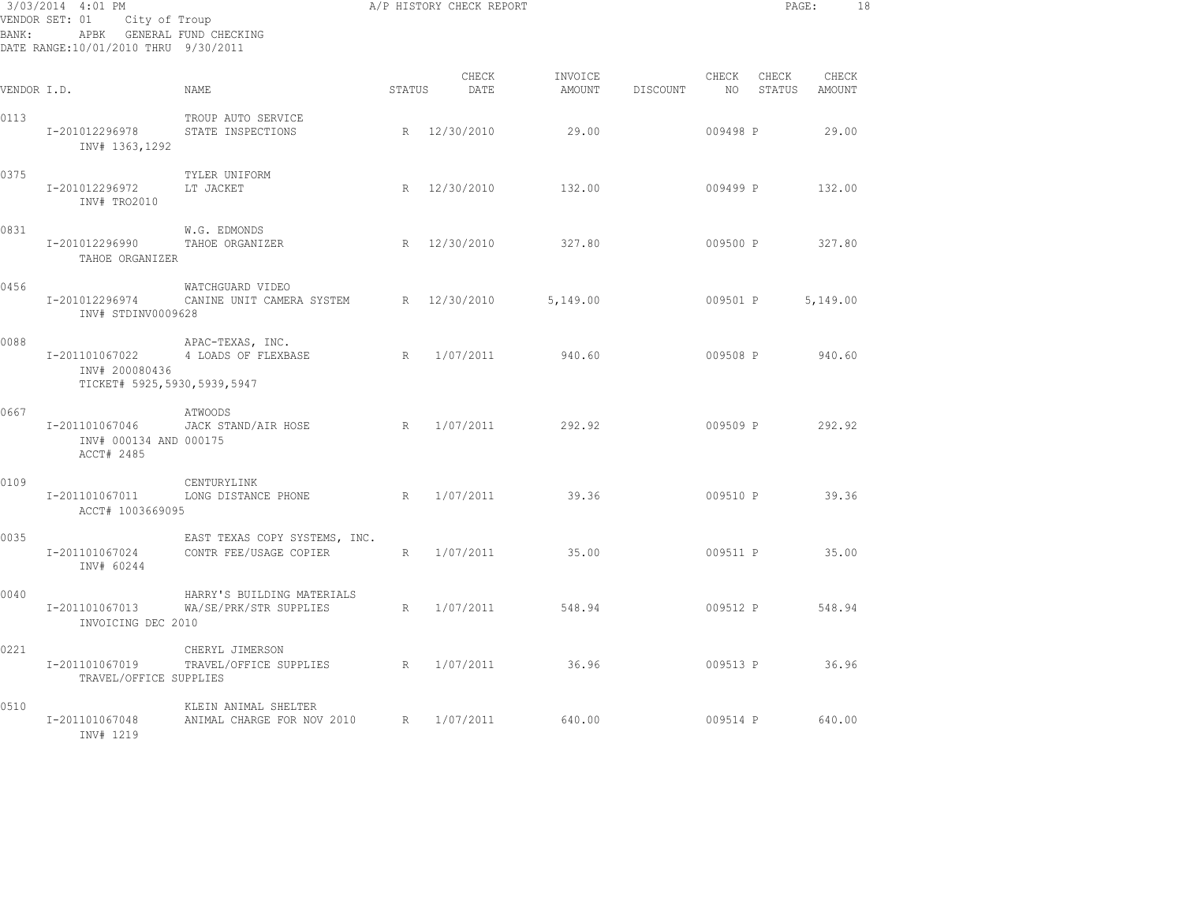3/03/2014 4:01 PM A/P HISTORY CHECK REPORT

VENDOR SET: 01 City of Troup
BANK: APBK GENERAL FUND CHECKING
DATE RANGE:10/01/2010 THRU 9/30/2011

| VENDOR I.D. | NAME | STATUS | CHECK DATE | INVOICE AMOUNT | DISCOUNT | CHECK NO | CHECK STATUS | CHECK AMOUNT |
|---|---|---|---|---|---|---|---|---|
| 0113 | TROUP AUTO SERVICE | | | | | | | |
| I-201012296978 | STATE INSPECTIONS | R | 12/30/2010 | 29.00 | | 009498 | P | 29.00 |
| INV# 1363,1292 | | | | | | | | |
| 0375 | TYLER UNIFORM | | | | | | | |
| I-201012296972 | LT JACKET | R | 12/30/2010 | 132.00 | | 009499 | P | 132.00 |
| INV# TRO2010 | | | | | | | | |
| 0831 | W.G. EDMONDS | | | | | | | |
| I-201012296990 | TAHOE ORGANIZER | R | 12/30/2010 | 327.80 | | 009500 | P | 327.80 |
| TAHOE ORGANIZER | | | | | | | | |
| 0456 | WATCHGUARD VIDEO | | | | | | | |
| I-201012296974 | CANINE UNIT CAMERA SYSTEM | R | 12/30/2010 | 5,149.00 | | 009501 | P | 5,149.00 |
| INV# STDINV0009628 | | | | | | | | |
| 0088 | APAC-TEXAS, INC. | | | | | | | |
| I-201101067022 | 4 LOADS OF FLEXBASE | R | 1/07/2011 | 940.60 | | 009508 | P | 940.60 |
| INV# 200080436 | | | | | | | | |
| TICKET# 5925,5930,5939,5947 | | | | | | | | |
| 0667 | ATWOODS | | | | | | | |
| I-201101067046 | JACK STAND/AIR HOSE | R | 1/07/2011 | 292.92 | | 009509 | P | 292.92 |
| INV# 000134 AND 000175 | | | | | | | | |
| ACCT# 2485 | | | | | | | | |
| 0109 | CENTURYLINK | | | | | | | |
| I-201101067011 | LONG DISTANCE PHONE | R | 1/07/2011 | 39.36 | | 009510 | P | 39.36 |
| ACCT# 1003669095 | | | | | | | | |
| 0035 | EAST TEXAS COPY SYSTEMS, INC. | | | | | | | |
| I-201101067024 | CONTR FEE/USAGE COPIER | R | 1/07/2011 | 35.00 | | 009511 | P | 35.00 |
| INV# 60244 | | | | | | | | |
| 0040 | HARRY'S BUILDING MATERIALS | | | | | | | |
| I-201101067013 | WA/SE/PRK/STR SUPPLIES | R | 1/07/2011 | 548.94 | | 009512 | P | 548.94 |
| INVOICING DEC 2010 | | | | | | | | |
| 0221 | CHERYL JIMERSON | | | | | | | |
| I-201101067019 | TRAVEL/OFFICE SUPPLIES | R | 1/07/2011 | 36.96 | | 009513 | P | 36.96 |
| TRAVEL/OFFICE SUPPLIES | | | | | | | | |
| 0510 | KLEIN ANIMAL SHELTER | | | | | | | |
| I-201101067048 | ANIMAL CHARGE FOR NOV 2010 | R | 1/07/2011 | 640.00 | | 009514 | P | 640.00 |
| INV# 1219 | | | | | | | | |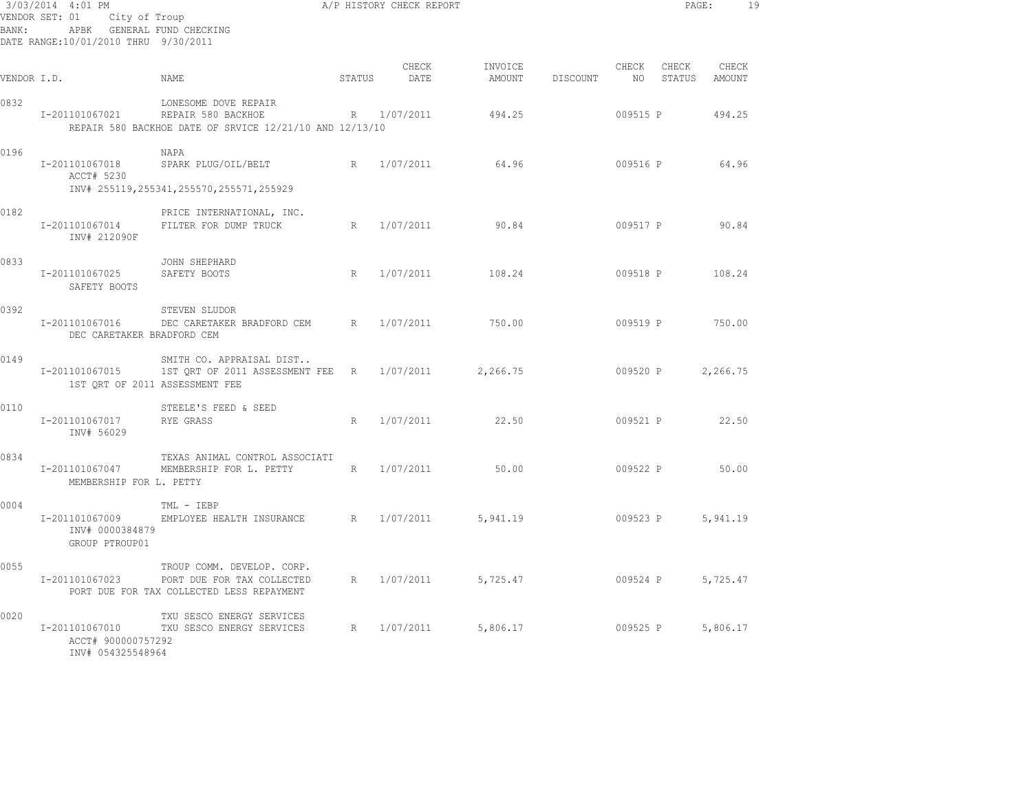3/03/2014 4:01 PM — A/P HISTORY CHECK REPORT

VENDOR SET: 01 City of Troup
BANK: APBK GENERAL FUND CHECKING
DATE RANGE:10/01/2010 THRU 9/30/2011

| VENDOR I.D. | | NAME | STATUS | CHECK DATE | INVOICE AMOUNT | DISCOUNT | CHECK NO | CHECK STATUS | CHECK AMOUNT |
|---|---|---|---|---|---|---|---|---|---|
| 0832 | | LONESOME DOVE REPAIR | | | | | | | |
| | I-201101067021 | REPAIR 580 BACKHOE | R | 1/07/2011 | 494.25 | | 009515 | P | 494.25 |
| | REPAIR 580 BACKHOE DATE OF SRVICE 12/21/10 AND 12/13/10 | | | | | | | | |
| 0196 | | NAPA | | | | | | | |
| | I-201101067018 | SPARK PLUG/OIL/BELT | R | 1/07/2011 | 64.96 | | 009516 | P | 64.96 |
| | ACCT# 5230 | | | | | | | | |
| | INV# 255119,255341,255570,255571,255929 | | | | | | | | |
| 0182 | | PRICE INTERNATIONAL, INC. | | | | | | | |
| | I-201101067014 | FILTER FOR DUMP TRUCK | R | 1/07/2011 | 90.84 | | 009517 | P | 90.84 |
| | INV# 212090F | | | | | | | | |
| 0833 | | JOHN SHEPHARD | | | | | | | |
| | I-201101067025 | SAFETY BOOTS | R | 1/07/2011 | 108.24 | | 009518 | P | 108.24 |
| | SAFETY BOOTS | | | | | | | | |
| 0392 | | STEVEN SLUDOR | | | | | | | |
| | I-201101067016 | DEC CARETAKER BRADFORD CEM | R | 1/07/2011 | 750.00 | | 009519 | P | 750.00 |
| | DEC CARETAKER BRADFORD CEM | | | | | | | | |
| 0149 | | SMITH CO. APPRAISAL DIST.. | | | | | | | |
| | I-201101067015 | 1ST QRT OF 2011 ASSESSMENT FEE | R | 1/07/2011 | 2,266.75 | | 009520 | P | 2,266.75 |
| | 1ST QRT OF 2011 ASSESSMENT FEE | | | | | | | | |
| 0110 | | STEELE'S FEED & SEED | | | | | | | |
| | I-201101067017 | RYE GRASS | R | 1/07/2011 | 22.50 | | 009521 | P | 22.50 |
| | INV# 56029 | | | | | | | | |
| 0834 | | TEXAS ANIMAL CONTROL ASSOCIATI | | | | | | | |
| | I-201101067047 | MEMBERSHIP FOR L. PETTY | R | 1/07/2011 | 50.00 | | 009522 | P | 50.00 |
| | MEMBERSHIP FOR L. PETTY | | | | | | | | |
| 0004 | | TML - IEBP | | | | | | | |
| | I-201101067009 | EMPLOYEE HEALTH INSURANCE | R | 1/07/2011 | 5,941.19 | | 009523 | P | 5,941.19 |
| | INV# 0000384879 | | | | | | | | |
| | GROUP PTROUP01 | | | | | | | | |
| 0055 | | TROUP COMM. DEVELOP. CORP. | | | | | | | |
| | I-201101067023 | PORT DUE FOR TAX COLLECTED | R | 1/07/2011 | 5,725.47 | | 009524 | P | 5,725.47 |
| | PORT DUE FOR TAX COLLECTED LESS REPAYMENT | | | | | | | | |
| 0020 | | TXU SESCO ENERGY SERVICES | | | | | | | |
| | I-201101067010 | TXU SESCO ENERGY SERVICES | R | 1/07/2011 | 5,806.17 | | 009525 | P | 5,806.17 |
| | ACCT# 900000757292 | | | | | | | | |
| | INV# 054325548964 | | | | | | | | |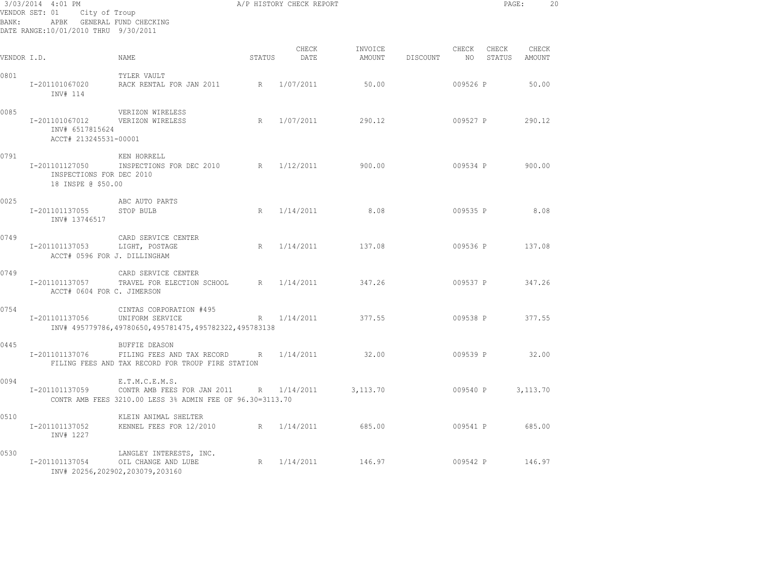3/03/2014 4:01 PM
A/P HISTORY CHECK REPORT

VENDOR SET: 01 City of Troup
BANK: APBK GENERAL FUND CHECKING
DATE RANGE:10/01/2010 THRU 9/30/2011

| VENDOR I.D. | NAME | STATUS | CHECK DATE | INVOICE AMOUNT | DISCOUNT | CHECK NO | CHECK STATUS | CHECK AMOUNT |
|---|---|---|---|---|---|---|---|---|
| 0801 | TYLER VAULT | | | | | | | |
| I-201101067020 | RACK RENTAL FOR JAN 2011 | R | 1/07/2011 | 50.00 | | 009526 | P | 50.00 |
| INV# 114 | | | | | | | | |
| 0085 | VERIZON WIRELESS | | | | | | | |
| I-201101067012 | VERIZON WIRELESS | R | 1/07/2011 | 290.12 | | 009527 | P | 290.12 |
| INV# 6517815624 | | | | | | | | |
| ACCT# 213245531-00001 | | | | | | | | |
| 0791 | KEN HORRELL | | | | | | | |
| I-201101127050 | INSPECTIONS FOR DEC 2010 | R | 1/12/2011 | 900.00 | | 009534 | P | 900.00 |
| INSPECTIONS FOR DEC 2010 | | | | | | | | |
| 18 INSPE @ $50.00 | | | | | | | | |
| 0025 | ABC AUTO PARTS | | | | | | | |
| I-201101137055 | STOP BULB | R | 1/14/2011 | 8.08 | | 009535 | P | 8.08 |
| INV# 13746517 | | | | | | | | |
| 0749 | CARD SERVICE CENTER | | | | | | | |
| I-201101137053 | LIGHT, POSTAGE | R | 1/14/2011 | 137.08 | | 009536 | P | 137.08 |
| ACCT# 0596 FOR J. DILLINGHAM | | | | | | | | |
| 0749 | CARD SERVICE CENTER | | | | | | | |
| I-201101137057 | TRAVEL FOR ELECTION SCHOOL | R | 1/14/2011 | 347.26 | | 009537 | P | 347.26 |
| ACCT# 0604 FOR C. JIMERSON | | | | | | | | |
| 0754 | CINTAS CORPORATION #495 | | | | | | | |
| I-201101137056 | UNIFORM SERVICE | R | 1/14/2011 | 377.55 | | 009538 | P | 377.55 |
| INV# 495779786,49780650,495781475,495782322,495783138 | | | | | | | | |
| 0445 | BUFFIE DEASON | | | | | | | |
| I-201101137076 | FILING FEES AND TAX RECORD | R | 1/14/2011 | 32.00 | | 009539 | P | 32.00 |
| FILING FEES AND TAX RECORD FOR TROUP FIRE STATION | | | | | | | | |
| 0094 | E.T.M.C.E.M.S. | | | | | | | |
| I-201101137059 | CONTR AMB FEES FOR JAN 2011 | R | 1/14/2011 | 3,113.70 | | 009540 | P | 3,113.70 |
| CONTR AMB FEES 3210.00 LESS 3% ADMIN FEE OF 96.30=3113.70 | | | | | | | | |
| 0510 | KLEIN ANIMAL SHELTER | | | | | | | |
| I-201101137052 | KENNEL FEES FOR 12/2010 | R | 1/14/2011 | 685.00 | | 009541 | P | 685.00 |
| INV# 1227 | | | | | | | | |
| 0530 | LANGLEY INTERESTS, INC. | | | | | | | |
| I-201101137054 | OIL CHANGE AND LUBE | R | 1/14/2011 | 146.97 | | 009542 | P | 146.97 |
| INV# 20256,202902,203079,203160 | | | | | | | | |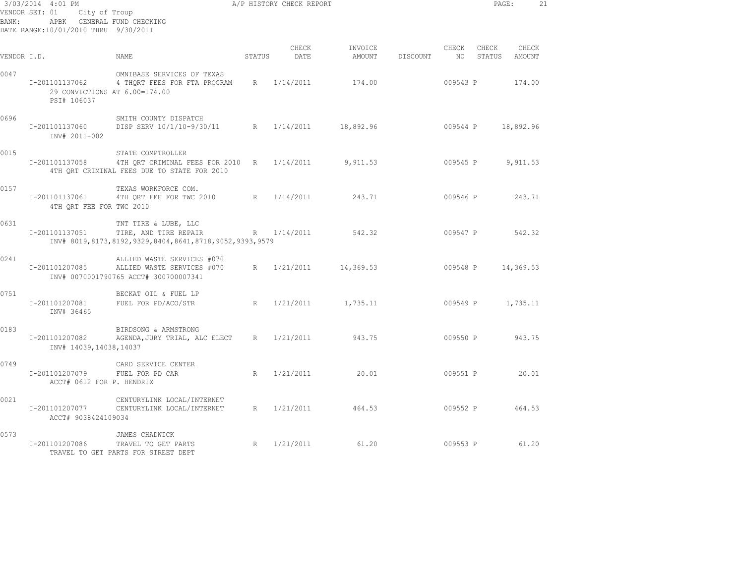3/03/2014 4:01 PM
A/P HISTORY CHECK REPORT
VENDOR SET: 01 City of Troup
BANK: APBK GENERAL FUND CHECKING
DATE RANGE:10/01/2010 THRU 9/30/2011

| VENDOR I.D. | NAME | STATUS | CHECK DATE | INVOICE AMOUNT | DISCOUNT | CHECK NO | CHECK STATUS | CHECK AMOUNT |
|---|---|---|---|---|---|---|---|---|
| 0047 | OMNIBASE SERVICES OF TEXAS | | | | | | | |
| I-201101137062 | 4 THQRT FEES FOR FTA PROGRAM | R | 1/14/2011 | 174.00 | | 009543 | P | 174.00 |
| | 29 CONVICTIONS AT 6.00=174.00 | | | | | | | |
| | PSI# 106037 | | | | | | | |
| 0696 | SMITH COUNTY DISPATCH | | | | | | | |
| I-201101137060 | DISP SERV 10/1/10-9/30/11 | R | 1/14/2011 | 18,892.96 | | 009544 | P | 18,892.96 |
| | INV# 2011-002 | | | | | | | |
| 0015 | STATE COMPTROLLER | | | | | | | |
| I-201101137058 | 4TH QRT CRIMINAL FEES FOR 2010 | R | 1/14/2011 | 9,911.53 | | 009545 | P | 9,911.53 |
| | 4TH QRT CRIMINAL FEES DUE TO STATE FOR 2010 | | | | | | | |
| 0157 | TEXAS WORKFORCE COM. | | | | | | | |
| I-201101137061 | 4TH QRT FEE FOR TWC 2010 | R | 1/14/2011 | 243.71 | | 009546 | P | 243.71 |
| | 4TH QRT FEE FOR TWC 2010 | | | | | | | |
| 0631 | TNT TIRE & LUBE, LLC | | | | | | | |
| I-201101137051 | TIRE, AND TIRE REPAIR | R | 1/14/2011 | 542.32 | | 009547 | P | 542.32 |
| | INV# 8019,8173,8192,9329,8404,8641,8718,9052,9393,9579 | | | | | | | |
| 0241 | ALLIED WASTE SERVICES #070 | | | | | | | |
| I-201101207085 | ALLIED WASTE SERVICES #070 | R | 1/21/2011 | 14,369.53 | | 009548 | P | 14,369.53 |
| | INV# 0070001790765 ACCT# 300700007341 | | | | | | | |
| 0751 | BECKAT OIL & FUEL LP | | | | | | | |
| I-201101207081 | FUEL FOR PD/ACO/STR | R | 1/21/2011 | 1,735.11 | | 009549 | P | 1,735.11 |
| | INV# 36465 | | | | | | | |
| 0183 | BIRDSONG & ARMSTRONG | | | | | | | |
| I-201101207082 | AGENDA,JURY TRIAL, ALC ELECT | R | 1/21/2011 | 943.75 | | 009550 | P | 943.75 |
| | INV# 14039,14038,14037 | | | | | | | |
| 0749 | CARD SERVICE CENTER | | | | | | | |
| I-201101207079 | FUEL FOR PD CAR | R | 1/21/2011 | 20.01 | | 009551 | P | 20.01 |
| | ACCT# 0612 FOR P. HENDRIX | | | | | | | |
| 0021 | CENTURYLINK LOCAL/INTERNET | | | | | | | |
| I-201101207077 | CENTURYLINK LOCAL/INTERNET | R | 1/21/2011 | 464.53 | | 009552 | P | 464.53 |
| | ACCT# 9038424109034 | | | | | | | |
| 0573 | JAMES CHADWICK | | | | | | | |
| I-201101207086 | TRAVEL TO GET PARTS | R | 1/21/2011 | 61.20 | | 009553 | P | 61.20 |
| | TRAVEL TO GET PARTS FOR STREET DEPT | | | | | | | |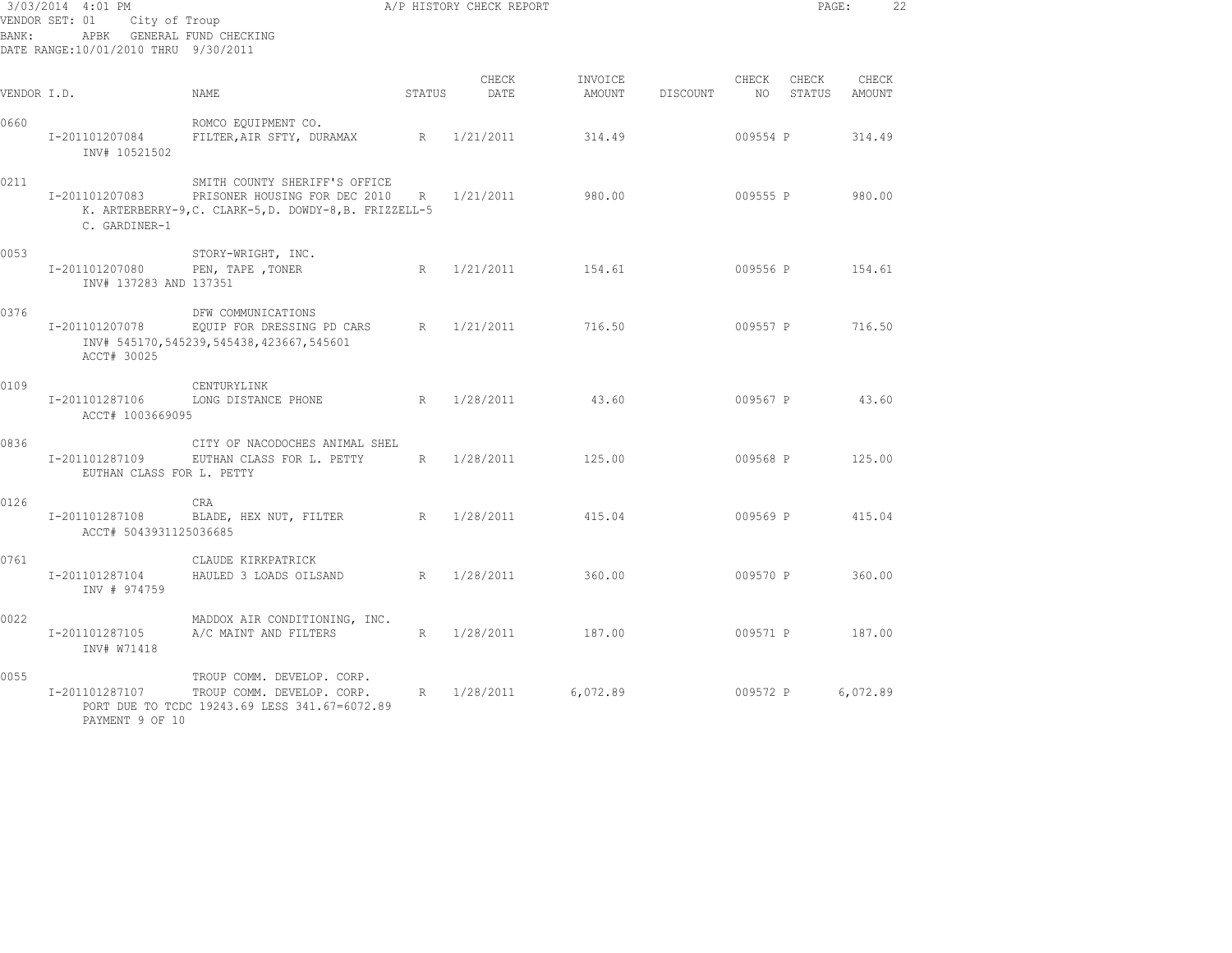3/03/2014 4:01 PM — A/P HISTORY CHECK REPORT

VENDOR SET: 01 City of Troup
BANK: APBK GENERAL FUND CHECKING
DATE RANGE:10/01/2010 THRU 9/30/2011

| VENDOR I.D. | NAME | STATUS | CHECK DATE | INVOICE AMOUNT | DISCOUNT | CHECK NO | CHECK STATUS | CHECK AMOUNT |
|---|---|---|---|---|---|---|---|---|
| 0660 | ROMCO EQUIPMENT CO. | | | | | | | |
| I-201101207084 | FILTER,AIR SFTY, DURAMAX | R | 1/21/2011 | 314.49 | | 009554 | P | 314.49 |
| INV# 10521502 | | | | | | | | |
| 0211 | SMITH COUNTY SHERIFF'S OFFICE | | | | | | | |
| I-201101207083 | PRISONER HOUSING FOR DEC 2010 | R | 1/21/2011 | 980.00 | | 009555 | P | 980.00 |
| | K. ARTERBERRY-9,C. CLARK-5,D. DOWDY-8,B. FRIZZELL-5 | | | | | | | |
| C. GARDINER-1 | | | | | | | | |
| 0053 | STORY-WRIGHT, INC. | | | | | | | |
| I-201101207080 | PEN, TAPE ,TONER | R | 1/21/2011 | 154.61 | | 009556 | P | 154.61 |
| INV# 137283 AND 137351 | | | | | | | | |
| 0376 | DFW COMMUNICATIONS | | | | | | | |
| I-201101207078 | EQUIP FOR DRESSING PD CARS | R | 1/21/2011 | 716.50 | | 009557 | P | 716.50 |
| | INV# 545170,545239,545438,423667,545601 | | | | | | | |
| ACCT# 30025 | | | | | | | | |
| 0109 | CENTURYLINK | | | | | | | |
| I-201101287106 | LONG DISTANCE PHONE | R | 1/28/2011 | 43.60 | | 009567 | P | 43.60 |
| ACCT# 1003669095 | | | | | | | | |
| 0836 | CITY OF NACODOCHES ANIMAL SHEL | | | | | | | |
| I-201101287109 | EUTHAN CLASS FOR L. PETTY | R | 1/28/2011 | 125.00 | | 009568 | P | 125.00 |
| EUTHAN CLASS FOR L. PETTY | | | | | | | | |
| 0126 | CRA | | | | | | | |
| I-201101287108 | BLADE, HEX NUT, FILTER | R | 1/28/2011 | 415.04 | | 009569 | P | 415.04 |
| ACCT# 5043931125036685 | | | | | | | | |
| 0761 | CLAUDE KIRKPATRICK | | | | | | | |
| I-201101287104 | HAULED 3 LOADS OILSAND | R | 1/28/2011 | 360.00 | | 009570 | P | 360.00 |
| INV # 974759 | | | | | | | | |
| 0022 | MADDOX AIR CONDITIONING, INC. | | | | | | | |
| I-201101287105 | A/C MAINT AND FILTERS | R | 1/28/2011 | 187.00 | | 009571 | P | 187.00 |
| INV# W71418 | | | | | | | | |
| 0055 | TROUP COMM. DEVELOP. CORP. | | | | | | | |
| I-201101287107 | TROUP COMM. DEVELOP. CORP. | R | 1/28/2011 | 6,072.89 | | 009572 | P | 6,072.89 |
| | PORT DUE TO TCDC 19243.69 LESS 341.67=6072.89 | | | | | | | |
| PAYMENT 9 OF 10 | | | | | | | | |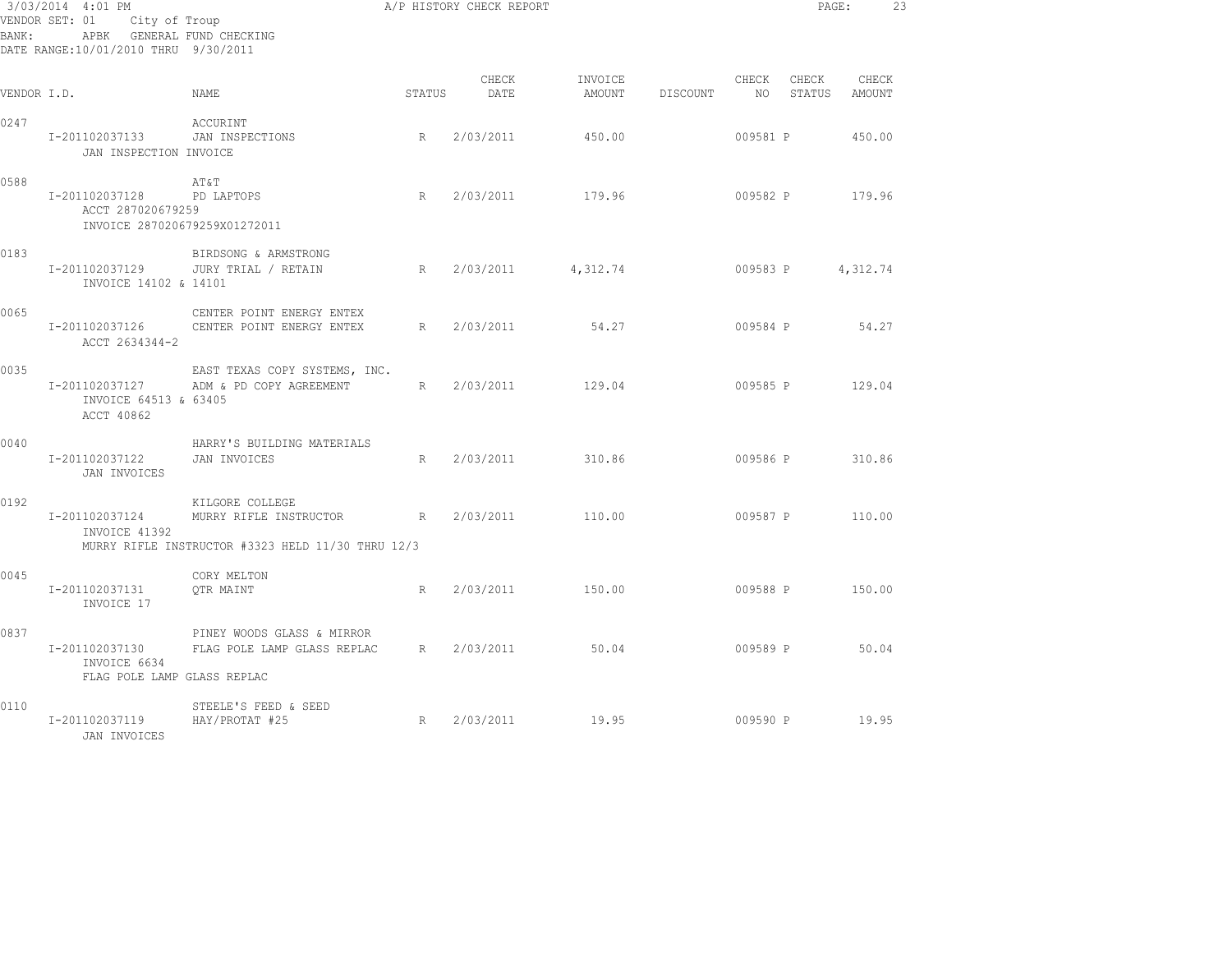3/03/2014 4:01 PM
A/P HISTORY CHECK REPORT
VENDOR SET: 01 City of Troup
BANK: APBK GENERAL FUND CHECKING
DATE RANGE:10/01/2010 THRU 9/30/2011

| VENDOR I.D. | NAME | STATUS | CHECK DATE | INVOICE AMOUNT | DISCOUNT | CHECK NO | CHECK STATUS | CHECK AMOUNT |
|---|---|---|---|---|---|---|---|---|
| 0247 | ACCURINT | | | | | | | |
| I-201102037133 | JAN INSPECTIONS | R | 2/03/2011 | 450.00 | | 009581 | P | 450.00 |
| JAN INSPECTION INVOICE | | | | | | | | |
| 0588 | AT&T | | | | | | | |
| I-201102037128 | PD LAPTOPS | R | 2/03/2011 | 179.96 | | 009582 | P | 179.96 |
| ACCT 287020679259 | | | | | | | | |
| INVOICE 287020679259X01272011 | | | | | | | | |
| 0183 | BIRDSONG & ARMSTRONG | | | | | | | |
| I-201102037129 | JURY TRIAL / RETAIN | R | 2/03/2011 | 4,312.74 | | 009583 | P | 4,312.74 |
| INVOICE 14102 & 14101 | | | | | | | | |
| 0065 | CENTER POINT ENERGY ENTEX | | | | | | | |
| I-201102037126 | CENTER POINT ENERGY ENTEX | R | 2/03/2011 | 54.27 | | 009584 | P | 54.27 |
| ACCT 2634344-2 | | | | | | | | |
| 0035 | EAST TEXAS COPY SYSTEMS, INC. | | | | | | | |
| I-201102037127 | ADM & PD COPY AGREEMENT | R | 2/03/2011 | 129.04 | | 009585 | P | 129.04 |
| INVOICE 64513 & 63405 | | | | | | | | |
| ACCT 40862 | | | | | | | | |
| 0040 | HARRY'S BUILDING MATERIALS | | | | | | | |
| I-201102037122 | JAN INVOICES | R | 2/03/2011 | 310.86 | | 009586 | P | 310.86 |
| JAN INVOICES | | | | | | | | |
| 0192 | KILGORE COLLEGE | | | | | | | |
| I-201102037124 | MURRY RIFLE INSTRUCTOR | R | 2/03/2011 | 110.00 | | 009587 | P | 110.00 |
| INVOICE 41392 | | | | | | | | |
| MURRY RIFLE INSTRUCTOR #3323 HELD 11/30 THRU 12/3 | | | | | | | | |
| 0045 | CORY MELTON | | | | | | | |
| I-201102037131 | QTR MAINT | R | 2/03/2011 | 150.00 | | 009588 | P | 150.00 |
| INVOICE 17 | | | | | | | | |
| 0837 | PINEY WOODS GLASS & MIRROR | | | | | | | |
| I-201102037130 | FLAG POLE LAMP GLASS REPLAC | R | 2/03/2011 | 50.04 | | 009589 | P | 50.04 |
| INVOICE 6634 | | | | | | | | |
| FLAG POLE LAMP GLASS REPLAC | | | | | | | | |
| 0110 | STEELE'S FEED & SEED | | | | | | | |
| I-201102037119 | HAY/PROTAT #25 | R | 2/03/2011 | 19.95 | | 009590 | P | 19.95 |
| JAN INVOICES | | | | | | | | |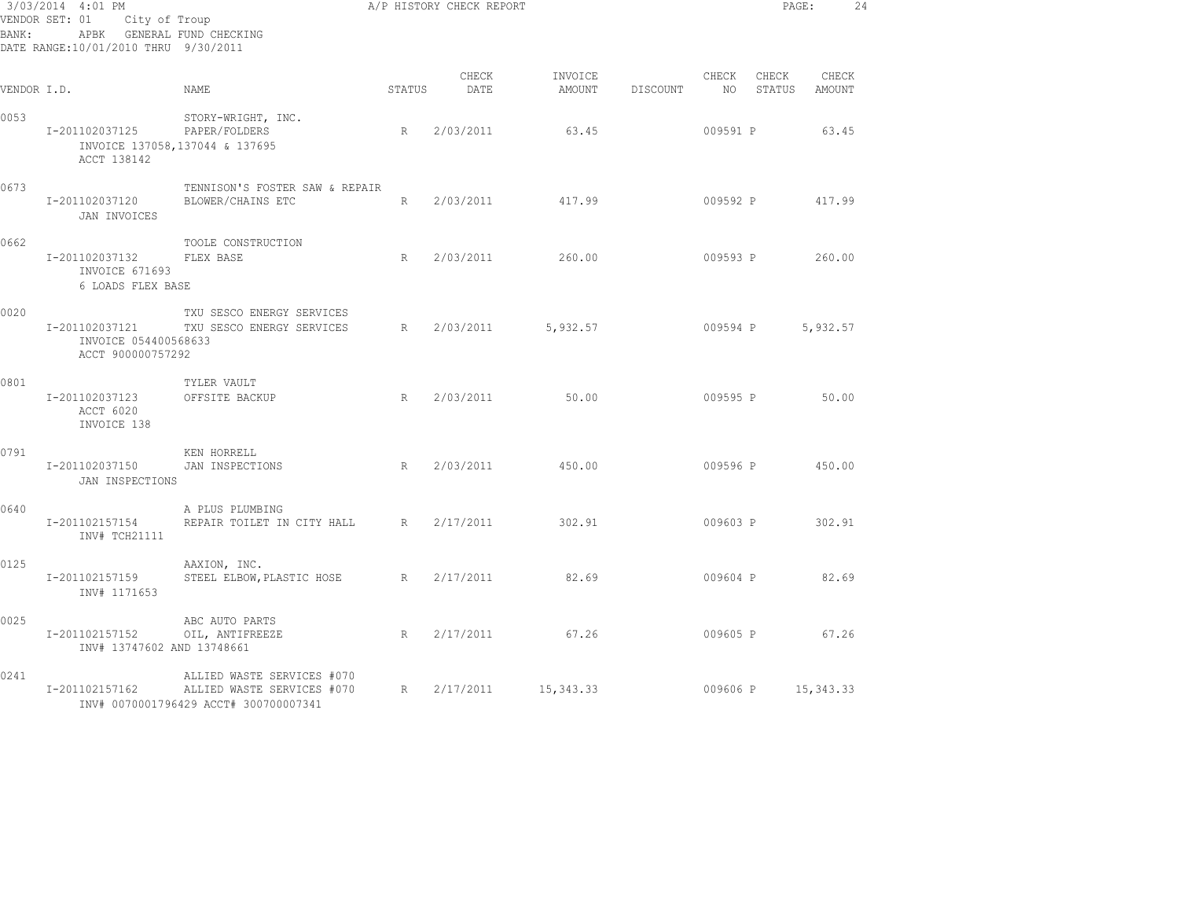3/03/2014 4:01 PM A/P HISTORY CHECK REPORT

VENDOR SET: 01 City of Troup
BANK: APBK GENERAL FUND CHECKING
DATE RANGE:10/01/2010 THRU 9/30/2011

| VENDOR I.D. | NAME | STATUS | CHECK DATE | INVOICE AMOUNT | DISCOUNT | CHECK NO | CHECK STATUS | CHECK AMOUNT |
|---|---|---|---|---|---|---|---|---|
| 0053 | STORY-WRIGHT, INC. | | | | | | | |
| I-201102037125 | PAPER/FOLDERS | R | 2/03/2011 | 63.45 | | 009591 | P | 63.45 |
| INVOICE 137058,137044 & 137695 | | | | | | | | |
| ACCT 138142 | | | | | | | | |
| 0673 | TENNISON'S FOSTER SAW & REPAIR | | | | | | | |
| I-201102037120 | BLOWER/CHAINS ETC | R | 2/03/2011 | 417.99 | | 009592 | P | 417.99 |
| JAN INVOICES | | | | | | | | |
| 0662 | TOOLE CONSTRUCTION | | | | | | | |
| I-201102037132 | FLEX BASE | R | 2/03/2011 | 260.00 | | 009593 | P | 260.00 |
| INVOICE 671693 | | | | | | | | |
| 6 LOADS FLEX BASE | | | | | | | | |
| 0020 | TXU SESCO ENERGY SERVICES | | | | | | | |
| I-201102037121 | TXU SESCO ENERGY SERVICES | R | 2/03/2011 | 5,932.57 | | 009594 | P | 5,932.57 |
| INVOICE 054400568633 | | | | | | | | |
| ACCT 900000757292 | | | | | | | | |
| 0801 | TYLER VAULT | | | | | | | |
| I-201102037123 | OFFSITE BACKUP | R | 2/03/2011 | 50.00 | | 009595 | P | 50.00 |
| ACCT 6020 | | | | | | | | |
| INVOICE 138 | | | | | | | | |
| 0791 | KEN HORRELL | | | | | | | |
| I-201102037150 | JAN INSPECTIONS | R | 2/03/2011 | 450.00 | | 009596 | P | 450.00 |
| JAN INSPECTIONS | | | | | | | | |
| 0640 | A PLUS PLUMBING | | | | | | | |
| I-201102157154 | REPAIR TOILET IN CITY HALL | R | 2/17/2011 | 302.91 | | 009603 | P | 302.91 |
| INV# TCH21111 | | | | | | | | |
| 0125 | AAXION, INC. | | | | | | | |
| I-201102157159 | STEEL ELBOW,PLASTIC HOSE | R | 2/17/2011 | 82.69 | | 009604 | P | 82.69 |
| INV# 1171653 | | | | | | | | |
| 0025 | ABC AUTO PARTS | | | | | | | |
| I-201102157152 | OIL, ANTIFREEZE | R | 2/17/2011 | 67.26 | | 009605 | P | 67.26 |
| INV# 13747602 AND 13748661 | | | | | | | | |
| 0241 | ALLIED WASTE SERVICES #070 | | | | | | | |
| I-201102157162 | ALLIED WASTE SERVICES #070 | R | 2/17/2011 | 15,343.33 | | 009606 | P | 15,343.33 |
| INV# 0070001796429 ACCT# 300700007341 | | | | | | | | |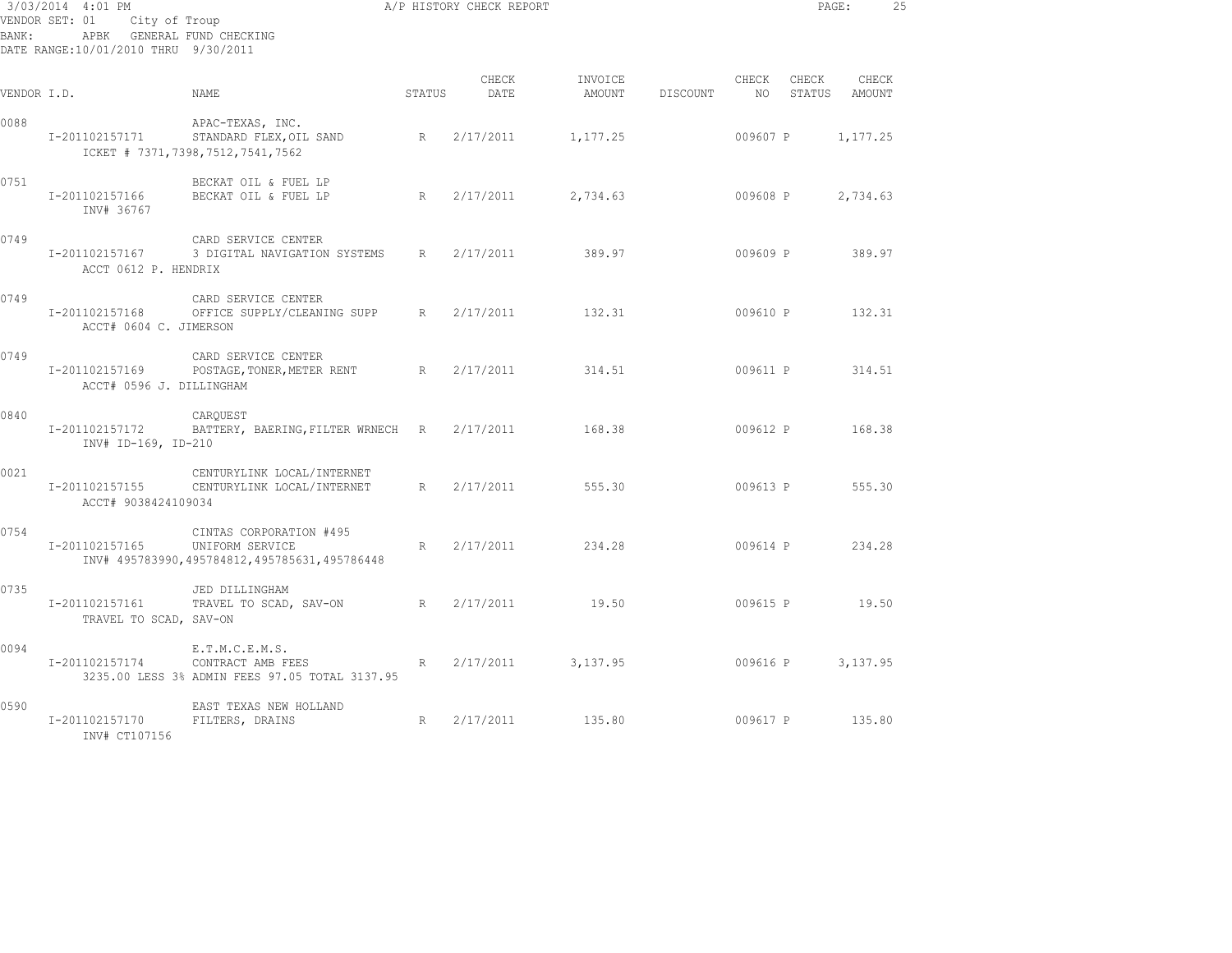3/03/2014 4:01 PM A/P HISTORY CHECK REPORT

VENDOR SET: 01 City of Troup
BANK: APBK GENERAL FUND CHECKING
DATE RANGE:10/01/2010 THRU 9/30/2011

| VENDOR I.D. | NAME | STATUS | CHECK DATE | INVOICE AMOUNT | DISCOUNT | CHECK NO | CHECK STATUS | CHECK AMOUNT |
|---|---|---|---|---|---|---|---|---|
| 0088 | APAC-TEXAS, INC. | | | | | | | |
| I-201102157171 | STANDARD FLEX,OIL SAND | R | 2/17/2011 | 1,177.25 | | 009607 | P | 1,177.25 |
| ICKET # 7371,7398,7512,7541,7562 | | | | | | | | |
| 0751 | BECKAT OIL & FUEL LP | | | | | | | |
| I-201102157166 | BECKAT OIL & FUEL LP | R | 2/17/2011 | 2,734.63 | | 009608 | P | 2,734.63 |
| INV# 36767 | | | | | | | | |
| 0749 | CARD SERVICE CENTER | | | | | | | |
| I-201102157167 | 3 DIGITAL NAVIGATION SYSTEMS | R | 2/17/2011 | 389.97 | | 009609 | P | 389.97 |
| ACCT 0612 P. HENDRIX | | | | | | | | |
| 0749 | CARD SERVICE CENTER | | | | | | | |
| I-201102157168 | OFFICE SUPPLY/CLEANING SUPP | R | 2/17/2011 | 132.31 | | 009610 | P | 132.31 |
| ACCT# 0604 C. JIMERSON | | | | | | | | |
| 0749 | CARD SERVICE CENTER | | | | | | | |
| I-201102157169 | POSTAGE,TONER,METER RENT | R | 2/17/2011 | 314.51 | | 009611 | P | 314.51 |
| ACCT# 0596 J. DILLINGHAM | | | | | | | | |
| 0840 | CARQUEST | | | | | | | |
| I-201102157172 | BATTERY, BAERING,FILTER WRNECH | R | 2/17/2011 | 168.38 | | 009612 | P | 168.38 |
| INV# ID-169, ID-210 | | | | | | | | |
| 0021 | CENTURYLINK LOCAL/INTERNET | | | | | | | |
| I-201102157155 | CENTURYLINK LOCAL/INTERNET | R | 2/17/2011 | 555.30 | | 009613 | P | 555.30 |
| ACCT# 9038424109034 | | | | | | | | |
| 0754 | CINTAS CORPORATION #495 | | | | | | | |
| I-201102157165 | UNIFORM SERVICE | R | 2/17/2011 | 234.28 | | 009614 | P | 234.28 |
| INV# 495783990,495784812,495785631,495786448 | | | | | | | | |
| 0735 | JED DILLINGHAM | | | | | | | |
| I-201102157161 | TRAVEL TO SCAD, SAV-ON | R | 2/17/2011 | 19.50 | | 009615 | P | 19.50 |
| TRAVEL TO SCAD, SAV-ON | | | | | | | | |
| 0094 | E.T.M.C.E.M.S. | | | | | | | |
| I-201102157174 | CONTRACT AMB FEES | R | 2/17/2011 | 3,137.95 | | 009616 | P | 3,137.95 |
| 3235.00 LESS 3% ADMIN FEES 97.05 TOTAL 3137.95 | | | | | | | | |
| 0590 | EAST TEXAS NEW HOLLAND | | | | | | | |
| I-201102157170 | FILTERS, DRAINS | R | 2/17/2011 | 135.80 | | 009617 | P | 135.80 |
| INV# CT107156 | | | | | | | | |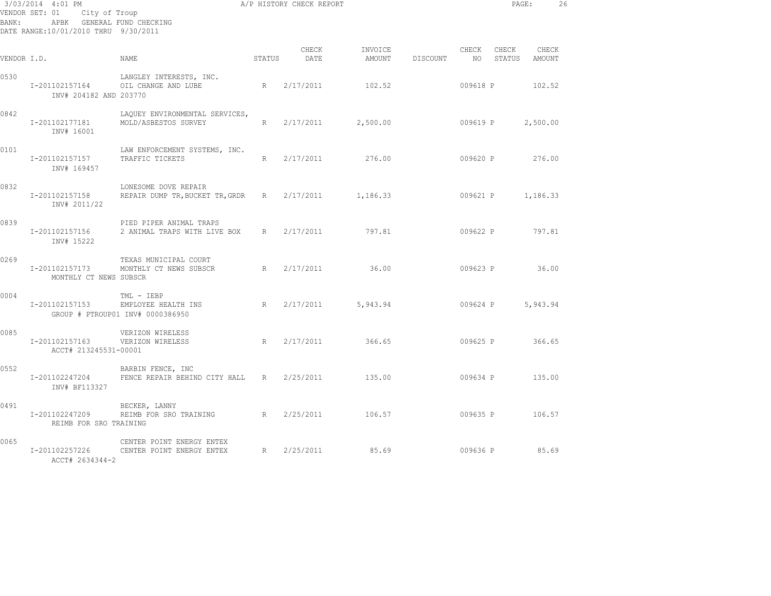3/03/2014 4:01 PM A/P HISTORY CHECK REPORT

VENDOR SET: 01 City of Troup
BANK: APBK GENERAL FUND CHECKING
DATE RANGE:10/01/2010 THRU 9/30/2011

| VENDOR I.D. | NAME | STATUS | CHECK DATE | INVOICE AMOUNT | DISCOUNT | CHECK NO | CHECK STATUS | CHECK AMOUNT |
|---|---|---|---|---|---|---|---|---|
| 0530 | LANGLEY INTERESTS, INC. | | | | | | | |
| I-201102157164 | OIL CHANGE AND LUBE | R | 2/17/2011 | 102.52 | | 009618 | P | 102.52 |
| INV# 204182 AND 203770 | | | | | | | | |
| 0842 | LAQUEY ENVIRONMENTAL SERVICES, | | | | | | | |
| I-201102177181 | MOLD/ASBESTOS SURVEY | R | 2/17/2011 | 2,500.00 | | 009619 | P | 2,500.00 |
| INV# 16001 | | | | | | | | |
| 0101 | LAW ENFORCEMENT SYSTEMS, INC. | | | | | | | |
| I-201102157157 | TRAFFIC TICKETS | R | 2/17/2011 | 276.00 | | 009620 | P | 276.00 |
| INV# 169457 | | | | | | | | |
| 0832 | LONESOME DOVE REPAIR | | | | | | | |
| I-201102157158 | REPAIR DUMP TR,BUCKET TR,GRDR | R | 2/17/2011 | 1,186.33 | | 009621 | P | 1,186.33 |
| INV# 2011/22 | | | | | | | | |
| 0839 | PIED PIPER ANIMAL TRAPS | | | | | | | |
| I-201102157156 | 2 ANIMAL TRAPS WITH LIVE BOX | R | 2/17/2011 | 797.81 | | 009622 | P | 797.81 |
| INV# 15222 | | | | | | | | |
| 0269 | TEXAS MUNICIPAL COURT | | | | | | | |
| I-201102157173 | MONTHLY CT NEWS SUBSCR | R | 2/17/2011 | 36.00 | | 009623 | P | 36.00 |
| MONTHLY CT NEWS SUBSCR | | | | | | | | |
| 0004 | TML - IEBP | | | | | | | |
| I-201102157153 | EMPLOYEE HEALTH INS | R | 2/17/2011 | 5,943.94 | | 009624 | P | 5,943.94 |
| GROUP # PTROUP01 INV# 0000386950 | | | | | | | | |
| 0085 | VERIZON WIRELESS | | | | | | | |
| I-201102157163 | VERIZON WIRELESS | R | 2/17/2011 | 366.65 | | 009625 | P | 366.65 |
| ACCT# 213245531-00001 | | | | | | | | |
| 0552 | BARBIN FENCE, INC | | | | | | | |
| I-201102247204 | FENCE REPAIR BEHIND CITY HALL | R | 2/25/2011 | 135.00 | | 009634 | P | 135.00 |
| INV# BF113327 | | | | | | | | |
| 0491 | BECKER, LANNY | | | | | | | |
| I-201102247209 | REIMB FOR SRO TRAINING | R | 2/25/2011 | 106.57 | | 009635 | P | 106.57 |
| REIMB FOR SRO TRAINING | | | | | | | | |
| 0065 | CENTER POINT ENERGY ENTEX | | | | | | | |
| I-201102257226 | CENTER POINT ENERGY ENTEX | R | 2/25/2011 | 85.69 | | 009636 | P | 85.69 |
| ACCT# 2634344-2 | | | | | | | | |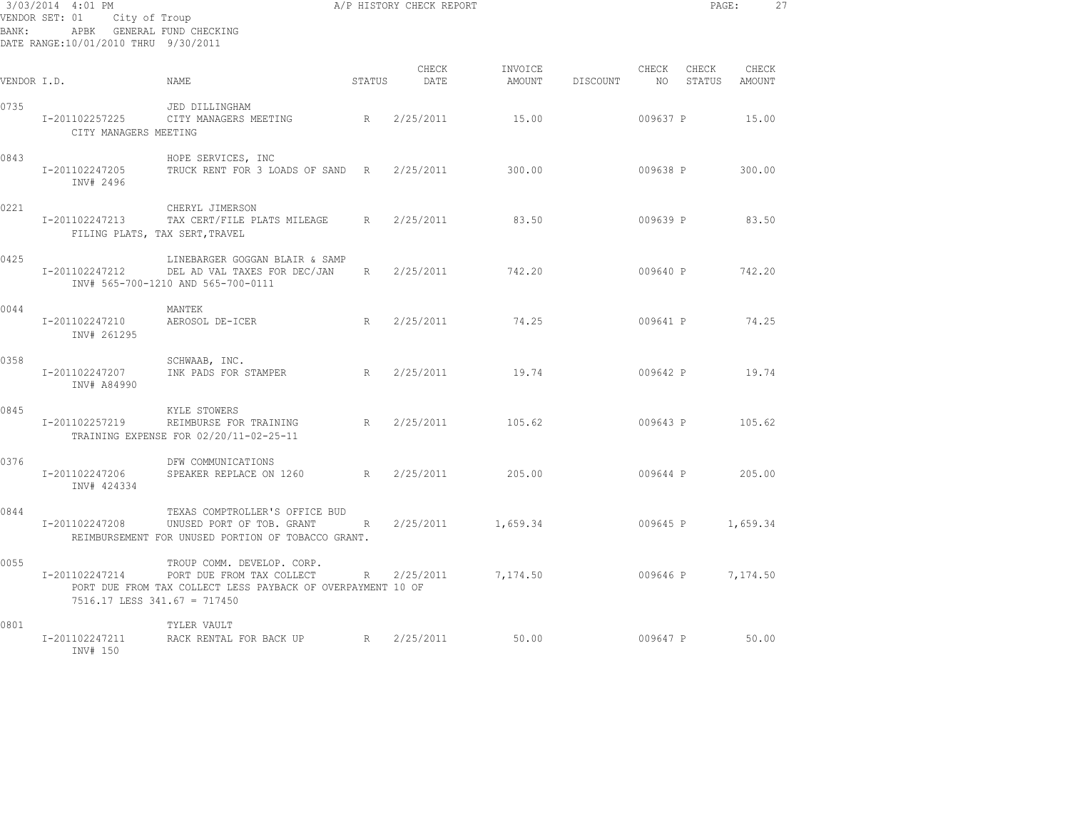3/03/2014 4:01 PM A/P HISTORY CHECK REPORT

VENDOR SET: 01 City of Troup
BANK: APBK GENERAL FUND CHECKING
DATE RANGE:10/01/2010 THRU 9/30/2011

| VENDOR I.D. | NAME | STATUS | CHECK DATE | INVOICE AMOUNT | DISCOUNT | CHECK NO | CHECK STATUS | CHECK AMOUNT |
|---|---|---|---|---|---|---|---|---|
| 0735 | JED DILLINGHAM | | | | | | | |
| I-201102257225 | CITY MANAGERS MEETING | R | 2/25/2011 | 15.00 | | 009637 | P | 15.00 |
| CITY MANAGERS MEETING | | | | | | | | |
| 0843 | HOPE SERVICES, INC | | | | | | | |
| I-201102247205 | TRUCK RENT FOR 3 LOADS OF SAND | R | 2/25/2011 | 300.00 | | 009638 | P | 300.00 |
| INV# 2496 | | | | | | | | |
| 0221 | CHERYL JIMERSON | | | | | | | |
| I-201102247213 | TAX CERT/FILE PLATS MILEAGE | R | 2/25/2011 | 83.50 | | 009639 | P | 83.50 |
| FILING PLATS, TAX SERT,TRAVEL | | | | | | | | |
| 0425 | LINEBARGER GOGGAN BLAIR & SAMP | | | | | | | |
| I-201102247212 | DEL AD VAL TAXES FOR DEC/JAN | R | 2/25/2011 | 742.20 | | 009640 | P | 742.20 |
| INV# 565-700-1210 AND 565-700-0111 | | | | | | | | |
| 0044 | MANTEK | | | | | | | |
| I-201102247210 | AEROSOL DE-ICER | R | 2/25/2011 | 74.25 | | 009641 | P | 74.25 |
| INV# 261295 | | | | | | | | |
| 0358 | SCHWAAB, INC. | | | | | | | |
| I-201102247207 | INK PADS FOR STAMPER | R | 2/25/2011 | 19.74 | | 009642 | P | 19.74 |
| INV# A84990 | | | | | | | | |
| 0845 | KYLE STOWERS | | | | | | | |
| I-201102257219 | REIMBURSE FOR TRAINING | R | 2/25/2011 | 105.62 | | 009643 | P | 105.62 |
| TRAINING EXPENSE FOR 02/20/11-02-25-11 | | | | | | | | |
| 0376 | DFW COMMUNICATIONS | | | | | | | |
| I-201102247206 | SPEAKER REPLACE ON 1260 | R | 2/25/2011 | 205.00 | | 009644 | P | 205.00 |
| INV# 424334 | | | | | | | | |
| 0844 | TEXAS COMPTROLLER'S OFFICE BUD | | | | | | | |
| I-201102247208 | UNUSED PORT OF TOB. GRANT | R | 2/25/2011 | 1,659.34 | | 009645 | P | 1,659.34 |
| REIMBURSEMENT FOR UNUSED PORTION OF TOBACCO GRANT. | | | | | | | | |
| 0055 | TROUP COMM. DEVELOP. CORP. | | | | | | | |
| I-201102247214 | PORT DUE FROM TAX COLLECT | R | 2/25/2011 | 7,174.50 | | 009646 | P | 7,174.50 |
| PORT DUE FROM TAX COLLECT LESS PAYBACK OF OVERPAYMENT 10 OF 7516.17 LESS 341.67 = 717450 | | | | | | | | |
| 0801 | TYLER VAULT | | | | | | | |
| I-201102247211 | RACK RENTAL FOR BACK UP | R | 2/25/2011 | 50.00 | | 009647 | P | 50.00 |
| INV# 150 | | | | | | | | |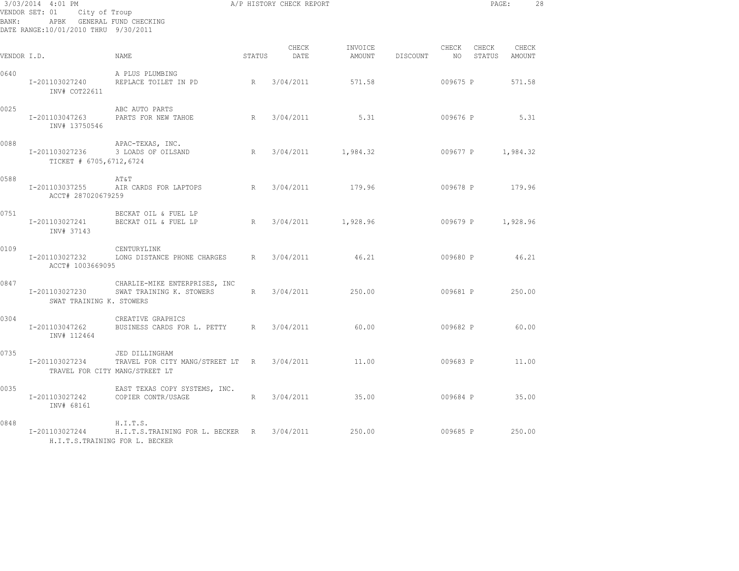3/03/2014 4:01 PM — A/P HISTORY CHECK REPORT

VENDOR SET: 01 City of Troup
BANK: APBK GENERAL FUND CHECKING
DATE RANGE:10/01/2010 THRU 9/30/2011

| VENDOR I.D. | NAME | STATUS | CHECK DATE | INVOICE AMOUNT | DISCOUNT | CHECK NO | CHECK STATUS | CHECK AMOUNT |
|---|---|---|---|---|---|---|---|---|
| 0640 | A PLUS PLUMBING | | | | | | | |
| I-201103027240 | REPLACE TOILET IN PD | R | 3/04/2011 | 571.58 | | 009675 | P | 571.58 |
| INV# COT22611 | | | | | | | | |
| 0025 | ABC AUTO PARTS | | | | | | | |
| I-201103047263 | PARTS FOR NEW TAHOE | R | 3/04/2011 | 5.31 | | 009676 | P | 5.31 |
| INV# 13750546 | | | | | | | | |
| 0088 | APAC-TEXAS, INC. | | | | | | | |
| I-201103027236 | 3 LOADS OF OILSAND | R | 3/04/2011 | 1,984.32 | | 009677 | P | 1,984.32 |
| TICKET # 6705,6712,6724 | | | | | | | | |
| 0588 | AT&T | | | | | | | |
| I-201103037255 | AIR CARDS FOR LAPTOPS | R | 3/04/2011 | 179.96 | | 009678 | P | 179.96 |
| ACCT# 287020679259 | | | | | | | | |
| 0751 | BECKAT OIL & FUEL LP | | | | | | | |
| I-201103027241 | BECKAT OIL & FUEL LP | R | 3/04/2011 | 1,928.96 | | 009679 | P | 1,928.96 |
| INV# 37143 | | | | | | | | |
| 0109 | CENTURYLINK | | | | | | | |
| I-201103027232 | LONG DISTANCE PHONE CHARGES | R | 3/04/2011 | 46.21 | | 009680 | P | 46.21 |
| ACCT# 1003669095 | | | | | | | | |
| 0847 | CHARLIE-MIKE ENTERPRISES, INC | | | | | | | |
| I-201103027230 | SWAT TRAINING K. STOWERS | R | 3/04/2011 | 250.00 | | 009681 | P | 250.00 |
| SWAT TRAINING K. STOWERS | | | | | | | | |
| 0304 | CREATIVE GRAPHICS | | | | | | | |
| I-201103047262 | BUSINESS CARDS FOR L. PETTY | R | 3/04/2011 | 60.00 | | 009682 | P | 60.00 |
| INV# 112464 | | | | | | | | |
| 0735 | JED DILLINGHAM | | | | | | | |
| I-201103027234 | TRAVEL FOR CITY MANG/STREET LT | R | 3/04/2011 | 11.00 | | 009683 | P | 11.00 |
| TRAVEL FOR CITY MANG/STREET LT | | | | | | | | |
| 0035 | EAST TEXAS COPY SYSTEMS, INC. | | | | | | | |
| I-201103027242 | COPIER CONTR/USAGE | R | 3/04/2011 | 35.00 | | 009684 | P | 35.00 |
| INV# 68161 | | | | | | | | |
| 0848 | H.I.T.S. | | | | | | | |
| I-201103027244 | H.I.T.S.TRAINING FOR L. BECKER | R | 3/04/2011 | 250.00 | | 009685 | P | 250.00 |
| H.I.T.S.TRAINING FOR L. BECKER | | | | | | | | |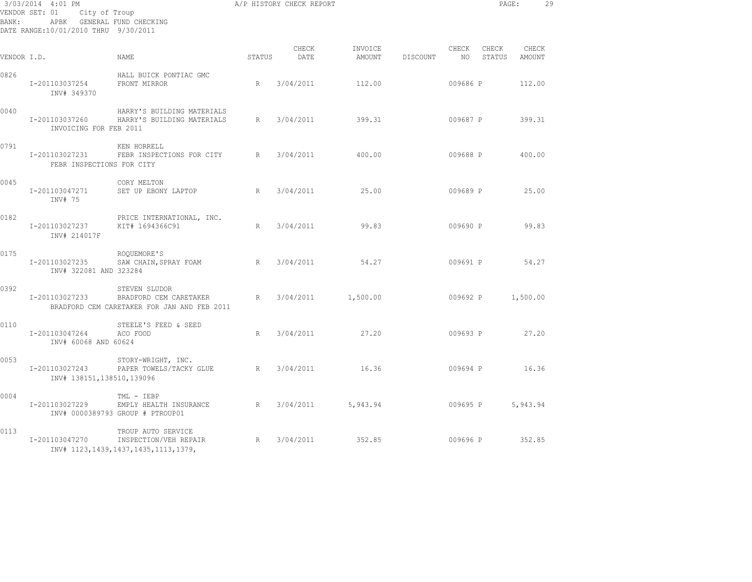VENDOR SET: 01 City of Troup
BANK: APBK GENERAL FUND CHECKING
DATE RANGE:10/01/2010 THRU 9/30/2011

# A/P HISTORY CHECK REPORT

| VENDOR I.D. | NAME | STATUS | CHECK DATE | INVOICE AMOUNT | DISCOUNT | CHECK NO | CHECK STATUS | CHECK AMOUNT |
|---|---|---|---|---|---|---|---|---|
| 0826 | HALL BUICK PONTIAC GMC | | | | | | | |
| I-201103037254 | FRONT MIRROR | R | 3/04/2011 | 112.00 | | 009686 | P | 112.00 |
| INV# 349370 | | | | | | | | |
| 0040 | HARRY'S BUILDING MATERIALS | | | | | | | |
| I-201103037260 | HARRY'S BUILDING MATERIALS | R | 3/04/2011 | 399.31 | | 009687 | P | 399.31 |
| INVOICING FOR FEB 2011 | | | | | | | | |
| 0791 | KEN HORRELL | | | | | | | |
| I-201103027231 | FEBR INSPECTIONS FOR CITY | R | 3/04/2011 | 400.00 | | 009688 | P | 400.00 |
| FEBR INSPECTIONS FOR CITY | | | | | | | | |
| 0045 | CORY MELTON | | | | | | | |
| I-201103047271 | SET UP EBONY LAPTOP | R | 3/04/2011 | 25.00 | | 009689 | P | 25.00 |
| INV# 75 | | | | | | | | |
| 0182 | PRICE INTERNATIONAL, INC. | | | | | | | |
| I-201103027237 | KIT# 1694366C91 | R | 3/04/2011 | 99.83 | | 009690 | P | 99.83 |
| INV# 214017F | | | | | | | | |
| 0175 | ROQUEMORE'S | | | | | | | |
| I-201103027235 | SAW CHAIN,SPRAY FOAM | R | 3/04/2011 | 54.27 | | 009691 | P | 54.27 |
| INV# 322081 AND 323284 | | | | | | | | |
| 0392 | STEVEN SLUDOR | | | | | | | |
| I-201103027233 | BRADFORD CEM CARETAKER | R | 3/04/2011 | 1,500.00 | | 009692 | P | 1,500.00 |
| BRADFORD CEM CARETAKER FOR JAN AND FEB 2011 | | | | | | | | |
| 0110 | STEELE'S FEED & SEED | | | | | | | |
| I-201103047264 | ACO FOOD | R | 3/04/2011 | 27.20 | | 009693 | P | 27.20 |
| INV# 60068 AND 60624 | | | | | | | | |
| 0053 | STORY-WRIGHT, INC. | | | | | | | |
| I-201103027243 | PAPER TOWELS/TACKY GLUE | R | 3/04/2011 | 16.36 | | 009694 | P | 16.36 |
| INV# 138151,138510,139096 | | | | | | | | |
| 0004 | TML - IEBP | | | | | | | |
| I-201103027229 | EMPLY HEALTH INSURANCE | R | 3/04/2011 | 5,943.94 | | 009695 | P | 5,943.94 |
| INV# 0000389793 GROUP # PTROUP01 | | | | | | | | |
| 0113 | TROUP AUTO SERVICE | | | | | | | |
| I-201103047270 | INSPECTION/VEH REPAIR | R | 3/04/2011 | 352.85 | | 009696 | P | 352.85 |
| INV# 1123,1439,1437,1435,1113,1379, | | | | | | | | |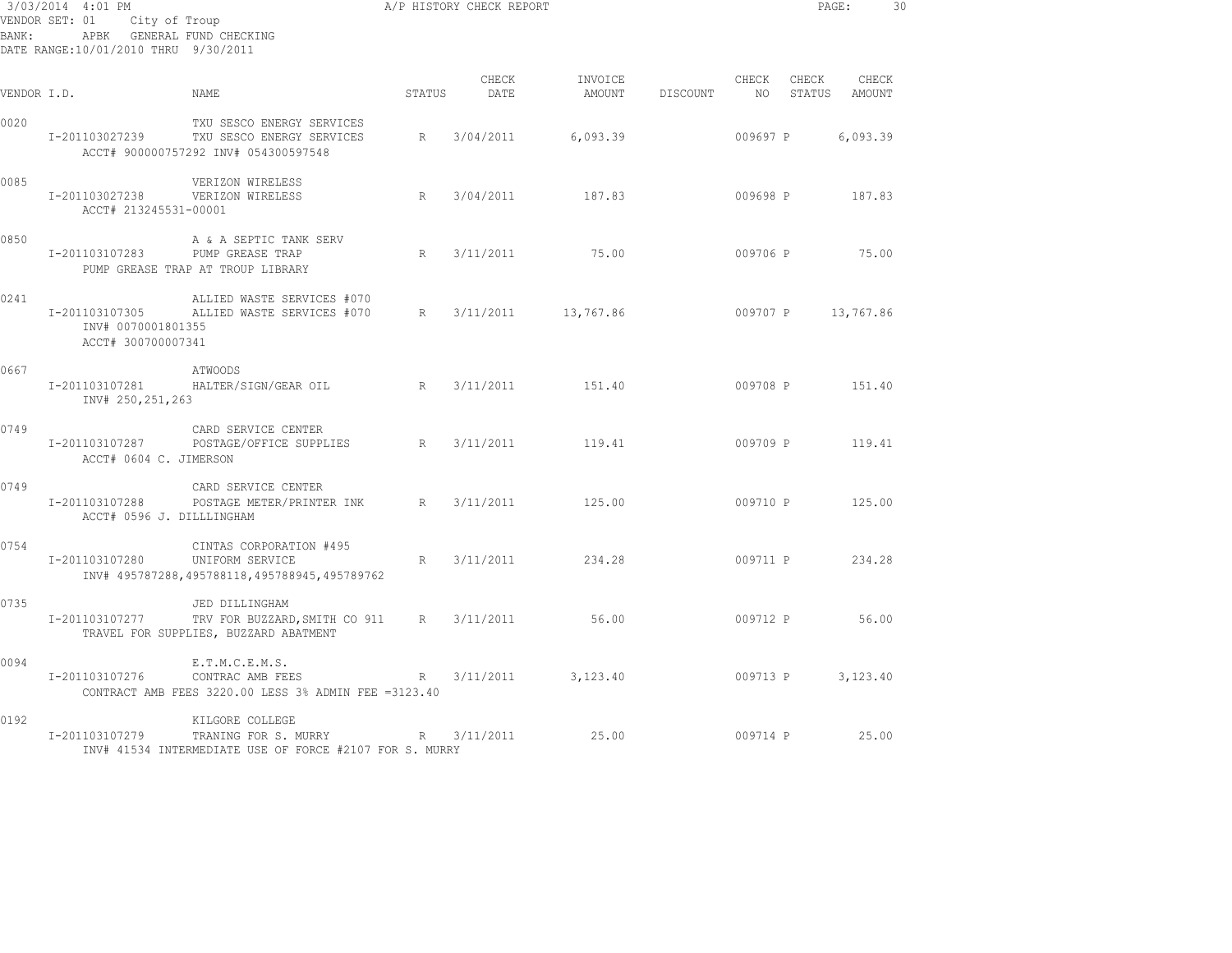3/03/2014 4:01 PM A/P HISTORY CHECK REPORT

VENDOR SET: 01 City of Troup

BANK: APBK GENERAL FUND CHECKING

DATE RANGE:10/01/2010 THRU 9/30/2011

| VENDOR I.D. | NAME | STATUS | CHECK DATE | INVOICE AMOUNT | DISCOUNT | CHECK NO | CHECK STATUS | CHECK AMOUNT |
|---|---|---|---|---|---|---|---|---|
| 0020 | TXU SESCO ENERGY SERVICES | | | | | | | |
| I-201103027239 | TXU SESCO ENERGY SERVICES | R | 3/04/2011 | 6,093.39 | | 009697 | P | 6,093.39 |
| | ACCT# 900000757292 INV# 054300597548 | | | | | | | |
| 0085 | VERIZON WIRELESS | | | | | | | |
| I-201103027238 | VERIZON WIRELESS | R | 3/04/2011 | 187.83 | | 009698 | P | 187.83 |
| | ACCT# 213245531-00001 | | | | | | | |
| 0850 | A & A SEPTIC TANK SERV | | | | | | | |
| I-201103107283 | PUMP GREASE TRAP | R | 3/11/2011 | 75.00 | | 009706 | P | 75.00 |
| | PUMP GREASE TRAP AT TROUP LIBRARY | | | | | | | |
| 0241 | ALLIED WASTE SERVICES #070 | | | | | | | |
| I-201103107305 | ALLIED WASTE SERVICES #070 | R | 3/11/2011 | 13,767.86 | | 009707 | P | 13,767.86 |
| | INV# 0070001801355 | | | | | | | |
| | ACCT# 300700007341 | | | | | | | |
| 0667 | ATWOODS | | | | | | | |
| I-201103107281 | HALTER/SIGN/GEAR OIL | R | 3/11/2011 | 151.40 | | 009708 | P | 151.40 |
| | INV# 250,251,263 | | | | | | | |
| 0749 | CARD SERVICE CENTER | | | | | | | |
| I-201103107287 | POSTAGE/OFFICE SUPPLIES | R | 3/11/2011 | 119.41 | | 009709 | P | 119.41 |
| | ACCT# 0604 C. JIMERSON | | | | | | | |
| 0749 | CARD SERVICE CENTER | | | | | | | |
| I-201103107288 | POSTAGE METER/PRINTER INK | R | 3/11/2011 | 125.00 | | 009710 | P | 125.00 |
| | ACCT# 0596 J. DILLLINGHAM | | | | | | | |
| 0754 | CINTAS CORPORATION #495 | | | | | | | |
| I-201103107280 | UNIFORM SERVICE | R | 3/11/2011 | 234.28 | | 009711 | P | 234.28 |
| | INV# 495787288,495788118,495788945,495789762 | | | | | | | |
| 0735 | JED DILLINGHAM | | | | | | | |
| I-201103107277 | TRV FOR BUZZARD,SMITH CO 911 | R | 3/11/2011 | 56.00 | | 009712 | P | 56.00 |
| | TRAVEL FOR SUPPLIES, BUZZARD ABATMENT | | | | | | | |
| 0094 | E.T.M.C.E.M.S. | | | | | | | |
| I-201103107276 | CONTRAC AMB FEES | R | 3/11/2011 | 3,123.40 | | 009713 | P | 3,123.40 |
| | CONTRACT AMB FEES 3220.00 LESS 3% ADMIN FEE =3123.40 | | | | | | | |
| 0192 | KILGORE COLLEGE | | | | | | | |
| I-201103107279 | TRANING FOR S. MURRY | R | 3/11/2011 | 25.00 | | 009714 | P | 25.00 |
| | INV# 41534 INTERMEDIATE USE OF FORCE #2107 FOR S. MURRY | | | | | | | |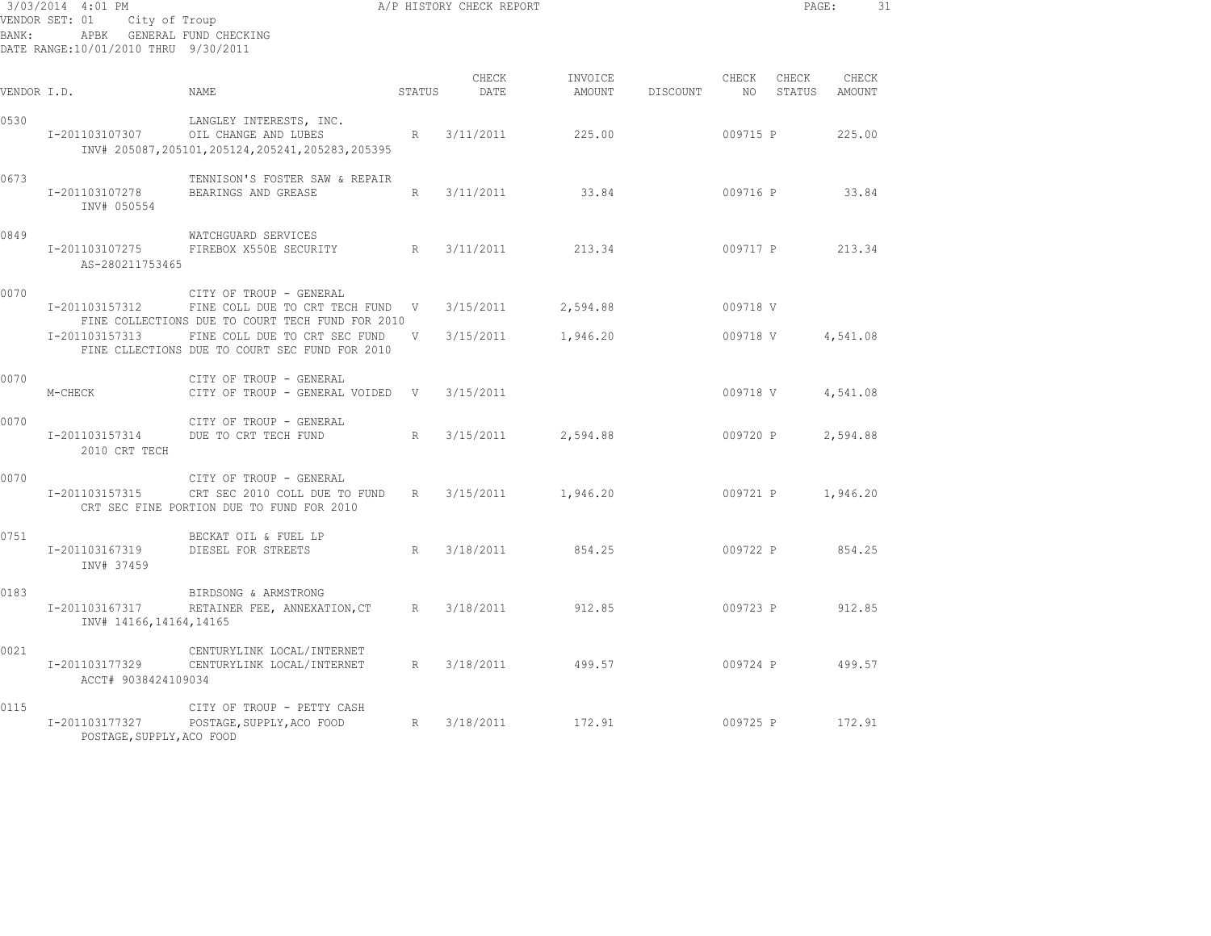3/03/2014 4:01 PM A/P HISTORY CHECK REPORT

VENDOR SET: 01 City of Troup
BANK: APBK GENERAL FUND CHECKING
DATE RANGE:10/01/2010 THRU 9/30/2011

| VENDOR I.D. | NAME | STATUS | CHECK DATE | INVOICE AMOUNT | DISCOUNT | CHECK NO | CHECK STATUS | CHECK AMOUNT |
|---|---|---|---|---|---|---|---|---|
| 0530 | LANGLEY INTERESTS, INC. | | | | | | | |
| I-201103107307 | OIL CHANGE AND LUBES | R | 3/11/2011 | 225.00 | | 009715 | P | 225.00 |
| | INV# 205087,205101,205124,205241,205283,205395 | | | | | | | |
| 0673 | TENNISON'S FOSTER SAW & REPAIR | | | | | | | |
| I-201103107278 | BEARINGS AND GREASE | R | 3/11/2011 | 33.84 | | 009716 | P | 33.84 |
| INV# 050554 | | | | | | | | |
| 0849 | WATCHGUARD SERVICES | | | | | | | |
| I-201103107275 | FIREBOX X550E SECURITY | R | 3/11/2011 | 213.34 | | 009717 | P | 213.34 |
| AS-280211753465 | | | | | | | | |
| 0070 | CITY OF TROUP - GENERAL | | | | | | | |
| I-201103157312 | FINE COLL DUE TO CRT TECH FUND | V | 3/15/2011 | 2,594.88 | | 009718 | V | |
| | FINE COLLECTIONS DUE TO COURT TECH FUND FOR 2010 | | | | | | | |
| I-201103157313 | FINE COLL DUE TO CRT SEC FUND | V | 3/15/2011 | 1,946.20 | | 009718 | V | 4,541.08 |
| | FINE CLLECTIONS DUE TO COURT SEC FUND FOR 2010 | | | | | | | |
| 0070 | CITY OF TROUP - GENERAL | | | | | | | |
| M-CHECK | CITY OF TROUP - GENERAL VOIDED | V | 3/15/2011 | | | 009718 | V | 4,541.08 |
| 0070 | CITY OF TROUP - GENERAL | | | | | | | |
| I-201103157314 | DUE TO CRT TECH FUND | R | 3/15/2011 | 2,594.88 | | 009720 | P | 2,594.88 |
| 2010 CRT TECH | | | | | | | | |
| 0070 | CITY OF TROUP - GENERAL | | | | | | | |
| I-201103157315 | CRT SEC 2010 COLL DUE TO FUND | R | 3/15/2011 | 1,946.20 | | 009721 | P | 1,946.20 |
| | CRT SEC FINE PORTION DUE TO FUND FOR 2010 | | | | | | | |
| 0751 | BECKAT OIL & FUEL LP | | | | | | | |
| I-201103167319 | DIESEL FOR STREETS | R | 3/18/2011 | 854.25 | | 009722 | P | 854.25 |
| INV# 37459 | | | | | | | | |
| 0183 | BIRDSONG & ARMSTRONG | | | | | | | |
| I-201103167317 | RETAINER FEE, ANNEXATION,CT | R | 3/18/2011 | 912.85 | | 009723 | P | 912.85 |
| INV# 14166,14164,14165 | | | | | | | | |
| 0021 | CENTURYLINK LOCAL/INTERNET | | | | | | | |
| I-201103177329 | CENTURYLINK LOCAL/INTERNET | R | 3/18/2011 | 499.57 | | 009724 | P | 499.57 |
| ACCT# 9038424109034 | | | | | | | | |
| 0115 | CITY OF TROUP - PETTY CASH | | | | | | | |
| I-201103177327 | POSTAGE,SUPPLY,ACO FOOD | R | 3/18/2011 | 172.91 | | 009725 | P | 172.91 |
| POSTAGE,SUPPLY,ACO FOOD | | | | | | | | |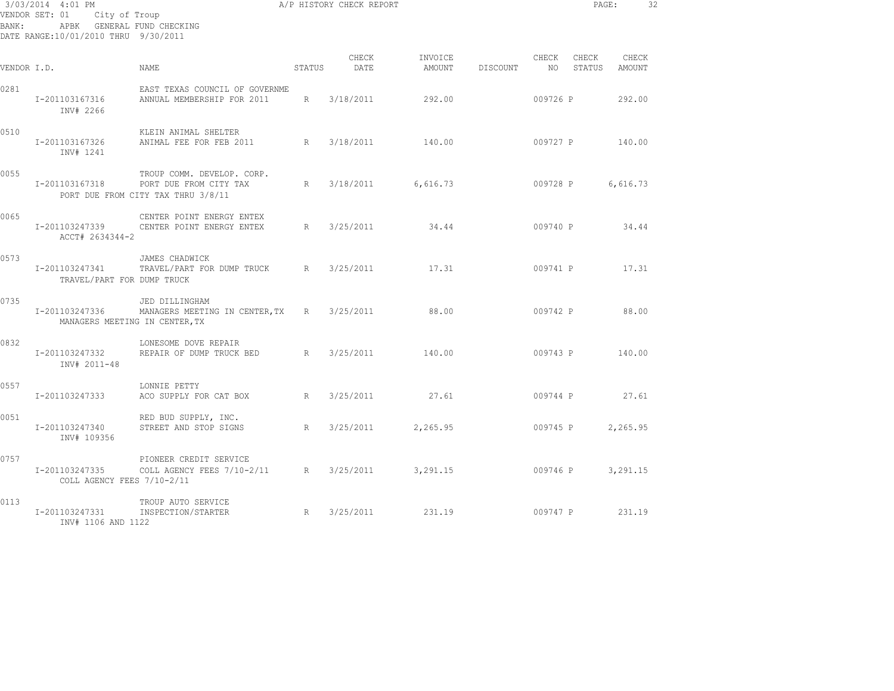3/03/2014 4:01 PM A/P HISTORY CHECK REPORT
VENDOR SET: 01 City of Troup
BANK: APBK GENERAL FUND CHECKING
DATE RANGE:10/01/2010 THRU 9/30/2011

| VENDOR I.D. | NAME | STATUS | CHECK DATE | INVOICE AMOUNT | DISCOUNT | CHECK NO | CHECK STATUS | CHECK AMOUNT |
|---|---|---|---|---|---|---|---|---|
| 0281 | EAST TEXAS COUNCIL OF GOVERNME | | | | | | | |
| I-201103167316 | ANNUAL MEMBERSHIP FOR 2011 | R | 3/18/2011 | 292.00 | | 009726 | P | 292.00 |
| INV# 2266 | | | | | | | | |
| 0510 | KLEIN ANIMAL SHELTER | | | | | | | |
| I-201103167326 | ANIMAL FEE FOR FEB 2011 | R | 3/18/2011 | 140.00 | | 009727 | P | 140.00 |
| INV# 1241 | | | | | | | | |
| 0055 | TROUP COMM. DEVELOP. CORP. | | | | | | | |
| I-201103167318 | PORT DUE FROM CITY TAX | R | 3/18/2011 | 6,616.73 | | 009728 | P | 6,616.73 |
| PORT DUE FROM CITY TAX THRU 3/8/11 | | | | | | | | |
| 0065 | CENTER POINT ENERGY ENTEX | | | | | | | |
| I-201103247339 | CENTER POINT ENERGY ENTEX | R | 3/25/2011 | 34.44 | | 009740 | P | 34.44 |
| ACCT# 2634344-2 | | | | | | | | |
| 0573 | JAMES CHADWICK | | | | | | | |
| I-201103247341 | TRAVEL/PART FOR DUMP TRUCK | R | 3/25/2011 | 17.31 | | 009741 | P | 17.31 |
| TRAVEL/PART FOR DUMP TRUCK | | | | | | | | |
| 0735 | JED DILLINGHAM | | | | | | | |
| I-201103247336 | MANAGERS MEETING IN CENTER,TX | R | 3/25/2011 | 88.00 | | 009742 | P | 88.00 |
| MANAGERS MEETING IN CENTER,TX | | | | | | | | |
| 0832 | LONESOME DOVE REPAIR | | | | | | | |
| I-201103247332 | REPAIR OF DUMP TRUCK BED | R | 3/25/2011 | 140.00 | | 009743 | P | 140.00 |
| INV# 2011-48 | | | | | | | | |
| 0557 | LONNIE PETTY | | | | | | | |
| I-201103247333 | ACO SUPPLY FOR CAT BOX | R | 3/25/2011 | 27.61 | | 009744 | P | 27.61 |
| 0051 | RED BUD SUPPLY, INC. | | | | | | | |
| I-201103247340 | STREET AND STOP SIGNS | R | 3/25/2011 | 2,265.95 | | 009745 | P | 2,265.95 |
| INV# 109356 | | | | | | | | |
| 0757 | PIONEER CREDIT SERVICE | | | | | | | |
| I-201103247335 | COLL AGENCY FEES 7/10-2/11 | R | 3/25/2011 | 3,291.15 | | 009746 | P | 3,291.15 |
| COLL AGENCY FEES 7/10-2/11 | | | | | | | | |
| 0113 | TROUP AUTO SERVICE | | | | | | | |
| I-201103247331 | INSPECTION/STARTER | R | 3/25/2011 | 231.19 | | 009747 | P | 231.19 |
| INV# 1106 AND 1122 | | | | | | | | |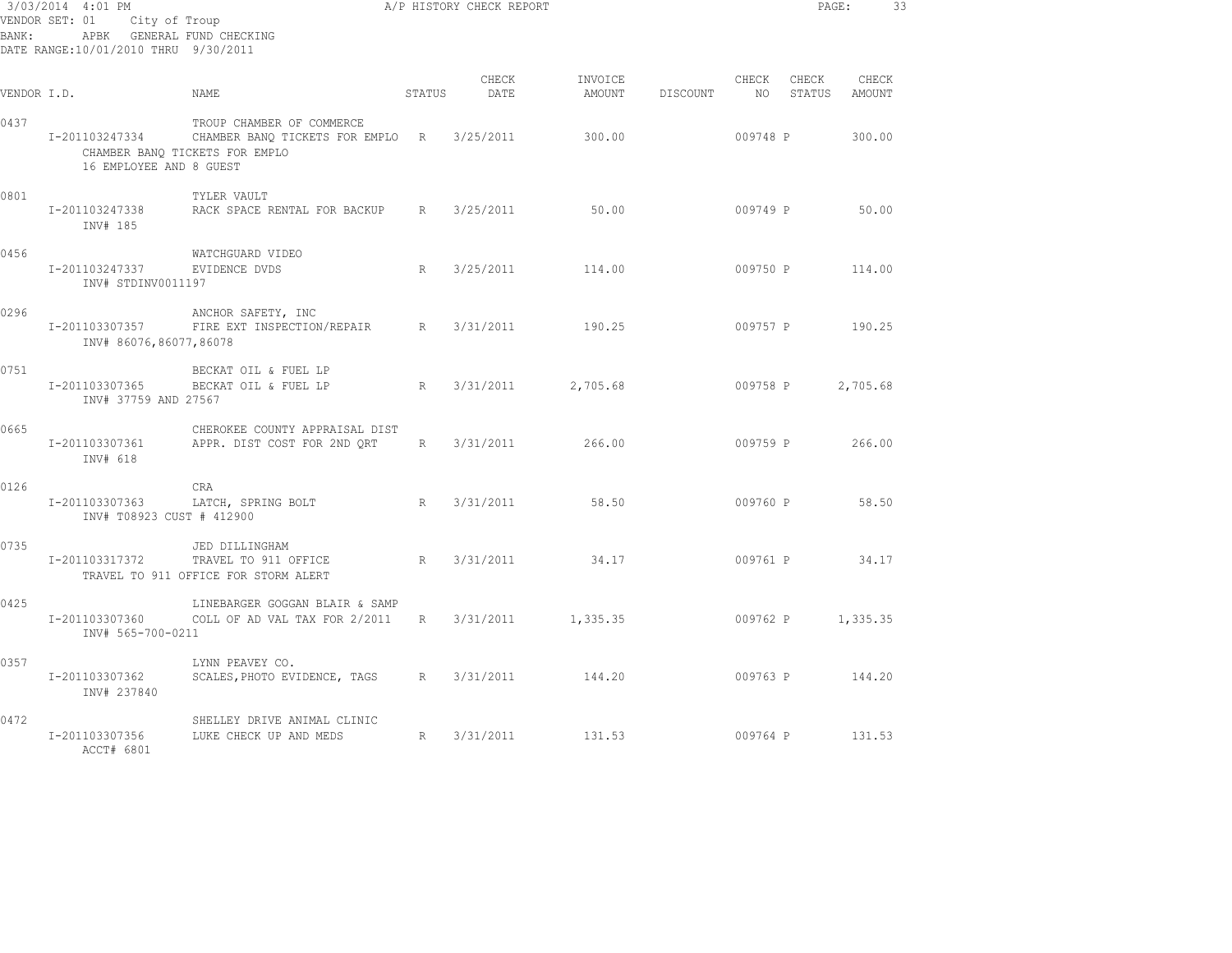3/03/2014 4:01 PM A/P HISTORY CHECK REPORT

VENDOR SET: 01 City of Troup
BANK: APBK GENERAL FUND CHECKING
DATE RANGE:10/01/2010 THRU 9/30/2011

| VENDOR I.D. | NAME | STATUS | CHECK DATE | INVOICE AMOUNT | DISCOUNT | CHECK NO | CHECK STATUS | CHECK AMOUNT |
|---|---|---|---|---|---|---|---|---|
| 0437 | TROUP CHAMBER OF COMMERCE | | | | | | | |
| I-201103247334 | CHAMBER BANQ TICKETS FOR EMPLO | R | 3/25/2011 | 300.00 | | 009748 | P | 300.00 |
| | CHAMBER BANQ TICKETS FOR EMPLO 16 EMPLOYEE AND 8 GUEST | | | | | | | |
| 0801 | TYLER VAULT | | | | | | | |
| I-201103247338 | RACK SPACE RENTAL FOR BACKUP | R | 3/25/2011 | 50.00 | | 009749 | P | 50.00 |
| | INV# 185 | | | | | | | |
| 0456 | WATCHGUARD VIDEO | | | | | | | |
| I-201103247337 | EVIDENCE DVDS | R | 3/25/2011 | 114.00 | | 009750 | P | 114.00 |
| | INV# STDINV0011197 | | | | | | | |
| 0296 | ANCHOR SAFETY, INC | | | | | | | |
| I-201103307357 | FIRE EXT INSPECTION/REPAIR | R | 3/31/2011 | 190.25 | | 009757 | P | 190.25 |
| | INV# 86076,86077,86078 | | | | | | | |
| 0751 | BECKAT OIL & FUEL LP | | | | | | | |
| I-201103307365 | BECKAT OIL & FUEL LP | R | 3/31/2011 | 2,705.68 | | 009758 | P | 2,705.68 |
| | INV# 37759 AND 27567 | | | | | | | |
| 0665 | CHEROKEE COUNTY APPRAISAL DIST | | | | | | | |
| I-201103307361 | APPR. DIST COST FOR 2ND QRT | R | 3/31/2011 | 266.00 | | 009759 | P | 266.00 |
| | INV# 618 | | | | | | | |
| 0126 | CRA | | | | | | | |
| I-201103307363 | LATCH, SPRING BOLT | R | 3/31/2011 | 58.50 | | 009760 | P | 58.50 |
| | INV# T08923 CUST # 412900 | | | | | | | |
| 0735 | JED DILLINGHAM | | | | | | | |
| I-201103317372 | TRAVEL TO 911 OFFICE | R | 3/31/2011 | 34.17 | | 009761 | P | 34.17 |
| | TRAVEL TO 911 OFFICE FOR STORM ALERT | | | | | | | |
| 0425 | LINEBARGER GOGGAN BLAIR & SAMP | | | | | | | |
| I-201103307360 | COLL OF AD VAL TAX FOR 2/2011 | R | 3/31/2011 | 1,335.35 | | 009762 | P | 1,335.35 |
| | INV# 565-700-0211 | | | | | | | |
| 0357 | LYNN PEAVEY CO. | | | | | | | |
| I-201103307362 | SCALES,PHOTO EVIDENCE, TAGS | R | 3/31/2011 | 144.20 | | 009763 | P | 144.20 |
| | INV# 237840 | | | | | | | |
| 0472 | SHELLEY DRIVE ANIMAL CLINIC | | | | | | | |
| I-201103307356 | LUKE CHECK UP AND MEDS | R | 3/31/2011 | 131.53 | | 009764 | P | 131.53 |
| | ACCT# 6801 | | | | | | | |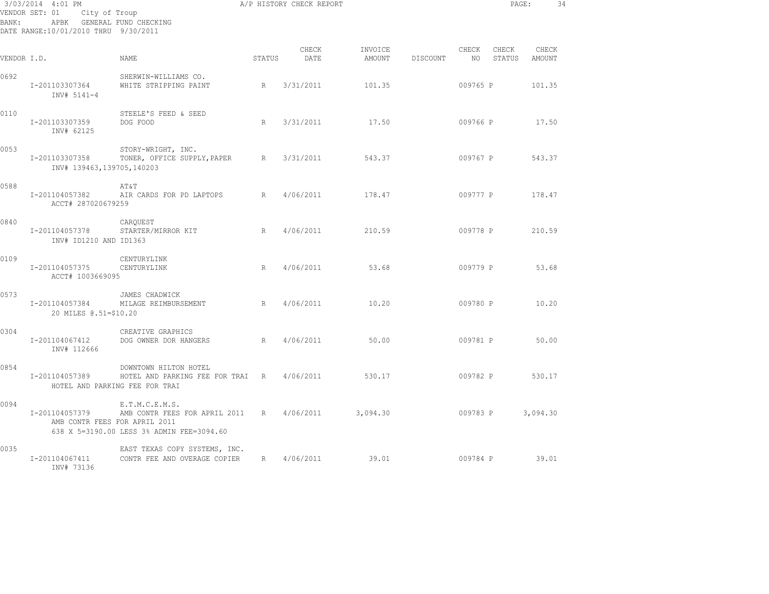3/03/2014 4:01 PM A/P HISTORY CHECK REPORT

VENDOR SET: 01 City of Troup
BANK: APBK GENERAL FUND CHECKING
DATE RANGE:10/01/2010 THRU 9/30/2011

| VENDOR I.D. | NAME | STATUS | CHECK DATE | INVOICE AMOUNT | DISCOUNT | CHECK NO | CHECK STATUS | CHECK AMOUNT |
|---|---|---|---|---|---|---|---|---|
| 0692 | SHERWIN-WILLIAMS CO. | | | | | | | |
| I-201103307364 | WHITE STRIPPING PAINT | R | 3/31/2011 | 101.35 | | 009765 | P | 101.35 |
| INV# 5141-4 | | | | | | | | |
| 0110 | STEELE'S FEED & SEED | | | | | | | |
| I-201103307359 | DOG FOOD | R | 3/31/2011 | 17.50 | | 009766 | P | 17.50 |
| INV# 62125 | | | | | | | | |
| 0053 | STORY-WRIGHT, INC. | | | | | | | |
| I-201103307358 | TONER, OFFICE SUPPLY,PAPER | R | 3/31/2011 | 543.37 | | 009767 | P | 543.37 |
| INV# 139463,139705,140203 | | | | | | | | |
| 0588 | AT&T | | | | | | | |
| I-201104057382 | AIR CARDS FOR PD LAPTOPS | R | 4/06/2011 | 178.47 | | 009777 | P | 178.47 |
| ACCT# 287020679259 | | | | | | | | |
| 0840 | CARQUEST | | | | | | | |
| I-201104057378 | STARTER/MIRROR KIT | R | 4/06/2011 | 210.59 | | 009778 | P | 210.59 |
| INV# ID1210 AND ID1363 | | | | | | | | |
| 0109 | CENTURYLINK | | | | | | | |
| I-201104057375 | CENTURYLINK | R | 4/06/2011 | 53.68 | | 009779 | P | 53.68 |
| ACCT# 1003669095 | | | | | | | | |
| 0573 | JAMES CHADWICK | | | | | | | |
| I-201104057384 | MILAGE REIMBURSEMENT | R | 4/06/2011 | 10.20 | | 009780 | P | 10.20 |
| 20 MILES @.51=$10.20 | | | | | | | | |
| 0304 | CREATIVE GRAPHICS | | | | | | | |
| I-201104067412 | DOG OWNER DOR HANGERS | R | 4/06/2011 | 50.00 | | 009781 | P | 50.00 |
| INV# 112666 | | | | | | | | |
| 0854 | DOWNTOWN HILTON HOTEL | | | | | | | |
| I-201104057389 | HOTEL AND PARKING FEE FOR TRAI | R | 4/06/2011 | 530.17 | | 009782 | P | 530.17 |
| HOTEL AND PARKING FEE FOR TRAI | | | | | | | | |
| 0094 | E.T.M.C.E.M.S. | | | | | | | |
| I-201104057379 | AMB CONTR FEES FOR APRIL 2011 | R | 4/06/2011 | 3,094.30 | | 009783 | P | 3,094.30 |
| AMB CONTR FEES FOR APRIL 2011 | | | | | | | | |
| 638 X 5=3190.00 LESS 3% ADMIN FEE=3094.60 | | | | | | | | |
| 0035 | EAST TEXAS COPY SYSTEMS, INC. | | | | | | | |
| I-201104067411 | CONTR FEE AND OVERAGE COPIER | R | 4/06/2011 | 39.01 | | 009784 | P | 39.01 |
| INV# 73136 | | | | | | | | |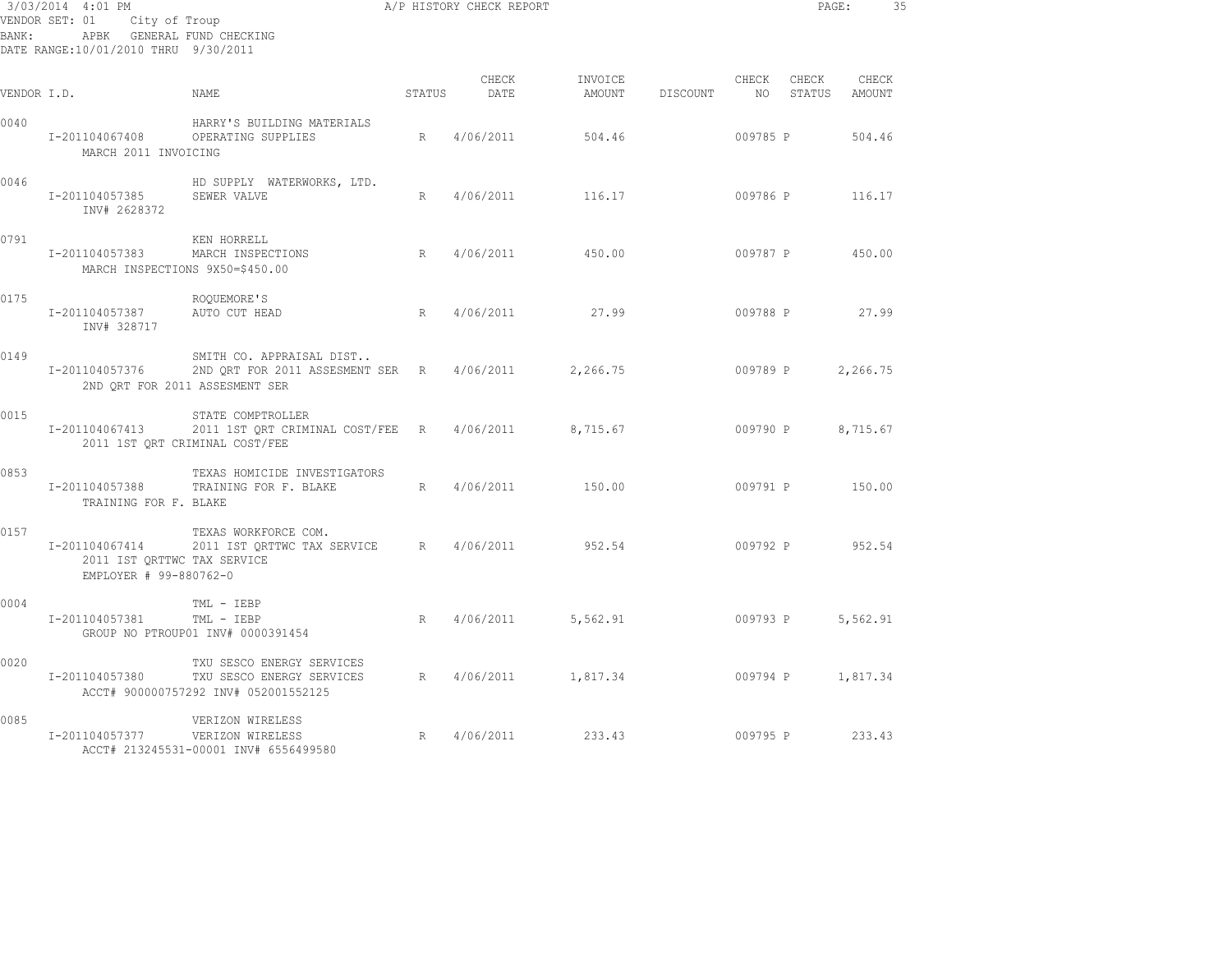3/03/2014 4:01 PM A/P HISTORY CHECK REPORT

VENDOR SET: 01 City of Troup
BANK: APBK GENERAL FUND CHECKING
DATE RANGE:10/01/2010 THRU 9/30/2011

| VENDOR I.D. | | NAME | STATUS | CHECK DATE | INVOICE AMOUNT | DISCOUNT | CHECK NO | CHECK STATUS | CHECK AMOUNT |
|---|---|---|---|---|---|---|---|---|---|
| 0040 | | HARRY'S BUILDING MATERIALS | | | | | | | |
| | I-201104067408 | OPERATING SUPPLIES | R | 4/06/2011 | 504.46 | | 009785 | P | 504.46 |
| | MARCH 2011 INVOICING | | | | | | | | |
| 0046 | | HD SUPPLY WATERWORKS, LTD. | | | | | | | |
| | I-201104057385 | SEWER VALVE | R | 4/06/2011 | 116.17 | | 009786 | P | 116.17 |
| | INV# 2628372 | | | | | | | | |
| 0791 | | KEN HORRELL | | | | | | | |
| | I-201104057383 | MARCH INSPECTIONS | R | 4/06/2011 | 450.00 | | 009787 | P | 450.00 |
| | MARCH INSPECTIONS 9X50=$450.00 | | | | | | | | |
| 0175 | | ROQUEMORE'S | | | | | | | |
| | I-201104057387 | AUTO CUT HEAD | R | 4/06/2011 | 27.99 | | 009788 | P | 27.99 |
| | INV# 328717 | | | | | | | | |
| 0149 | | SMITH CO. APPRAISAL DIST.. | | | | | | | |
| | I-201104057376 | 2ND QRT FOR 2011 ASSESMENT SER | R | 4/06/2011 | 2,266.75 | | 009789 | P | 2,266.75 |
| | 2ND QRT FOR 2011 ASSESMENT SER | | | | | | | | |
| 0015 | | STATE COMPTROLLER | | | | | | | |
| | I-201104067413 | 2011 1ST QRT CRIMINAL COST/FEE | R | 4/06/2011 | 8,715.67 | | 009790 | P | 8,715.67 |
| | 2011 1ST QRT CRIMINAL COST/FEE | | | | | | | | |
| 0853 | | TEXAS HOMICIDE INVESTIGATORS | | | | | | | |
| | I-201104057388 | TRAINING FOR F. BLAKE | R | 4/06/2011 | 150.00 | | 009791 | P | 150.00 |
| | TRAINING FOR F. BLAKE | | | | | | | | |
| 0157 | | TEXAS WORKFORCE COM. | | | | | | | |
| | I-201104067414 | 2011 IST QRTTWC TAX SERVICE | R | 4/06/2011 | 952.54 | | 009792 | P | 952.54 |
| | 2011 IST QRTTWC TAX SERVICE | | | | | | | | |
| | EMPLOYER # 99-880762-0 | | | | | | | | |
| 0004 | | TML - IEBP | | | | | | | |
| | I-201104057381 | TML - IEBP | R | 4/06/2011 | 5,562.91 | | 009793 | P | 5,562.91 |
| | GROUP NO PTROUP01 INV# 0000391454 | | | | | | | | |
| 0020 | | TXU SESCO ENERGY SERVICES | | | | | | | |
| | I-201104057380 | TXU SESCO ENERGY SERVICES | R | 4/06/2011 | 1,817.34 | | 009794 | P | 1,817.34 |
| | ACCT# 900000757292 INV# 052001552125 | | | | | | | | |
| 0085 | | VERIZON WIRELESS | | | | | | | |
| | I-201104057377 | VERIZON WIRELESS | R | 4/06/2011 | 233.43 | | 009795 | P | 233.43 |
| | ACCT# 213245531-00001 INV# 6556499580 | | | | | | | | |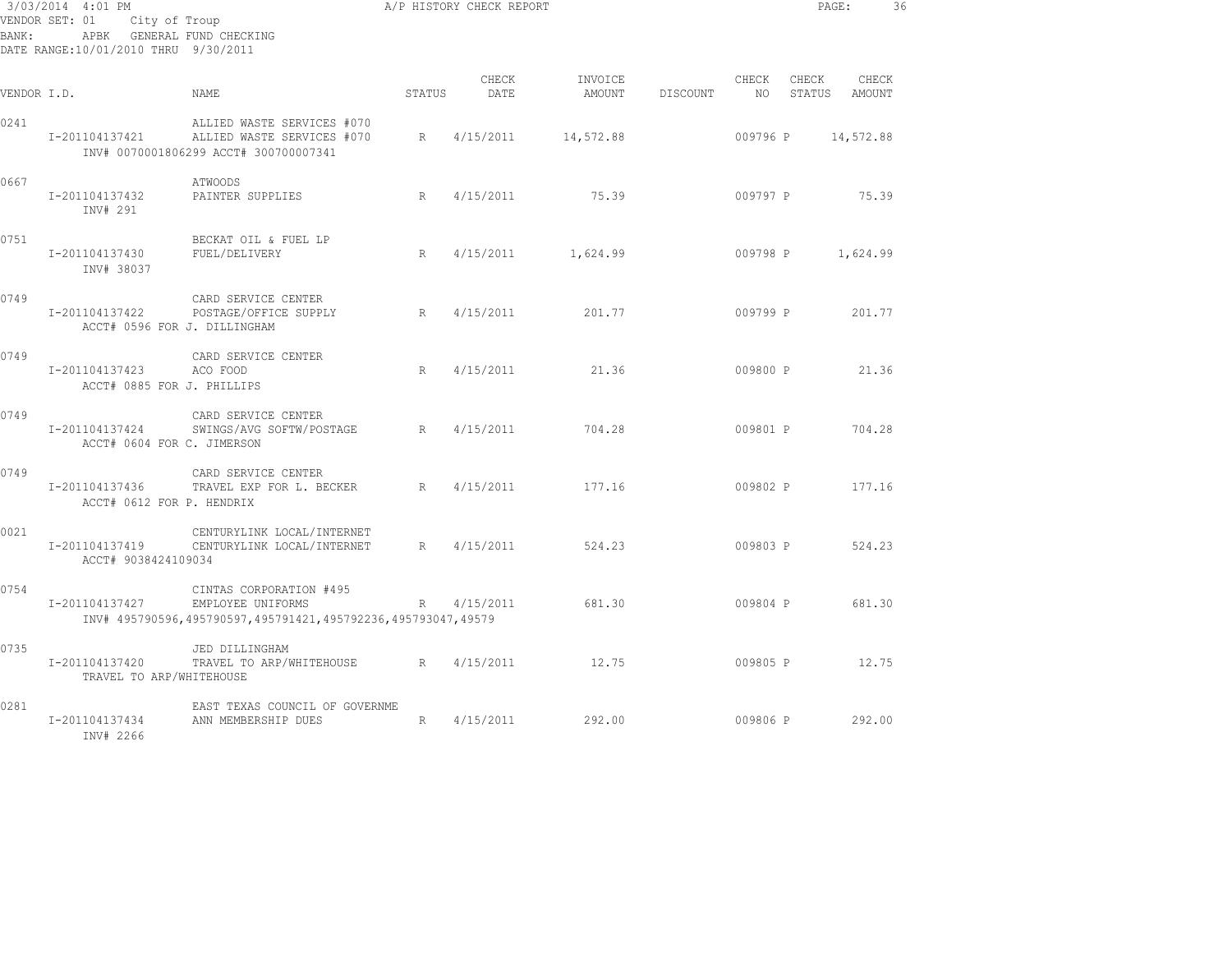3/03/2014 4:01 PM A/P HISTORY CHECK REPORT

VENDOR SET: 01 City of Troup
BANK: APBK GENERAL FUND CHECKING
DATE RANGE:10/01/2010 THRU 9/30/2011

| VENDOR I.D. | NAME | STATUS | CHECK DATE | INVOICE AMOUNT | DISCOUNT | CHECK NO | CHECK STATUS | CHECK AMOUNT |
|---|---|---|---|---|---|---|---|---|
| 0241 | ALLIED WASTE SERVICES #070 | | | | | | | |
| I-201104137421 | ALLIED WASTE SERVICES #070 | R | 4/15/2011 | 14,572.88 | | 009796 | P | 14,572.88 |
| | INV# 0070001806299 ACCT# 300700007341 | | | | | | | |
| 0667 | ATWOODS | | | | | | | |
| I-201104137432 | PAINTER SUPPLIES | R | 4/15/2011 | 75.39 | | 009797 | P | 75.39 |
| INV# 291 | | | | | | | | |
| 0751 | BECKAT OIL & FUEL LP | | | | | | | |
| I-201104137430 | FUEL/DELIVERY | R | 4/15/2011 | 1,624.99 | | 009798 | P | 1,624.99 |
| INV# 38037 | | | | | | | | |
| 0749 | CARD SERVICE CENTER | | | | | | | |
| I-201104137422 | POSTAGE/OFFICE SUPPLY | R | 4/15/2011 | 201.77 | | 009799 | P | 201.77 |
| ACCT# 0596 FOR J. DILLINGHAM | | | | | | | | |
| 0749 | CARD SERVICE CENTER | | | | | | | |
| I-201104137423 | ACO FOOD | R | 4/15/2011 | 21.36 | | 009800 | P | 21.36 |
| ACCT# 0885 FOR J. PHILLIPS | | | | | | | | |
| 0749 | CARD SERVICE CENTER | | | | | | | |
| I-201104137424 | SWINGS/AVG SOFTW/POSTAGE | R | 4/15/2011 | 704.28 | | 009801 | P | 704.28 |
| ACCT# 0604 FOR C. JIMERSON | | | | | | | | |
| 0749 | CARD SERVICE CENTER | | | | | | | |
| I-201104137436 | TRAVEL EXP FOR L. BECKER | R | 4/15/2011 | 177.16 | | 009802 | P | 177.16 |
| ACCT# 0612 FOR P. HENDRIX | | | | | | | | |
| 0021 | CENTURYLINK LOCAL/INTERNET | | | | | | | |
| I-201104137419 | CENTURYLINK LOCAL/INTERNET | R | 4/15/2011 | 524.23 | | 009803 | P | 524.23 |
| ACCT# 9038424109034 | | | | | | | | |
| 0754 | CINTAS CORPORATION #495 | | | | | | | |
| I-201104137427 | EMPLOYEE UNIFORMS | R | 4/15/2011 | 681.30 | | 009804 | P | 681.30 |
| | INV# 495790596,495790597,495791421,495792236,495793047,49579 | | | | | | | |
| 0735 | JED DILLINGHAM | | | | | | | |
| I-201104137420 | TRAVEL TO ARP/WHITEHOUSE | R | 4/15/2011 | 12.75 | | 009805 | P | 12.75 |
| TRAVEL TO ARP/WHITEHOUSE | | | | | | | | |
| 0281 | EAST TEXAS COUNCIL OF GOVERNME | | | | | | | |
| I-201104137434 | ANN MEMBERSHIP DUES | R | 4/15/2011 | 292.00 | | 009806 | P | 292.00 |
| INV# 2266 | | | | | | | | |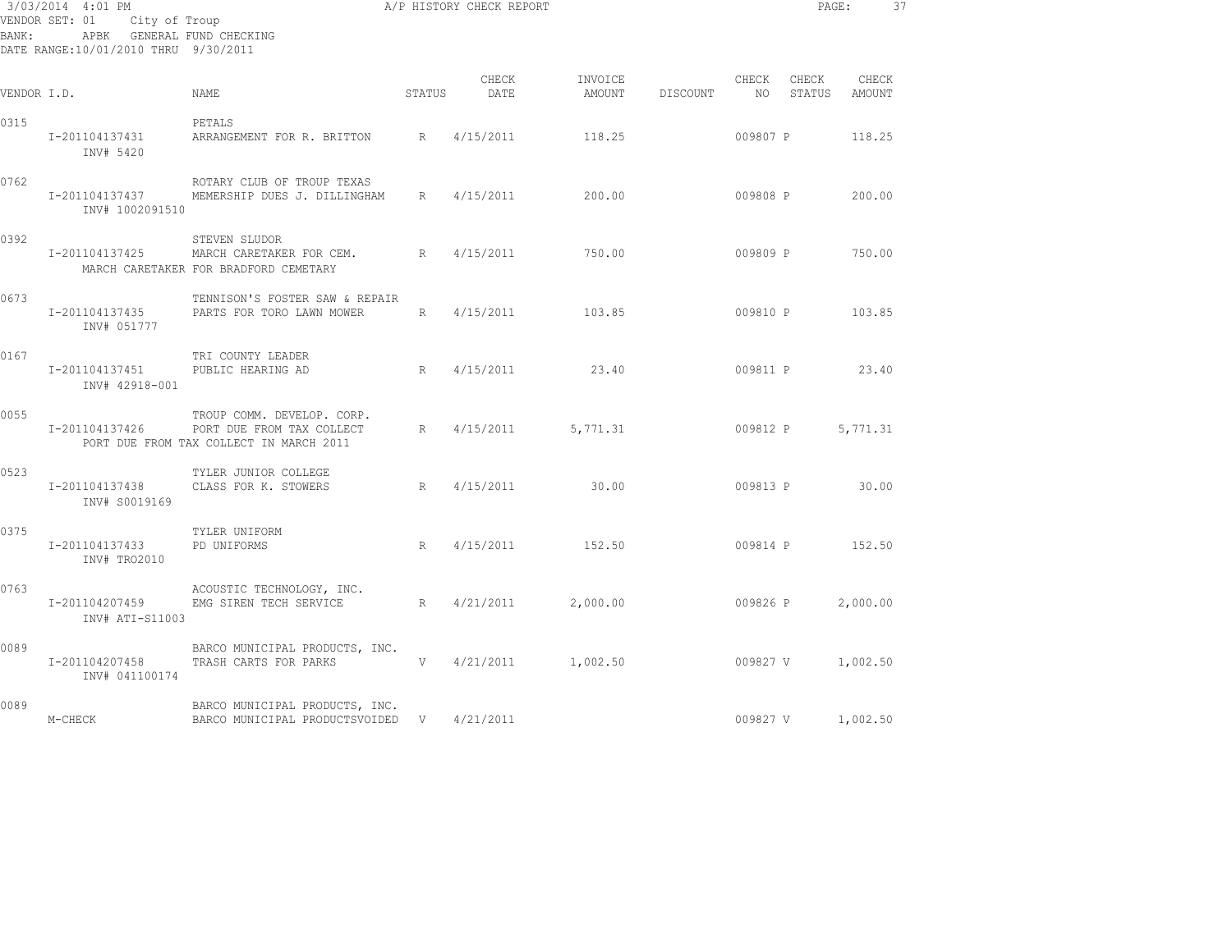3/03/2014 4:01 PM — A/P HISTORY CHECK REPORT

VENDOR SET: 01 City of Troup
BANK: APBK GENERAL FUND CHECKING
DATE RANGE:10/01/2010 THRU 9/30/2011

| VENDOR I.D. | | NAME | STATUS | CHECK DATE | INVOICE AMOUNT | DISCOUNT | CHECK NO | CHECK STATUS | CHECK AMOUNT |
|---|---|---|---|---|---|---|---|---|---|
| 0315 | | PETALS | | | | | | | |
| | I-201104137431 INV# 5420 | ARRANGEMENT FOR R. BRITTON | R | 4/15/2011 | 118.25 | | 009807 | P | 118.25 |
| 0762 | | ROTARY CLUB OF TROUP TEXAS | | | | | | | |
| | I-201104137437 INV# 1002091510 | MEMERSHIP DUES J. DILLINGHAM | R | 4/15/2011 | 200.00 | | 009808 | P | 200.00 |
| 0392 | | STEVEN SLUDOR | | | | | | | |
| | I-201104137425 | MARCH CARETAKER FOR CEM. MARCH CARETAKER FOR BRADFORD CEMETARY | R | 4/15/2011 | 750.00 | | 009809 | P | 750.00 |
| 0673 | | TENNISON'S FOSTER SAW & REPAIR | | | | | | | |
| | I-201104137435 INV# 051777 | PARTS FOR TORO LAWN MOWER | R | 4/15/2011 | 103.85 | | 009810 | P | 103.85 |
| 0167 | | TRI COUNTY LEADER | | | | | | | |
| | I-201104137451 INV# 42918-001 | PUBLIC HEARING AD | R | 4/15/2011 | 23.40 | | 009811 | P | 23.40 |
| 0055 | | TROUP COMM. DEVELOP. CORP. | | | | | | | |
| | I-201104137426 | PORT DUE FROM TAX COLLECT PORT DUE FROM TAX COLLECT IN MARCH 2011 | R | 4/15/2011 | 5,771.31 | | 009812 | P | 5,771.31 |
| 0523 | | TYLER JUNIOR COLLEGE | | | | | | | |
| | I-201104137438 INV# S0019169 | CLASS FOR K. STOWERS | R | 4/15/2011 | 30.00 | | 009813 | P | 30.00 |
| 0375 | | TYLER UNIFORM | | | | | | | |
| | I-201104137433 INV# TRO2010 | PD UNIFORMS | R | 4/15/2011 | 152.50 | | 009814 | P | 152.50 |
| 0763 | | ACOUSTIC TECHNOLOGY, INC. | | | | | | | |
| | I-201104207459 INV# ATI-S11003 | EMG SIREN TECH SERVICE | R | 4/21/2011 | 2,000.00 | | 009826 | P | 2,000.00 |
| 0089 | | BARCO MUNICIPAL PRODUCTS, INC. | | | | | | | |
| | I-201104207458 INV# 041100174 | TRASH CARTS FOR PARKS | V | 4/21/2011 | 1,002.50 | | 009827 | V | 1,002.50 |
| 0089 | | BARCO MUNICIPAL PRODUCTS, INC. | | | | | | | |
| | M-CHECK | BARCO MUNICIPAL PRODUCTSVOIDED | V | 4/21/2011 | | | 009827 | V | 1,002.50 |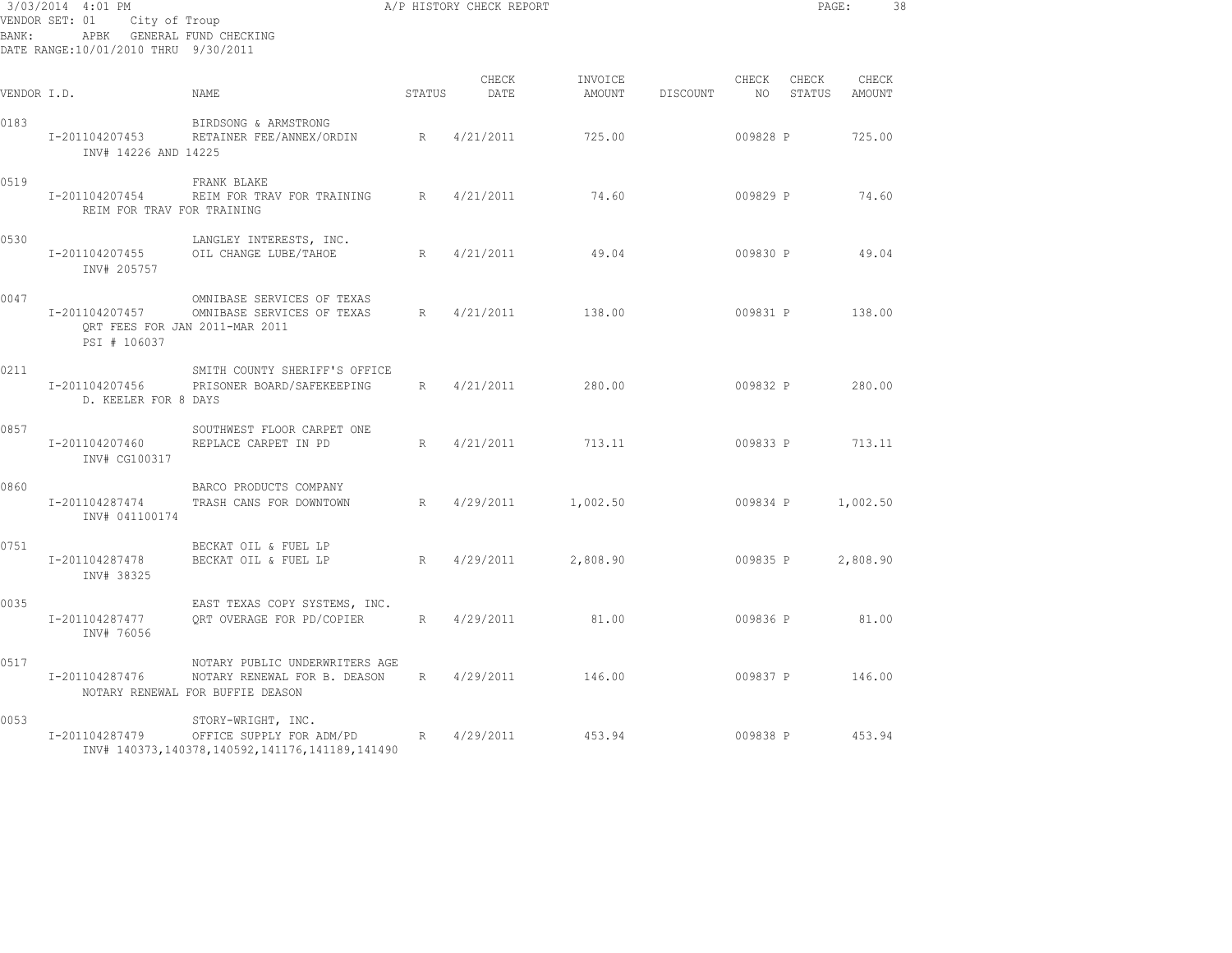3/03/2014 4:01 PM
A/P HISTORY CHECK REPORT
VENDOR SET: 01 City of Troup
BANK: APBK GENERAL FUND CHECKING
DATE RANGE:10/01/2010 THRU 9/30/2011

| VENDOR I.D. | NAME | STATUS | CHECK DATE | INVOICE AMOUNT | DISCOUNT | CHECK NO | CHECK STATUS | CHECK AMOUNT |
|---|---|---|---|---|---|---|---|---|
| 0183 | BIRDSONG & ARMSTRONG | | | | | | | |
| I-201104207453 | RETAINER FEE/ANNEX/ORDIN | R | 4/21/2011 | 725.00 | | 009828 | P | 725.00 |
| INV# 14226 AND 14225 | | | | | | | | |
| 0519 | FRANK BLAKE | | | | | | | |
| I-201104207454 | REIM FOR TRAV FOR TRAINING | R | 4/21/2011 | 74.60 | | 009829 | P | 74.60 |
| REIM FOR TRAV FOR TRAINING | | | | | | | | |
| 0530 | LANGLEY INTERESTS, INC. | | | | | | | |
| I-201104207455 | OIL CHANGE LUBE/TAHOE | R | 4/21/2011 | 49.04 | | 009830 | P | 49.04 |
| INV# 205757 | | | | | | | | |
| 0047 | OMNIBASE SERVICES OF TEXAS | | | | | | | |
| I-201104207457 | OMNIBASE SERVICES OF TEXAS | R | 4/21/2011 | 138.00 | | 009831 | P | 138.00 |
| QRT FEES FOR JAN 2011-MAR 2011 | | | | | | | | |
| PSI # 106037 | | | | | | | | |
| 0211 | SMITH COUNTY SHERIFF'S OFFICE | | | | | | | |
| I-201104207456 | PRISONER BOARD/SAFEKEEPING | R | 4/21/2011 | 280.00 | | 009832 | P | 280.00 |
| D. KEELER FOR 8 DAYS | | | | | | | | |
| 0857 | SOUTHWEST FLOOR CARPET ONE | | | | | | | |
| I-201104207460 | REPLACE CARPET IN PD | R | 4/21/2011 | 713.11 | | 009833 | P | 713.11 |
| INV# CG100317 | | | | | | | | |
| 0860 | BARCO PRODUCTS COMPANY | | | | | | | |
| I-201104287474 | TRASH CANS FOR DOWNTOWN | R | 4/29/2011 | 1,002.50 | | 009834 | P | 1,002.50 |
| INV# 041100174 | | | | | | | | |
| 0751 | BECKAT OIL & FUEL LP | | | | | | | |
| I-201104287478 | BECKAT OIL & FUEL LP | R | 4/29/2011 | 2,808.90 | | 009835 | P | 2,808.90 |
| INV# 38325 | | | | | | | | |
| 0035 | EAST TEXAS COPY SYSTEMS, INC. | | | | | | | |
| I-201104287477 | QRT OVERAGE FOR PD/COPIER | R | 4/29/2011 | 81.00 | | 009836 | P | 81.00 |
| INV# 76056 | | | | | | | | |
| 0517 | NOTARY PUBLIC UNDERWRITERS AGE | | | | | | | |
| I-201104287476 | NOTARY RENEWAL FOR B. DEASON | R | 4/29/2011 | 146.00 | | 009837 | P | 146.00 |
| NOTARY RENEWAL FOR BUFFIE DEASON | | | | | | | | |
| 0053 | STORY-WRIGHT, INC. | | | | | | | |
| I-201104287479 | OFFICE SUPPLY FOR ADM/PD | R | 4/29/2011 | 453.94 | | 009838 | P | 453.94 |
| INV# 140373,140378,140592,141176,141189,141490 | | | | | | | | |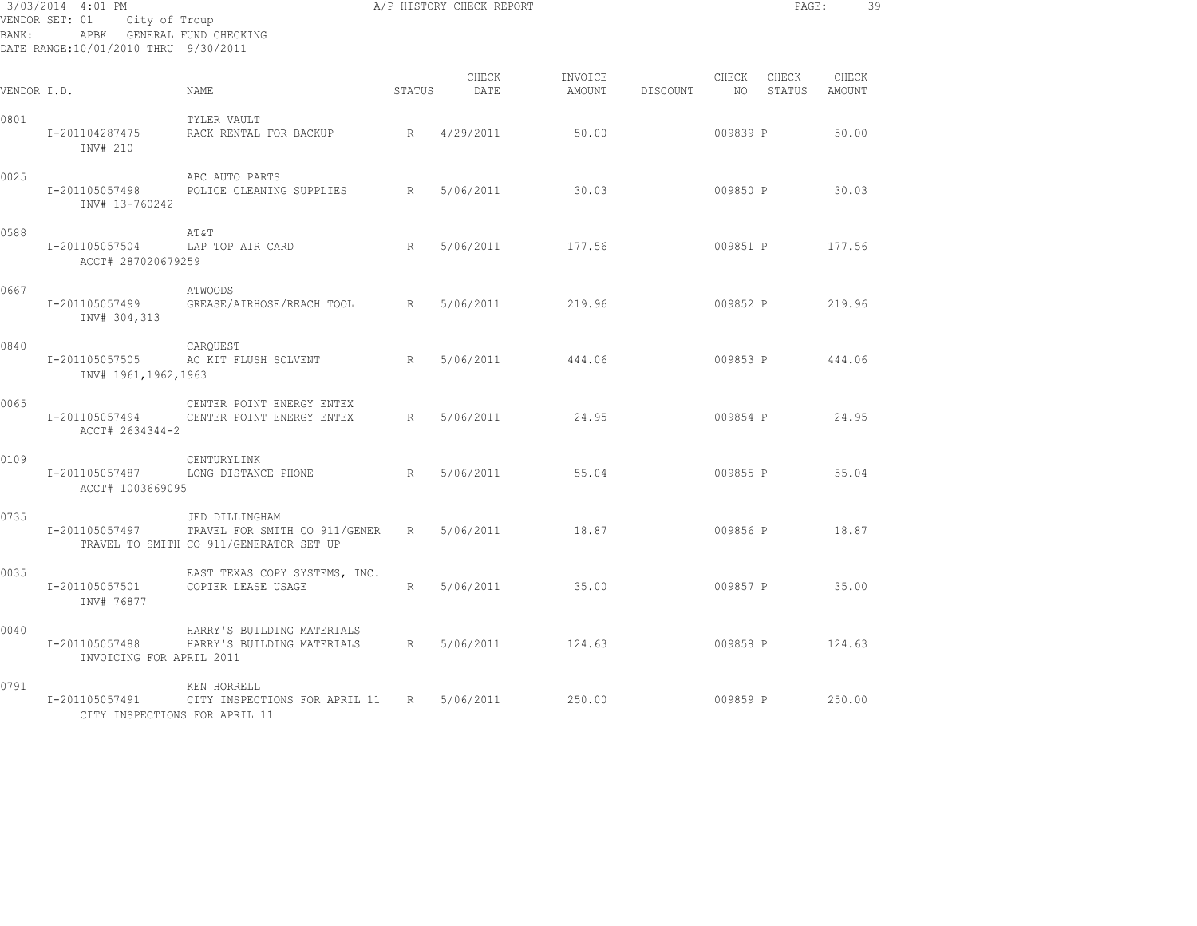3/03/2014 4:01 PM — A/P HISTORY CHECK REPORT

VENDOR SET: 01 City of Troup
BANK: APBK GENERAL FUND CHECKING
DATE RANGE:10/01/2010 THRU 9/30/2011

| VENDOR I.D. | NAME | STATUS | CHECK DATE | INVOICE AMOUNT | DISCOUNT | CHECK NO | CHECK STATUS | CHECK AMOUNT |
|---|---|---|---|---|---|---|---|---|
| 0801 | TYLER VAULT | | | | | | | |
| I-201104287475 INV# 210 | RACK RENTAL FOR BACKUP | R | 4/29/2011 | 50.00 | | 009839 | P | 50.00 |
| 0025 | ABC AUTO PARTS | | | | | | | |
| I-201105057498 INV# 13-760242 | POLICE CLEANING SUPPLIES | R | 5/06/2011 | 30.03 | | 009850 | P | 30.03 |
| 0588 | AT&T | | | | | | | |
| I-201105057504 ACCT# 287020679259 | LAP TOP AIR CARD | R | 5/06/2011 | 177.56 | | 009851 | P | 177.56 |
| 0667 | ATWOODS | | | | | | | |
| I-201105057499 INV# 304,313 | GREASE/AIRHOSE/REACH TOOL | R | 5/06/2011 | 219.96 | | 009852 | P | 219.96 |
| 0840 | CARQUEST | | | | | | | |
| I-201105057505 INV# 1961,1962,1963 | AC KIT FLUSH SOLVENT | R | 5/06/2011 | 444.06 | | 009853 | P | 444.06 |
| 0065 | CENTER POINT ENERGY ENTEX | | | | | | | |
| I-201105057494 ACCT# 2634344-2 | CENTER POINT ENERGY ENTEX | R | 5/06/2011 | 24.95 | | 009854 | P | 24.95 |
| 0109 | CENTURYLINK | | | | | | | |
| I-201105057487 ACCT# 1003669095 | LONG DISTANCE PHONE | R | 5/06/2011 | 55.04 | | 009855 | P | 55.04 |
| 0735 | JED DILLINGHAM | | | | | | | |
| I-201105057497 TRAVEL TO SMITH CO 911/GENERATOR SET UP | TRAVEL FOR SMITH CO 911/GENER | R | 5/06/2011 | 18.87 | | 009856 | P | 18.87 |
| 0035 | EAST TEXAS COPY SYSTEMS, INC. | | | | | | | |
| I-201105057501 INV# 76877 | COPIER LEASE USAGE | R | 5/06/2011 | 35.00 | | 009857 | P | 35.00 |
| 0040 | HARRY'S BUILDING MATERIALS | | | | | | | |
| I-201105057488 INVOICING FOR APRIL 2011 | HARRY'S BUILDING MATERIALS | R | 5/06/2011 | 124.63 | | 009858 | P | 124.63 |
| 0791 | KEN HORRELL | | | | | | | |
| I-201105057491 CITY INSPECTIONS FOR APRIL 11 | CITY INSPECTIONS FOR APRIL 11 | R | 5/06/2011 | 250.00 | | 009859 | P | 250.00 |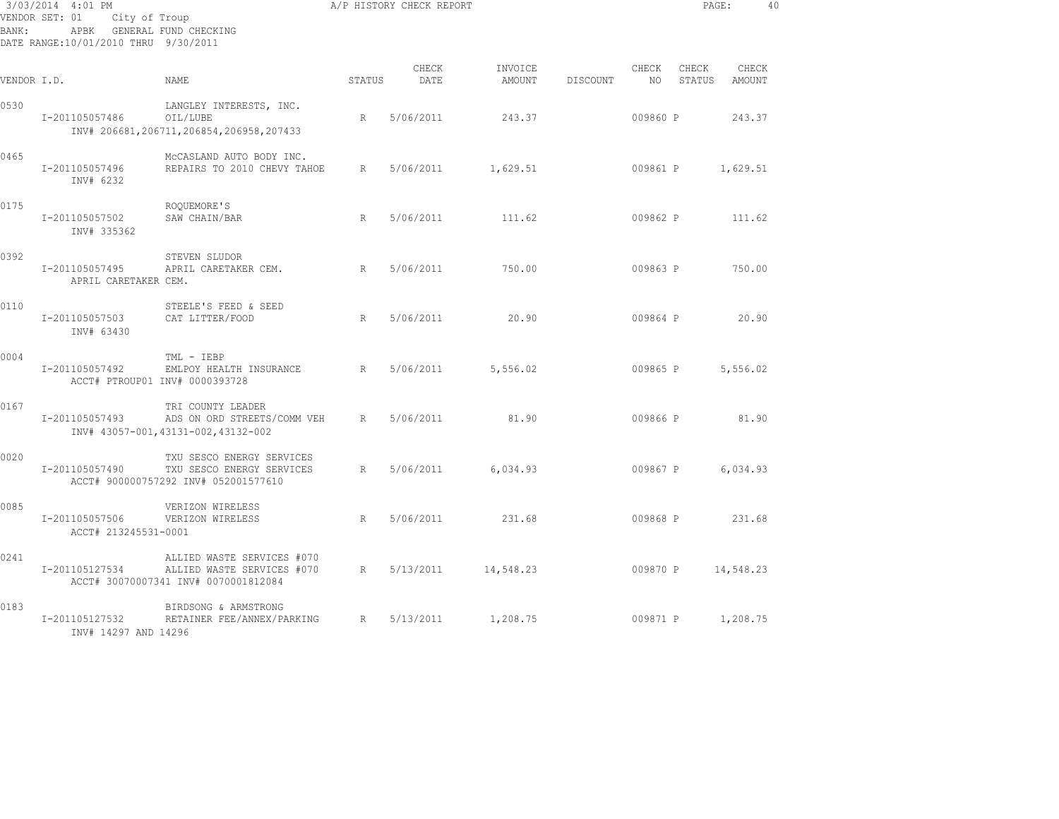3/03/2014 4:01 PM A/P HISTORY CHECK REPORT
VENDOR SET: 01 City of Troup
BANK: APBK GENERAL FUND CHECKING
DATE RANGE:10/01/2010 THRU 9/30/2011

| VENDOR I.D. | NAME | STATUS | CHECK DATE | INVOICE AMOUNT | DISCOUNT | CHECK NO | CHECK STATUS | CHECK AMOUNT |
|---|---|---|---|---|---|---|---|---|
| 0530 | LANGLEY INTERESTS, INC. | | | | | | | |
| I-201105057486 | OIL/LUBE | R | 5/06/2011 | 243.37 | | 009860 | P | 243.37 |
| INV# 206681,206711,206854,206958,207433 | | | | | | | | |
| 0465 | McCASLAND AUTO BODY INC. | | | | | | | |
| I-201105057496 | REPAIRS TO 2010 CHEVY TAHOE | R | 5/06/2011 | 1,629.51 | | 009861 | P | 1,629.51 |
| INV# 6232 | | | | | | | | |
| 0175 | ROQUEMORE'S | | | | | | | |
| I-201105057502 | SAW CHAIN/BAR | R | 5/06/2011 | 111.62 | | 009862 | P | 111.62 |
| INV# 335362 | | | | | | | | |
| 0392 | STEVEN SLUDOR | | | | | | | |
| I-201105057495 | APRIL CARETAKER CEM. | R | 5/06/2011 | 750.00 | | 009863 | P | 750.00 |
| APRIL CARETAKER CEM. | | | | | | | | |
| 0110 | STEELE'S FEED & SEED | | | | | | | |
| I-201105057503 | CAT LITTER/FOOD | R | 5/06/2011 | 20.90 | | 009864 | P | 20.90 |
| INV# 63430 | | | | | | | | |
| 0004 | TML - IEBP | | | | | | | |
| I-201105057492 | EMLPOY HEALTH INSURANCE | R | 5/06/2011 | 5,556.02 | | 009865 | P | 5,556.02 |
| ACCT# PTROUP01 INV# 0000393728 | | | | | | | | |
| 0167 | TRI COUNTY LEADER | | | | | | | |
| I-201105057493 | ADS ON ORD STREETS/COMM VEH | R | 5/06/2011 | 81.90 | | 009866 | P | 81.90 |
| INV# 43057-001,43131-002,43132-002 | | | | | | | | |
| 0020 | TXU SESCO ENERGY SERVICES | | | | | | | |
| I-201105057490 | TXU SESCO ENERGY SERVICES | R | 5/06/2011 | 6,034.93 | | 009867 | P | 6,034.93 |
| ACCT# 900000757292 INV# 052001577610 | | | | | | | | |
| 0085 | VERIZON WIRELESS | | | | | | | |
| I-201105057506 | VERIZON WIRELESS | R | 5/06/2011 | 231.68 | | 009868 | P | 231.68 |
| ACCT# 213245531-0001 | | | | | | | | |
| 0241 | ALLIED WASTE SERVICES #070 | | | | | | | |
| I-201105127534 | ALLIED WASTE SERVICES #070 | R | 5/13/2011 | 14,548.23 | | 009870 | P | 14,548.23 |
| ACCT# 30070007341 INV# 0070001812084 | | | | | | | | |
| 0183 | BIRDSONG & ARMSTRONG | | | | | | | |
| I-201105127532 | RETAINER FEE/ANNEX/PARKING | R | 5/13/2011 | 1,208.75 | | 009871 | P | 1,208.75 |
| INV# 14297 AND 14296 | | | | | | | | |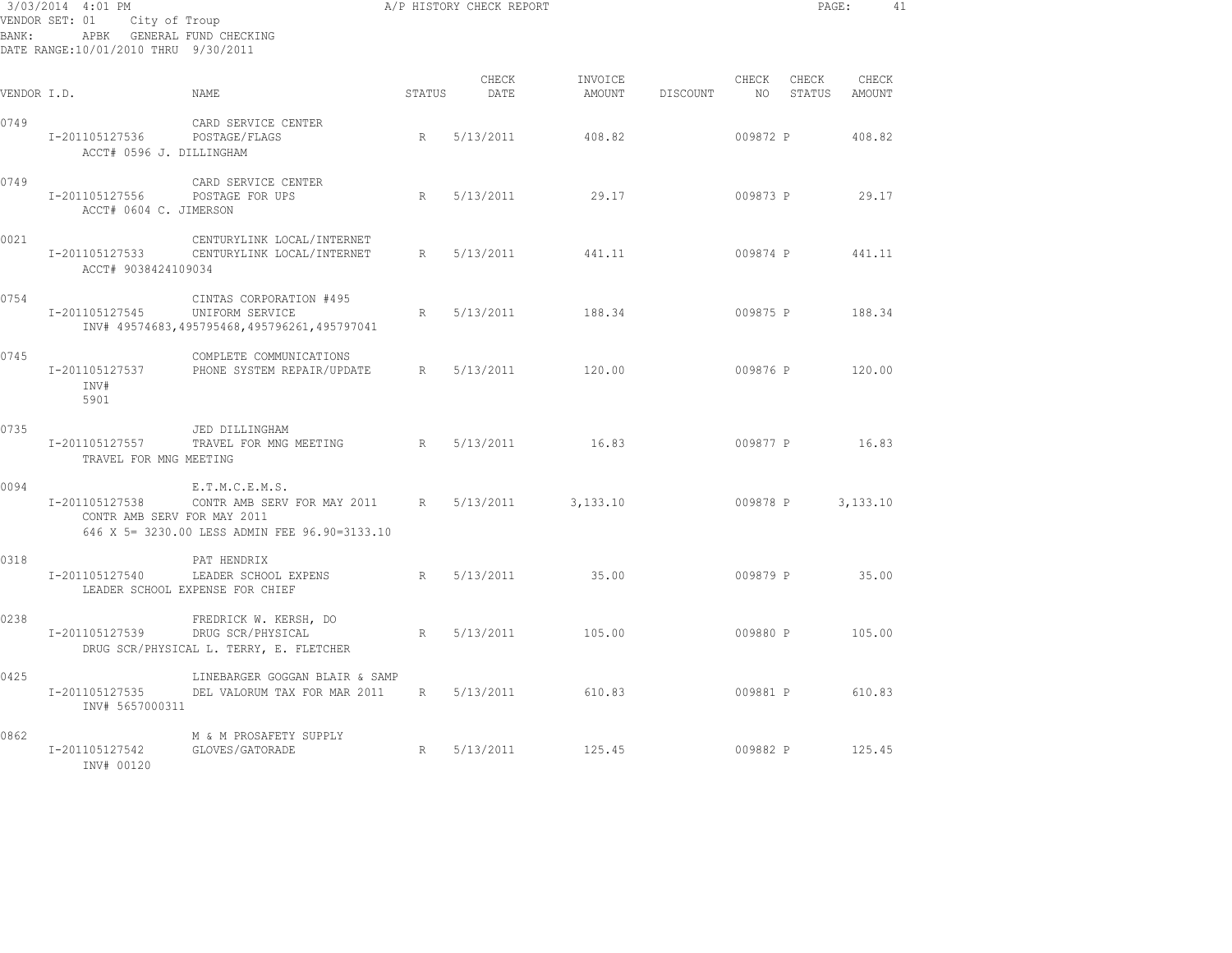3/03/2014 4:01 PM A/P HISTORY CHECK REPORT
VENDOR SET: 01 City of Troup
BANK: APBK GENERAL FUND CHECKING
DATE RANGE:10/01/2010 THRU 9/30/2011

| VENDOR I.D. | NAME | STATUS | CHECK DATE | INVOICE AMOUNT | DISCOUNT | CHECK NO | CHECK STATUS | CHECK AMOUNT |
|---|---|---|---|---|---|---|---|---|
| 0749 | CARD SERVICE CENTER | | | | | | | |
| I-201105127536 | POSTAGE/FLAGS | R | 5/13/2011 | 408.82 | | 009872 | P | 408.82 |
| ACCT# 0596 J. DILLINGHAM | | | | | | | | |
| 0749 | CARD SERVICE CENTER | | | | | | | |
| I-201105127556 | POSTAGE FOR UPS | R | 5/13/2011 | 29.17 | | 009873 | P | 29.17 |
| ACCT# 0604 C. JIMERSON | | | | | | | | |
| 0021 | CENTURYLINK LOCAL/INTERNET | | | | | | | |
| I-201105127533 | CENTURYLINK LOCAL/INTERNET | R | 5/13/2011 | 441.11 | | 009874 | P | 441.11 |
| ACCT# 9038424109034 | | | | | | | | |
| 0754 | CINTAS CORPORATION #495 | | | | | | | |
| I-201105127545 | UNIFORM SERVICE | R | 5/13/2011 | 188.34 | | 009875 | P | 188.34 |
| | INV# 49574683,495795468,495796261,495797041 | | | | | | | |
| 0745 | COMPLETE COMMUNICATIONS | | | | | | | |
| I-201105127537 | PHONE SYSTEM REPAIR/UPDATE | R | 5/13/2011 | 120.00 | | 009876 | P | 120.00 |
| INV# 5901 | | | | | | | | |
| 0735 | JED DILLINGHAM | | | | | | | |
| I-201105127557 | TRAVEL FOR MNG MEETING | R | 5/13/2011 | 16.83 | | 009877 | P | 16.83 |
| TRAVEL FOR MNG MEETING | | | | | | | | |
| 0094 | E.T.M.C.E.M.S. | | | | | | | |
| I-201105127538 | CONTR AMB SERV FOR MAY 2011 | R | 5/13/2011 | 3,133.10 | | 009878 | P | 3,133.10 |
| CONTR AMB SERV FOR MAY 2011 | | | | | | | | |
| | 646 X 5= 3230.00 LESS ADMIN FEE 96.90=3133.10 | | | | | | | |
| 0318 | PAT HENDRIX | | | | | | | |
| I-201105127540 | LEADER SCHOOL EXPENS | R | 5/13/2011 | 35.00 | | 009879 | P | 35.00 |
| LEADER SCHOOL EXPENSE FOR CHIEF | | | | | | | | |
| 0238 | FREDRICK W. KERSH, DO | | | | | | | |
| I-201105127539 | DRUG SCR/PHYSICAL | R | 5/13/2011 | 105.00 | | 009880 | P | 105.00 |
| | DRUG SCR/PHYSICAL L. TERRY, E. FLETCHER | | | | | | | |
| 0425 | LINEBARGER GOGGAN BLAIR & SAMP | | | | | | | |
| I-201105127535 | DEL VALORUM TAX FOR MAR 2011 | R | 5/13/2011 | 610.83 | | 009881 | P | 610.83 |
| INV# 5657000311 | | | | | | | | |
| 0862 | M & M PROSAFETY SUPPLY | | | | | | | |
| I-201105127542 | GLOVES/GATORADE | R | 5/13/2011 | 125.45 | | 009882 | P | 125.45 |
| INV# 00120 | | | | | | | | |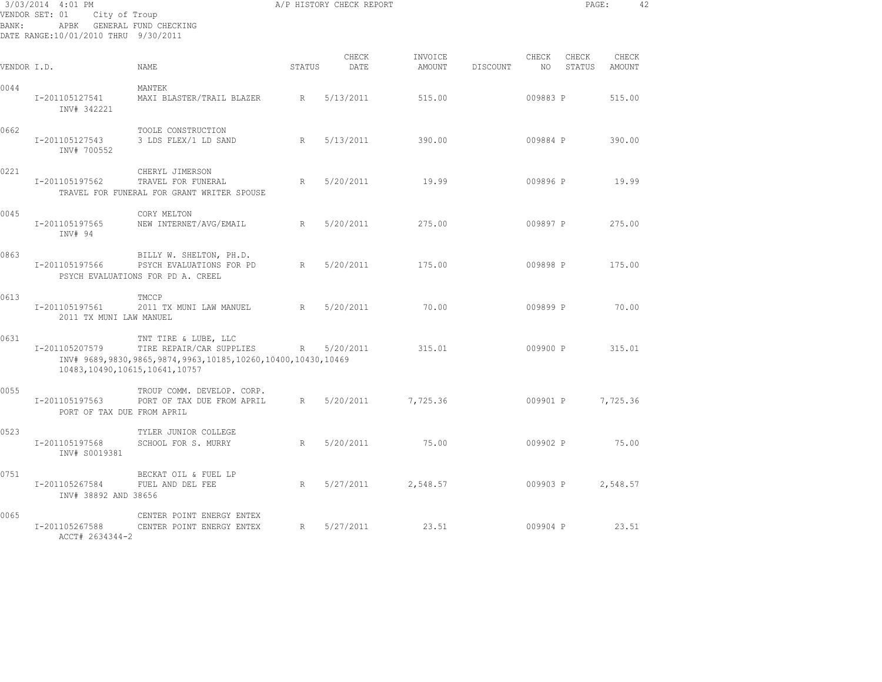3/03/2014 4:01 PM

A/P HISTORY CHECK REPORT

VENDOR SET: 01 City of Troup
BANK: APBK GENERAL FUND CHECKING
DATE RANGE:10/01/2010 THRU 9/30/2011

| VENDOR I.D. | NAME | STATUS | CHECK DATE | INVOICE AMOUNT | DISCOUNT | CHECK NO | CHECK STATUS | CHECK AMOUNT |
|---|---|---|---|---|---|---|---|---|
| 0044 | MANTEK | | | | | | | |
| I-201105127541 | MAXI BLASTER/TRAIL BLAZER | R | 5/13/2011 | 515.00 | | 009883 | P | 515.00 |
| INV# 342221 | | | | | | | | |
| 0662 | TOOLE CONSTRUCTION | | | | | | | |
| I-201105127543 | 3 LDS FLEX/1 LD SAND | R | 5/13/2011 | 390.00 | | 009884 | P | 390.00 |
| INV# 700552 | | | | | | | | |
| 0221 | CHERYL JIMERSON | | | | | | | |
| I-201105197562 | TRAVEL FOR FUNERAL | R | 5/20/2011 | 19.99 | | 009896 | P | 19.99 |
| TRAVEL FOR FUNERAL FOR GRANT WRITER SPOUSE | | | | | | | | |
| 0045 | CORY MELTON | | | | | | | |
| I-201105197565 | NEW INTERNET/AVG/EMAIL | R | 5/20/2011 | 275.00 | | 009897 | P | 275.00 |
| INV# 94 | | | | | | | | |
| 0863 | BILLY W. SHELTON, PH.D. | | | | | | | |
| I-201105197566 | PSYCH EVALUATIONS FOR PD | R | 5/20/2011 | 175.00 | | 009898 | P | 175.00 |
| PSYCH EVALUATIONS FOR PD A. CREEL | | | | | | | | |
| 0613 | TMCCP | | | | | | | |
| I-201105197561 | 2011 TX MUNI LAW MANUEL | R | 5/20/2011 | 70.00 | | 009899 | P | 70.00 |
| 2011 TX MUNI LAW MANUEL | | | | | | | | |
| 0631 | TNT TIRE & LUBE, LLC | | | | | | | |
| I-201105207579 | TIRE REPAIR/CAR SUPPLIES | R | 5/20/2011 | 315.01 | | 009900 | P | 315.01 |
| INV# 9689,9830,9865,9874,9963,10185,10260,10400,10430,10469 10483,10490,10615,10641,10757 | | | | | | | | |
| 0055 | TROUP COMM. DEVELOP. CORP. | | | | | | | |
| I-201105197563 | PORT OF TAX DUE FROM APRIL | R | 5/20/2011 | 7,725.36 | | 009901 | P | 7,725.36 |
| PORT OF TAX DUE FROM APRIL | | | | | | | | |
| 0523 | TYLER JUNIOR COLLEGE | | | | | | | |
| I-201105197568 | SCHOOL FOR S. MURRY | R | 5/20/2011 | 75.00 | | 009902 | P | 75.00 |
| INV# S0019381 | | | | | | | | |
| 0751 | BECKAT OIL & FUEL LP | | | | | | | |
| I-201105267584 | FUEL AND DEL FEE | R | 5/27/2011 | 2,548.57 | | 009903 | P | 2,548.57 |
| INV# 38892 AND 38656 | | | | | | | | |
| 0065 | CENTER POINT ENERGY ENTEX | | | | | | | |
| I-201105267588 | CENTER POINT ENERGY ENTEX | R | 5/27/2011 | 23.51 | | 009904 | P | 23.51 |
| ACCT# 2634344-2 | | | | | | | | |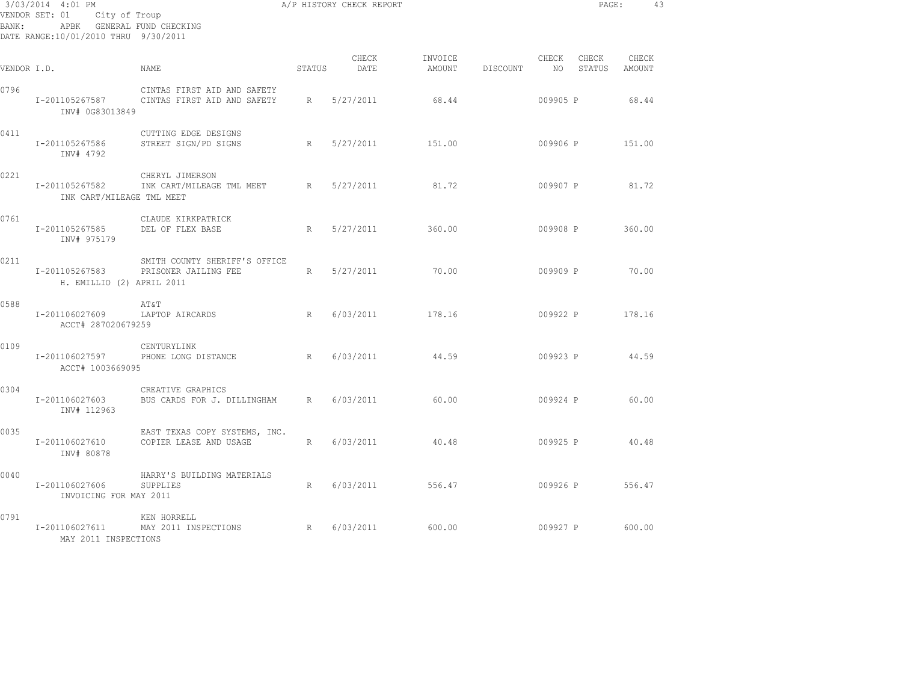3/03/2014 4:01 PM — A/P HISTORY CHECK REPORT

VENDOR SET: 01 City of Troup
BANK: APBK GENERAL FUND CHECKING
DATE RANGE:10/01/2010 THRU 9/30/2011

| VENDOR I.D. | NAME | STATUS | CHECK DATE | INVOICE AMOUNT | DISCOUNT | CHECK NO | CHECK STATUS | CHECK AMOUNT |
|---|---|---|---|---|---|---|---|---|
| 0796 | CINTAS FIRST AID AND SAFETY | | | | | | | |
| I-201105267587 | CINTAS FIRST AID AND SAFETY | R | 5/27/2011 | 68.44 | | 009905 | P | 68.44 |
| INV# 0G83013849 | | | | | | | | |
| 0411 | CUTTING EDGE DESIGNS | | | | | | | |
| I-201105267586 | STREET SIGN/PD SIGNS | R | 5/27/2011 | 151.00 | | 009906 | P | 151.00 |
| INV# 4792 | | | | | | | | |
| 0221 | CHERYL JIMERSON | | | | | | | |
| I-201105267582 | INK CART/MILEAGE TML MEET | R | 5/27/2011 | 81.72 | | 009907 | P | 81.72 |
| INK CART/MILEAGE TML MEET | | | | | | | | |
| 0761 | CLAUDE KIRKPATRICK | | | | | | | |
| I-201105267585 | DEL OF FLEX BASE | R | 5/27/2011 | 360.00 | | 009908 | P | 360.00 |
| INV# 975179 | | | | | | | | |
| 0211 | SMITH COUNTY SHERIFF'S OFFICE | | | | | | | |
| I-201105267583 | PRISONER JAILING FEE | R | 5/27/2011 | 70.00 | | 009909 | P | 70.00 |
| H. EMILLIO (2) APRIL 2011 | | | | | | | | |
| 0588 | AT&T | | | | | | | |
| I-201106027609 | LAPTOP AIRCARDS | R | 6/03/2011 | 178.16 | | 009922 | P | 178.16 |
| ACCT# 287020679259 | | | | | | | | |
| 0109 | CENTURYLINK | | | | | | | |
| I-201106027597 | PHONE LONG DISTANCE | R | 6/03/2011 | 44.59 | | 009923 | P | 44.59 |
| ACCT# 1003669095 | | | | | | | | |
| 0304 | CREATIVE GRAPHICS | | | | | | | |
| I-201106027603 | BUS CARDS FOR J. DILLINGHAM | R | 6/03/2011 | 60.00 | | 009924 | P | 60.00 |
| INV# 112963 | | | | | | | | |
| 0035 | EAST TEXAS COPY SYSTEMS, INC. | | | | | | | |
| I-201106027610 | COPIER LEASE AND USAGE | R | 6/03/2011 | 40.48 | | 009925 | P | 40.48 |
| INV# 80878 | | | | | | | | |
| 0040 | HARRY'S BUILDING MATERIALS | | | | | | | |
| I-201106027606 | SUPPLIES | R | 6/03/2011 | 556.47 | | 009926 | P | 556.47 |
| INVOICING FOR MAY 2011 | | | | | | | | |
| 0791 | KEN HORRELL | | | | | | | |
| I-201106027611 | MAY 2011 INSPECTIONS | R | 6/03/2011 | 600.00 | | 009927 | P | 600.00 |
| MAY 2011 INSPECTIONS | | | | | | | | |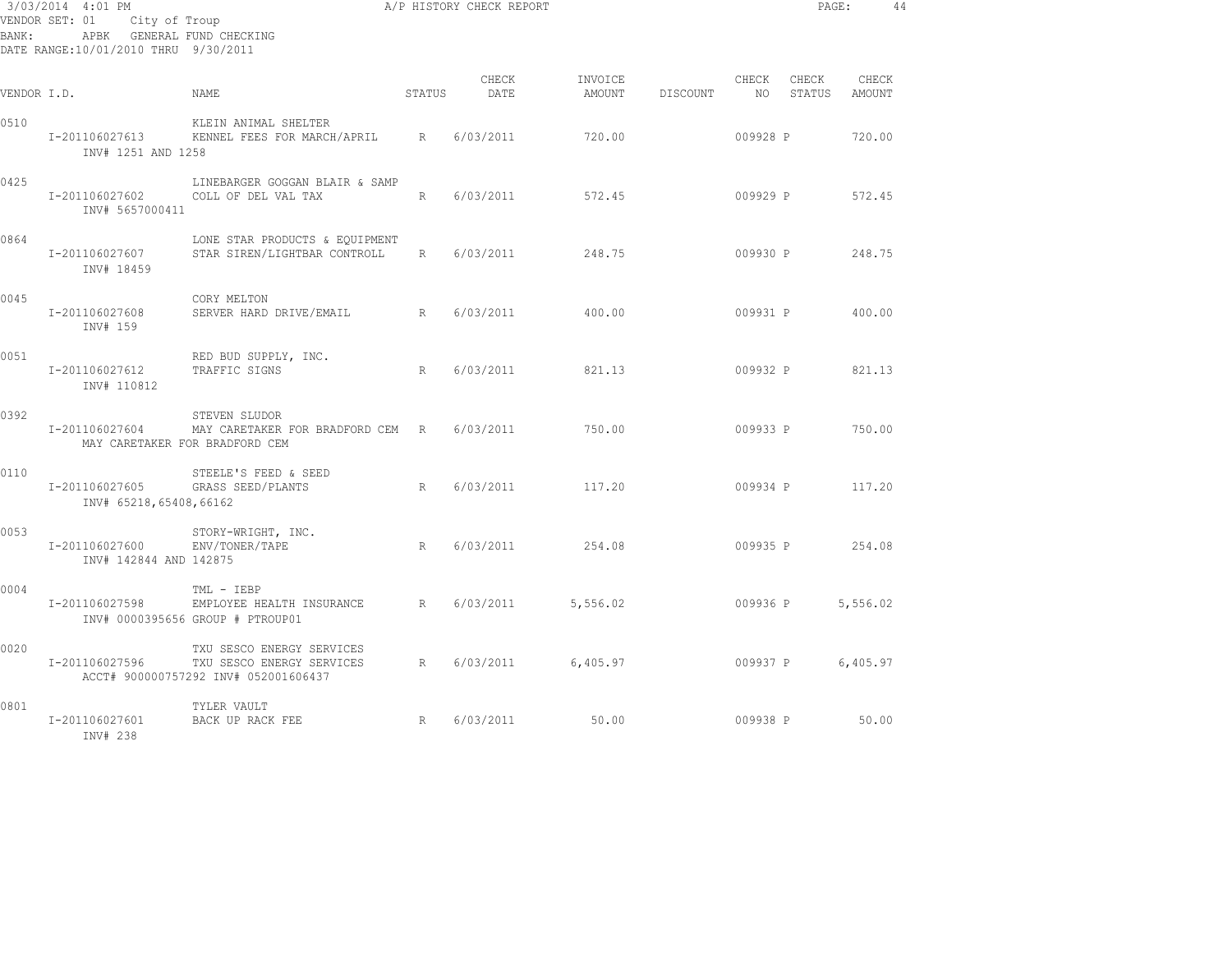3/03/2014 4:01 PM — A/P HISTORY CHECK REPORT

VENDOR SET: 01 City of Troup
BANK: APBK GENERAL FUND CHECKING
DATE RANGE:10/01/2010 THRU 9/30/2011

| VENDOR I.D. | NAME | STATUS | CHECK DATE | INVOICE AMOUNT | DISCOUNT | CHECK NO | CHECK STATUS | CHECK AMOUNT |
|---|---|---|---|---|---|---|---|---|
| 0510 | KLEIN ANIMAL SHELTER | | | | | | | |
| I-201106027613 INV# 1251 AND 1258 | KENNEL FEES FOR MARCH/APRIL | R | 6/03/2011 | 720.00 | | 009928 | P | 720.00 |
| 0425 | LINEBARGER GOGGAN BLAIR & SAMP | | | | | | | |
| I-201106027602 INV# 5657000411 | COLL OF DEL VAL TAX | R | 6/03/2011 | 572.45 | | 009929 | P | 572.45 |
| 0864 | LONE STAR PRODUCTS & EQUIPMENT | | | | | | | |
| I-201106027607 INV# 18459 | STAR SIREN/LIGHTBAR CONTROLL | R | 6/03/2011 | 248.75 | | 009930 | P | 248.75 |
| 0045 | CORY MELTON | | | | | | | |
| I-201106027608 INV# 159 | SERVER HARD DRIVE/EMAIL | R | 6/03/2011 | 400.00 | | 009931 | P | 400.00 |
| 0051 | RED BUD SUPPLY, INC. | | | | | | | |
| I-201106027612 INV# 110812 | TRAFFIC SIGNS | R | 6/03/2011 | 821.13 | | 009932 | P | 821.13 |
| 0392 | STEVEN SLUDOR | | | | | | | |
| I-201106027604 MAY CARETAKER FOR BRADFORD CEM | MAY CARETAKER FOR BRADFORD CEM | R | 6/03/2011 | 750.00 | | 009933 | P | 750.00 |
| 0110 | STEELE'S FEED & SEED | | | | | | | |
| I-201106027605 INV# 65218,65408,66162 | GRASS SEED/PLANTS | R | 6/03/2011 | 117.20 | | 009934 | P | 117.20 |
| 0053 | STORY-WRIGHT, INC. | | | | | | | |
| I-201106027600 INV# 142844 AND 142875 | ENV/TONER/TAPE | R | 6/03/2011 | 254.08 | | 009935 | P | 254.08 |
| 0004 | TML - IEBP | | | | | | | |
| I-201106027598 INV# 0000395656 GROUP # PTROUP01 | EMPLOYEE HEALTH INSURANCE | R | 6/03/2011 | 5,556.02 | | 009936 | P | 5,556.02 |
| 0020 | TXU SESCO ENERGY SERVICES | | | | | | | |
| I-201106027596 ACCT# 900000757292 INV# 052001606437 | TXU SESCO ENERGY SERVICES | R | 6/03/2011 | 6,405.97 | | 009937 | P | 6,405.97 |
| 0801 | TYLER VAULT | | | | | | | |
| I-201106027601 INV# 238 | BACK UP RACK FEE | R | 6/03/2011 | 50.00 | | 009938 | P | 50.00 |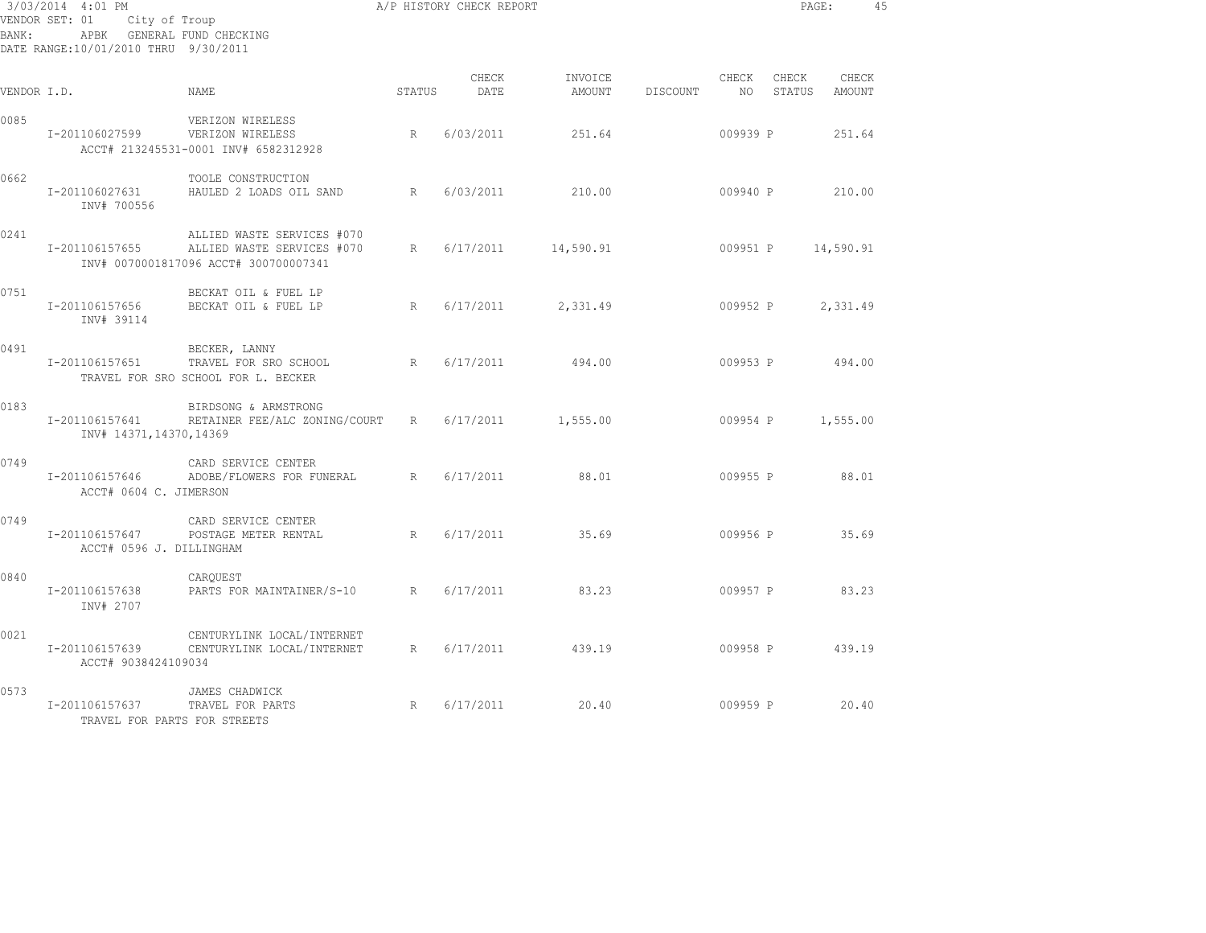3/03/2014 4:01 PM — A/P HISTORY CHECK REPORT

VENDOR SET: 01 City of Troup
BANK: APBK GENERAL FUND CHECKING
DATE RANGE:10/01/2010 THRU 9/30/2011

| VENDOR I.D. | NAME | STATUS | CHECK DATE | INVOICE AMOUNT | DISCOUNT | CHECK NO | CHECK STATUS | CHECK AMOUNT |
|---|---|---|---|---|---|---|---|---|
| 0085 | VERIZON WIRELESS | | | | | | | |
| I-201106027599 | VERIZON WIRELESS | R | 6/03/2011 | 251.64 | | 009939 | P | 251.64 |
| | ACCT# 213245531-0001 INV# 6582312928 | | | | | | | |
| 0662 | TOOLE CONSTRUCTION | | | | | | | |
| I-201106027631 | HAULED 2 LOADS OIL SAND | R | 6/03/2011 | 210.00 | | 009940 | P | 210.00 |
| | INV# 700556 | | | | | | | |
| 0241 | ALLIED WASTE SERVICES #070 | | | | | | | |
| I-201106157655 | ALLIED WASTE SERVICES #070 | R | 6/17/2011 | 14,590.91 | | 009951 | P | 14,590.91 |
| | INV# 0070001817096 ACCT# 300700007341 | | | | | | | |
| 0751 | BECKAT OIL & FUEL LP | | | | | | | |
| I-201106157656 | BECKAT OIL & FUEL LP | R | 6/17/2011 | 2,331.49 | | 009952 | P | 2,331.49 |
| | INV# 39114 | | | | | | | |
| 0491 | BECKER, LANNY | | | | | | | |
| I-201106157651 | TRAVEL FOR SRO SCHOOL | R | 6/17/2011 | 494.00 | | 009953 | P | 494.00 |
| | TRAVEL FOR SRO SCHOOL FOR L. BECKER | | | | | | | |
| 0183 | BIRDSONG & ARMSTRONG | | | | | | | |
| I-201106157641 | RETAINER FEE/ALC ZONING/COURT | R | 6/17/2011 | 1,555.00 | | 009954 | P | 1,555.00 |
| | INV# 14371,14370,14369 | | | | | | | |
| 0749 | CARD SERVICE CENTER | | | | | | | |
| I-201106157646 | ADOBE/FLOWERS FOR FUNERAL | R | 6/17/2011 | 88.01 | | 009955 | P | 88.01 |
| | ACCT# 0604 C. JIMERSON | | | | | | | |
| 0749 | CARD SERVICE CENTER | | | | | | | |
| I-201106157647 | POSTAGE METER RENTAL | R | 6/17/2011 | 35.69 | | 009956 | P | 35.69 |
| | ACCT# 0596 J. DILLINGHAM | | | | | | | |
| 0840 | CARQUEST | | | | | | | |
| I-201106157638 | PARTS FOR MAINTAINER/S-10 | R | 6/17/2011 | 83.23 | | 009957 | P | 83.23 |
| | INV# 2707 | | | | | | | |
| 0021 | CENTURYLINK LOCAL/INTERNET | | | | | | | |
| I-201106157639 | CENTURYLINK LOCAL/INTERNET | R | 6/17/2011 | 439.19 | | 009958 | P | 439.19 |
| | ACCT# 9038424109034 | | | | | | | |
| 0573 | JAMES CHADWICK | | | | | | | |
| I-201106157637 | TRAVEL FOR PARTS | R | 6/17/2011 | 20.40 | | 009959 | P | 20.40 |
| | TRAVEL FOR PARTS FOR STREETS | | | | | | | |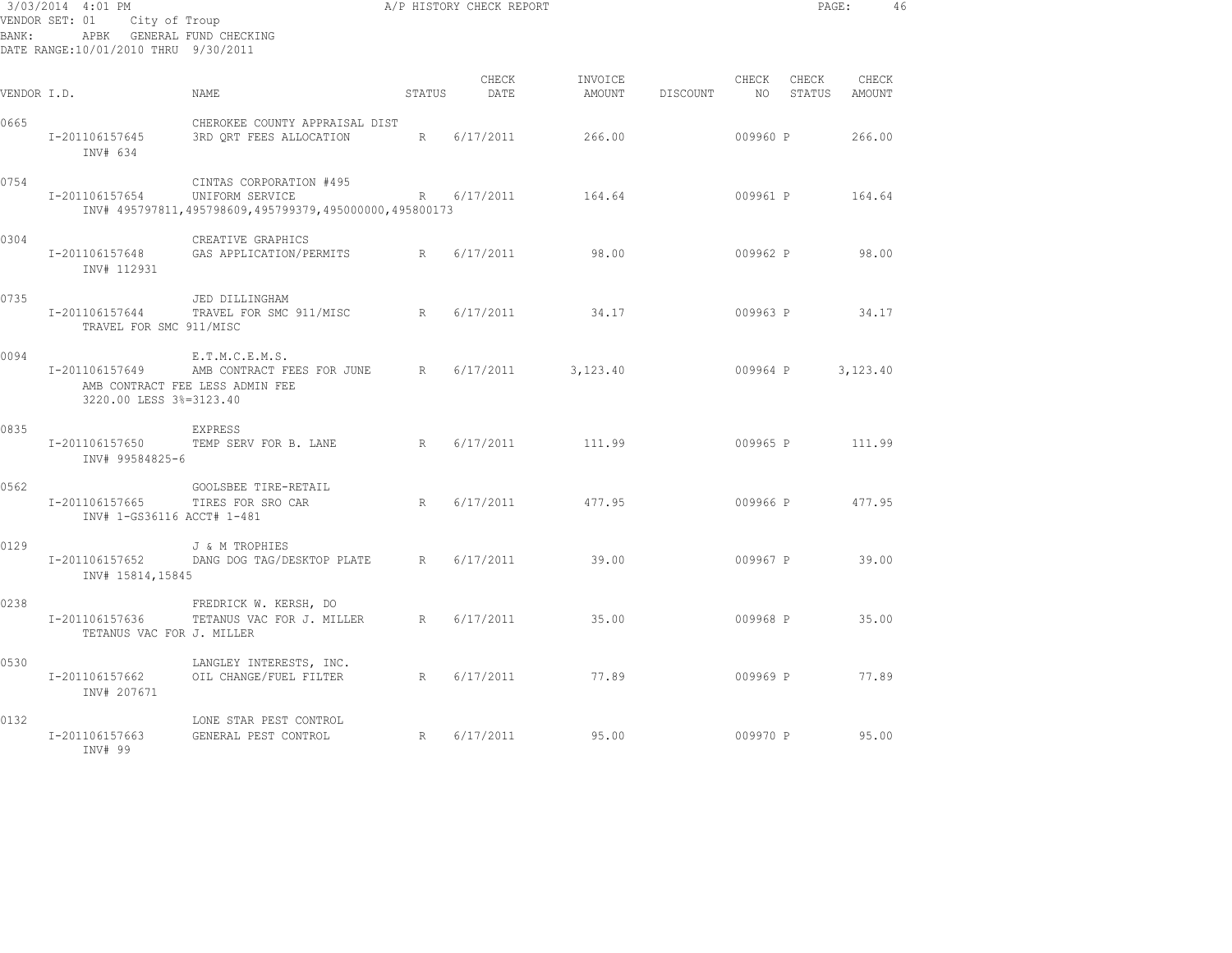3/03/2014 4:01 PM A/P HISTORY CHECK REPORT

VENDOR SET: 01 City of Troup

BANK: APBK GENERAL FUND CHECKING

DATE RANGE:10/01/2010 THRU 9/30/2011

| VENDOR I.D. | | NAME | STATUS | CHECK DATE | INVOICE AMOUNT | DISCOUNT | CHECK NO | CHECK STATUS | CHECK AMOUNT |
|---|---|---|---|---|---|---|---|---|---|
| 0665 | | CHEROKEE COUNTY APPRAISAL DIST | | | | | | | |
| | I-201106157645 | 3RD QRT FEES ALLOCATION | R | 6/17/2011 | 266.00 | | 009960 | P | 266.00 |
| | INV# 634 | | | | | | | | |
| 0754 | | CINTAS CORPORATION #495 | | | | | | | |
| | I-201106157654 | UNIFORM SERVICE | R | 6/17/2011 | 164.64 | | 009961 | P | 164.64 |
| | | INV# 495797811,495798609,495799379,495000000,495800173 | | | | | | | |
| 0304 | | CREATIVE GRAPHICS | | | | | | | |
| | I-201106157648 | GAS APPLICATION/PERMITS | R | 6/17/2011 | 98.00 | | 009962 | P | 98.00 |
| | INV# 112931 | | | | | | | | |
| 0735 | | JED DILLINGHAM | | | | | | | |
| | I-201106157644 | TRAVEL FOR SMC 911/MISC | R | 6/17/2011 | 34.17 | | 009963 | P | 34.17 |
| | TRAVEL FOR SMC 911/MISC | | | | | | | | |
| 0094 | | E.T.M.C.E.M.S. | | | | | | | |
| | I-201106157649 | AMB CONTRACT FEES FOR JUNE | R | 6/17/2011 | 3,123.40 | | 009964 | P | 3,123.40 |
| | AMB CONTRACT FEE LESS ADMIN FEE | | | | | | | | |
| | 3220.00 LESS 3%=3123.40 | | | | | | | | |
| 0835 | | EXPRESS | | | | | | | |
| | I-201106157650 | TEMP SERV FOR B. LANE | R | 6/17/2011 | 111.99 | | 009965 | P | 111.99 |
| | INV# 99584825-6 | | | | | | | | |
| 0562 | | GOOLSBEE TIRE-RETAIL | | | | | | | |
| | I-201106157665 | TIRES FOR SRO CAR | R | 6/17/2011 | 477.95 | | 009966 | P | 477.95 |
| | INV# 1-GS36116 ACCT# 1-481 | | | | | | | | |
| 0129 | | J & M TROPHIES | | | | | | | |
| | I-201106157652 | DANG DOG TAG/DESKTOP PLATE | R | 6/17/2011 | 39.00 | | 009967 | P | 39.00 |
| | INV# 15814,15845 | | | | | | | | |
| 0238 | | FREDRICK W. KERSH, DO | | | | | | | |
| | I-201106157636 | TETANUS VAC FOR J. MILLER | R | 6/17/2011 | 35.00 | | 009968 | P | 35.00 |
| | TETANUS VAC FOR J. MILLER | | | | | | | | |
| 0530 | | LANGLEY INTERESTS, INC. | | | | | | | |
| | I-201106157662 | OIL CHANGE/FUEL FILTER | R | 6/17/2011 | 77.89 | | 009969 | P | 77.89 |
| | INV# 207671 | | | | | | | | |
| 0132 | | LONE STAR PEST CONTROL | | | | | | | |
| | I-201106157663 | GENERAL PEST CONTROL | R | 6/17/2011 | 95.00 | | 009970 | P | 95.00 |
| | INV# 99 | | | | | | | | |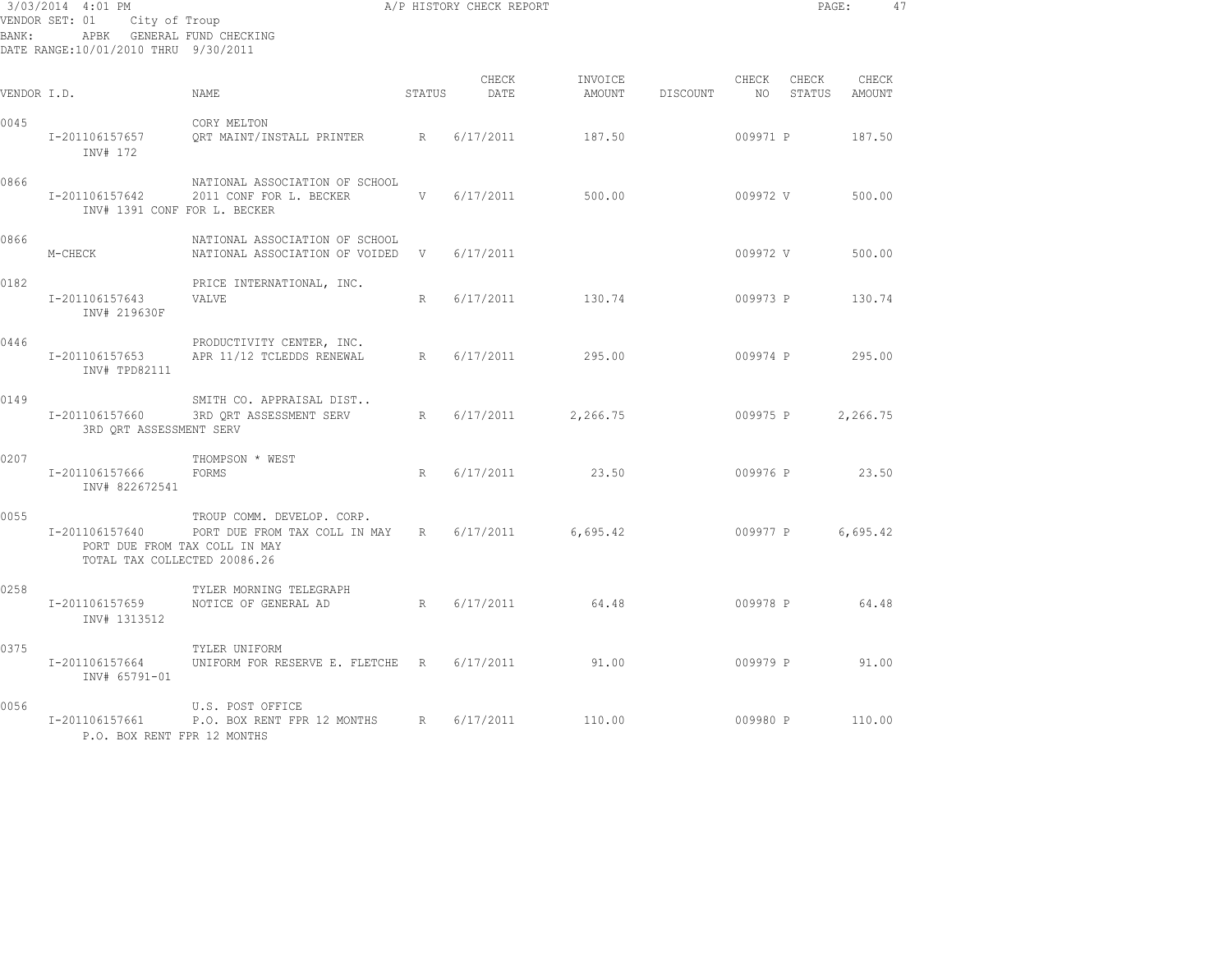3/03/2014 4:01 PM A/P HISTORY CHECK REPORT

VENDOR SET: 01 City of Troup
BANK: APBK GENERAL FUND CHECKING
DATE RANGE:10/01/2010 THRU 9/30/2011

| VENDOR I.D. | NAME | STATUS | CHECK DATE | INVOICE AMOUNT | DISCOUNT | CHECK NO | CHECK STATUS | CHECK AMOUNT |
|---|---|---|---|---|---|---|---|---|
| 0045 | CORY MELTON | | | | | | | |
| I-201106157657 INV# 172 | QRT MAINT/INSTALL PRINTER | R | 6/17/2011 | 187.50 | | 009971 | P | 187.50 |
| 0866 | NATIONAL ASSOCIATION OF SCHOOL | | | | | | | |
| I-201106157642 INV# 1391 CONF FOR L. BECKER | 2011 CONF FOR L. BECKER | V | 6/17/2011 | 500.00 | | 009972 | V | 500.00 |
| 0866 | NATIONAL ASSOCIATION OF SCHOOL | | | | | | | |
| M-CHECK | NATIONAL ASSOCIATION OF VOIDED | V | 6/17/2011 | | | 009972 | V | 500.00 |
| 0182 | PRICE INTERNATIONAL, INC. | | | | | | | |
| I-201106157643 INV# 219630F | VALVE | R | 6/17/2011 | 130.74 | | 009973 | P | 130.74 |
| 0446 | PRODUCTIVITY CENTER, INC. | | | | | | | |
| I-201106157653 INV# TPD82111 | APR 11/12 TCLEDDS RENEWAL | R | 6/17/2011 | 295.00 | | 009974 | P | 295.00 |
| 0149 | SMITH CO. APPRAISAL DIST.. | | | | | | | |
| I-201106157660 3RD QRT ASSESSMENT SERV | 3RD QRT ASSESSMENT SERV | R | 6/17/2011 | 2,266.75 | | 009975 | P | 2,266.75 |
| 0207 | THOMPSON * WEST | | | | | | | |
| I-201106157666 INV# 822672541 | FORMS | R | 6/17/2011 | 23.50 | | 009976 | P | 23.50 |
| 0055 | TROUP COMM. DEVELOP. CORP. | | | | | | | |
| I-201106157640 PORT DUE FROM TAX COLL IN MAY TOTAL TAX COLLECTED 20086.26 | PORT DUE FROM TAX COLL IN MAY | R | 6/17/2011 | 6,695.42 | | 009977 | P | 6,695.42 |
| 0258 | TYLER MORNING TELEGRAPH | | | | | | | |
| I-201106157659 INV# 1313512 | NOTICE OF GENERAL AD | R | 6/17/2011 | 64.48 | | 009978 | P | 64.48 |
| 0375 | TYLER UNIFORM | | | | | | | |
| I-201106157664 INV# 65791-01 | UNIFORM FOR RESERVE E. FLETCHE | R | 6/17/2011 | 91.00 | | 009979 | P | 91.00 |
| 0056 | U.S. POST OFFICE | | | | | | | |
| I-201106157661 P.O. BOX RENT FPR 12 MONTHS | P.O. BOX RENT FPR 12 MONTHS | R | 6/17/2011 | 110.00 | | 009980 | P | 110.00 |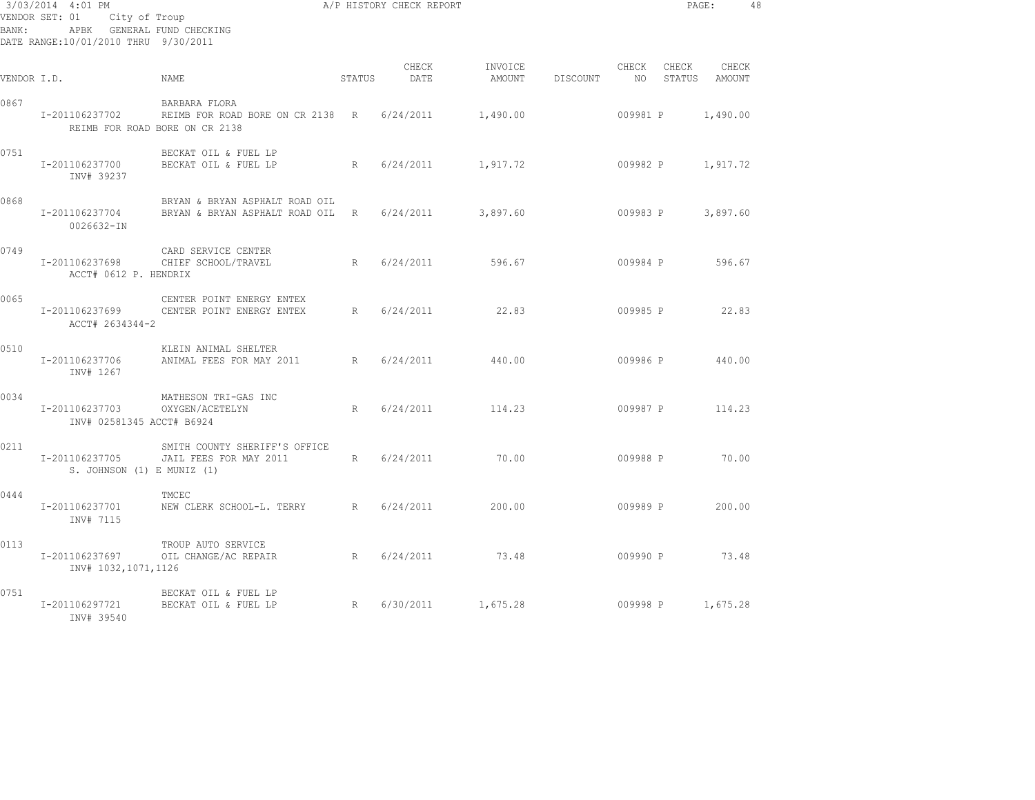3/03/2014 4:01 PM — A/P HISTORY CHECK REPORT

VENDOR SET: 01 City of Troup
BANK: APBK GENERAL FUND CHECKING
DATE RANGE: 10/01/2010 THRU 9/30/2011

| VENDOR I.D. | NAME | STATUS | CHECK DATE | INVOICE AMOUNT | DISCOUNT | CHECK NO | CHECK STATUS | CHECK AMOUNT |
|---|---|---|---|---|---|---|---|---|
| 0867 | BARBARA FLORA | | | | | | | |
| I-201106237702 | REIMB FOR ROAD BORE ON CR 2138 | R | 6/24/2011 | 1,490.00 | | 009981 | P | 1,490.00 |
| REIMB FOR ROAD BORE ON CR 2138 | | | | | | | | |
| 0751 | BECKAT OIL & FUEL LP | | | | | | | |
| I-201106237700 | BECKAT OIL & FUEL LP | R | 6/24/2011 | 1,917.72 | | 009982 | P | 1,917.72 |
| INV# 39237 | | | | | | | | |
| 0868 | BRYAN & BRYAN ASPHALT ROAD OIL | | | | | | | |
| I-201106237704 | BRYAN & BRYAN ASPHALT ROAD OIL | R | 6/24/2011 | 3,897.60 | | 009983 | P | 3,897.60 |
| 0026632-IN | | | | | | | | |
| 0749 | CARD SERVICE CENTER | | | | | | | |
| I-201106237698 | CHIEF SCHOOL/TRAVEL | R | 6/24/2011 | 596.67 | | 009984 | P | 596.67 |
| ACCT# 0612 P. HENDRIX | | | | | | | | |
| 0065 | CENTER POINT ENERGY ENTEX | | | | | | | |
| I-201106237699 | CENTER POINT ENERGY ENTEX | R | 6/24/2011 | 22.83 | | 009985 | P | 22.83 |
| ACCT# 2634344-2 | | | | | | | | |
| 0510 | KLEIN ANIMAL SHELTER | | | | | | | |
| I-201106237706 | ANIMAL FEES FOR MAY 2011 | R | 6/24/2011 | 440.00 | | 009986 | P | 440.00 |
| INV# 1267 | | | | | | | | |
| 0034 | MATHESON TRI-GAS INC | | | | | | | |
| I-201106237703 | OXYGEN/ACETELYN | R | 6/24/2011 | 114.23 | | 009987 | P | 114.23 |
| INV# 02581345 ACCT# B6924 | | | | | | | | |
| 0211 | SMITH COUNTY SHERIFF'S OFFICE | | | | | | | |
| I-201106237705 | JAIL FEES FOR MAY 2011 | R | 6/24/2011 | 70.00 | | 009988 | P | 70.00 |
| S. JOHNSON (1) E MUNIZ (1) | | | | | | | | |
| 0444 | TMCEC | | | | | | | |
| I-201106237701 | NEW CLERK SCHOOL-L. TERRY | R | 6/24/2011 | 200.00 | | 009989 | P | 200.00 |
| INV# 7115 | | | | | | | | |
| 0113 | TROUP AUTO SERVICE | | | | | | | |
| I-201106237697 | OIL CHANGE/AC REPAIR | R | 6/24/2011 | 73.48 | | 009990 | P | 73.48 |
| INV# 1032,1071,1126 | | | | | | | | |
| 0751 | BECKAT OIL & FUEL LP | | | | | | | |
| I-201106297721 | BECKAT OIL & FUEL LP | R | 6/30/2011 | 1,675.28 | | 009998 | P | 1,675.28 |
| INV# 39540 | | | | | | | | |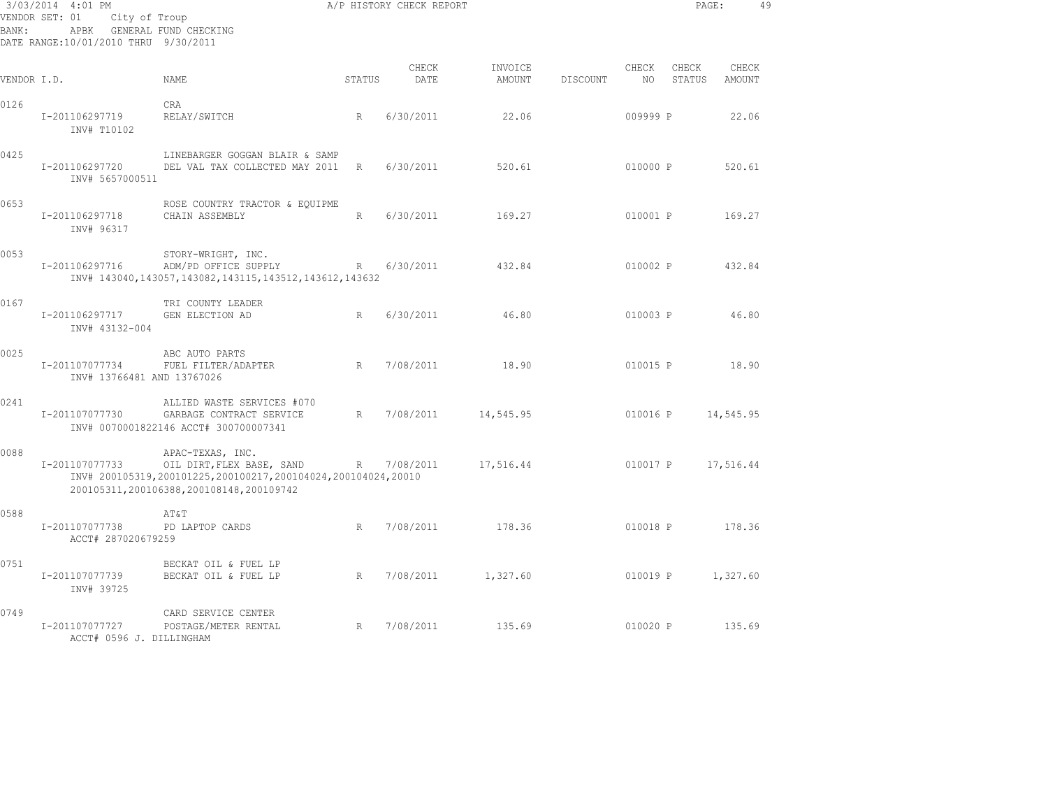3/03/2014 4:01 PM A/P HISTORY CHECK REPORT

VENDOR SET: 01 City of Troup
BANK: APBK GENERAL FUND CHECKING
DATE RANGE:10/01/2010 THRU 9/30/2011

| VENDOR I.D. | NAME | STATUS | CHECK DATE | INVOICE AMOUNT | DISCOUNT | CHECK NO | CHECK STATUS | CHECK AMOUNT |
|---|---|---|---|---|---|---|---|---|
| 0126 | CRA | | | | | | | |
| I-201106297719 INV# T10102 | RELAY/SWITCH | R | 6/30/2011 | 22.06 | | 009999 | P | 22.06 |
| 0425 | LINEBARGER GOGGAN BLAIR & SAMP | | | | | | | |
| I-201106297720 INV# 5657000511 | DEL VAL TAX COLLECTED MAY 2011 | R | 6/30/2011 | 520.61 | | 010000 | P | 520.61 |
| 0653 | ROSE COUNTRY TRACTOR & EQUIPME | | | | | | | |
| I-201106297718 INV# 96317 | CHAIN ASSEMBLY | R | 6/30/2011 | 169.27 | | 010001 | P | 169.27 |
| 0053 | STORY-WRIGHT, INC. | | | | | | | |
| I-201106297716 INV# 143040,143057,143082,143115,143512,143612,143632 | ADM/PD OFFICE SUPPLY | R | 6/30/2011 | 432.84 | | 010002 | P | 432.84 |
| 0167 | TRI COUNTY LEADER | | | | | | | |
| I-201106297717 INV# 43132-004 | GEN ELECTION AD | R | 6/30/2011 | 46.80 | | 010003 | P | 46.80 |
| 0025 | ABC AUTO PARTS | | | | | | | |
| I-201107077734 INV# 13766481 AND 13767026 | FUEL FILTER/ADAPTER | R | 7/08/2011 | 18.90 | | 010015 | P | 18.90 |
| 0241 | ALLIED WASTE SERVICES #070 | | | | | | | |
| I-201107077730 INV# 0070001822146 ACCT# 300700007341 | GARBAGE CONTRACT SERVICE | R | 7/08/2011 | 14,545.95 | | 010016 | P | 14,545.95 |
| 0088 | APAC-TEXAS, INC. | | | | | | | |
| I-201107077733 INV# 200105319,200101225,200100217,200104024,200104024,20010 200105311,200106388,200108148,200109742 | OIL DIRT,FLEX BASE, SAND | R | 7/08/2011 | 17,516.44 | | 010017 | P | 17,516.44 |
| 0588 | AT&T | | | | | | | |
| I-201107077738 ACCT# 287020679259 | PD LAPTOP CARDS | R | 7/08/2011 | 178.36 | | 010018 | P | 178.36 |
| 0751 | BECKAT OIL & FUEL LP | | | | | | | |
| I-201107077739 INV# 39725 | BECKAT OIL & FUEL LP | R | 7/08/2011 | 1,327.60 | | 010019 | P | 1,327.60 |
| 0749 | CARD SERVICE CENTER | | | | | | | |
| I-201107077727 ACCT# 0596 J. DILLINGHAM | POSTAGE/METER RENTAL | R | 7/08/2011 | 135.69 | | 010020 | P | 135.69 |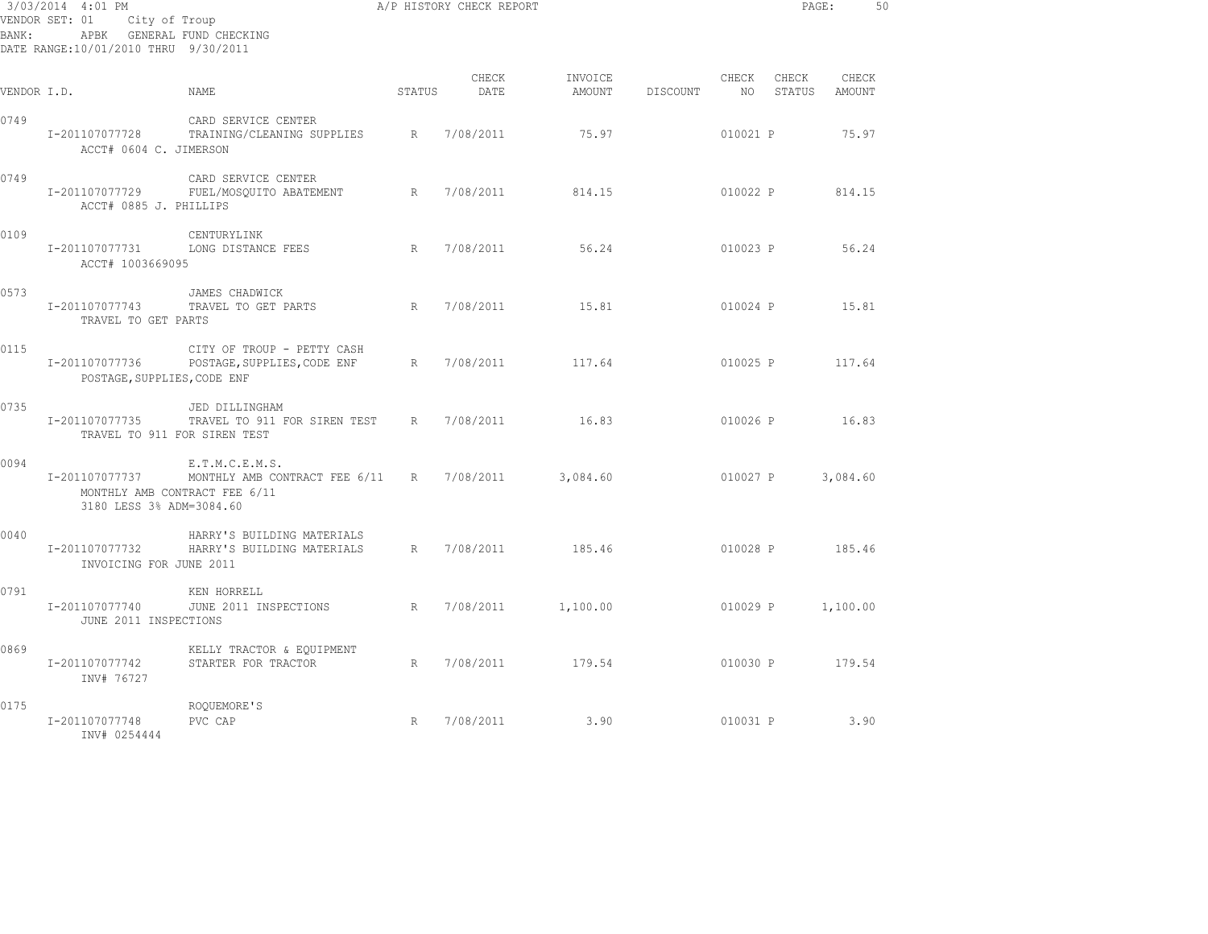3/03/2014 4:01 PM A/P HISTORY CHECK REPORT

VENDOR SET: 01 City of Troup

BANK: APBK GENERAL FUND CHECKING

DATE RANGE:10/01/2010 THRU 9/30/2011

| VENDOR I.D. | NAME | STATUS | CHECK DATE | INVOICE AMOUNT | DISCOUNT | CHECK NO | CHECK STATUS | CHECK AMOUNT |
|---|---|---|---|---|---|---|---|---|
| 0749 | CARD SERVICE CENTER | | | | | | | |
| I-201107077728 | TRAINING/CLEANING SUPPLIES | R | 7/08/2011 | 75.97 | | 010021 | P | 75.97 |
| ACCT# 0604 C. JIMERSON | | | | | | | | |
| 0749 | CARD SERVICE CENTER | | | | | | | |
| I-201107077729 | FUEL/MOSQUITO ABATEMENT | R | 7/08/2011 | 814.15 | | 010022 | P | 814.15 |
| ACCT# 0885 J. PHILLIPS | | | | | | | | |
| 0109 | CENTURYLINK | | | | | | | |
| I-201107077731 | LONG DISTANCE FEES | R | 7/08/2011 | 56.24 | | 010023 | P | 56.24 |
| ACCT# 1003669095 | | | | | | | | |
| 0573 | JAMES CHADWICK | | | | | | | |
| I-201107077743 | TRAVEL TO GET PARTS | R | 7/08/2011 | 15.81 | | 010024 | P | 15.81 |
| TRAVEL TO GET PARTS | | | | | | | | |
| 0115 | CITY OF TROUP - PETTY CASH | | | | | | | |
| I-201107077736 | POSTAGE,SUPPLIES,CODE ENF | R | 7/08/2011 | 117.64 | | 010025 | P | 117.64 |
| POSTAGE,SUPPLIES,CODE ENF | | | | | | | | |
| 0735 | JED DILLINGHAM | | | | | | | |
| I-201107077735 | TRAVEL TO 911 FOR SIREN TEST | R | 7/08/2011 | 16.83 | | 010026 | P | 16.83 |
| TRAVEL TO 911 FOR SIREN TEST | | | | | | | | |
| 0094 | E.T.M.C.E.M.S. | | | | | | | |
| I-201107077737 | MONTHLY AMB CONTRACT FEE 6/11 | R | 7/08/2011 | 3,084.60 | | 010027 | P | 3,084.60 |
| MONTHLY AMB CONTRACT FEE 6/11 | | | | | | | | |
| 3180 LESS 3% ADM=3084.60 | | | | | | | | |
| 0040 | HARRY'S BUILDING MATERIALS | | | | | | | |
| I-201107077732 | HARRY'S BUILDING MATERIALS | R | 7/08/2011 | 185.46 | | 010028 | P | 185.46 |
| INVOICING FOR JUNE 2011 | | | | | | | | |
| 0791 | KEN HORRELL | | | | | | | |
| I-201107077740 | JUNE 2011 INSPECTIONS | R | 7/08/2011 | 1,100.00 | | 010029 | P | 1,100.00 |
| JUNE 2011 INSPECTIONS | | | | | | | | |
| 0869 | KELLY TRACTOR & EQUIPMENT | | | | | | | |
| I-201107077742 | STARTER FOR TRACTOR | R | 7/08/2011 | 179.54 | | 010030 | P | 179.54 |
| INV# 76727 | | | | | | | | |
| 0175 | ROQUEMORE'S | | | | | | | |
| I-201107077748 | PVC CAP | R | 7/08/2011 | 3.90 | | 010031 | P | 3.90 |
| INV# 0254444 | | | | | | | | |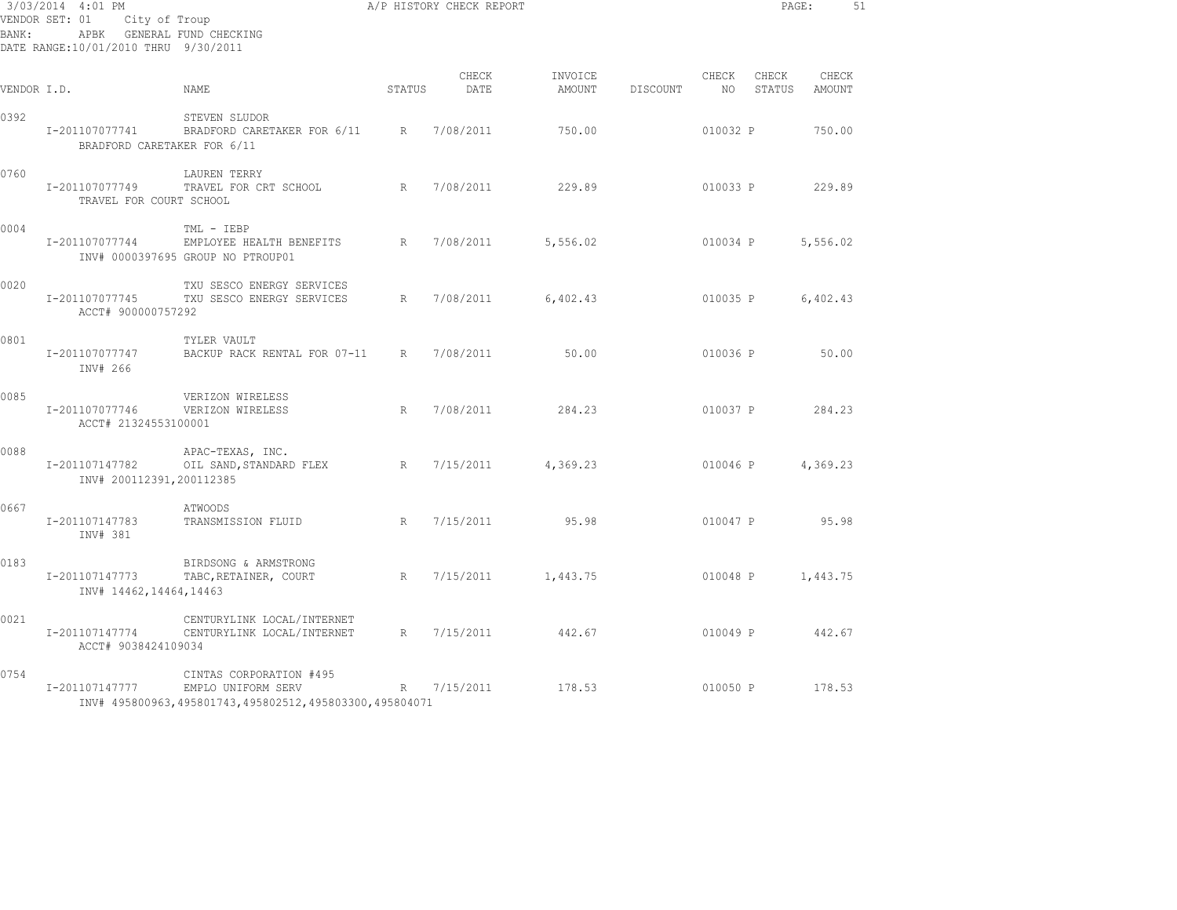3/03/2014 4:01 PM A/P HISTORY CHECK REPORT
VENDOR SET: 01 City of Troup
BANK: APBK GENERAL FUND CHECKING
DATE RANGE:10/01/2010 THRU 9/30/2011

| VENDOR I.D. | NAME | STATUS | CHECK DATE | INVOICE AMOUNT | DISCOUNT | CHECK NO | CHECK STATUS | CHECK AMOUNT |
|---|---|---|---|---|---|---|---|---|
| 0392 | STEVEN SLUDOR | | | | | | | |
| I-201107077741 | BRADFORD CARETAKER FOR 6/11 | R | 7/08/2011 | 750.00 | | 010032 | P | 750.00 |
| | BRADFORD CARETAKER FOR 6/11 | | | | | | | |
| 0760 | LAUREN TERRY | | | | | | | |
| I-201107077749 | TRAVEL FOR CRT SCHOOL | R | 7/08/2011 | 229.89 | | 010033 | P | 229.89 |
| | TRAVEL FOR COURT SCHOOL | | | | | | | |
| 0004 | TML - IEBP | | | | | | | |
| I-201107077744 | EMPLOYEE HEALTH BENEFITS | R | 7/08/2011 | 5,556.02 | | 010034 | P | 5,556.02 |
| | INV# 0000397695 GROUP NO PTROUP01 | | | | | | | |
| 0020 | TXU SESCO ENERGY SERVICES | | | | | | | |
| I-201107077745 | TXU SESCO ENERGY SERVICES | R | 7/08/2011 | 6,402.43 | | 010035 | P | 6,402.43 |
| | ACCT# 900000757292 | | | | | | | |
| 0801 | TYLER VAULT | | | | | | | |
| I-201107077747 | BACKUP RACK RENTAL FOR 07-11 | R | 7/08/2011 | 50.00 | | 010036 | P | 50.00 |
| | INV# 266 | | | | | | | |
| 0085 | VERIZON WIRELESS | | | | | | | |
| I-201107077746 | VERIZON WIRELESS | R | 7/08/2011 | 284.23 | | 010037 | P | 284.23 |
| | ACCT# 21324553100001 | | | | | | | |
| 0088 | APAC-TEXAS, INC. | | | | | | | |
| I-201107147782 | OIL SAND,STANDARD FLEX | R | 7/15/2011 | 4,369.23 | | 010046 | P | 4,369.23 |
| | INV# 200112391,200112385 | | | | | | | |
| 0667 | ATWOODS | | | | | | | |
| I-201107147783 | TRANSMISSION FLUID | R | 7/15/2011 | 95.98 | | 010047 | P | 95.98 |
| | INV# 381 | | | | | | | |
| 0183 | BIRDSONG & ARMSTRONG | | | | | | | |
| I-201107147773 | TABC,RETAINER, COURT | R | 7/15/2011 | 1,443.75 | | 010048 | P | 1,443.75 |
| | INV# 14462,14464,14463 | | | | | | | |
| 0021 | CENTURYLINK LOCAL/INTERNET | | | | | | | |
| I-201107147774 | CENTURYLINK LOCAL/INTERNET | R | 7/15/2011 | 442.67 | | 010049 | P | 442.67 |
| | ACCT# 9038424109034 | | | | | | | |
| 0754 | CINTAS CORPORATION #495 | | | | | | | |
| I-201107147777 | EMPLO UNIFORM SERV | R | 7/15/2011 | 178.53 | | 010050 | P | 178.53 |
| | INV# 495800963,495801743,495802512,495803300,495804071 | | | | | | | |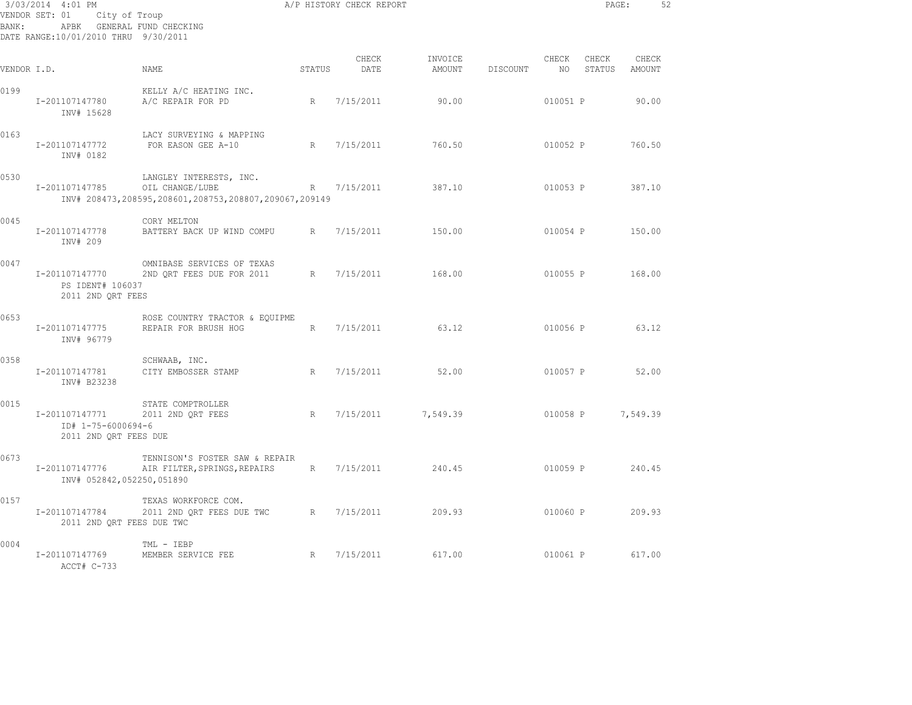3/03/2014 4:01 PM A/P HISTORY CHECK REPORT
VENDOR SET: 01 City of Troup
BANK: APBK GENERAL FUND CHECKING
DATE RANGE:10/01/2010 THRU 9/30/2011

| VENDOR I.D. | NAME | STATUS | CHECK DATE | INVOICE AMOUNT | DISCOUNT | CHECK NO | CHECK STATUS | CHECK AMOUNT |
|---|---|---|---|---|---|---|---|---|
| 0199 | KELLY A/C HEATING INC. | | | | | | | |
| I-201107147780 | A/C REPAIR FOR PD | R | 7/15/2011 | 90.00 | | 010051 | P | 90.00 |
| INV# 15628 | | | | | | | | |
| 0163 | LACY SURVEYING & MAPPING | | | | | | | |
| I-201107147772 | FOR EASON GEE A-10 | R | 7/15/2011 | 760.50 | | 010052 | P | 760.50 |
| INV# 0182 | | | | | | | | |
| 0530 | LANGLEY INTERESTS, INC. | | | | | | | |
| I-201107147785 | OIL CHANGE/LUBE | R | 7/15/2011 | 387.10 | | 010053 | P | 387.10 |
| INV# 208473,208595,208601,208753,208807,209067,209149 | | | | | | | | |
| 0045 | CORY MELTON | | | | | | | |
| I-201107147778 | BATTERY BACK UP WIND COMPU | R | 7/15/2011 | 150.00 | | 010054 | P | 150.00 |
| INV# 209 | | | | | | | | |
| 0047 | OMNIBASE SERVICES OF TEXAS | | | | | | | |
| I-201107147770 | 2ND QRT FEES DUE FOR 2011 | R | 7/15/2011 | 168.00 | | 010055 | P | 168.00 |
| PS IDENT# 106037 | | | | | | | | |
| 2011 2ND QRT FEES | | | | | | | | |
| 0653 | ROSE COUNTRY TRACTOR & EQUIPME | | | | | | | |
| I-201107147775 | REPAIR FOR BRUSH HOG | R | 7/15/2011 | 63.12 | | 010056 | P | 63.12 |
| INV# 96779 | | | | | | | | |
| 0358 | SCHWAAB, INC. | | | | | | | |
| I-201107147781 | CITY EMBOSSER STAMP | R | 7/15/2011 | 52.00 | | 010057 | P | 52.00 |
| INV# B23238 | | | | | | | | |
| 0015 | STATE COMPTROLLER | | | | | | | |
| I-201107147771 | 2011 2ND QRT FEES | R | 7/15/2011 | 7,549.39 | | 010058 | P | 7,549.39 |
| ID# 1-75-6000694-6 | | | | | | | | |
| 2011 2ND QRT FEES DUE | | | | | | | | |
| 0673 | TENNISON'S FOSTER SAW & REPAIR | | | | | | | |
| I-201107147776 | AIR FILTER,SPRINGS,REPAIRS | R | 7/15/2011 | 240.45 | | 010059 | P | 240.45 |
| INV# 052842,052250,051890 | | | | | | | | |
| 0157 | TEXAS WORKFORCE COM. | | | | | | | |
| I-201107147784 | 2011 2ND QRT FEES DUE TWC | R | 7/15/2011 | 209.93 | | 010060 | P | 209.93 |
| 2011 2ND QRT FEES DUE TWC | | | | | | | | |
| 0004 | TML - IEBP | | | | | | | |
| I-201107147769 | MEMBER SERVICE FEE | R | 7/15/2011 | 617.00 | | 010061 | P | 617.00 |
| ACCT# C-733 | | | | | | | | |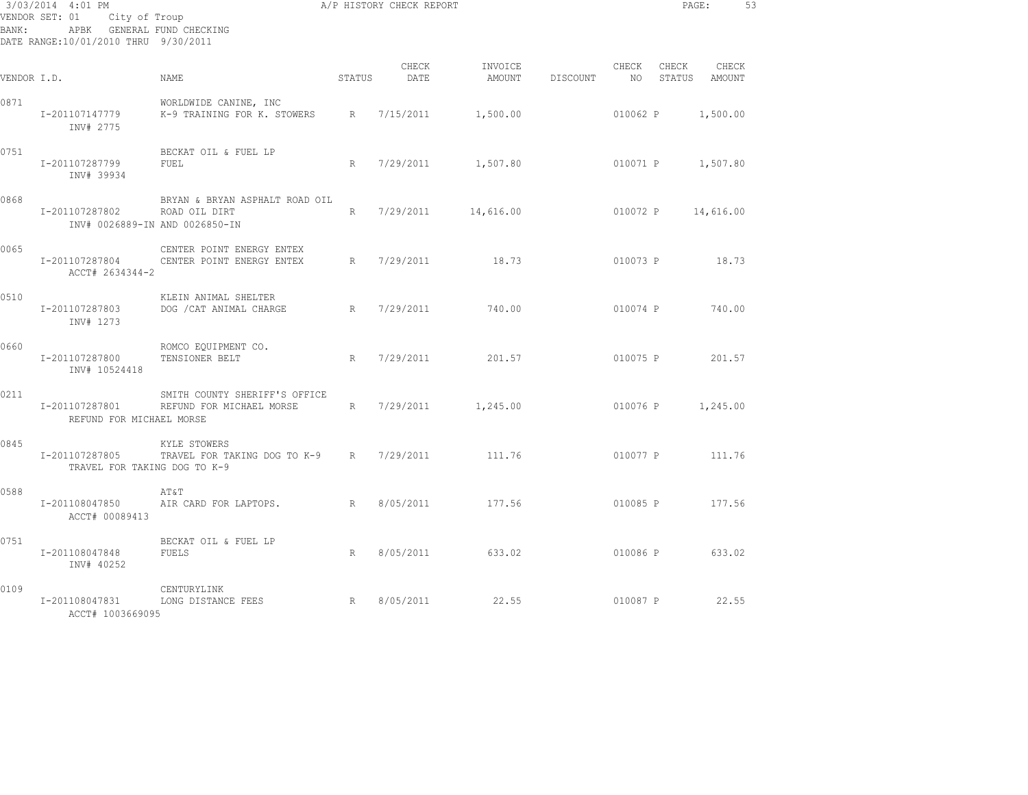3/03/2014 4:01 PM — A/P HISTORY CHECK REPORT

VENDOR SET: 01 City of Troup
BANK: APBK GENERAL FUND CHECKING
DATE RANGE:10/01/2010 THRU 9/30/2011

| VENDOR I.D. | NAME | STATUS | CHECK DATE | INVOICE AMOUNT | DISCOUNT | CHECK NO | CHECK STATUS | CHECK AMOUNT |
|---|---|---|---|---|---|---|---|---|
| 0871 | WORLDWIDE CANINE, INC | | | | | | | |
| I-201107147779 INV# 2775 | K-9 TRAINING FOR K. STOWERS | R | 7/15/2011 | 1,500.00 | | 010062 | P | 1,500.00 |
| 0751 | BECKAT OIL & FUEL LP | | | | | | | |
| I-201107287799 INV# 39934 | FUEL | R | 7/29/2011 | 1,507.80 | | 010071 | P | 1,507.80 |
| 0868 | BRYAN & BRYAN ASPHALT ROAD OIL | | | | | | | |
| I-201107287802 INV# 0026889-IN AND 0026850-IN | ROAD OIL DIRT | R | 7/29/2011 | 14,616.00 | | 010072 | P | 14,616.00 |
| 0065 | CENTER POINT ENERGY ENTEX | | | | | | | |
| I-201107287804 ACCT# 2634344-2 | CENTER POINT ENERGY ENTEX | R | 7/29/2011 | 18.73 | | 010073 | P | 18.73 |
| 0510 | KLEIN ANIMAL SHELTER | | | | | | | |
| I-201107287803 INV# 1273 | DOG /CAT ANIMAL CHARGE | R | 7/29/2011 | 740.00 | | 010074 | P | 740.00 |
| 0660 | ROMCO EQUIPMENT CO. | | | | | | | |
| I-201107287800 INV# 10524418 | TENSIONER BELT | R | 7/29/2011 | 201.57 | | 010075 | P | 201.57 |
| 0211 | SMITH COUNTY SHERIFF'S OFFICE | | | | | | | |
| I-201107287801 REFUND FOR MICHAEL MORSE | REFUND FOR MICHAEL MORSE | R | 7/29/2011 | 1,245.00 | | 010076 | P | 1,245.00 |
| 0845 | KYLE STOWERS | | | | | | | |
| I-201107287805 TRAVEL FOR TAKING DOG TO K-9 | TRAVEL FOR TAKING DOG TO K-9 | R | 7/29/2011 | 111.76 | | 010077 | P | 111.76 |
| 0588 | AT&T | | | | | | | |
| I-201108047850 ACCT# 00089413 | AIR CARD FOR LAPTOPS. | R | 8/05/2011 | 177.56 | | 010085 | P | 177.56 |
| 0751 | BECKAT OIL & FUEL LP | | | | | | | |
| I-201108047848 INV# 40252 | FUELS | R | 8/05/2011 | 633.02 | | 010086 | P | 633.02 |
| 0109 | CENTURYLINK | | | | | | | |
| I-201108047831 ACCT# 1003669095 | LONG DISTANCE FEES | R | 8/05/2011 | 22.55 | | 010087 | P | 22.55 |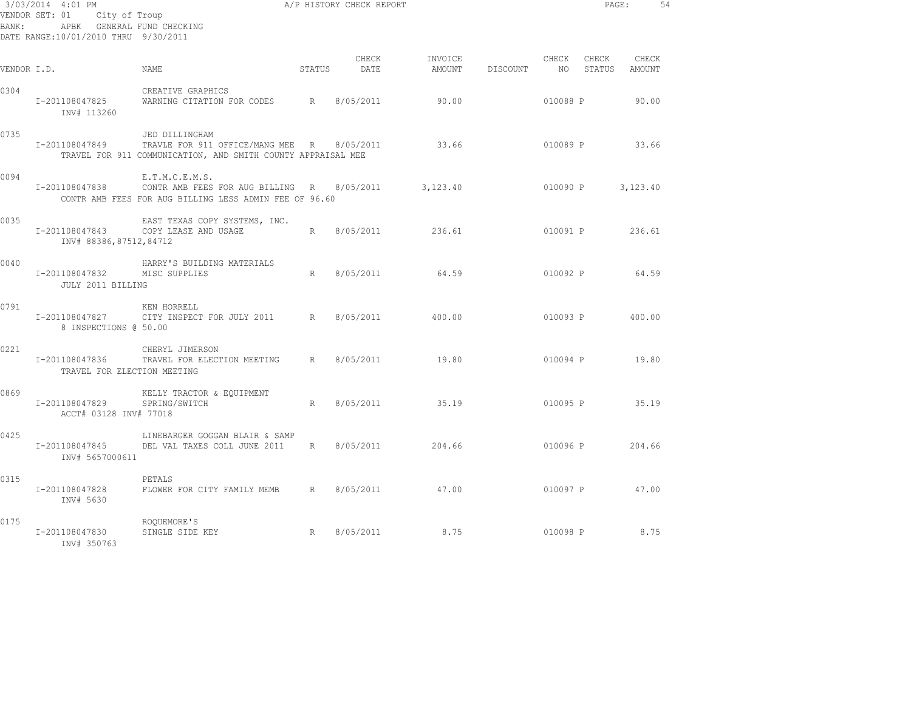3/03/2014 4:01 PM A/P HISTORY CHECK REPORT

VENDOR SET: 01 City of Troup
BANK: APBK GENERAL FUND CHECKING
DATE RANGE:10/01/2010 THRU 9/30/2011

| VENDOR I.D. | NAME | STATUS | CHECK DATE | INVOICE AMOUNT | DISCOUNT | CHECK NO | CHECK STATUS | CHECK AMOUNT |
|---|---|---|---|---|---|---|---|---|
| 0304 | CREATIVE GRAPHICS | | | | | | | |
| I-201108047825 | WARNING CITATION FOR CODES | R | 8/05/2011 | 90.00 | | 010088 | P | 90.00 |
| INV# 113260 | | | | | | | | |
| 0735 | JED DILLINGHAM | | | | | | | |
| I-201108047849 | TRAVLE FOR 911 OFFICE/MANG MEE | R | 8/05/2011 | 33.66 | | 010089 | P | 33.66 |
| | TRAVEL FOR 911 COMMUNICATION, AND SMITH COUNTY APPRAISAL MEE | | | | | | | |
| 0094 | E.T.M.C.E.M.S. | | | | | | | |
| I-201108047838 | CONTR AMB FEES FOR AUG BILLING | R | 8/05/2011 | 3,123.40 | | 010090 | P | 3,123.40 |
| | CONTR AMB FEES FOR AUG BILLING LESS ADMIN FEE OF 96.60 | | | | | | | |
| 0035 | EAST TEXAS COPY SYSTEMS, INC. | | | | | | | |
| I-201108047843 | COPY LEASE AND USAGE | R | 8/05/2011 | 236.61 | | 010091 | P | 236.61 |
| INV# 88386,87512,84712 | | | | | | | | |
| 0040 | HARRY'S BUILDING MATERIALS | | | | | | | |
| I-201108047832 | MISC SUPPLIES | R | 8/05/2011 | 64.59 | | 010092 | P | 64.59 |
| JULY 2011 BILLING | | | | | | | | |
| 0791 | KEN HORRELL | | | | | | | |
| I-201108047827 | CITY INSPECT FOR JULY 2011 | R | 8/05/2011 | 400.00 | | 010093 | P | 400.00 |
| 8 INSPECTIONS @ 50.00 | | | | | | | | |
| 0221 | CHERYL JIMERSON | | | | | | | |
| I-201108047836 | TRAVEL FOR ELECTION MEETING | R | 8/05/2011 | 19.80 | | 010094 | P | 19.80 |
| TRAVEL FOR ELECTION MEETING | | | | | | | | |
| 0869 | KELLY TRACTOR & EQUIPMENT | | | | | | | |
| I-201108047829 | SPRING/SWITCH | R | 8/05/2011 | 35.19 | | 010095 | P | 35.19 |
| ACCT# 03128 INV# 77018 | | | | | | | | |
| 0425 | LINEBARGER GOGGAN BLAIR & SAMP | | | | | | | |
| I-201108047845 | DEL VAL TAXES COLL JUNE 2011 | R | 8/05/2011 | 204.66 | | 010096 | P | 204.66 |
| INV# 5657000611 | | | | | | | | |
| 0315 | PETALS | | | | | | | |
| I-201108047828 | FLOWER FOR CITY FAMILY MEMB | R | 8/05/2011 | 47.00 | | 010097 | P | 47.00 |
| INV# 5630 | | | | | | | | |
| 0175 | ROQUEMORE'S | | | | | | | |
| I-201108047830 | SINGLE SIDE KEY | R | 8/05/2011 | 8.75 | | 010098 | P | 8.75 |
| INV# 350763 | | | | | | | | |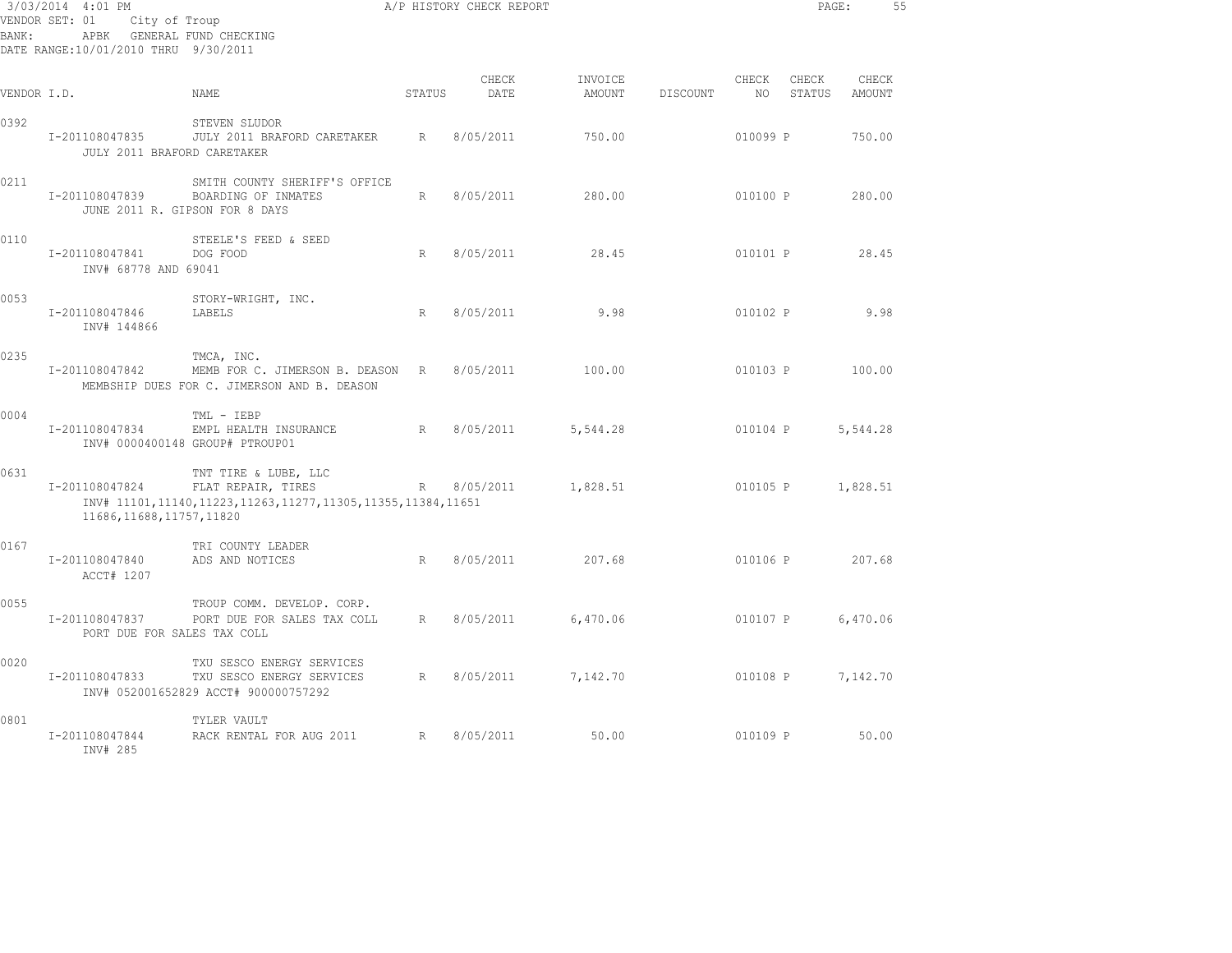3/03/2014 4:01 PM
A/P HISTORY CHECK REPORT
VENDOR SET: 01 City of Troup
BANK: APBK GENERAL FUND CHECKING
DATE RANGE:10/01/2010 THRU 9/30/2011

| VENDOR I.D. | NAME | STATUS | CHECK DATE | INVOICE AMOUNT | DISCOUNT | CHECK NO | CHECK STATUS | CHECK AMOUNT |
|---|---|---|---|---|---|---|---|---|
| 0392 | STEVEN SLUDOR | | | | | | | |
| I-201108047835 | JULY 2011 BRAFORD CARETAKER | R | 8/05/2011 | 750.00 | | 010099 | P | 750.00 |
| | JULY 2011 BRAFORD CARETAKER | | | | | | | |
| 0211 | SMITH COUNTY SHERIFF'S OFFICE | | | | | | | |
| I-201108047839 | BOARDING OF INMATES | R | 8/05/2011 | 280.00 | | 010100 | P | 280.00 |
| | JUNE 2011 R. GIPSON FOR 8 DAYS | | | | | | | |
| 0110 | STEELE'S FEED & SEED | | | | | | | |
| I-201108047841 | DOG FOOD | R | 8/05/2011 | 28.45 | | 010101 | P | 28.45 |
| | INV# 68778 AND 69041 | | | | | | | |
| 0053 | STORY-WRIGHT, INC. | | | | | | | |
| I-201108047846 | LABELS | R | 8/05/2011 | 9.98 | | 010102 | P | 9.98 |
| | INV# 144866 | | | | | | | |
| 0235 | TMCA, INC. | | | | | | | |
| I-201108047842 | MEMB FOR C. JIMERSON B. DEASON | R | 8/05/2011 | 100.00 | | 010103 | P | 100.00 |
| | MEMBSHIP DUES FOR C. JIMERSON AND B. DEASON | | | | | | | |
| 0004 | TML - IEBP | | | | | | | |
| I-201108047834 | EMPL HEALTH INSURANCE | R | 8/05/2011 | 5,544.28 | | 010104 | P | 5,544.28 |
| | INV# 0000400148 GROUP# PTROUP01 | | | | | | | |
| 0631 | TNT TIRE & LUBE, LLC | | | | | | | |
| I-201108047824 | FLAT REPAIR, TIRES | R | 8/05/2011 | 1,828.51 | | 010105 | P | 1,828.51 |
| | INV# 11101,11140,11223,11263,11277,11305,11355,11384,11651 11686,11688,11757,11820 | | | | | | | |
| 0167 | TRI COUNTY LEADER | | | | | | | |
| I-201108047840 | ADS AND NOTICES | R | 8/05/2011 | 207.68 | | 010106 | P | 207.68 |
| | ACCT# 1207 | | | | | | | |
| 0055 | TROUP COMM. DEVELOP. CORP. | | | | | | | |
| I-201108047837 | PORT DUE FOR SALES TAX COLL | R | 8/05/2011 | 6,470.06 | | 010107 | P | 6,470.06 |
| | PORT DUE FOR SALES TAX COLL | | | | | | | |
| 0020 | TXU SESCO ENERGY SERVICES | | | | | | | |
| I-201108047833 | TXU SESCO ENERGY SERVICES | R | 8/05/2011 | 7,142.70 | | 010108 | P | 7,142.70 |
| | INV# 052001652829 ACCT# 900000757292 | | | | | | | |
| 0801 | TYLER VAULT | | | | | | | |
| I-201108047844 | RACK RENTAL FOR AUG 2011 | R | 8/05/2011 | 50.00 | | 010109 | P | 50.00 |
| | INV# 285 | | | | | | | |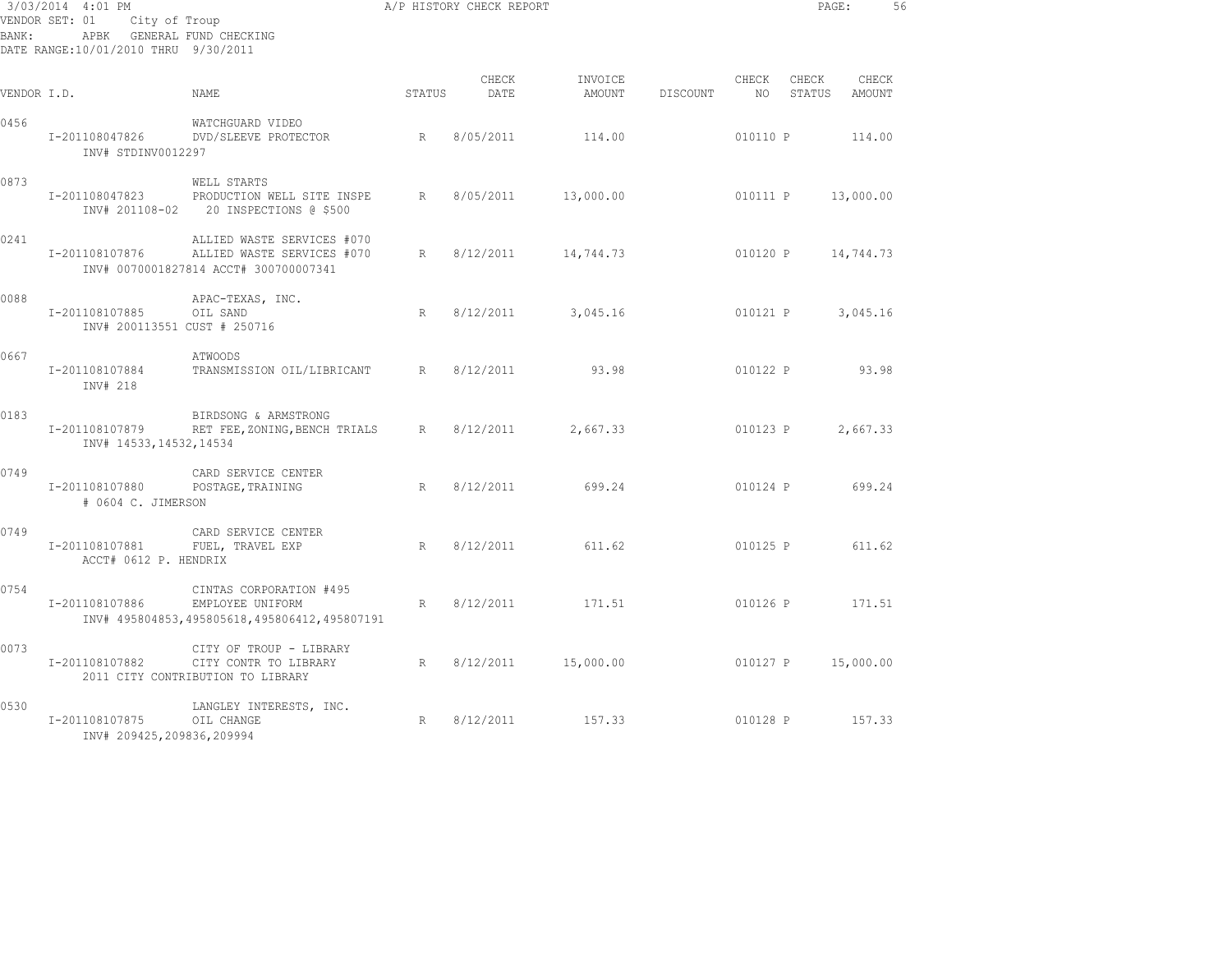3/03/2014 4:01 PM — A/P HISTORY CHECK REPORT

VENDOR SET: 01 City of Troup
BANK: APBK GENERAL FUND CHECKING
DATE RANGE:10/01/2010 THRU 9/30/2011

| VENDOR I.D. | NAME | STATUS | CHECK DATE | INVOICE AMOUNT | DISCOUNT | CHECK NO | CHECK STATUS | CHECK AMOUNT |
|---|---|---|---|---|---|---|---|---|
| 0456 | WATCHGUARD VIDEO | | | | | | | |
| I-201108047826 | DVD/SLEEVE PROTECTOR | R | 8/05/2011 | 114.00 | | 010110 | P | 114.00 |
| INV# STDINV0012297 | | | | | | | | |
| 0873 | WELL STARTS | | | | | | | |
| I-201108047823 | PRODUCTION WELL SITE INSPE | R | 8/05/2011 | 13,000.00 | | 010111 | P | 13,000.00 |
| INV# 201108-02 | 20 INSPECTIONS @ $500 | | | | | | | |
| 0241 | ALLIED WASTE SERVICES #070 | | | | | | | |
| I-201108107876 | ALLIED WASTE SERVICES #070 | R | 8/12/2011 | 14,744.73 | | 010120 | P | 14,744.73 |
| INV# 0070001827814 ACCT# 300700007341 | | | | | | | | |
| 0088 | APAC-TEXAS, INC. | | | | | | | |
| I-201108107885 | OIL SAND | R | 8/12/2011 | 3,045.16 | | 010121 | P | 3,045.16 |
| INV# 200113551 CUST # 250716 | | | | | | | | |
| 0667 | ATWOODS | | | | | | | |
| I-201108107884 | TRANSMISSION OIL/LIBRICANT | R | 8/12/2011 | 93.98 | | 010122 | P | 93.98 |
| INV# 218 | | | | | | | | |
| 0183 | BIRDSONG & ARMSTRONG | | | | | | | |
| I-201108107879 | RET FEE,ZONING,BENCH TRIALS | R | 8/12/2011 | 2,667.33 | | 010123 | P | 2,667.33 |
| INV# 14533,14532,14534 | | | | | | | | |
| 0749 | CARD SERVICE CENTER | | | | | | | |
| I-201108107880 | POSTAGE,TRAINING | R | 8/12/2011 | 699.24 | | 010124 | P | 699.24 |
| # 0604 C. JIMERSON | | | | | | | | |
| 0749 | CARD SERVICE CENTER | | | | | | | |
| I-201108107881 | FUEL, TRAVEL EXP | R | 8/12/2011 | 611.62 | | 010125 | P | 611.62 |
| ACCT# 0612 P. HENDRIX | | | | | | | | |
| 0754 | CINTAS CORPORATION #495 | | | | | | | |
| I-201108107886 | EMPLOYEE UNIFORM | R | 8/12/2011 | 171.51 | | 010126 | P | 171.51 |
| INV# 495804853,495805618,495806412,495807191 | | | | | | | | |
| 0073 | CITY OF TROUP - LIBRARY | | | | | | | |
| I-201108107882 | CITY CONTR TO LIBRARY | R | 8/12/2011 | 15,000.00 | | 010127 | P | 15,000.00 |
| 2011 CITY CONTRIBUTION TO LIBRARY | | | | | | | | |
| 0530 | LANGLEY INTERESTS, INC. | | | | | | | |
| I-201108107875 | OIL CHANGE | R | 8/12/2011 | 157.33 | | 010128 | P | 157.33 |
| INV# 209425,209836,209994 | | | | | | | | |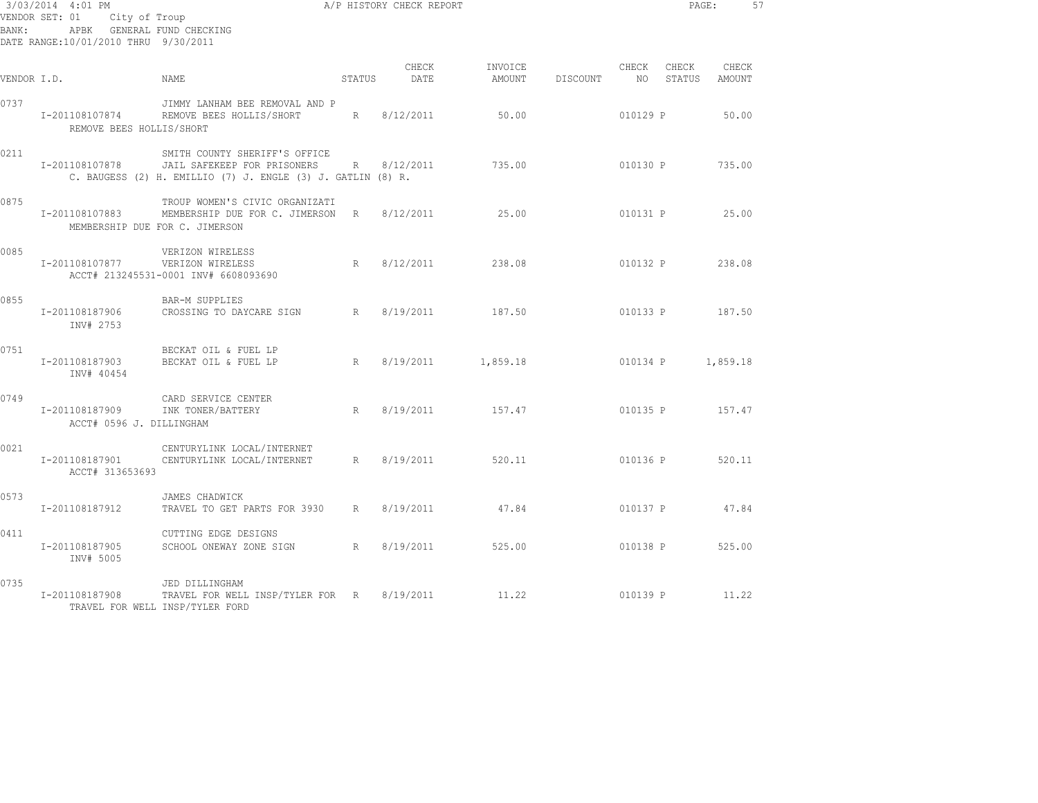3/03/2014 4:01 PM A/P HISTORY CHECK REPORT

VENDOR SET: 01 City of Troup
BANK: APBK GENERAL FUND CHECKING
DATE RANGE:10/01/2010 THRU 9/30/2011

| VENDOR I.D. | | NAME | STATUS | CHECK DATE | INVOICE AMOUNT | DISCOUNT | CHECK NO | CHECK STATUS | CHECK AMOUNT |
|---|---|---|---|---|---|---|---|---|---|
| 0737 | | JIMMY LANHAM BEE REMOVAL AND P | | | | | | | |
| | I-201108107874 | REMOVE BEES HOLLIS/SHORT | R | 8/12/2011 | 50.00 | | 010129 | P | 50.00 |
| | REMOVE BEES HOLLIS/SHORT | | | | | | | | |
| 0211 | | SMITH COUNTY SHERIFF'S OFFICE | | | | | | | |
| | I-201108107878 | JAIL SAFEKEEP FOR PRISONERS | R | 8/12/2011 | 735.00 | | 010130 | P | 735.00 |
| | C. BAUGESS (2) H. EMILLIO (7) J. ENGLE (3) J. GATLIN (8) R. | | | | | | | | |
| 0875 | | TROUP WOMEN'S CIVIC ORGANIZATI | | | | | | | |
| | I-201108107883 | MEMBERSHIP DUE FOR C. JIMERSON | R | 8/12/2011 | 25.00 | | 010131 | P | 25.00 |
| | MEMBERSHIP DUE FOR C. JIMERSON | | | | | | | | |
| 0085 | | VERIZON WIRELESS | | | | | | | |
| | I-201108107877 | VERIZON WIRELESS | R | 8/12/2011 | 238.08 | | 010132 | P | 238.08 |
| | ACCT# 213245531-0001 INV# 6608093690 | | | | | | | | |
| 0855 | | BAR-M SUPPLIES | | | | | | | |
| | I-201108187906 | CROSSING TO DAYCARE SIGN | R | 8/19/2011 | 187.50 | | 010133 | P | 187.50 |
| | INV# 2753 | | | | | | | | |
| 0751 | | BECKAT OIL & FUEL LP | | | | | | | |
| | I-201108187903 | BECKAT OIL & FUEL LP | R | 8/19/2011 | 1,859.18 | | 010134 | P | 1,859.18 |
| | INV# 40454 | | | | | | | | |
| 0749 | | CARD SERVICE CENTER | | | | | | | |
| | I-201108187909 | INK TONER/BATTERY | R | 8/19/2011 | 157.47 | | 010135 | P | 157.47 |
| | ACCT# 0596 J. DILLINGHAM | | | | | | | | |
| 0021 | | CENTURYLINK LOCAL/INTERNET | | | | | | | |
| | I-201108187901 | CENTURYLINK LOCAL/INTERNET | R | 8/19/2011 | 520.11 | | 010136 | P | 520.11 |
| | ACCT# 313653693 | | | | | | | | |
| 0573 | | JAMES CHADWICK | | | | | | | |
| | I-201108187912 | TRAVEL TO GET PARTS FOR 3930 | R | 8/19/2011 | 47.84 | | 010137 | P | 47.84 |
| 0411 | | CUTTING EDGE DESIGNS | | | | | | | |
| | I-201108187905 | SCHOOL ONEWAY ZONE SIGN | R | 8/19/2011 | 525.00 | | 010138 | P | 525.00 |
| | INV# 5005 | | | | | | | | |
| 0735 | | JED DILLINGHAM | | | | | | | |
| | I-201108187908 | TRAVEL FOR WELL INSP/TYLER FOR | R | 8/19/2011 | 11.22 | | 010139 | P | 11.22 |
| | TRAVEL FOR WELL INSP/TYLER FORD | | | | | | | | |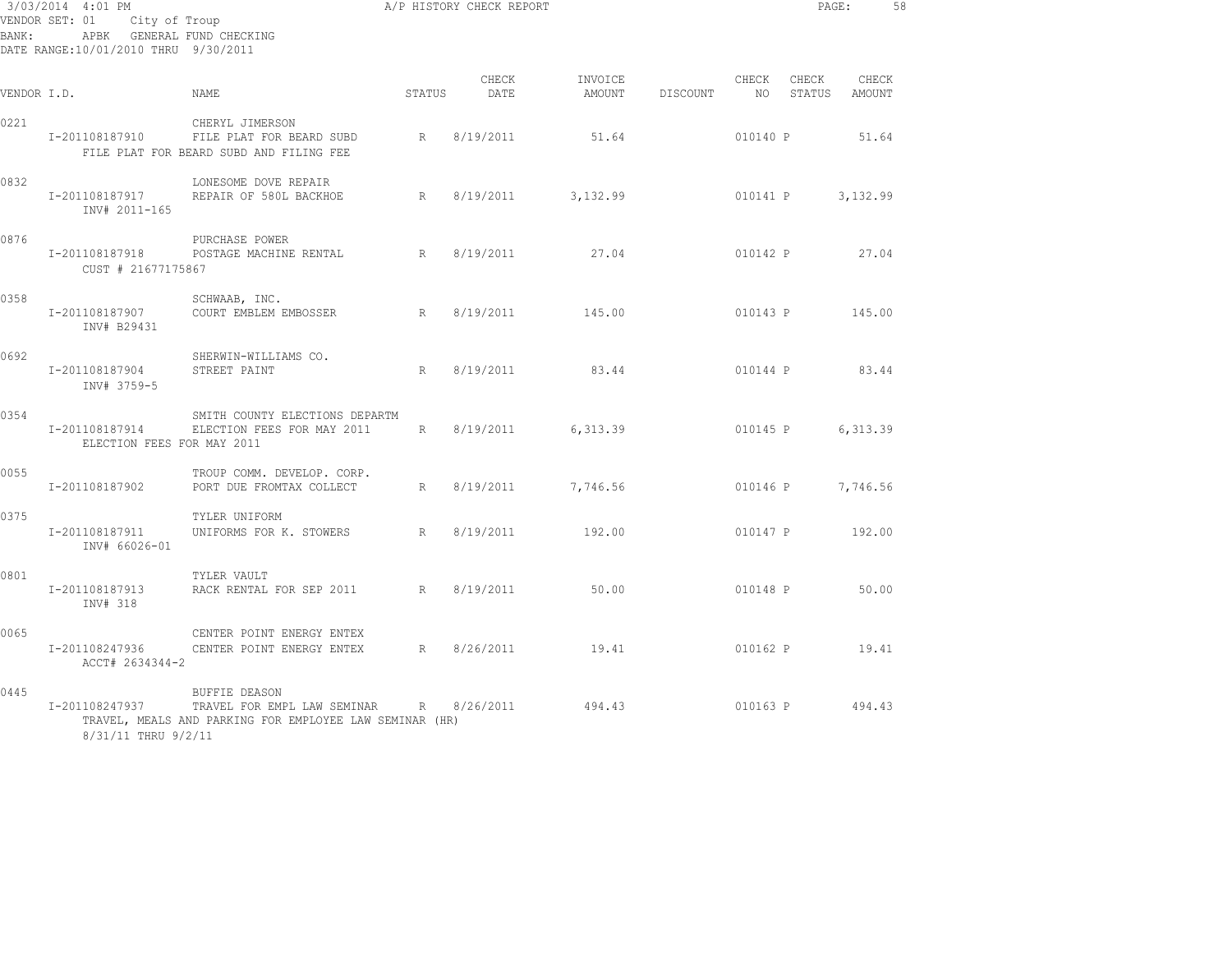3/03/2014 4:01 PM A/P HISTORY CHECK REPORT
VENDOR SET: 01 City of Troup
BANK: APBK GENERAL FUND CHECKING
DATE RANGE:10/01/2010 THRU 9/30/2011

| VENDOR I.D. | | NAME | STATUS | CHECK DATE | INVOICE AMOUNT | DISCOUNT | CHECK NO | CHECK STATUS | CHECK AMOUNT |
|---|---|---|---|---|---|---|---|---|---|
| 0221 | | CHERYL JIMERSON | | | | | | | |
| | I-201108187910 | FILE PLAT FOR BEARD SUBD | R | 8/19/2011 | 51.64 | | 010140 | P | 51.64 |
| | | FILE PLAT FOR BEARD SUBD AND FILING FEE | | | | | | | |
| 0832 | | LONESOME DOVE REPAIR | | | | | | | |
| | I-201108187917 | REPAIR OF 580L BACKHOE | R | 8/19/2011 | 3,132.99 | | 010141 | P | 3,132.99 |
| | INV# 2011-165 | | | | | | | | |
| 0876 | | PURCHASE POWER | | | | | | | |
| | I-201108187918 | POSTAGE MACHINE RENTAL | R | 8/19/2011 | 27.04 | | 010142 | P | 27.04 |
| | CUST # 21677175867 | | | | | | | | |
| 0358 | | SCHWAAB, INC. | | | | | | | |
| | I-201108187907 | COURT EMBLEM EMBOSSER | R | 8/19/2011 | 145.00 | | 010143 | P | 145.00 |
| | INV# B29431 | | | | | | | | |
| 0692 | | SHERWIN-WILLIAMS CO. | | | | | | | |
| | I-201108187904 | STREET PAINT | R | 8/19/2011 | 83.44 | | 010144 | P | 83.44 |
| | INV# 3759-5 | | | | | | | | |
| 0354 | | SMITH COUNTY ELECTIONS DEPARTM | | | | | | | |
| | I-201108187914 | ELECTION FEES FOR MAY 2011 | R | 8/19/2011 | 6,313.39 | | 010145 | P | 6,313.39 |
| | ELECTION FEES FOR MAY 2011 | | | | | | | | |
| 0055 | | TROUP COMM. DEVELOP. CORP. | | | | | | | |
| | I-201108187902 | PORT DUE FROMTAX COLLECT | R | 8/19/2011 | 7,746.56 | | 010146 | P | 7,746.56 |
| 0375 | | TYLER UNIFORM | | | | | | | |
| | I-201108187911 | UNIFORMS FOR K. STOWERS | R | 8/19/2011 | 192.00 | | 010147 | P | 192.00 |
| | INV# 66026-01 | | | | | | | | |
| 0801 | | TYLER VAULT | | | | | | | |
| | I-201108187913 | RACK RENTAL FOR SEP 2011 | R | 8/19/2011 | 50.00 | | 010148 | P | 50.00 |
| | INV# 318 | | | | | | | | |
| 0065 | | CENTER POINT ENERGY ENTEX | | | | | | | |
| | I-201108247936 | CENTER POINT ENERGY ENTEX | R | 8/26/2011 | 19.41 | | 010162 | P | 19.41 |
| | ACCT# 2634344-2 | | | | | | | | |
| 0445 | | BUFFIE DEASON | | | | | | | |
| | I-201108247937 | TRAVEL FOR EMPL LAW SEMINAR | R | 8/26/2011 | 494.43 | | 010163 | P | 494.43 |
| | | TRAVEL, MEALS AND PARKING FOR EMPLOYEE LAW SEMINAR (HR) | | | | | | | |
| | 8/31/11 THRU 9/2/11 | | | | | | | | |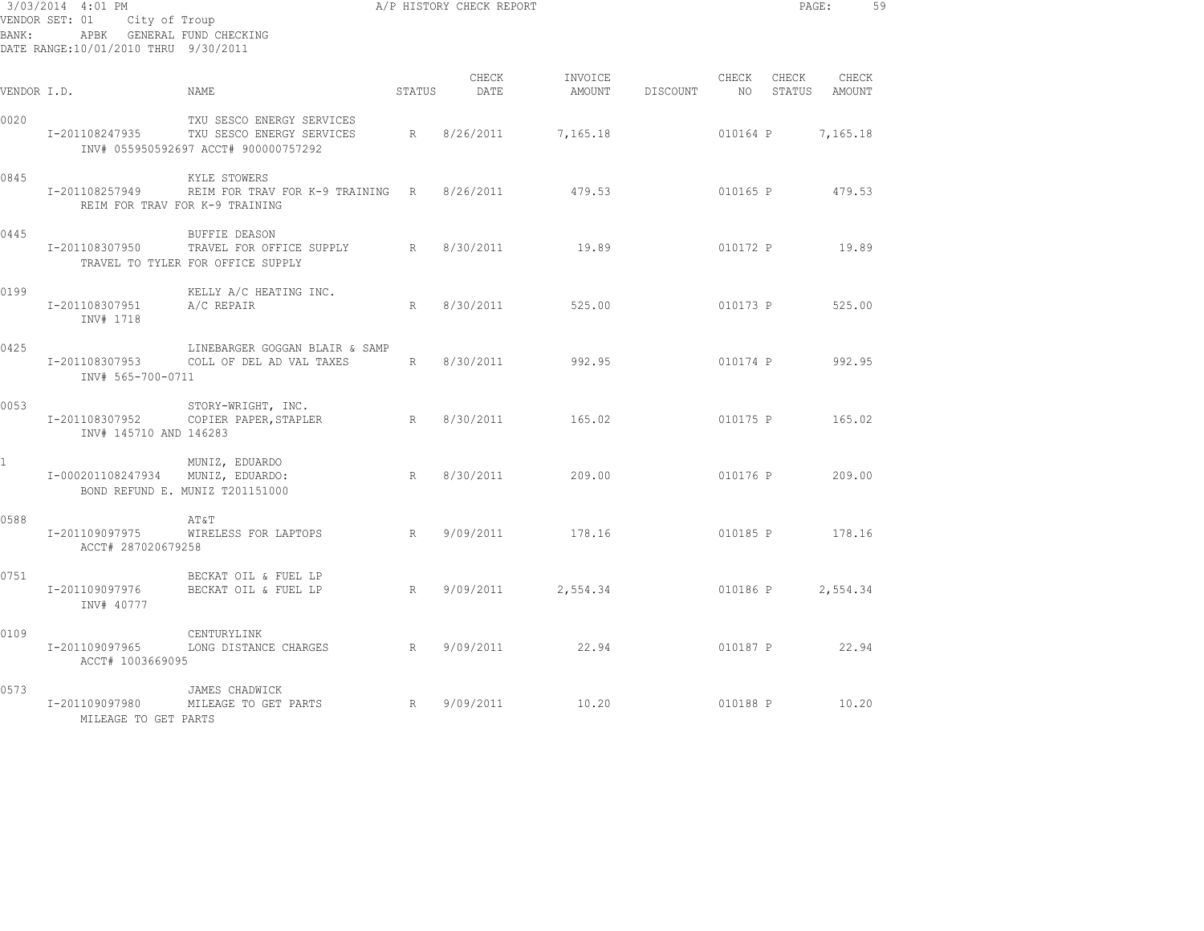3/03/2014 4:01 PM A/P HISTORY CHECK REPORT

VENDOR SET: 01 City of Troup

BANK: APBK GENERAL FUND CHECKING

DATE RANGE:10/01/2010 THRU 9/30/2011

| VENDOR I.D. | NAME | STATUS | CHECK DATE | INVOICE AMOUNT | DISCOUNT | CHECK NO | CHECK STATUS | CHECK AMOUNT |
|---|---|---|---|---|---|---|---|---|
| 0020 | TXU SESCO ENERGY SERVICES | | | | | | | |
| I-201108247935 | TXU SESCO ENERGY SERVICES | R | 8/26/2011 | 7,165.18 | | 010164 | P | 7,165.18 |
| | INV# 055950592697 ACCT# 900000757292 | | | | | | | |
| 0845 | KYLE STOWERS | | | | | | | |
| I-201108257949 | REIM FOR TRAV FOR K-9 TRAINING | R | 8/26/2011 | 479.53 | | 010165 | P | 479.53 |
| | REIM FOR TRAV FOR K-9 TRAINING | | | | | | | |
| 0445 | BUFFIE DEASON | | | | | | | |
| I-201108307950 | TRAVEL FOR OFFICE SUPPLY | R | 8/30/2011 | 19.89 | | 010172 | P | 19.89 |
| | TRAVEL TO TYLER FOR OFFICE SUPPLY | | | | | | | |
| 0199 | KELLY A/C HEATING INC. | | | | | | | |
| I-201108307951 | A/C REPAIR | R | 8/30/2011 | 525.00 | | 010173 | P | 525.00 |
| | INV# 1718 | | | | | | | |
| 0425 | LINEBARGER GOGGAN BLAIR & SAMP | | | | | | | |
| I-201108307953 | COLL OF DEL AD VAL TAXES | R | 8/30/2011 | 992.95 | | 010174 | P | 992.95 |
| | INV# 565-700-0711 | | | | | | | |
| 0053 | STORY-WRIGHT, INC. | | | | | | | |
| I-201108307952 | COPIER PAPER,STAPLER | R | 8/30/2011 | 165.02 | | 010175 | P | 165.02 |
| | INV# 145710 AND 146283 | | | | | | | |
| 1 | MUNIZ, EDUARDO | | | | | | | |
| I-000201108247934 | MUNIZ, EDUARDO: | R | 8/30/2011 | 209.00 | | 010176 | P | 209.00 |
| | BOND REFUND E. MUNIZ T201151000 | | | | | | | |
| 0588 | AT&T | | | | | | | |
| I-201109097975 | WIRELESS FOR LAPTOPS | R | 9/09/2011 | 178.16 | | 010185 | P | 178.16 |
| | ACCT# 287020679258 | | | | | | | |
| 0751 | BECKAT OIL & FUEL LP | | | | | | | |
| I-201109097976 | BECKAT OIL & FUEL LP | R | 9/09/2011 | 2,554.34 | | 010186 | P | 2,554.34 |
| | INV# 40777 | | | | | | | |
| 0109 | CENTURYLINK | | | | | | | |
| I-201109097965 | LONG DISTANCE CHARGES | R | 9/09/2011 | 22.94 | | 010187 | P | 22.94 |
| | ACCT# 1003669095 | | | | | | | |
| 0573 | JAMES CHADWICK | | | | | | | |
| I-201109097980 | MILEAGE TO GET PARTS | R | 9/09/2011 | 10.20 | | 010188 | P | 10.20 |
| | MILEAGE TO GET PARTS | | | | | | | |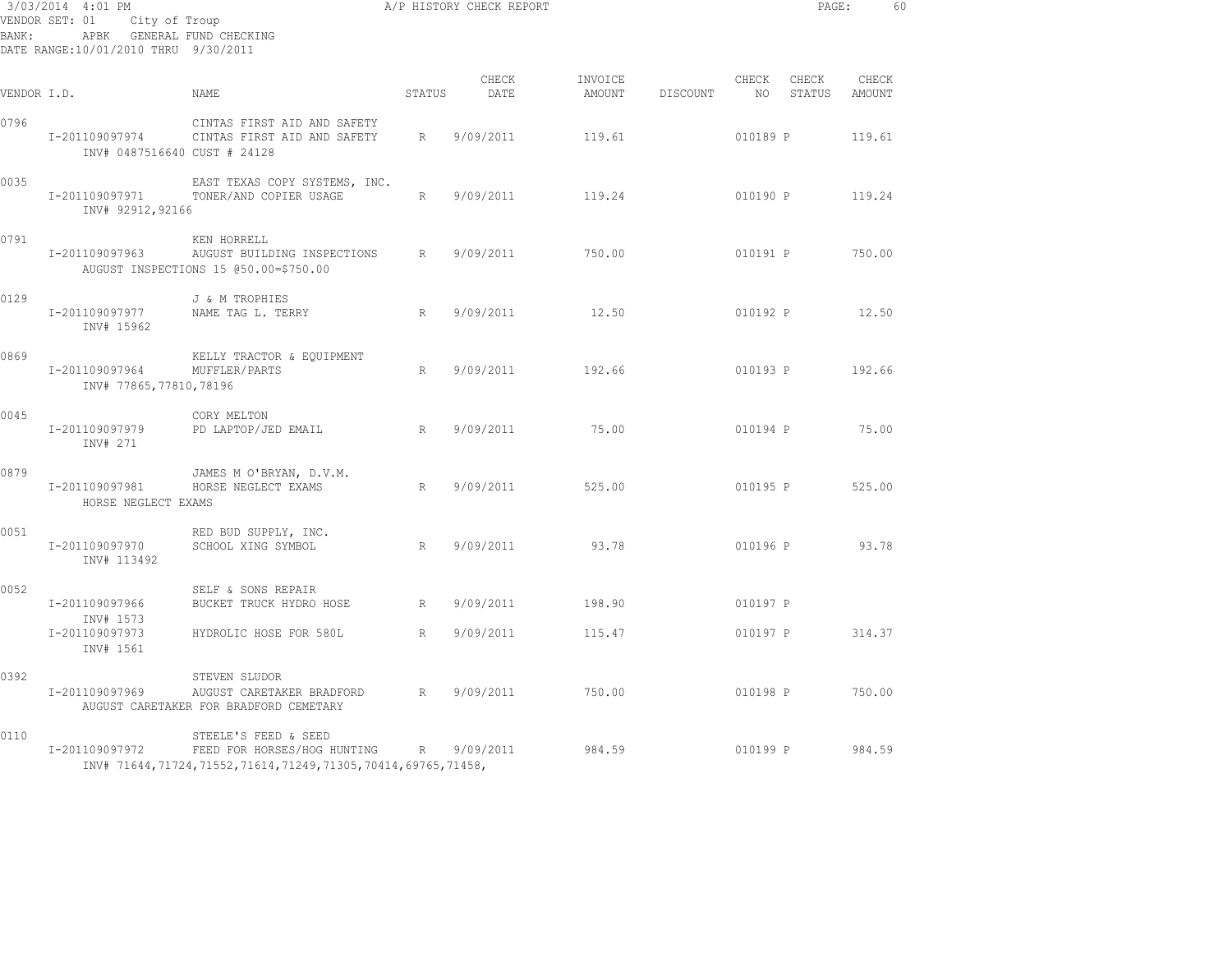3/03/2014 4:01 PM A/P HISTORY CHECK REPORT

VENDOR SET: 01 City of Troup
BANK: APBK GENERAL FUND CHECKING
DATE RANGE:10/01/2010 THRU 9/30/2011

| VENDOR I.D. | NAME | STATUS | CHECK DATE | INVOICE AMOUNT | DISCOUNT | CHECK NO | CHECK STATUS | CHECK AMOUNT |
|---|---|---|---|---|---|---|---|---|
| 0796 | CINTAS FIRST AID AND SAFETY | | | | | | | |
| I-201109097974 | CINTAS FIRST AID AND SAFETY | R | 9/09/2011 | 119.61 | | 010189 | P | 119.61 |
| INV# 0487516640 CUST # 24128 | | | | | | | | |
| 0035 | EAST TEXAS COPY SYSTEMS, INC. | | | | | | | |
| I-201109097971 | TONER/AND COPIER USAGE | R | 9/09/2011 | 119.24 | | 010190 | P | 119.24 |
| INV# 92912,92166 | | | | | | | | |
| 0791 | KEN HORRELL | | | | | | | |
| I-201109097963 | AUGUST BUILDING INSPECTIONS | R | 9/09/2011 | 750.00 | | 010191 | P | 750.00 |
| AUGUST INSPECTIONS 15 @50.00=$750.00 | | | | | | | | |
| 0129 | J & M TROPHIES | | | | | | | |
| I-201109097977 | NAME TAG L. TERRY | R | 9/09/2011 | 12.50 | | 010192 | P | 12.50 |
| INV# 15962 | | | | | | | | |
| 0869 | KELLY TRACTOR & EQUIPMENT | | | | | | | |
| I-201109097964 | MUFFLER/PARTS | R | 9/09/2011 | 192.66 | | 010193 | P | 192.66 |
| INV# 77865,77810,78196 | | | | | | | | |
| 0045 | CORY MELTON | | | | | | | |
| I-201109097979 | PD LAPTOP/JED EMAIL | R | 9/09/2011 | 75.00 | | 010194 | P | 75.00 |
| INV# 271 | | | | | | | | |
| 0879 | JAMES M O'BRYAN, D.V.M. | | | | | | | |
| I-201109097981 | HORSE NEGLECT EXAMS | R | 9/09/2011 | 525.00 | | 010195 | P | 525.00 |
| HORSE NEGLECT EXAMS | | | | | | | | |
| 0051 | RED BUD SUPPLY, INC. | | | | | | | |
| I-201109097970 | SCHOOL XING SYMBOL | R | 9/09/2011 | 93.78 | | 010196 | P | 93.78 |
| INV# 113492 | | | | | | | | |
| 0052 | SELF & SONS REPAIR | | | | | | | |
| I-201109097966 | BUCKET TRUCK HYDRO HOSE | R | 9/09/2011 | 198.90 | | 010197 | P | |
| INV# 1573 | | | | | | | | |
| I-201109097973 | HYDROLIC HOSE FOR 580L | R | 9/09/2011 | 115.47 | | 010197 | P | 314.37 |
| INV# 1561 | | | | | | | | |
| 0392 | STEVEN SLUDOR | | | | | | | |
| I-201109097969 | AUGUST CARETAKER BRADFORD | R | 9/09/2011 | 750.00 | | 010198 | P | 750.00 |
| AUGUST CARETAKER FOR BRADFORD CEMETARY | | | | | | | | |
| 0110 | STEELE'S FEED & SEED | | | | | | | |
| I-201109097972 | FEED FOR HORSES/HOG HUNTING | R | 9/09/2011 | 984.59 | | 010199 | P | 984.59 |
| INV# 71644,71724,71552,71614,71249,71305,70414,69765,71458, | | | | | | | | |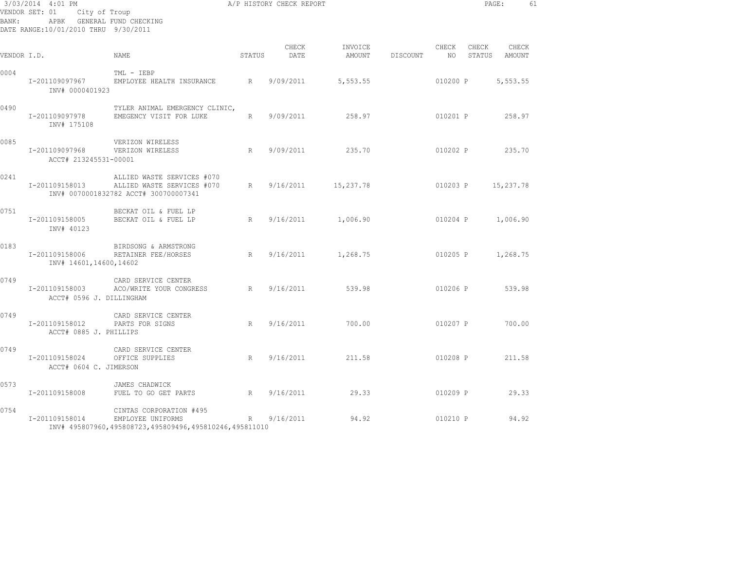3/03/2014 4:01 PM — A/P HISTORY CHECK REPORT

VENDOR SET: 01 City of Troup
BANK: APBK GENERAL FUND CHECKING
DATE RANGE:10/01/2010 THRU 9/30/2011

| VENDOR I.D. | NAME | STATUS | CHECK DATE | INVOICE AMOUNT | DISCOUNT | CHECK NO | CHECK STATUS | CHECK AMOUNT |
|---|---|---|---|---|---|---|---|---|
| 0004 | TML - IEBP | | | | | | | |
| I-201109097967 INV# 0000401923 | EMPLOYEE HEALTH INSURANCE | R | 9/09/2011 | 5,553.55 | | 010200 | P | 5,553.55 |
| 0490 | TYLER ANIMAL EMERGENCY CLINIC, | | | | | | | |
| I-201109097978 INV# 175108 | EMEGENCY VISIT FOR LUKE | R | 9/09/2011 | 258.97 | | 010201 | P | 258.97 |
| 0085 | VERIZON WIRELESS | | | | | | | |
| I-201109097968 ACCT# 213245531-00001 | VERIZON WIRELESS | R | 9/09/2011 | 235.70 | | 010202 | P | 235.70 |
| 0241 | ALLIED WASTE SERVICES #070 | | | | | | | |
| I-201109158013 INV# 0070001832782 ACCT# 300700007341 | ALLIED WASTE SERVICES #070 | R | 9/16/2011 | 15,237.78 | | 010203 | P | 15,237.78 |
| 0751 | BECKAT OIL & FUEL LP | | | | | | | |
| I-201109158005 INV# 40123 | BECKAT OIL & FUEL LP | R | 9/16/2011 | 1,006.90 | | 010204 | P | 1,006.90 |
| 0183 | BIRDSONG & ARMSTRONG | | | | | | | |
| I-201109158006 INV# 14601,14600,14602 | RETAINER FEE/HORSES | R | 9/16/2011 | 1,268.75 | | 010205 | P | 1,268.75 |
| 0749 | CARD SERVICE CENTER | | | | | | | |
| I-201109158003 ACCT# 0596 J. DILLINGHAM | ACO/WRITE YOUR CONGRESS | R | 9/16/2011 | 539.98 | | 010206 | P | 539.98 |
| 0749 | CARD SERVICE CENTER | | | | | | | |
| I-201109158012 ACCT# 0885 J. PHILLIPS | PARTS FOR SIGNS | R | 9/16/2011 | 700.00 | | 010207 | P | 700.00 |
| 0749 | CARD SERVICE CENTER | | | | | | | |
| I-201109158024 ACCT# 0604 C. JIMERSON | OFFICE SUPPLIES | R | 9/16/2011 | 211.58 | | 010208 | P | 211.58 |
| 0573 | JAMES CHADWICK | | | | | | | |
| I-201109158008 | FUEL TO GO GET PARTS | R | 9/16/2011 | 29.33 | | 010209 | P | 29.33 |
| 0754 | CINTAS CORPORATION #495 | | | | | | | |
| I-201109158014 INV# 495807960,495808723,495809496,495810246,495811010 | EMPLOYEE UNIFORMS | R | 9/16/2011 | 94.92 | | 010210 | P | 94.92 |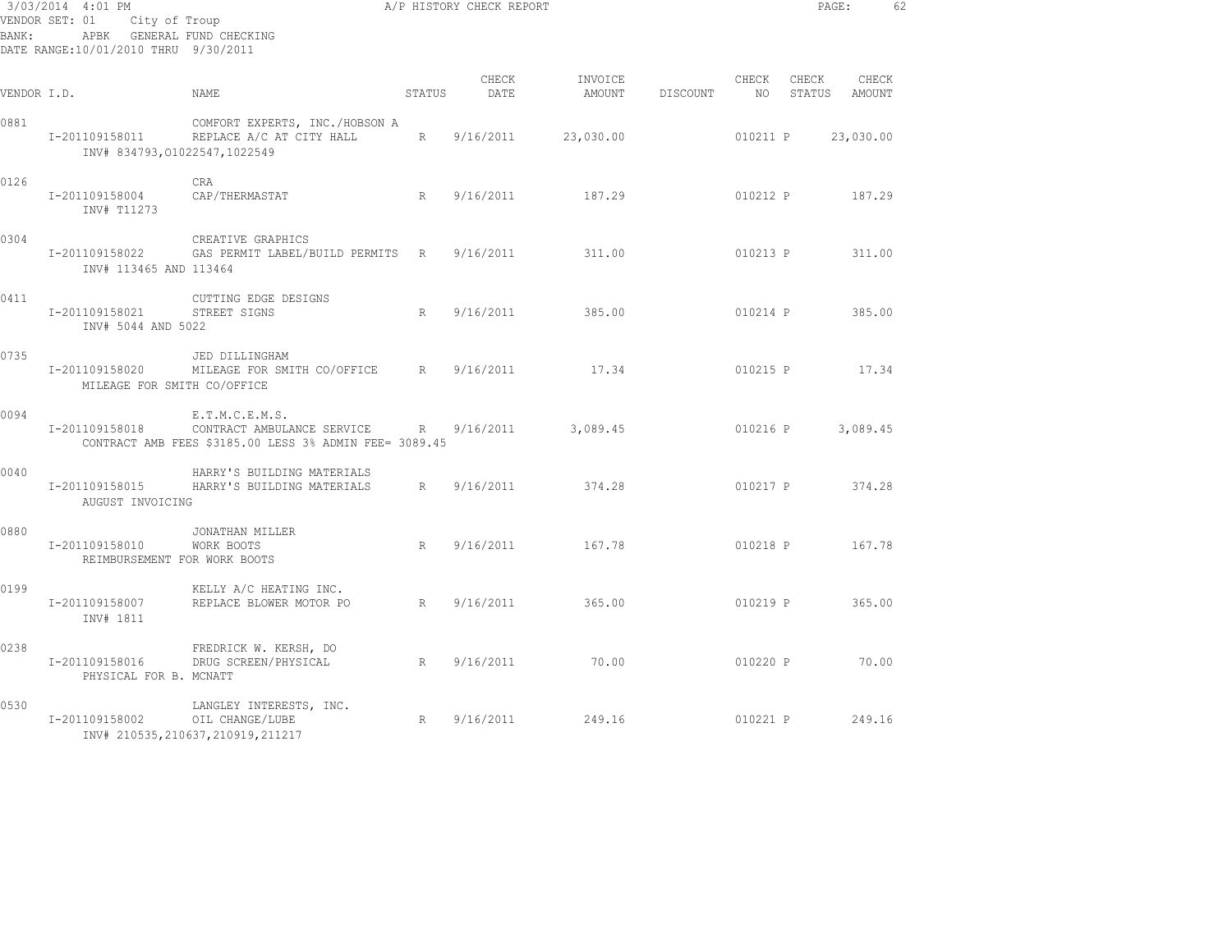VENDOR SET: 01 City of Troup
BANK: APBK GENERAL FUND CHECKING
DATE RANGE:10/01/2010 THRU 9/30/2011

| VENDOR I.D. | NAME | STATUS | CHECK DATE | INVOICE AMOUNT | DISCOUNT | CHECK NO | CHECK STATUS | CHECK AMOUNT |
|---|---|---|---|---|---|---|---|---|
| 0881 | COMFORT EXPERTS, INC./HOBSON A | | | | | | | |
| I-201109158011 | REPLACE A/C AT CITY HALL | R | 9/16/2011 | 23,030.00 | | 010211 | P | 23,030.00 |
| | INV# 834793,O1022547,1022549 | | | | | | | |
| 0126 | CRA | | | | | | | |
| I-201109158004 | CAP/THERMASTAT | R | 9/16/2011 | 187.29 | | 010212 | P | 187.29 |
| | INV# T11273 | | | | | | | |
| 0304 | CREATIVE GRAPHICS | | | | | | | |
| I-201109158022 | GAS PERMIT LABEL/BUILD PERMITS | R | 9/16/2011 | 311.00 | | 010213 | P | 311.00 |
| | INV# 113465 AND 113464 | | | | | | | |
| 0411 | CUTTING EDGE DESIGNS | | | | | | | |
| I-201109158021 | STREET SIGNS | R | 9/16/2011 | 385.00 | | 010214 | P | 385.00 |
| | INV# 5044 AND 5022 | | | | | | | |
| 0735 | JED DILLINGHAM | | | | | | | |
| I-201109158020 | MILEAGE FOR SMITH CO/OFFICE | R | 9/16/2011 | 17.34 | | 010215 | P | 17.34 |
| | MILEAGE FOR SMITH CO/OFFICE | | | | | | | |
| 0094 | E.T.M.C.E.M.S. | | | | | | | |
| I-201109158018 | CONTRACT AMBULANCE SERVICE | R | 9/16/2011 | 3,089.45 | | 010216 | P | 3,089.45 |
| | CONTRACT AMB FEES $3185.00 LESS 3% ADMIN FEE= 3089.45 | | | | | | | |
| 0040 | HARRY'S BUILDING MATERIALS | | | | | | | |
| I-201109158015 | HARRY'S BUILDING MATERIALS | R | 9/16/2011 | 374.28 | | 010217 | P | 374.28 |
| | AUGUST INVOICING | | | | | | | |
| 0880 | JONATHAN MILLER | | | | | | | |
| I-201109158010 | WORK BOOTS | R | 9/16/2011 | 167.78 | | 010218 | P | 167.78 |
| | REIMBURSEMENT FOR WORK BOOTS | | | | | | | |
| 0199 | KELLY A/C HEATING INC. | | | | | | | |
| I-201109158007 | REPLACE BLOWER MOTOR PO | R | 9/16/2011 | 365.00 | | 010219 | P | 365.00 |
| | INV# 1811 | | | | | | | |
| 0238 | FREDRICK W. KERSH, DO | | | | | | | |
| I-201109158016 | DRUG SCREEN/PHYSICAL | R | 9/16/2011 | 70.00 | | 010220 | P | 70.00 |
| | PHYSICAL FOR B. MCNATT | | | | | | | |
| 0530 | LANGLEY INTERESTS, INC. | | | | | | | |
| I-201109158002 | OIL CHANGE/LUBE | R | 9/16/2011 | 249.16 | | 010221 | P | 249.16 |
| | INV# 210535,210637,210919,211217 | | | | | | | |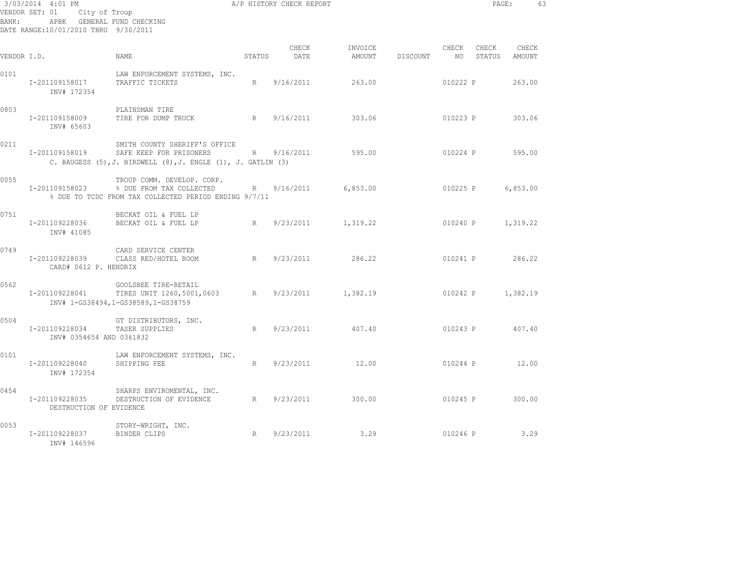3/03/2014 4:01 PM A/P HISTORY CHECK REPORT

VENDOR SET: 01 City of Troup
BANK: APBK GENERAL FUND CHECKING
DATE RANGE:10/01/2010 THRU 9/30/2011

| VENDOR I.D. | NAME | STATUS | CHECK DATE | INVOICE AMOUNT | DISCOUNT | CHECK NO | CHECK STATUS | CHECK AMOUNT |
|---|---|---|---|---|---|---|---|---|
| 0101 | LAW ENFORCEMENT SYSTEMS, INC. | | | | | | | |
| I-201109158017 | TRAFFIC TICKETS | R | 9/16/2011 | 263.00 | | 010222 | P | 263.00 |
| INV# 172354 | | | | | | | | |
| 0803 | PLAINSMAN TIRE | | | | | | | |
| I-201109158009 | TIRE FOR DUMP TRUCK | R | 9/16/2011 | 303.06 | | 010223 | P | 303.06 |
| INV# 65603 | | | | | | | | |
| 0211 | SMITH COUNTY SHERIFF'S OFFICE | | | | | | | |
| I-201109158019 | SAFE KEEP FOR PRISONERS | R | 9/16/2011 | 595.00 | | 010224 | P | 595.00 |
| C. BAUGESS (5),J. BIRDWELL (8),J. ENGLE (1), J. GATLIN (3) | | | | | | | | |
| 0055 | TROUP COMM. DEVELOP. CORP. | | | | | | | |
| I-201109158023 | % DUE FROM TAX COLLECTED | R | 9/16/2011 | 6,853.00 | | 010225 | P | 6,853.00 |
| % DUE TO TCDC FROM TAX COLLECTED PERIOD ENDING 9/7/11 | | | | | | | | |
| 0751 | BECKAT OIL & FUEL LP | | | | | | | |
| I-201109228036 | BECKAT OIL & FUEL LP | R | 9/23/2011 | 1,319.22 | | 010240 | P | 1,319.22 |
| INV# 41085 | | | | | | | | |
| 0749 | CARD SERVICE CENTER | | | | | | | |
| I-201109228039 | CLASS RED/HOTEL ROOM | R | 9/23/2011 | 286.22 | | 010241 | P | 286.22 |
| CARD# 0612 P. HENDRIX | | | | | | | | |
| 0562 | GOOLSBEE TIRE-RETAIL | | | | | | | |
| I-201109228041 | TIRES UNIT 1260,5001,0603 | R | 9/23/2011 | 1,382.19 | | 010242 | P | 1,382.19 |
| INV# 1-GS38494,1-GS38589,1-GS38759 | | | | | | | | |
| 0504 | GT DISTRIBUTORS, INC. | | | | | | | |
| I-201109228034 | TASER SUPPLIES | R | 9/23/2011 | 407.40 | | 010243 | P | 407.40 |
| INV# 0354654 AND 0361832 | | | | | | | | |
| 0101 | LAW ENFORCEMENT SYSTEMS, INC. | | | | | | | |
| I-201109228040 | SHIPPING FEE | R | 9/23/2011 | 12.00 | | 010244 | P | 12.00 |
| INV# 172354 | | | | | | | | |
| 0454 | SHARPS ENVIROMENTAL, INC. | | | | | | | |
| I-201109228035 | DESTRUCTION OF EVIDENCE | R | 9/23/2011 | 300.00 | | 010245 | P | 300.00 |
| DESTRUCTION OF EVIDENCE | | | | | | | | |
| 0053 | STORY-WRIGHT, INC. | | | | | | | |
| I-201109228037 | BINDER CLIPS | R | 9/23/2011 | 3.29 | | 010246 | P | 3.29 |
| INV# 146596 | | | | | | | | |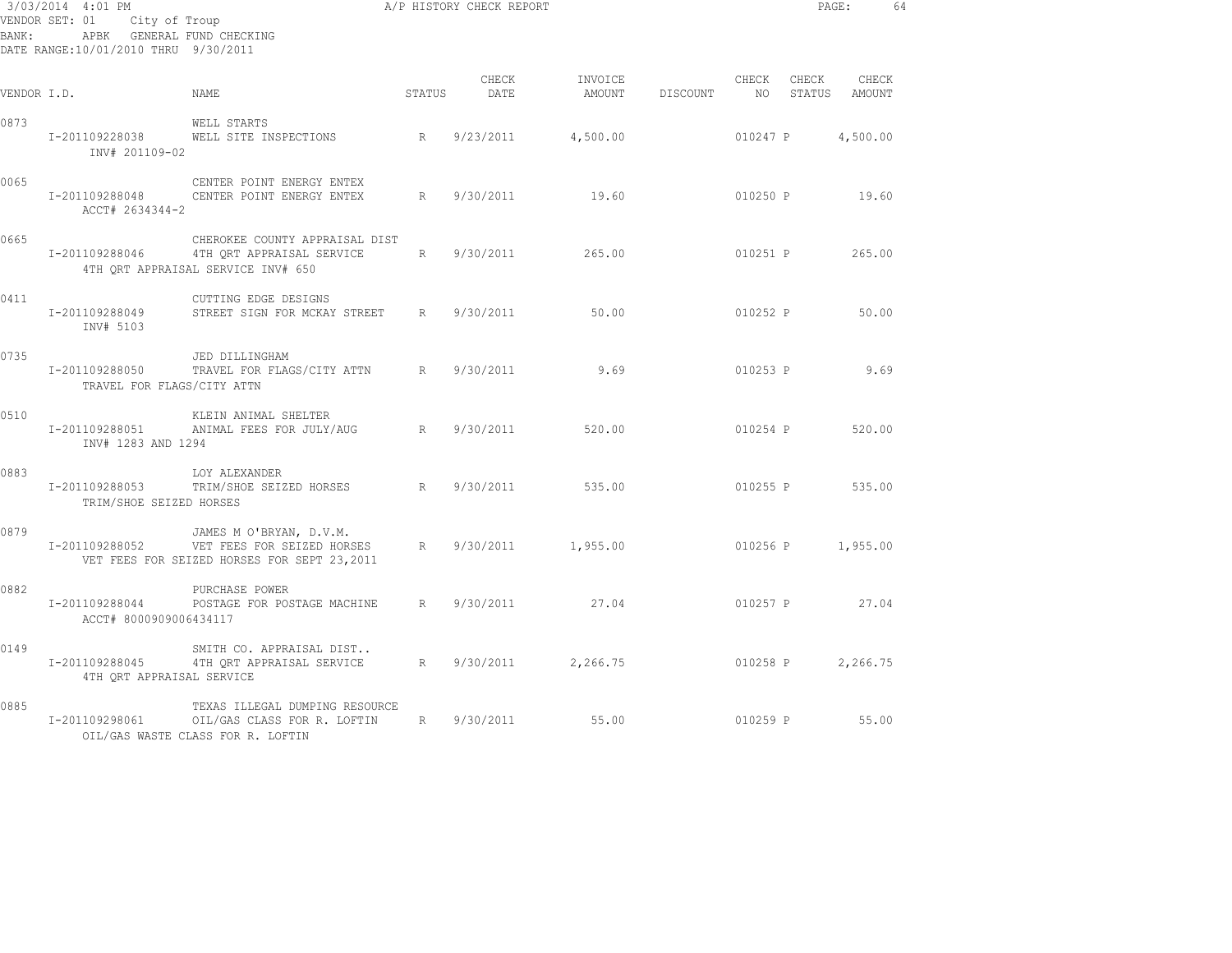3/03/2014 4:01 PM A/P HISTORY CHECK REPORT

VENDOR SET: 01 City of Troup
BANK: APBK GENERAL FUND CHECKING
DATE RANGE:10/01/2010 THRU 9/30/2011

| VENDOR I.D. | NAME | STATUS | CHECK DATE | INVOICE AMOUNT | DISCOUNT | CHECK NO | CHECK STATUS | CHECK AMOUNT |
|---|---|---|---|---|---|---|---|---|
| 0873 | WELL STARTS | | | | | | | |
| I-201109228038 | WELL SITE INSPECTIONS | R | 9/23/2011 | 4,500.00 | | 010247 | P | 4,500.00 |
| INV# 201109-02 | | | | | | | | |
| 0065 | CENTER POINT ENERGY ENTEX | | | | | | | |
| I-201109288048 | CENTER POINT ENERGY ENTEX | R | 9/30/2011 | 19.60 | | 010250 | P | 19.60 |
| ACCT# 2634344-2 | | | | | | | | |
| 0665 | CHEROKEE COUNTY APPRAISAL DIST | | | | | | | |
| I-201109288046 | 4TH QRT APPRAISAL SERVICE | R | 9/30/2011 | 265.00 | | 010251 | P | 265.00 |
| 4TH QRT APPRAISAL SERVICE INV# 650 | | | | | | | | |
| 0411 | CUTTING EDGE DESIGNS | | | | | | | |
| I-201109288049 | STREET SIGN FOR MCKAY STREET | R | 9/30/2011 | 50.00 | | 010252 | P | 50.00 |
| INV# 5103 | | | | | | | | |
| 0735 | JED DILLINGHAM | | | | | | | |
| I-201109288050 | TRAVEL FOR FLAGS/CITY ATTN | R | 9/30/2011 | 9.69 | | 010253 | P | 9.69 |
| TRAVEL FOR FLAGS/CITY ATTN | | | | | | | | |
| 0510 | KLEIN ANIMAL SHELTER | | | | | | | |
| I-201109288051 | ANIMAL FEES FOR JULY/AUG | R | 9/30/2011 | 520.00 | | 010254 | P | 520.00 |
| INV# 1283 AND 1294 | | | | | | | | |
| 0883 | LOY ALEXANDER | | | | | | | |
| I-201109288053 | TRIM/SHOE SEIZED HORSES | R | 9/30/2011 | 535.00 | | 010255 | P | 535.00 |
| TRIM/SHOE SEIZED HORSES | | | | | | | | |
| 0879 | JAMES M O'BRYAN, D.V.M. | | | | | | | |
| I-201109288052 | VET FEES FOR SEIZED HORSES | R | 9/30/2011 | 1,955.00 | | 010256 | P | 1,955.00 |
| VET FEES FOR SEIZED HORSES FOR SEPT 23,2011 | | | | | | | | |
| 0882 | PURCHASE POWER | | | | | | | |
| I-201109288044 | POSTAGE FOR POSTAGE MACHINE | R | 9/30/2011 | 27.04 | | 010257 | P | 27.04 |
| ACCT# 8000909006434117 | | | | | | | | |
| 0149 | SMITH CO. APPRAISAL DIST.. | | | | | | | |
| I-201109288045 | 4TH QRT APPRAISAL SERVICE | R | 9/30/2011 | 2,266.75 | | 010258 | P | 2,266.75 |
| 4TH QRT APPRAISAL SERVICE | | | | | | | | |
| 0885 | TEXAS ILLEGAL DUMPING RESOURCE | | | | | | | |
| I-201109298061 | OIL/GAS CLASS FOR R. LOFTIN | R | 9/30/2011 | 55.00 | | 010259 | P | 55.00 |
| OIL/GAS WASTE CLASS FOR R. LOFTIN | | | | | | | | |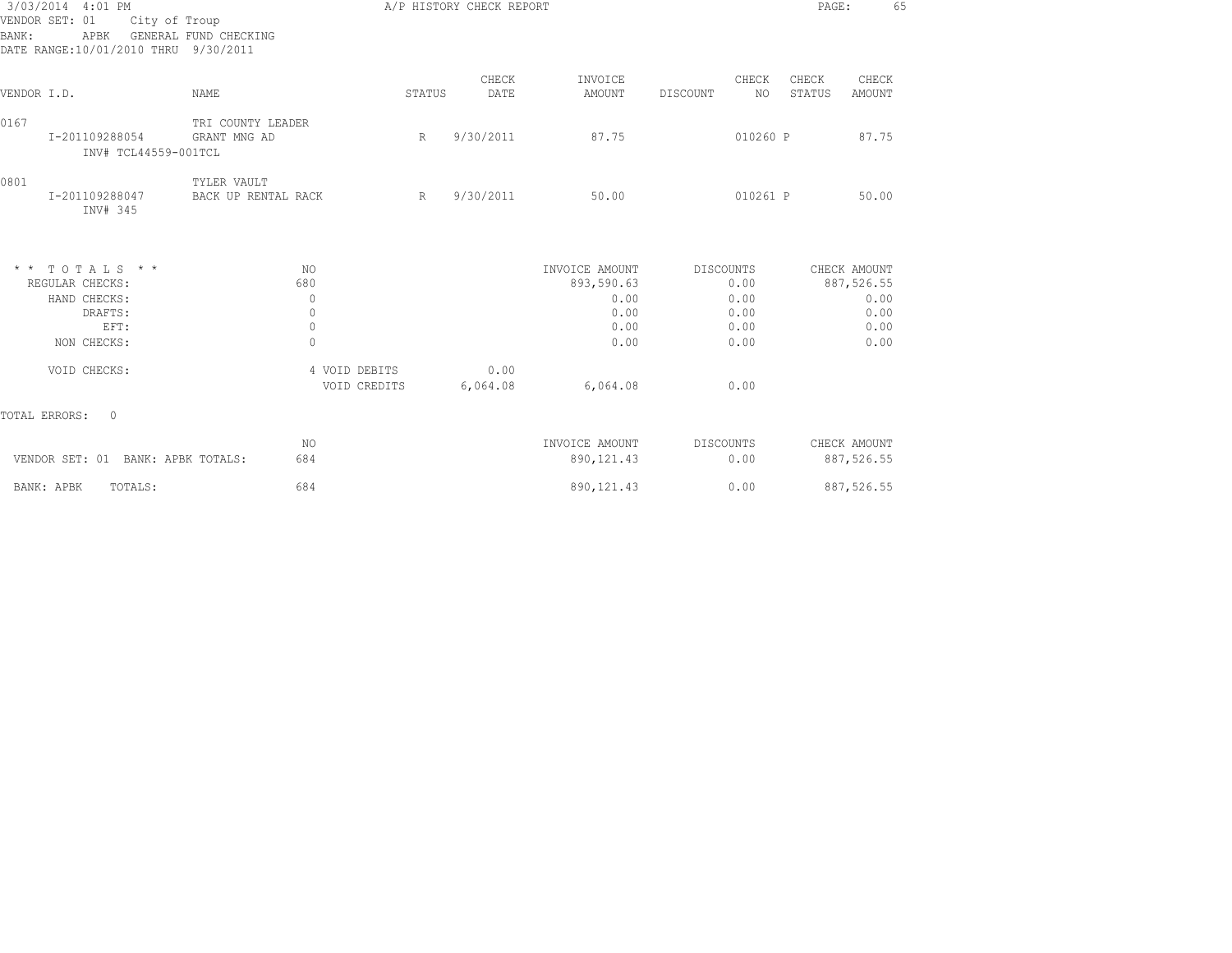3/03/2014 4:01 PM A/P HISTORY CHECK REPORT

VENDOR SET: 01 City of Troup
BANK: APBK GENERAL FUND CHECKING
DATE RANGE:10/01/2010 THRU 9/30/2011

| VENDOR I.D. | NAME | STATUS | CHECK DATE | INVOICE AMOUNT | DISCOUNT | CHECK NO | CHECK STATUS | CHECK AMOUNT |
|---|---|---|---|---|---|---|---|---|
| 0167 | TRI COUNTY LEADER | | | | | | | |
| I-201109288054 | GRANT MNG AD | R | 9/30/2011 | 87.75 | | 010260 | P | 87.75 |
| INV# TCL44559-001TCL | | | | | | | | |
| 0801 | TYLER VAULT | | | | | | | |
| I-201109288047 | BACK UP RENTAL RACK | R | 9/30/2011 | 50.00 | | 010261 | P | 50.00 |
| INV# 345 | | | | | | | | |

| * * TOTALS * * | NO | | | INVOICE AMOUNT | DISCOUNTS | CHECK AMOUNT |
|---|---|---|---|---|---|---|
| REGULAR CHECKS: | 680 | | | 893,590.63 | 0.00 | 887,526.55 |
| HAND CHECKS: | 0 | | | 0.00 | 0.00 | 0.00 |
| DRAFTS: | 0 | | | 0.00 | 0.00 | 0.00 |
| EFT: | 0 | | | 0.00 | 0.00 | 0.00 |
| NON CHECKS: | 0 | | | 0.00 | 0.00 | 0.00 |
| VOID CHECKS: | 4 | VOID DEBITS | 0.00 | | | |
| | | VOID CREDITS | 6,064.08 | 6,064.08 | 0.00 | |

TOTAL ERRORS: 0

| | NO | INVOICE AMOUNT | DISCOUNTS | CHECK AMOUNT |
|---|---|---|---|---|
| VENDOR SET: 01 BANK: APBK TOTALS: | 684 | 890,121.43 | 0.00 | 887,526.55 |
| BANK: APBK TOTALS: | 684 | 890,121.43 | 0.00 | 887,526.55 |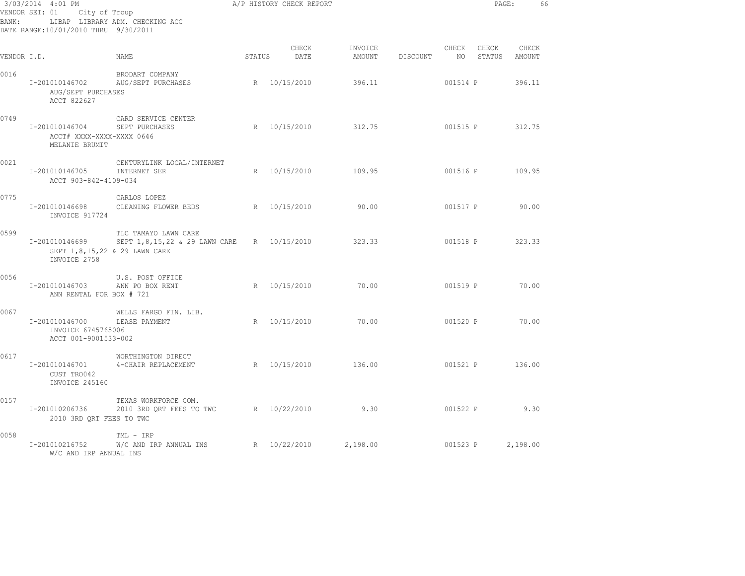3/03/2014 4:01 PM A/P HISTORY CHECK REPORT

VENDOR SET: 01 City of Troup
BANK: LIBAP LIBRARY ADM. CHECKING ACC
DATE RANGE:10/01/2010 THRU 9/30/2011

| VENDOR I.D. | NAME | STATUS | CHECK DATE | INVOICE AMOUNT | DISCOUNT | CHECK NO | CHECK STATUS | CHECK AMOUNT |
|---|---|---|---|---|---|---|---|---|
| 0016 | BRODART COMPANY | | | | | | | |
| I-201010146702 | AUG/SEPT PURCHASES | R | 10/15/2010 | 396.11 | | 001514 | P | 396.11 |
| AUG/SEPT PURCHASES<br>ACCT 822627 | | | | | | | | |
| 0749 | CARD SERVICE CENTER | | | | | | | |
| I-201010146704 | SEPT PURCHASES | R | 10/15/2010 | 312.75 | | 001515 | P | 312.75 |
| ACCT# XXXX-XXXX-XXXX 0646<br>MELANIE BRUMIT | | | | | | | | |
| 0021 | CENTURYLINK LOCAL/INTERNET | | | | | | | |
| I-201010146705 | INTERNET SER | R | 10/15/2010 | 109.95 | | 001516 | P | 109.95 |
| ACCT 903-842-4109-034 | | | | | | | | |
| 0775 | CARLOS LOPEZ | | | | | | | |
| I-201010146698 | CLEANING FLOWER BEDS | R | 10/15/2010 | 90.00 | | 001517 | P | 90.00 |
| INVOICE 917724 | | | | | | | | |
| 0599 | TLC TAMAYO LAWN CARE | | | | | | | |
| I-201010146699 | SEPT 1,8,15,22 & 29 LAWN CARE | R | 10/15/2010 | 323.33 | | 001518 | P | 323.33 |
| SEPT 1,8,15,22 & 29 LAWN CARE<br>INVOICE 2758 | | | | | | | | |
| 0056 | U.S. POST OFFICE | | | | | | | |
| I-201010146703 | ANN PO BOX RENT | R | 10/15/2010 | 70.00 | | 001519 | P | 70.00 |
| ANN RENTAL FOR BOX # 721 | | | | | | | | |
| 0067 | WELLS FARGO FIN. LIB. | | | | | | | |
| I-201010146700 | LEASE PAYMENT | R | 10/15/2010 | 70.00 | | 001520 | P | 70.00 |
| INVOICE 6745765006<br>ACCT 001-9001533-002 | | | | | | | | |
| 0617 | WORTHINGTON DIRECT | | | | | | | |
| I-201010146701 | 4-CHAIR REPLACEMENT | R | 10/15/2010 | 136.00 | | 001521 | P | 136.00 |
| CUST TRO042<br>INVOICE 245160 | | | | | | | | |
| 0157 | TEXAS WORKFORCE COM. | | | | | | | |
| I-201010206736 | 2010 3RD QRT FEES TO TWC | R | 10/22/2010 | 9.30 | | 001522 | P | 9.30 |
| 2010 3RD QRT FEES TO TWC | | | | | | | | |
| 0058 | TML - IRP | | | | | | | |
| I-201010216752 | W/C AND IRP ANNUAL INS | R | 10/22/2010 | 2,198.00 | | 001523 | P | 2,198.00 |
| W/C AND IRP ANNUAL INS | | | | | | | | |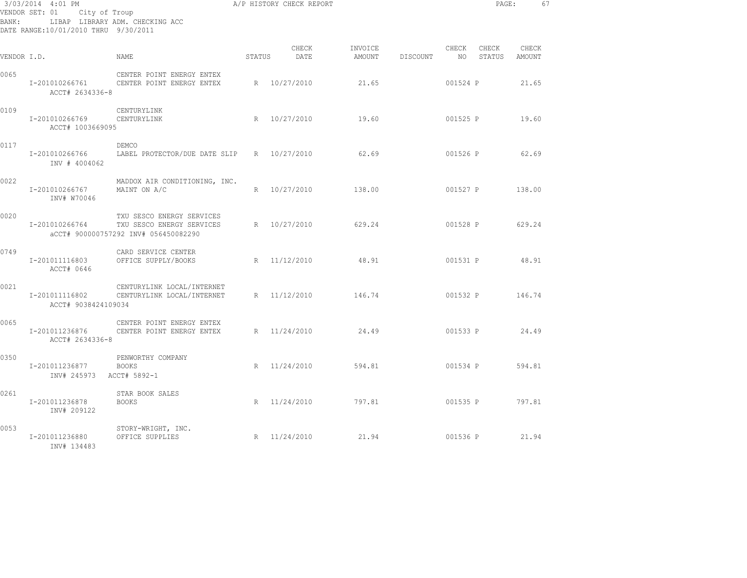3/03/2014 4:01 PM A/P HISTORY CHECK REPORT
VENDOR SET: 01 City of Troup
BANK: LIBAP LIBRARY ADM. CHECKING ACC
DATE RANGE:10/01/2010 THRU 9/30/2011

| VENDOR I.D. | NAME | STATUS | CHECK DATE | INVOICE AMOUNT | DISCOUNT | CHECK NO | CHECK STATUS | CHECK AMOUNT |
|---|---|---|---|---|---|---|---|---|
| 0065 | CENTER POINT ENERGY ENTEX | | | | | | | |
| I-201010266761 | CENTER POINT ENERGY ENTEX | R | 10/27/2010 | 21.65 | | 001524 | P | 21.65 |
| ACCT# 2634336-8 | | | | | | | | |
| 0109 | CENTURYLINK | | | | | | | |
| I-201010266769 | CENTURYLINK | R | 10/27/2010 | 19.60 | | 001525 | P | 19.60 |
| ACCT# 1003669095 | | | | | | | | |
| 0117 | DEMCO | | | | | | | |
| I-201010266766 | LABEL PROTECTOR/DUE DATE SLIP | R | 10/27/2010 | 62.69 | | 001526 | P | 62.69 |
| INV # 4004062 | | | | | | | | |
| 0022 | MADDOX AIR CONDITIONING, INC. | | | | | | | |
| I-201010266767 | MAINT ON A/C | R | 10/27/2010 | 138.00 | | 001527 | P | 138.00 |
| INV# W70046 | | | | | | | | |
| 0020 | TXU SESCO ENERGY SERVICES | | | | | | | |
| I-201010266764 | TXU SESCO ENERGY SERVICES | R | 10/27/2010 | 629.24 | | 001528 | P | 629.24 |
| aCCT# 900000757292 INV# 056450082290 | | | | | | | | |
| 0749 | CARD SERVICE CENTER | | | | | | | |
| I-201011116803 | OFFICE SUPPLY/BOOKS | R | 11/12/2010 | 48.91 | | 001531 | P | 48.91 |
| ACCT# 0646 | | | | | | | | |
| 0021 | CENTURYLINK LOCAL/INTERNET | | | | | | | |
| I-201011116802 | CENTURYLINK LOCAL/INTERNET | R | 11/12/2010 | 146.74 | | 001532 | P | 146.74 |
| ACCT# 9038424109034 | | | | | | | | |
| 0065 | CENTER POINT ENERGY ENTEX | | | | | | | |
| I-201011236876 | CENTER POINT ENERGY ENTEX | R | 11/24/2010 | 24.49 | | 001533 | P | 24.49 |
| ACCT# 2634336-8 | | | | | | | | |
| 0350 | PENWORTHY COMPANY | | | | | | | |
| I-201011236877 | BOOKS | R | 11/24/2010 | 594.81 | | 001534 | P | 594.81 |
| INV# 245973 ACCT# 5892-1 | | | | | | | | |
| 0261 | STAR BOOK SALES | | | | | | | |
| I-201011236878 | BOOKS | R | 11/24/2010 | 797.81 | | 001535 | P | 797.81 |
| INV# 209122 | | | | | | | | |
| 0053 | STORY-WRIGHT, INC. | | | | | | | |
| I-201011236880 | OFFICE SUPPLIES | R | 11/24/2010 | 21.94 | | 001536 | P | 21.94 |
| INV# 134483 | | | | | | | | |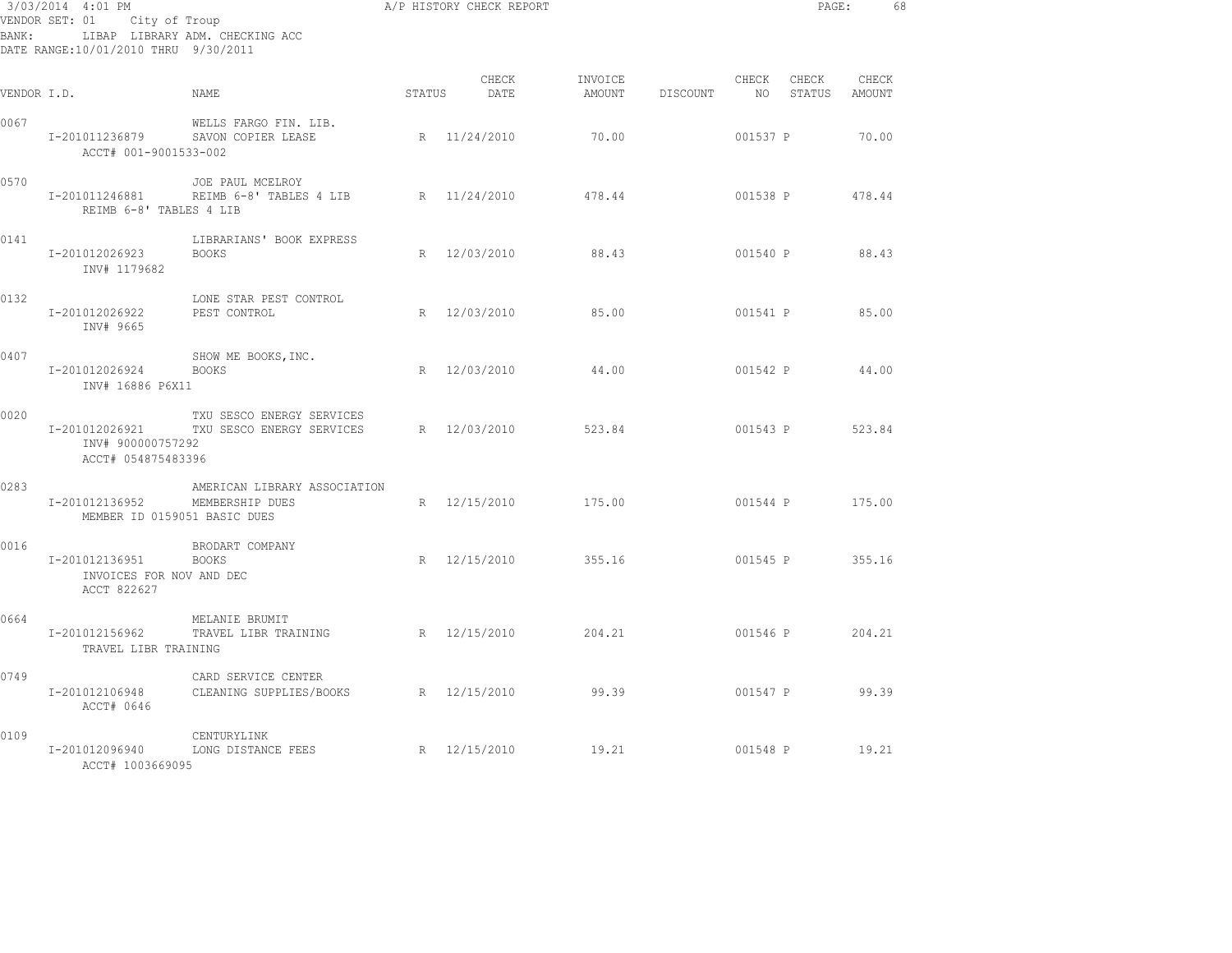3/03/2014 4:01 PM A/P HISTORY CHECK REPORT

VENDOR SET: 01 City of Troup

BANK: LIBAP LIBRARY ADM. CHECKING ACC

DATE RANGE:10/01/2010 THRU 9/30/2011

| VENDOR I.D. | NAME | STATUS | CHECK DATE | INVOICE AMOUNT | DISCOUNT | CHECK NO | CHECK STATUS | CHECK AMOUNT |
|---|---|---|---|---|---|---|---|---|
| 0067 | WELLS FARGO FIN. LIB. | | | | | | | |
| I-201011236879 | SAVON COPIER LEASE | R | 11/24/2010 | 70.00 | | 001537 | P | 70.00 |
| ACCT# 001-9001533-002 | | | | | | | | |
| 0570 | JOE PAUL MCELROY | | | | | | | |
| I-201011246881 | REIMB 6-8' TABLES 4 LIB | R | 11/24/2010 | 478.44 | | 001538 | P | 478.44 |
| REIMB 6-8' TABLES 4 LIB | | | | | | | | |
| 0141 | LIBRARIANS' BOOK EXPRESS | | | | | | | |
| I-201012026923 | BOOKS | R | 12/03/2010 | 88.43 | | 001540 | P | 88.43 |
| INV# 1179682 | | | | | | | | |
| 0132 | LONE STAR PEST CONTROL | | | | | | | |
| I-201012026922 | PEST CONTROL | R | 12/03/2010 | 85.00 | | 001541 | P | 85.00 |
| INV# 9665 | | | | | | | | |
| 0407 | SHOW ME BOOKS,INC. | | | | | | | |
| I-201012026924 | BOOKS | R | 12/03/2010 | 44.00 | | 001542 | P | 44.00 |
| INV# 16886 P6X11 | | | | | | | | |
| 0020 | TXU SESCO ENERGY SERVICES | | | | | | | |
| I-201012026921 | TXU SESCO ENERGY SERVICES | R | 12/03/2010 | 523.84 | | 001543 | P | 523.84 |
| INV# 900000757292 | | | | | | | | |
| ACCT# 054875483396 | | | | | | | | |
| 0283 | AMERICAN LIBRARY ASSOCIATION | | | | | | | |
| I-201012136952 | MEMBERSHIP DUES | R | 12/15/2010 | 175.00 | | 001544 | P | 175.00 |
| MEMBER ID 0159051 BASIC DUES | | | | | | | | |
| 0016 | BRODART COMPANY | | | | | | | |
| I-201012136951 | BOOKS | R | 12/15/2010 | 355.16 | | 001545 | P | 355.16 |
| INVOICES FOR NOV AND DEC | | | | | | | | |
| ACCT 822627 | | | | | | | | |
| 0664 | MELANIE BRUMIT | | | | | | | |
| I-201012156962 | TRAVEL LIBR TRAINING | R | 12/15/2010 | 204.21 | | 001546 | P | 204.21 |
| TRAVEL LIBR TRAINING | | | | | | | | |
| 0749 | CARD SERVICE CENTER | | | | | | | |
| I-201012106948 | CLEANING SUPPLIES/BOOKS | R | 12/15/2010 | 99.39 | | 001547 | P | 99.39 |
| ACCT# 0646 | | | | | | | | |
| 0109 | CENTURYLINK | | | | | | | |
| I-201012096940 | LONG DISTANCE FEES | R | 12/15/2010 | 19.21 | | 001548 | P | 19.21 |
| ACCT# 1003669095 | | | | | | | | |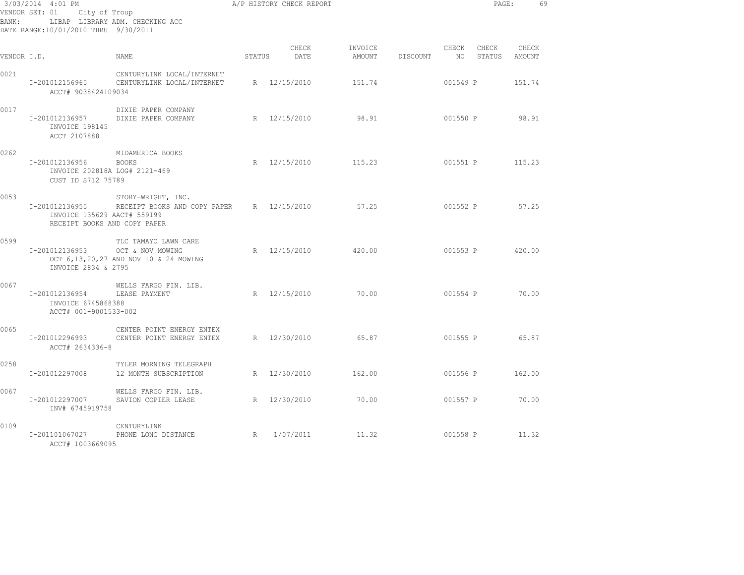3/03/2014 4:01 PM A/P HISTORY CHECK REPORT

VENDOR SET: 01 City of Troup
BANK: LIBAP LIBRARY ADM. CHECKING ACC
DATE RANGE:10/01/2010 THRU 9/30/2011

| VENDOR I.D. | NAME | STATUS | CHECK DATE | INVOICE AMOUNT | DISCOUNT | CHECK NO | CHECK STATUS | CHECK AMOUNT |
|---|---|---|---|---|---|---|---|---|
| 0021 | CENTURYLINK LOCAL/INTERNET | | | | | | | |
| I-201012156965 | CENTURYLINK LOCAL/INTERNET | R | 12/15/2010 | 151.74 | | 001549 | P | 151.74 |
| ACCT# 9038424109034 | | | | | | | | |
| 0017 | DIXIE PAPER COMPANY | | | | | | | |
| I-201012136957 | DIXIE PAPER COMPANY | R | 12/15/2010 | 98.91 | | 001550 | P | 98.91 |
| INVOICE 198145 | | | | | | | | |
| ACCT 2107888 | | | | | | | | |
| 0262 | MIDAMERICA BOOKS | | | | | | | |
| I-201012136956 | BOOKS | R | 12/15/2010 | 115.23 | | 001551 | P | 115.23 |
| INVOICE 202818A LOG# 2121-469 | | | | | | | | |
| CUST ID S712 75789 | | | | | | | | |
| 0053 | STORY-WRIGHT, INC. | | | | | | | |
| I-201012136955 | RECEIPT BOOKS AND COPY PAPER | R | 12/15/2010 | 57.25 | | 001552 | P | 57.25 |
| INVOICE 135629 AACT# 559199 | | | | | | | | |
| RECEIPT BOOKS AND COPY PAPER | | | | | | | | |
| 0599 | TLC TAMAYO LAWN CARE | | | | | | | |
| I-201012136953 | OCT & NOV MOWING | R | 12/15/2010 | 420.00 | | 001553 | P | 420.00 |
| OCT 6,13,20,27 AND NOV 10 & 24 MOWING | | | | | | | | |
| INVOICE 2834 & 2795 | | | | | | | | |
| 0067 | WELLS FARGO FIN. LIB. | | | | | | | |
| I-201012136954 | LEASE PAYMENT | R | 12/15/2010 | 70.00 | | 001554 | P | 70.00 |
| INVOICE 6745868388 | | | | | | | | |
| ACCT# 001-9001533-002 | | | | | | | | |
| 0065 | CENTER POINT ENERGY ENTEX | | | | | | | |
| I-201012296993 | CENTER POINT ENERGY ENTEX | R | 12/30/2010 | 65.87 | | 001555 | P | 65.87 |
| ACCT# 2634336-8 | | | | | | | | |
| 0258 | TYLER MORNING TELEGRAPH | | | | | | | |
| I-201012297008 | 12 MONTH SUBSCRIPTION | R | 12/30/2010 | 162.00 | | 001556 | P | 162.00 |
| 0067 | WELLS FARGO FIN. LIB. | | | | | | | |
| I-201012297007 | SAVION COPIER LEASE | R | 12/30/2010 | 70.00 | | 001557 | P | 70.00 |
| INV# 6745919758 | | | | | | | | |
| 0109 | CENTURYLINK | | | | | | | |
| I-201101067027 | PHONE LONG DISTANCE | R | 1/07/2011 | 11.32 | | 001558 | P | 11.32 |
| ACCT# 1003669095 | | | | | | | | |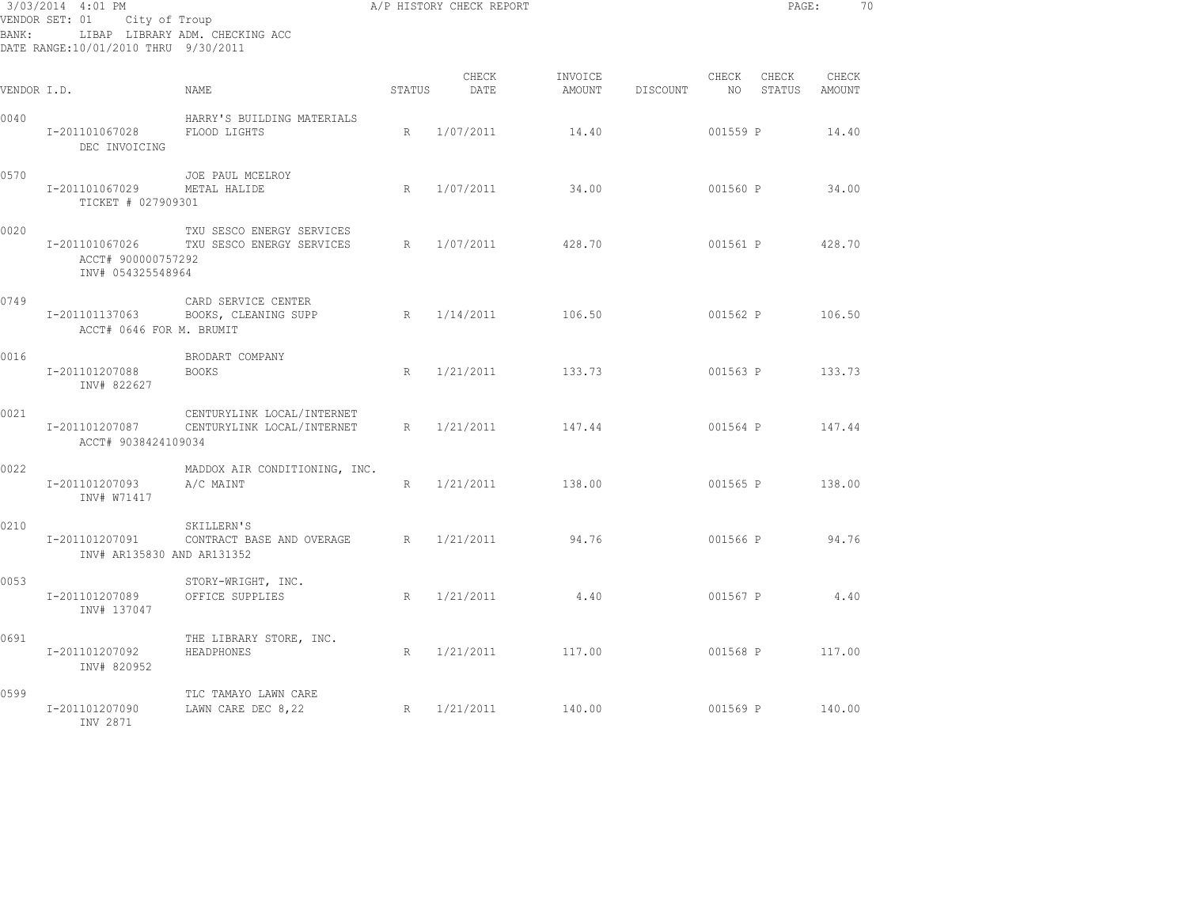3/03/2014 4:01 PM — A/P HISTORY CHECK REPORT

VENDOR SET: 01 City of Troup
BANK: LIBAP LIBRARY ADM. CHECKING ACC
DATE RANGE:10/01/2010 THRU 9/30/2011

| VENDOR I.D. | NAME | STATUS | CHECK DATE | INVOICE AMOUNT | DISCOUNT | CHECK NO | CHECK STATUS | CHECK AMOUNT |
|---|---|---|---|---|---|---|---|---|
| 0040 | HARRY'S BUILDING MATERIALS | | | | | | | |
| I-201101067028 DEC INVOICING | FLOOD LIGHTS | R | 1/07/2011 | 14.40 | | 001559 | P | 14.40 |
| 0570 | JOE PAUL MCELROY | | | | | | | |
| I-201101067029 TICKET # 027909301 | METAL HALIDE | R | 1/07/2011 | 34.00 | | 001560 | P | 34.00 |
| 0020 | TXU SESCO ENERGY SERVICES | | | | | | | |
| I-201101067026 ACCT# 900000757292 INV# 054325548964 | TXU SESCO ENERGY SERVICES | R | 1/07/2011 | 428.70 | | 001561 | P | 428.70 |
| 0749 | CARD SERVICE CENTER | | | | | | | |
| I-201101137063 ACCT# 0646 FOR M. BRUMIT | BOOKS, CLEANING SUPP | R | 1/14/2011 | 106.50 | | 001562 | P | 106.50 |
| 0016 | BRODART COMPANY | | | | | | | |
| I-201101207088 INV# 822627 | BOOKS | R | 1/21/2011 | 133.73 | | 001563 | P | 133.73 |
| 0021 | CENTURYLINK LOCAL/INTERNET | | | | | | | |
| I-201101207087 ACCT# 9038424109034 | CENTURYLINK LOCAL/INTERNET | R | 1/21/2011 | 147.44 | | 001564 | P | 147.44 |
| 0022 | MADDOX AIR CONDITIONING, INC. | | | | | | | |
| I-201101207093 INV# W71417 | A/C MAINT | R | 1/21/2011 | 138.00 | | 001565 | P | 138.00 |
| 0210 | SKILLERN'S | | | | | | | |
| I-201101207091 INV# AR135830 AND AR131352 | CONTRACT BASE AND OVERAGE | R | 1/21/2011 | 94.76 | | 001566 | P | 94.76 |
| 0053 | STORY-WRIGHT, INC. | | | | | | | |
| I-201101207089 INV# 137047 | OFFICE SUPPLIES | R | 1/21/2011 | 4.40 | | 001567 | P | 4.40 |
| 0691 | THE LIBRARY STORE, INC. | | | | | | | |
| I-201101207092 INV# 820952 | HEADPHONES | R | 1/21/2011 | 117.00 | | 001568 | P | 117.00 |
| 0599 | TLC TAMAYO LAWN CARE | | | | | | | |
| I-201101207090 INV 2871 | LAWN CARE DEC 8,22 | R | 1/21/2011 | 140.00 | | 001569 | P | 140.00 |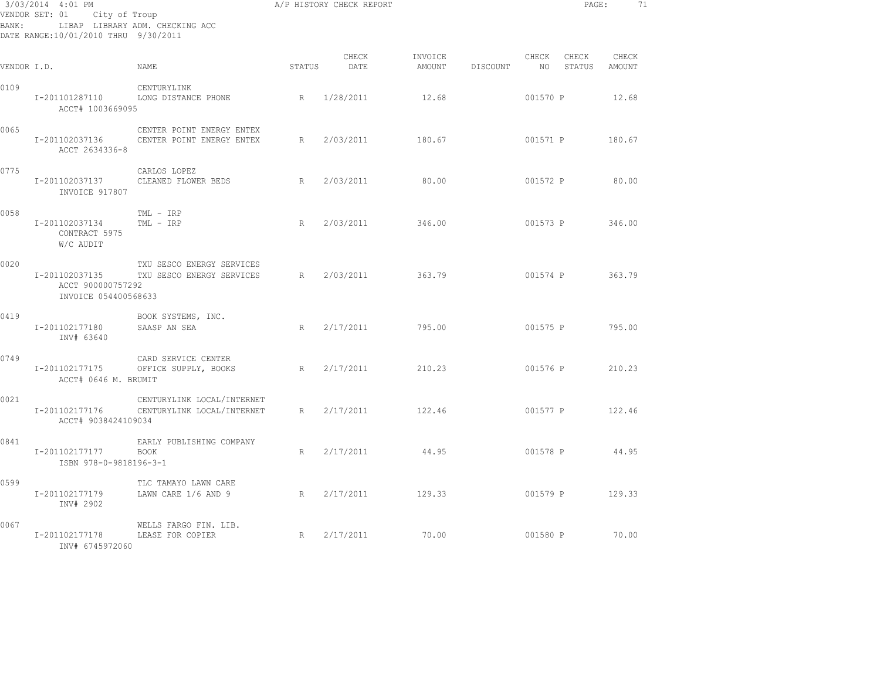3/03/2014 4:01 PM A/P HISTORY CHECK REPORT

VENDOR SET: 01 City of Troup
BANK: LIBAP LIBRARY ADM. CHECKING ACC
DATE RANGE:10/01/2010 THRU 9/30/2011

| VENDOR I.D. | | NAME | STATUS | CHECK DATE | INVOICE AMOUNT | DISCOUNT | CHECK NO | CHECK STATUS | CHECK AMOUNT |
|---|---|---|---|---|---|---|---|---|---|
| 0109 | | CENTURYLINK | | | | | | | |
| | I-201101287110 | LONG DISTANCE PHONE | R | 1/28/2011 | 12.68 | | 001570 | P | 12.68 |
| | ACCT# 1003669095 | | | | | | | | |
| 0065 | | CENTER POINT ENERGY ENTEX | | | | | | | |
| | I-201102037136 | CENTER POINT ENERGY ENTEX | R | 2/03/2011 | 180.67 | | 001571 | P | 180.67 |
| | ACCT 2634336-8 | | | | | | | | |
| 0775 | | CARLOS LOPEZ | | | | | | | |
| | I-201102037137 | CLEANED FLOWER BEDS | R | 2/03/2011 | 80.00 | | 001572 | P | 80.00 |
| | INVOICE 917807 | | | | | | | | |
| 0058 | | TML - IRP | | | | | | | |
| | I-201102037134 | TML - IRP | R | 2/03/2011 | 346.00 | | 001573 | P | 346.00 |
| | CONTRACT 5975 | | | | | | | | |
| | W/C AUDIT | | | | | | | | |
| 0020 | | TXU SESCO ENERGY SERVICES | | | | | | | |
| | I-201102037135 | TXU SESCO ENERGY SERVICES | R | 2/03/2011 | 363.79 | | 001574 | P | 363.79 |
| | ACCT 900000757292 | | | | | | | | |
| | INVOICE 054400568633 | | | | | | | | |
| 0419 | | BOOK SYSTEMS, INC. | | | | | | | |
| | I-201102177180 | SAASP AN SEA | R | 2/17/2011 | 795.00 | | 001575 | P | 795.00 |
| | INV# 63640 | | | | | | | | |
| 0749 | | CARD SERVICE CENTER | | | | | | | |
| | I-201102177175 | OFFICE SUPPLY, BOOKS | R | 2/17/2011 | 210.23 | | 001576 | P | 210.23 |
| | ACCT# 0646 M. BRUMIT | | | | | | | | |
| 0021 | | CENTURYLINK LOCAL/INTERNET | | | | | | | |
| | I-201102177176 | CENTURYLINK LOCAL/INTERNET | R | 2/17/2011 | 122.46 | | 001577 | P | 122.46 |
| | ACCT# 9038424109034 | | | | | | | | |
| 0841 | | EARLY PUBLISHING COMPANY | | | | | | | |
| | I-201102177177 | BOOK | R | 2/17/2011 | 44.95 | | 001578 | P | 44.95 |
| | ISBN 978-0-9818196-3-1 | | | | | | | | |
| 0599 | | TLC TAMAYO LAWN CARE | | | | | | | |
| | I-201102177179 | LAWN CARE 1/6 AND 9 | R | 2/17/2011 | 129.33 | | 001579 | P | 129.33 |
| | INV# 2902 | | | | | | | | |
| 0067 | | WELLS FARGO FIN. LIB. | | | | | | | |
| | I-201102177178 | LEASE FOR COPIER | R | 2/17/2011 | 70.00 | | 001580 | P | 70.00 |
| | INV# 6745972060 | | | | | | | | |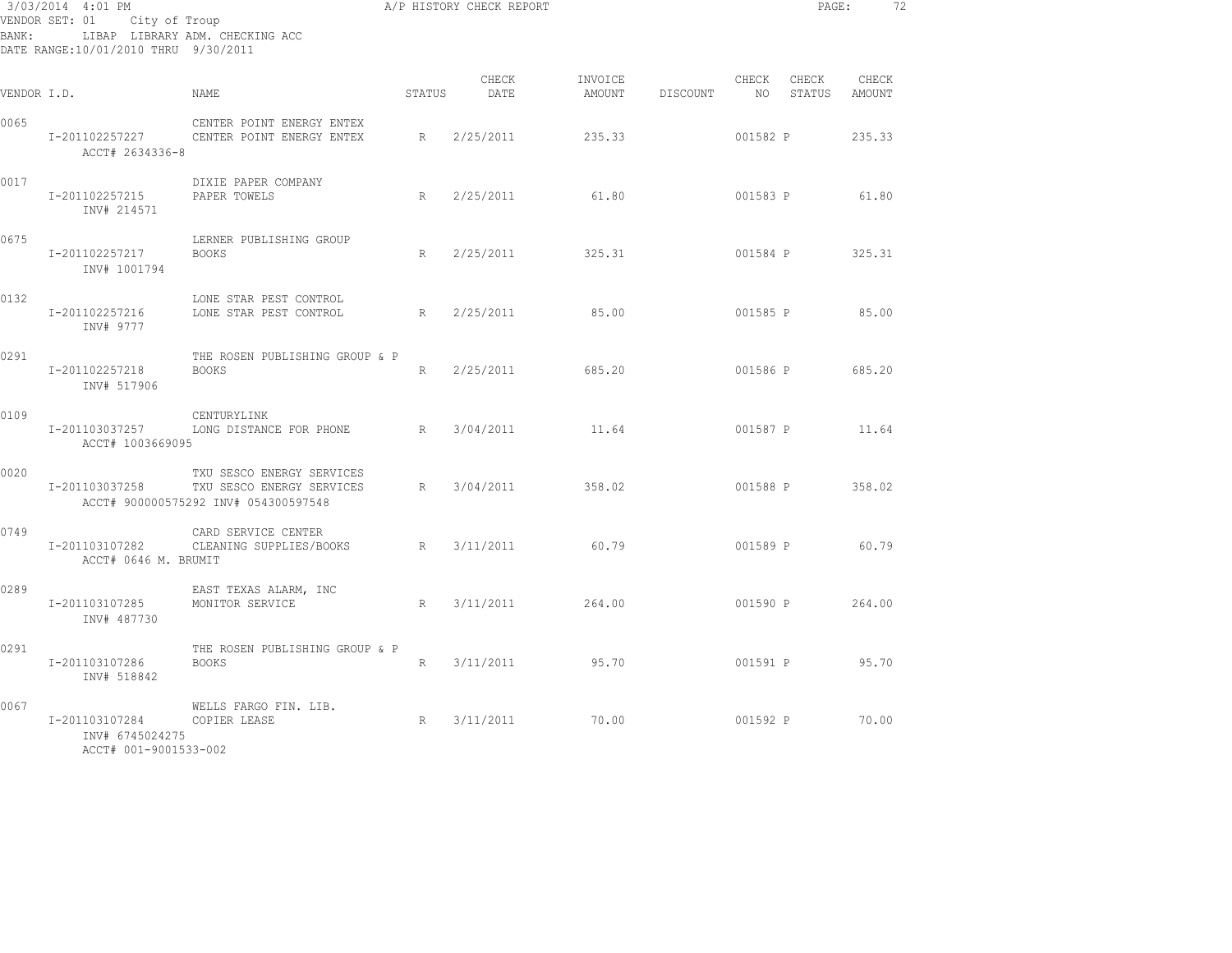3/03/2014 4:01 PM A/P HISTORY CHECK REPORT

VENDOR SET: 01 City of Troup
BANK: LIBAP LIBRARY ADM. CHECKING ACC
DATE RANGE:10/01/2010 THRU 9/30/2011

| VENDOR I.D. | NAME | STATUS | CHECK DATE | INVOICE AMOUNT | DISCOUNT | CHECK NO | CHECK STATUS | CHECK AMOUNT |
|---|---|---|---|---|---|---|---|---|
| 0065 | CENTER POINT ENERGY ENTEX | | | | | | | |
| I-201102257227 | CENTER POINT ENERGY ENTEX | R | 2/25/2011 | 235.33 | | 001582 | P | 235.33 |
| ACCT# 2634336-8 | | | | | | | | |
| 0017 | DIXIE PAPER COMPANY | | | | | | | |
| I-201102257215 | PAPER TOWELS | R | 2/25/2011 | 61.80 | | 001583 | P | 61.80 |
| INV# 214571 | | | | | | | | |
| 0675 | LERNER PUBLISHING GROUP | | | | | | | |
| I-201102257217 | BOOKS | R | 2/25/2011 | 325.31 | | 001584 | P | 325.31 |
| INV# 1001794 | | | | | | | | |
| 0132 | LONE STAR PEST CONTROL | | | | | | | |
| I-201102257216 | LONE STAR PEST CONTROL | R | 2/25/2011 | 85.00 | | 001585 | P | 85.00 |
| INV# 9777 | | | | | | | | |
| 0291 | THE ROSEN PUBLISHING GROUP & P | | | | | | | |
| I-201102257218 | BOOKS | R | 2/25/2011 | 685.20 | | 001586 | P | 685.20 |
| INV# 517906 | | | | | | | | |
| 0109 | CENTURYLINK | | | | | | | |
| I-201103037257 | LONG DISTANCE FOR PHONE | R | 3/04/2011 | 11.64 | | 001587 | P | 11.64 |
| ACCT# 1003669095 | | | | | | | | |
| 0020 | TXU SESCO ENERGY SERVICES | | | | | | | |
| I-201103037258 | TXU SESCO ENERGY SERVICES | R | 3/04/2011 | 358.02 | | 001588 | P | 358.02 |
| ACCT# 900000575292 INV# 054300597548 | | | | | | | | |
| 0749 | CARD SERVICE CENTER | | | | | | | |
| I-201103107282 | CLEANING SUPPLIES/BOOKS | R | 3/11/2011 | 60.79 | | 001589 | P | 60.79 |
| ACCT# 0646 M. BRUMIT | | | | | | | | |
| 0289 | EAST TEXAS ALARM, INC | | | | | | | |
| I-201103107285 | MONITOR SERVICE | R | 3/11/2011 | 264.00 | | 001590 | P | 264.00 |
| INV# 487730 | | | | | | | | |
| 0291 | THE ROSEN PUBLISHING GROUP & P | | | | | | | |
| I-201103107286 | BOOKS | R | 3/11/2011 | 95.70 | | 001591 | P | 95.70 |
| INV# 518842 | | | | | | | | |
| 0067 | WELLS FARGO FIN. LIB. | | | | | | | |
| I-201103107284 | COPIER LEASE | R | 3/11/2011 | 70.00 | | 001592 | P | 70.00 |
| INV# 6745024275 | | | | | | | | |
| ACCT# 001-9001533-002 | | | | | | | | |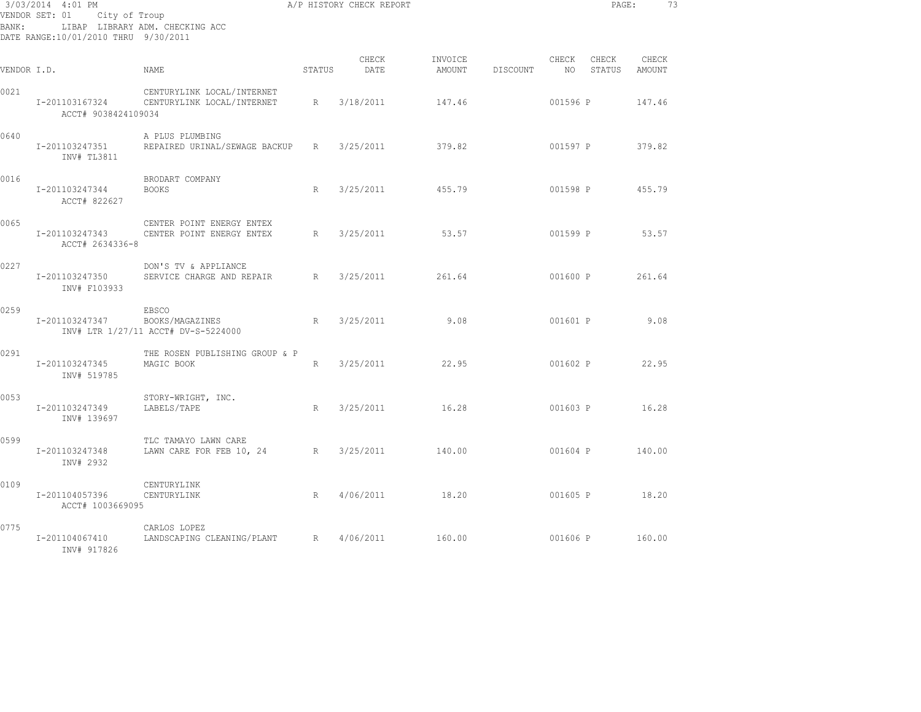3/03/2014 4:01 PM A/P HISTORY CHECK REPORT
VENDOR SET: 01 City of Troup
BANK: LIBAP LIBRARY ADM. CHECKING ACC
DATE RANGE:10/01/2010 THRU 9/30/2011

| VENDOR I.D. | NAME | STATUS | CHECK DATE | INVOICE AMOUNT | DISCOUNT | CHECK NO | CHECK STATUS | CHECK AMOUNT |
|---|---|---|---|---|---|---|---|---|
| 0021 | CENTURYLINK LOCAL/INTERNET | | | | | | | |
| I-201103167324 | CENTURYLINK LOCAL/INTERNET | R | 3/18/2011 | 147.46 | | 001596 | P | 147.46 |
| ACCT# 9038424109034 | | | | | | | | |
| 0640 | A PLUS PLUMBING | | | | | | | |
| I-201103247351 | REPAIRED URINAL/SEWAGE BACKUP | R | 3/25/2011 | 379.82 | | 001597 | P | 379.82 |
| INV# TL3811 | | | | | | | | |
| 0016 | BRODART COMPANY | | | | | | | |
| I-201103247344 | BOOKS | R | 3/25/2011 | 455.79 | | 001598 | P | 455.79 |
| ACCT# 822627 | | | | | | | | |
| 0065 | CENTER POINT ENERGY ENTEX | | | | | | | |
| I-201103247343 | CENTER POINT ENERGY ENTEX | R | 3/25/2011 | 53.57 | | 001599 | P | 53.57 |
| ACCT# 2634336-8 | | | | | | | | |
| 0227 | DON'S TV & APPLIANCE | | | | | | | |
| I-201103247350 | SERVICE CHARGE AND REPAIR | R | 3/25/2011 | 261.64 | | 001600 | P | 261.64 |
| INV# F103933 | | | | | | | | |
| 0259 | EBSCO | | | | | | | |
| I-201103247347 | BOOKS/MAGAZINES | R | 3/25/2011 | 9.08 | | 001601 | P | 9.08 |
| | INV# LTR 1/27/11 ACCT# DV-S-5224000 | | | | | | | |
| 0291 | THE ROSEN PUBLISHING GROUP & P | | | | | | | |
| I-201103247345 | MAGIC BOOK | R | 3/25/2011 | 22.95 | | 001602 | P | 22.95 |
| INV# 519785 | | | | | | | | |
| 0053 | STORY-WRIGHT, INC. | | | | | | | |
| I-201103247349 | LABELS/TAPE | R | 3/25/2011 | 16.28 | | 001603 | P | 16.28 |
| INV# 139697 | | | | | | | | |
| 0599 | TLC TAMAYO LAWN CARE | | | | | | | |
| I-201103247348 | LAWN CARE FOR FEB 10, 24 | R | 3/25/2011 | 140.00 | | 001604 | P | 140.00 |
| INV# 2932 | | | | | | | | |
| 0109 | CENTURYLINK | | | | | | | |
| I-201104057396 | CENTURYLINK | R | 4/06/2011 | 18.20 | | 001605 | P | 18.20 |
| ACCT# 1003669095 | | | | | | | | |
| 0775 | CARLOS LOPEZ | | | | | | | |
| I-201104067410 | LANDSCAPING CLEANING/PLANT | R | 4/06/2011 | 160.00 | | 001606 | P | 160.00 |
| INV# 917826 | | | | | | | | |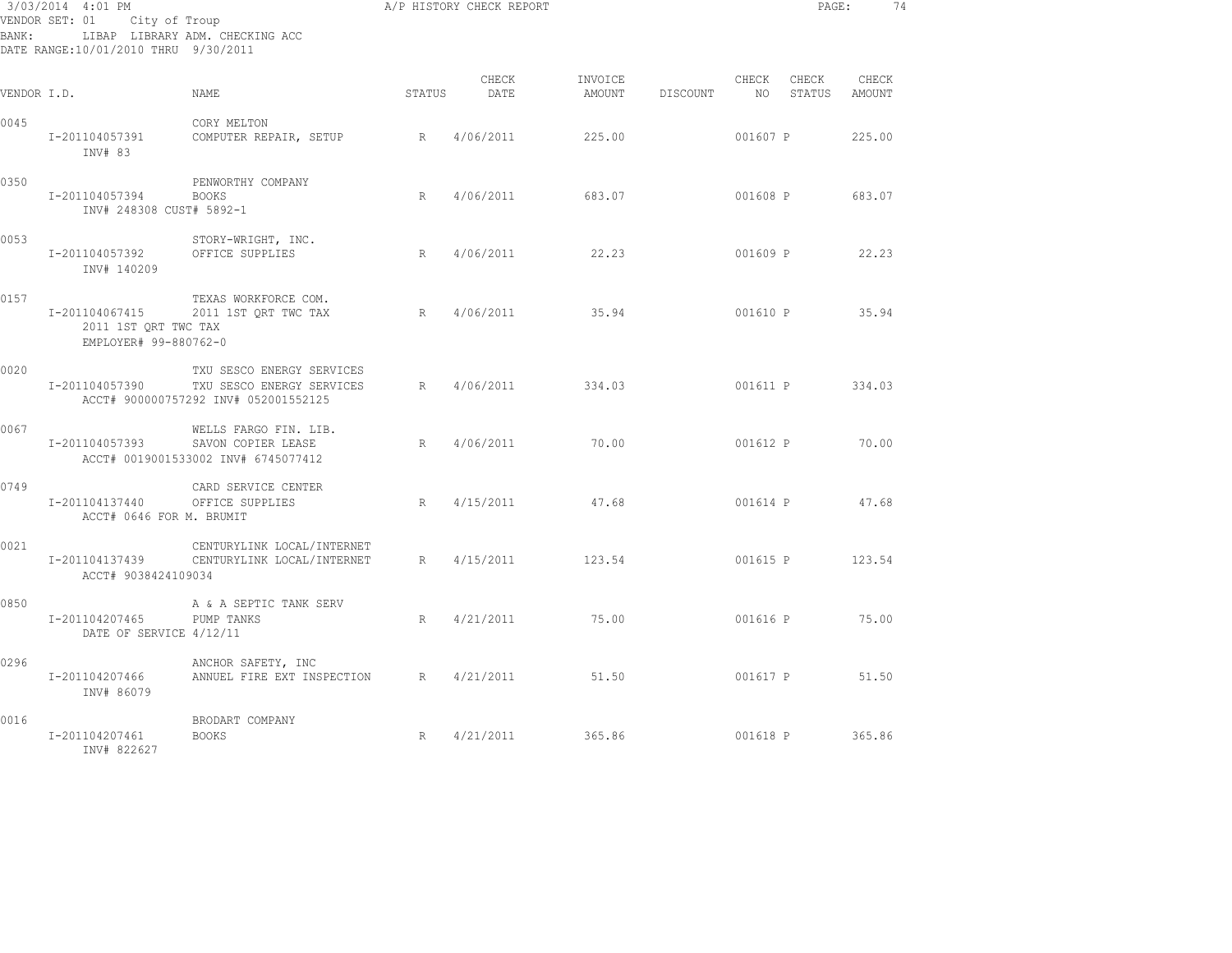3/03/2014 4:01 PM A/P HISTORY CHECK REPORT

VENDOR SET: 01 City of Troup
BANK: LIBAP LIBRARY ADM. CHECKING ACC
DATE RANGE:10/01/2010 THRU 9/30/2011

| VENDOR I.D. | NAME | STATUS | CHECK DATE | INVOICE AMOUNT | DISCOUNT | CHECK NO | CHECK STATUS | CHECK AMOUNT |
|---|---|---|---|---|---|---|---|---|
| 0045 | CORY MELTON | | | | | | | |
| I-201104057391 | COMPUTER REPAIR, SETUP | R | 4/06/2011 | 225.00 | | 001607 | P | 225.00 |
| INV# 83 | | | | | | | | |
| 0350 | PENWORTHY COMPANY | | | | | | | |
| I-201104057394 | BOOKS | R | 4/06/2011 | 683.07 | | 001608 | P | 683.07 |
| INV# 248308 CUST# 5892-1 | | | | | | | | |
| 0053 | STORY-WRIGHT, INC. | | | | | | | |
| I-201104057392 | OFFICE SUPPLIES | R | 4/06/2011 | 22.23 | | 001609 | P | 22.23 |
| INV# 140209 | | | | | | | | |
| 0157 | TEXAS WORKFORCE COM. | | | | | | | |
| I-201104067415 | 2011 1ST QRT TWC TAX | R | 4/06/2011 | 35.94 | | 001610 | P | 35.94 |
| 2011 1ST QRT TWC TAX | | | | | | | | |
| EMPLOYER# 99-880762-0 | | | | | | | | |
| 0020 | TXU SESCO ENERGY SERVICES | | | | | | | |
| I-201104057390 | TXU SESCO ENERGY SERVICES | R | 4/06/2011 | 334.03 | | 001611 | P | 334.03 |
| ACCT# 900000757292 INV# 052001552125 | | | | | | | | |
| 0067 | WELLS FARGO FIN. LIB. | | | | | | | |
| I-201104057393 | SAVON COPIER LEASE | R | 4/06/2011 | 70.00 | | 001612 | P | 70.00 |
| ACCT# 0019001533002 INV# 6745077412 | | | | | | | | |
| 0749 | CARD SERVICE CENTER | | | | | | | |
| I-201104137440 | OFFICE SUPPLIES | R | 4/15/2011 | 47.68 | | 001614 | P | 47.68 |
| ACCT# 0646 FOR M. BRUMIT | | | | | | | | |
| 0021 | CENTURYLINK LOCAL/INTERNET | | | | | | | |
| I-201104137439 | CENTURYLINK LOCAL/INTERNET | R | 4/15/2011 | 123.54 | | 001615 | P | 123.54 |
| ACCT# 9038424109034 | | | | | | | | |
| 0850 | A & A SEPTIC TANK SERV | | | | | | | |
| I-201104207465 | PUMP TANKS | R | 4/21/2011 | 75.00 | | 001616 | P | 75.00 |
| DATE OF SERVICE 4/12/11 | | | | | | | | |
| 0296 | ANCHOR SAFETY, INC | | | | | | | |
| I-201104207466 | ANNUEL FIRE EXT INSPECTION | R | 4/21/2011 | 51.50 | | 001617 | P | 51.50 |
| INV# 86079 | | | | | | | | |
| 0016 | BRODART COMPANY | | | | | | | |
| I-201104207461 | BOOKS | R | 4/21/2011 | 365.86 | | 001618 | P | 365.86 |
| INV# 822627 | | | | | | | | |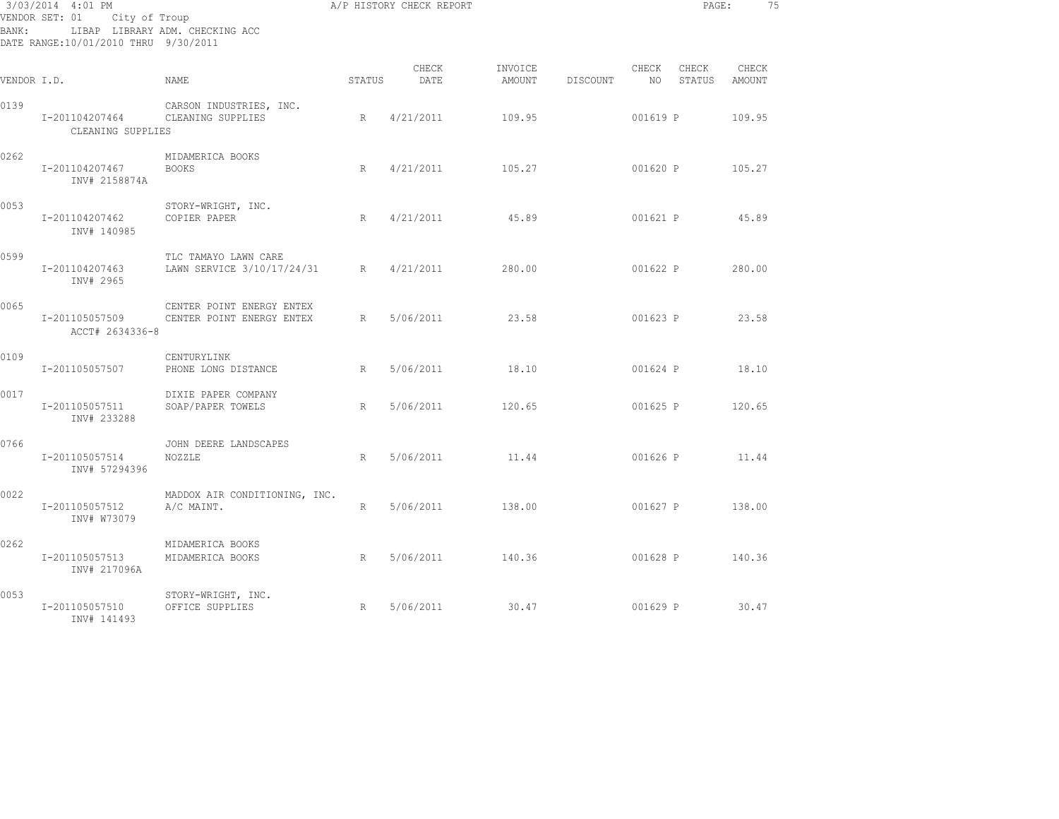3/03/2014 4:01 PM — A/P HISTORY CHECK REPORT

VENDOR SET: 01 City of Troup
BANK: LIBAP LIBRARY ADM. CHECKING ACC
DATE RANGE:10/01/2010 THRU 9/30/2011

| VENDOR I.D. | NAME | STATUS | CHECK DATE | INVOICE AMOUNT | DISCOUNT | CHECK NO | CHECK STATUS | CHECK AMOUNT |
|---|---|---|---|---|---|---|---|---|
| 0139 | CARSON INDUSTRIES, INC. | | | | | | | |
| I-201104207464 | CLEANING SUPPLIES | R | 4/21/2011 | 109.95 | | 001619 | P | 109.95 |
| CLEANING SUPPLIES | | | | | | | | |
| 0262 | MIDAMERICA BOOKS | | | | | | | |
| I-201104207467 | BOOKS | R | 4/21/2011 | 105.27 | | 001620 | P | 105.27 |
| INV# 2158874A | | | | | | | | |
| 0053 | STORY-WRIGHT, INC. | | | | | | | |
| I-201104207462 | COPIER PAPER | R | 4/21/2011 | 45.89 | | 001621 | P | 45.89 |
| INV# 140985 | | | | | | | | |
| 0599 | TLC TAMAYO LAWN CARE | | | | | | | |
| I-201104207463 | LAWN SERVICE 3/10/17/24/31 | R | 4/21/2011 | 280.00 | | 001622 | P | 280.00 |
| INV# 2965 | | | | | | | | |
| 0065 | CENTER POINT ENERGY ENTEX | | | | | | | |
| I-201105057509 | CENTER POINT ENERGY ENTEX | R | 5/06/2011 | 23.58 | | 001623 | P | 23.58 |
| ACCT# 2634336-8 | | | | | | | | |
| 0109 | CENTURYLINK | | | | | | | |
| I-201105057507 | PHONE LONG DISTANCE | R | 5/06/2011 | 18.10 | | 001624 | P | 18.10 |
| 0017 | DIXIE PAPER COMPANY | | | | | | | |
| I-201105057511 | SOAP/PAPER TOWELS | R | 5/06/2011 | 120.65 | | 001625 | P | 120.65 |
| INV# 233288 | | | | | | | | |
| 0766 | JOHN DEERE LANDSCAPES | | | | | | | |
| I-201105057514 | NOZZLE | R | 5/06/2011 | 11.44 | | 001626 | P | 11.44 |
| INV# 57294396 | | | | | | | | |
| 0022 | MADDOX AIR CONDITIONING, INC. | | | | | | | |
| I-201105057512 | A/C MAINT. | R | 5/06/2011 | 138.00 | | 001627 | P | 138.00 |
| INV# W73079 | | | | | | | | |
| 0262 | MIDAMERICA BOOKS | | | | | | | |
| I-201105057513 | MIDAMERICA BOOKS | R | 5/06/2011 | 140.36 | | 001628 | P | 140.36 |
| INV# 217096A | | | | | | | | |
| 0053 | STORY-WRIGHT, INC. | | | | | | | |
| I-201105057510 | OFFICE SUPPLIES | R | 5/06/2011 | 30.47 | | 001629 | P | 30.47 |
| INV# 141493 | | | | | | | | |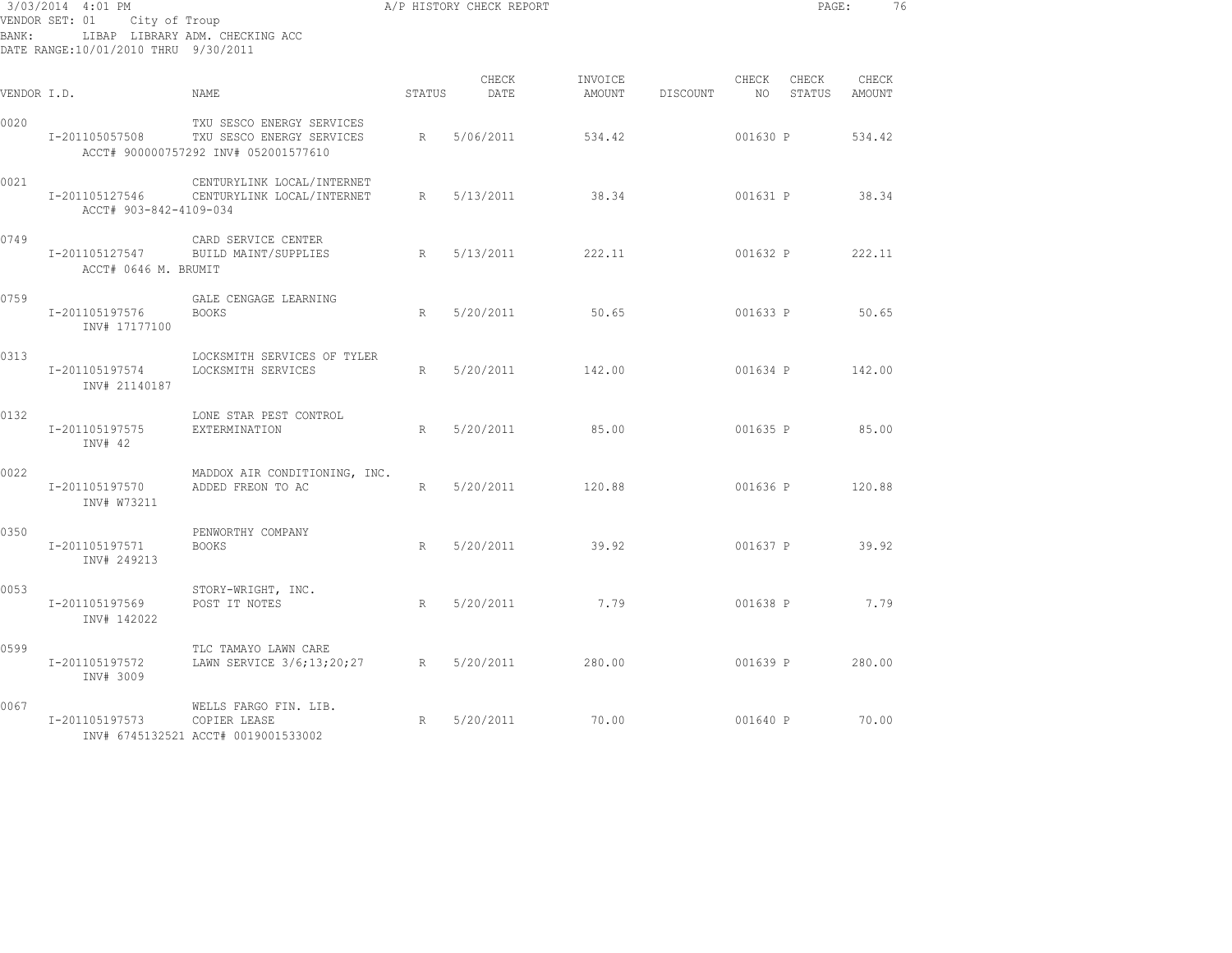3/03/2014 4:01 PM A/P HISTORY CHECK REPORT

VENDOR SET: 01 City of Troup
BANK: LIBAP LIBRARY ADM. CHECKING ACC
DATE RANGE:10/01/2010 THRU 9/30/2011

| VENDOR I.D. | NAME | STATUS | CHECK DATE | INVOICE AMOUNT | DISCOUNT | CHECK NO | CHECK STATUS | CHECK AMOUNT |
|---|---|---|---|---|---|---|---|---|
| 0020 | TXU SESCO ENERGY SERVICES | | | | | | | |
| I-201105057508 | TXU SESCO ENERGY SERVICES | R | 5/06/2011 | 534.42 | | 001630 | P | 534.42 |
| | ACCT# 900000757292 INV# 052001577610 | | | | | | | |
| 0021 | CENTURYLINK LOCAL/INTERNET | | | | | | | |
| I-201105127546 | CENTURYLINK LOCAL/INTERNET | R | 5/13/2011 | 38.34 | | 001631 | P | 38.34 |
| | ACCT# 903-842-4109-034 | | | | | | | |
| 0749 | CARD SERVICE CENTER | | | | | | | |
| I-201105127547 | BUILD MAINT/SUPPLIES | R | 5/13/2011 | 222.11 | | 001632 | P | 222.11 |
| | ACCT# 0646 M. BRUMIT | | | | | | | |
| 0759 | GALE CENGAGE LEARNING | | | | | | | |
| I-201105197576 | BOOKS | R | 5/20/2011 | 50.65 | | 001633 | P | 50.65 |
| | INV# 17177100 | | | | | | | |
| 0313 | LOCKSMITH SERVICES OF TYLER | | | | | | | |
| I-201105197574 | LOCKSMITH SERVICES | R | 5/20/2011 | 142.00 | | 001634 | P | 142.00 |
| | INV# 21140187 | | | | | | | |
| 0132 | LONE STAR PEST CONTROL | | | | | | | |
| I-201105197575 | EXTERMINATION | R | 5/20/2011 | 85.00 | | 001635 | P | 85.00 |
| | INV# 42 | | | | | | | |
| 0022 | MADDOX AIR CONDITIONING, INC. | | | | | | | |
| I-201105197570 | ADDED FREON TO AC | R | 5/20/2011 | 120.88 | | 001636 | P | 120.88 |
| | INV# W73211 | | | | | | | |
| 0350 | PENWORTHY COMPANY | | | | | | | |
| I-201105197571 | BOOKS | R | 5/20/2011 | 39.92 | | 001637 | P | 39.92 |
| | INV# 249213 | | | | | | | |
| 0053 | STORY-WRIGHT, INC. | | | | | | | |
| I-201105197569 | POST IT NOTES | R | 5/20/2011 | 7.79 | | 001638 | P | 7.79 |
| | INV# 142022 | | | | | | | |
| 0599 | TLC TAMAYO LAWN CARE | | | | | | | |
| I-201105197572 | LAWN SERVICE 3/6;13;20;27 | R | 5/20/2011 | 280.00 | | 001639 | P | 280.00 |
| | INV# 3009 | | | | | | | |
| 0067 | WELLS FARGO FIN. LIB. | | | | | | | |
| I-201105197573 | COPIER LEASE | R | 5/20/2011 | 70.00 | | 001640 | P | 70.00 |
| | INV# 6745132521 ACCT# 0019001533002 | | | | | | | |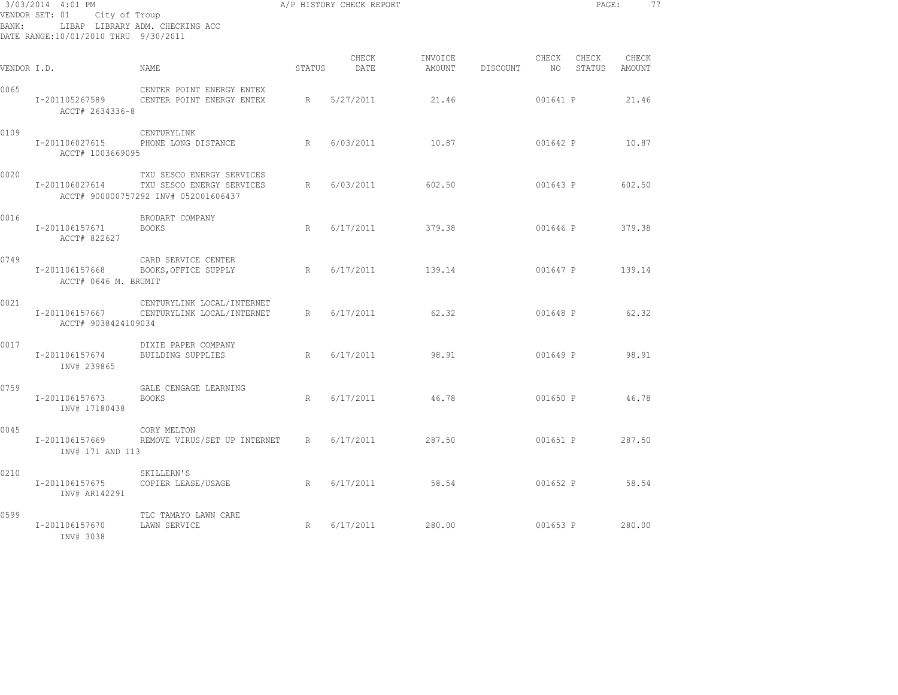3/03/2014 4:01 PM A/P HISTORY CHECK REPORT

VENDOR SET: 01 City of Troup
BANK: LIBAP LIBRARY ADM. CHECKING ACC
DATE RANGE:10/01/2010 THRU 9/30/2011

| VENDOR I.D. | NAME | STATUS | CHECK DATE | INVOICE AMOUNT | DISCOUNT | CHECK NO | CHECK STATUS | CHECK AMOUNT |
|---|---|---|---|---|---|---|---|---|
| 0065 | CENTER POINT ENERGY ENTEX | | | | | | | |
| I-201105267589 | CENTER POINT ENERGY ENTEX | R | 5/27/2011 | 21.46 | | 001641 | P | 21.46 |
| ACCT# 2634336-8 | | | | | | | | |
| 0109 | CENTURYLINK | | | | | | | |
| I-201106027615 | PHONE LONG DISTANCE | R | 6/03/2011 | 10.87 | | 001642 | P | 10.87 |
| ACCT# 1003669095 | | | | | | | | |
| 0020 | TXU SESCO ENERGY SERVICES | | | | | | | |
| I-201106027614 | TXU SESCO ENERGY SERVICES | R | 6/03/2011 | 602.50 | | 001643 | P | 602.50 |
| | ACCT# 900000757292 INV# 052001606437 | | | | | | | |
| 0016 | BRODART COMPANY | | | | | | | |
| I-201106157671 | BOOKS | R | 6/17/2011 | 379.38 | | 001646 | P | 379.38 |
| ACCT# 822627 | | | | | | | | |
| 0749 | CARD SERVICE CENTER | | | | | | | |
| I-201106157668 | BOOKS,OFFICE SUPPLY | R | 6/17/2011 | 139.14 | | 001647 | P | 139.14 |
| ACCT# 0646 M. BRUMIT | | | | | | | | |
| 0021 | CENTURYLINK LOCAL/INTERNET | | | | | | | |
| I-201106157667 | CENTURYLINK LOCAL/INTERNET | R | 6/17/2011 | 62.32 | | 001648 | P | 62.32 |
| ACCT# 9038424109034 | | | | | | | | |
| 0017 | DIXIE PAPER COMPANY | | | | | | | |
| I-201106157674 | BUILDING SUPPLIES | R | 6/17/2011 | 98.91 | | 001649 | P | 98.91 |
| INV# 239865 | | | | | | | | |
| 0759 | GALE CENGAGE LEARNING | | | | | | | |
| I-201106157673 | BOOKS | R | 6/17/2011 | 46.78 | | 001650 | P | 46.78 |
| INV# 17180438 | | | | | | | | |
| 0045 | CORY MELTON | | | | | | | |
| I-201106157669 | REMOVE VIRUS/SET UP INTERNET | R | 6/17/2011 | 287.50 | | 001651 | P | 287.50 |
| INV# 171 AND 113 | | | | | | | | |
| 0210 | SKILLERN'S | | | | | | | |
| I-201106157675 | COPIER LEASE/USAGE | R | 6/17/2011 | 58.54 | | 001652 | P | 58.54 |
| INV# AR142291 | | | | | | | | |
| 0599 | TLC TAMAYO LAWN CARE | | | | | | | |
| I-201106157670 | LAWN SERVICE | R | 6/17/2011 | 280.00 | | 001653 | P | 280.00 |
| INV# 3038 | | | | | | | | |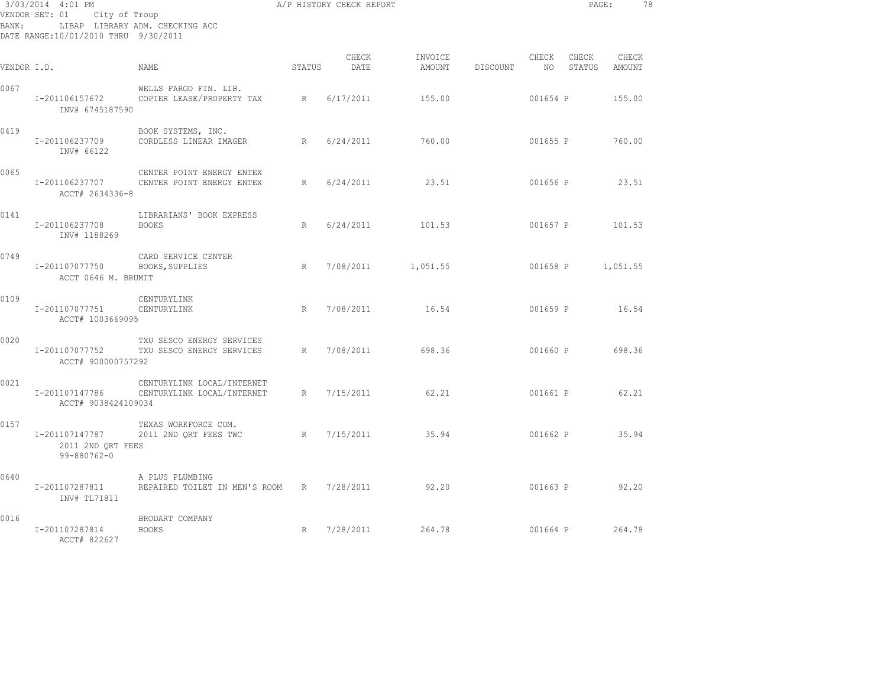3/03/2014 4:01 PM

A/P HISTORY CHECK REPORT

VENDOR SET: 01 City of Troup
BANK: LIBAP LIBRARY ADM. CHECKING ACC
DATE RANGE:10/01/2010 THRU 9/30/2011

| VENDOR I.D. | NAME | STATUS | CHECK DATE | INVOICE AMOUNT | DISCOUNT | CHECK NO | CHECK STATUS | CHECK AMOUNT |
|---|---|---|---|---|---|---|---|---|
| 0067 | WELLS FARGO FIN. LIB. | | | | | | | |
| I-201106157672 INV# 6745187590 | COPIER LEASE/PROPERTY TAX | R | 6/17/2011 | 155.00 | | 001654 | P | 155.00 |
| 0419 | BOOK SYSTEMS, INC. | | | | | | | |
| I-201106237709 INV# 66122 | CORDLESS LINEAR IMAGER | R | 6/24/2011 | 760.00 | | 001655 | P | 760.00 |
| 0065 | CENTER POINT ENERGY ENTEX | | | | | | | |
| I-201106237707 ACCT# 2634336-8 | CENTER POINT ENERGY ENTEX | R | 6/24/2011 | 23.51 | | 001656 | P | 23.51 |
| 0141 | LIBRARIANS' BOOK EXPRESS | | | | | | | |
| I-201106237708 INV# 1188269 | BOOKS | R | 6/24/2011 | 101.53 | | 001657 | P | 101.53 |
| 0749 | CARD SERVICE CENTER | | | | | | | |
| I-201107077750 ACCT 0646 M. BRUMIT | BOOKS,SUPPLIES | R | 7/08/2011 | 1,051.55 | | 001658 | P | 1,051.55 |
| 0109 | CENTURYLINK | | | | | | | |
| I-201107077751 ACCT# 1003669095 | CENTURYLINK | R | 7/08/2011 | 16.54 | | 001659 | P | 16.54 |
| 0020 | TXU SESCO ENERGY SERVICES | | | | | | | |
| I-201107077752 ACCT# 900000757292 | TXU SESCO ENERGY SERVICES | R | 7/08/2011 | 698.36 | | 001660 | P | 698.36 |
| 0021 | CENTURYLINK LOCAL/INTERNET | | | | | | | |
| I-201107147786 ACCT# 9038424109034 | CENTURYLINK LOCAL/INTERNET | R | 7/15/2011 | 62.21 | | 001661 | P | 62.21 |
| 0157 | TEXAS WORKFORCE COM. | | | | | | | |
| I-201107147787 2011 2ND QRT FEES 99-880762-0 | 2011 2ND QRT FEES TWC | R | 7/15/2011 | 35.94 | | 001662 | P | 35.94 |
| 0640 | A PLUS PLUMBING | | | | | | | |
| I-201107287811 INV# TL71811 | REPAIRED TOILET IN MEN'S ROOM | R | 7/28/2011 | 92.20 | | 001663 | P | 92.20 |
| 0016 | BRODART COMPANY | | | | | | | |
| I-201107287814 ACCT# 822627 | BOOKS | R | 7/28/2011 | 264.78 | | 001664 | P | 264.78 |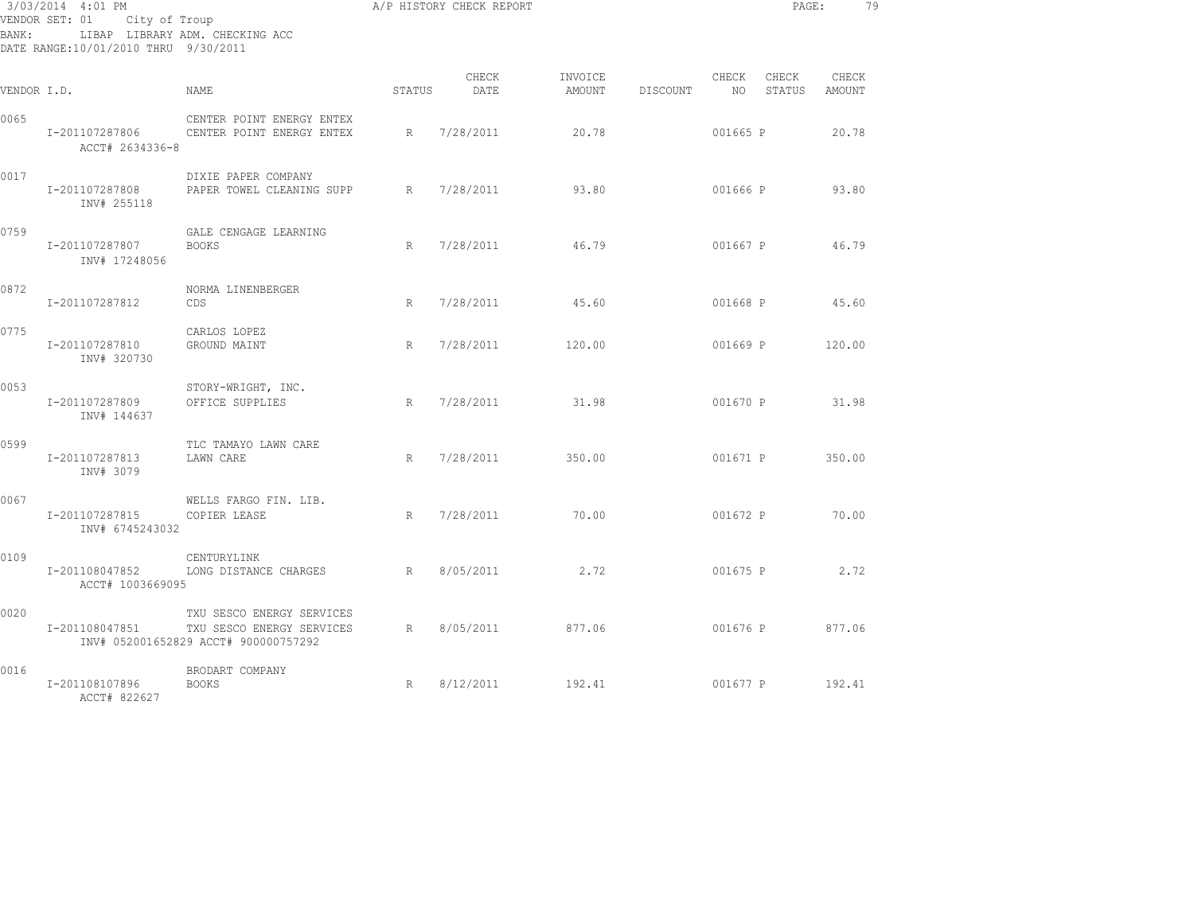3/03/2014 4:01 PM A/P HISTORY CHECK REPORT

VENDOR SET: 01 City of Troup

BANK: LIBAP LIBRARY ADM. CHECKING ACC

DATE RANGE:10/01/2010 THRU 9/30/2011

| VENDOR I.D. | NAME | STATUS | CHECK DATE | INVOICE AMOUNT | DISCOUNT | CHECK NO | CHECK STATUS | CHECK AMOUNT |
|---|---|---|---|---|---|---|---|---|
| 0065 | CENTER POINT ENERGY ENTEX | | | | | | | |
| I-201107287806 | CENTER POINT ENERGY ENTEX | R | 7/28/2011 | 20.78 | | 001665 | P | 20.78 |
| ACCT# 2634336-8 | | | | | | | | |
| 0017 | DIXIE PAPER COMPANY | | | | | | | |
| I-201107287808 | PAPER TOWEL CLEANING SUPP | R | 7/28/2011 | 93.80 | | 001666 | P | 93.80 |
| INV# 255118 | | | | | | | | |
| 0759 | GALE CENGAGE LEARNING | | | | | | | |
| I-201107287807 | BOOKS | R | 7/28/2011 | 46.79 | | 001667 | P | 46.79 |
| INV# 17248056 | | | | | | | | |
| 0872 | NORMA LINENBERGER | | | | | | | |
| I-201107287812 | CDS | R | 7/28/2011 | 45.60 | | 001668 | P | 45.60 |
| 0775 | CARLOS LOPEZ | | | | | | | |
| I-201107287810 | GROUND MAINT | R | 7/28/2011 | 120.00 | | 001669 | P | 120.00 |
| INV# 320730 | | | | | | | | |
| 0053 | STORY-WRIGHT, INC. | | | | | | | |
| I-201107287809 | OFFICE SUPPLIES | R | 7/28/2011 | 31.98 | | 001670 | P | 31.98 |
| INV# 144637 | | | | | | | | |
| 0599 | TLC TAMAYO LAWN CARE | | | | | | | |
| I-201107287813 | LAWN CARE | R | 7/28/2011 | 350.00 | | 001671 | P | 350.00 |
| INV# 3079 | | | | | | | | |
| 0067 | WELLS FARGO FIN. LIB. | | | | | | | |
| I-201107287815 | COPIER LEASE | R | 7/28/2011 | 70.00 | | 001672 | P | 70.00 |
| INV# 6745243032 | | | | | | | | |
| 0109 | CENTURYLINK | | | | | | | |
| I-201108047852 | LONG DISTANCE CHARGES | R | 8/05/2011 | 2.72 | | 001675 | P | 2.72 |
| ACCT# 1003669095 | | | | | | | | |
| 0020 | TXU SESCO ENERGY SERVICES | | | | | | | |
| I-201108047851 | TXU SESCO ENERGY SERVICES | R | 8/05/2011 | 877.06 | | 001676 | P | 877.06 |
| INV# 052001652829 ACCT# 900000757292 | | | | | | | | |
| 0016 | BRODART COMPANY | | | | | | | |
| I-201108107896 | BOOKS | R | 8/12/2011 | 192.41 | | 001677 | P | 192.41 |
| ACCT# 822627 | | | | | | | | |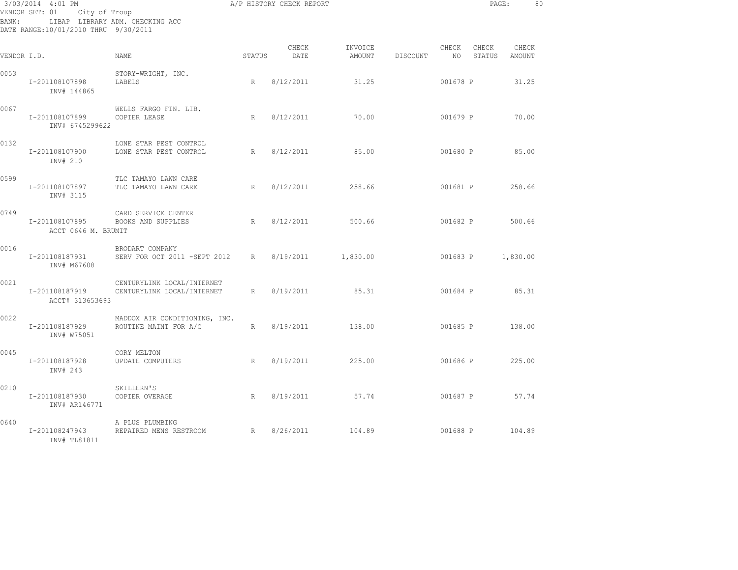3/03/2014 4:01 PM A/P HISTORY CHECK REPORT

VENDOR SET: 01 City of Troup

BANK: LIBAP LIBRARY ADM. CHECKING ACC

DATE RANGE:10/01/2010 THRU 9/30/2011

| VENDOR I.D. | NAME | STATUS | CHECK DATE | INVOICE AMOUNT | DISCOUNT | CHECK NO | CHECK STATUS | CHECK AMOUNT |
|---|---|---|---|---|---|---|---|---|
| 0053 | STORY-WRIGHT, INC. | | | | | | | |
| I-201108107898 INV# 144865 | LABELS | R | 8/12/2011 | 31.25 | | 001678 | P | 31.25 |
| 0067 | WELLS FARGO FIN. LIB. | | | | | | | |
| I-201108107899 INV# 6745299622 | COPIER LEASE | R | 8/12/2011 | 70.00 | | 001679 | P | 70.00 |
| 0132 | LONE STAR PEST CONTROL | | | | | | | |
| I-201108107900 INV# 210 | LONE STAR PEST CONTROL | R | 8/12/2011 | 85.00 | | 001680 | P | 85.00 |
| 0599 | TLC TAMAYO LAWN CARE | | | | | | | |
| I-201108107897 INV# 3115 | TLC TAMAYO LAWN CARE | R | 8/12/2011 | 258.66 | | 001681 | P | 258.66 |
| 0749 | CARD SERVICE CENTER | | | | | | | |
| I-201108107895 ACCT 0646 M. BRUMIT | BOOKS AND SUPPLIES | R | 8/12/2011 | 500.66 | | 001682 | P | 500.66 |
| 0016 | BRODART COMPANY | | | | | | | |
| I-201108187931 INV# M67608 | SERV FOR OCT 2011 -SEPT 2012 | R | 8/19/2011 | 1,830.00 | | 001683 | P | 1,830.00 |
| 0021 | CENTURYLINK LOCAL/INTERNET | | | | | | | |
| I-201108187919 ACCT# 313653693 | CENTURYLINK LOCAL/INTERNET | R | 8/19/2011 | 85.31 | | 001684 | P | 85.31 |
| 0022 | MADDOX AIR CONDITIONING, INC. | | | | | | | |
| I-201108187929 INV# W75051 | ROUTINE MAINT FOR A/C | R | 8/19/2011 | 138.00 | | 001685 | P | 138.00 |
| 0045 | CORY MELTON | | | | | | | |
| I-201108187928 INV# 243 | UPDATE COMPUTERS | R | 8/19/2011 | 225.00 | | 001686 | P | 225.00 |
| 0210 | SKILLERN'S | | | | | | | |
| I-201108187930 INV# AR146771 | COPIER OVERAGE | R | 8/19/2011 | 57.74 | | 001687 | P | 57.74 |
| 0640 | A PLUS PLUMBING | | | | | | | |
| I-201108247943 INV# TL81811 | REPAIRED MENS RESTROOM | R | 8/26/2011 | 104.89 | | 001688 | P | 104.89 |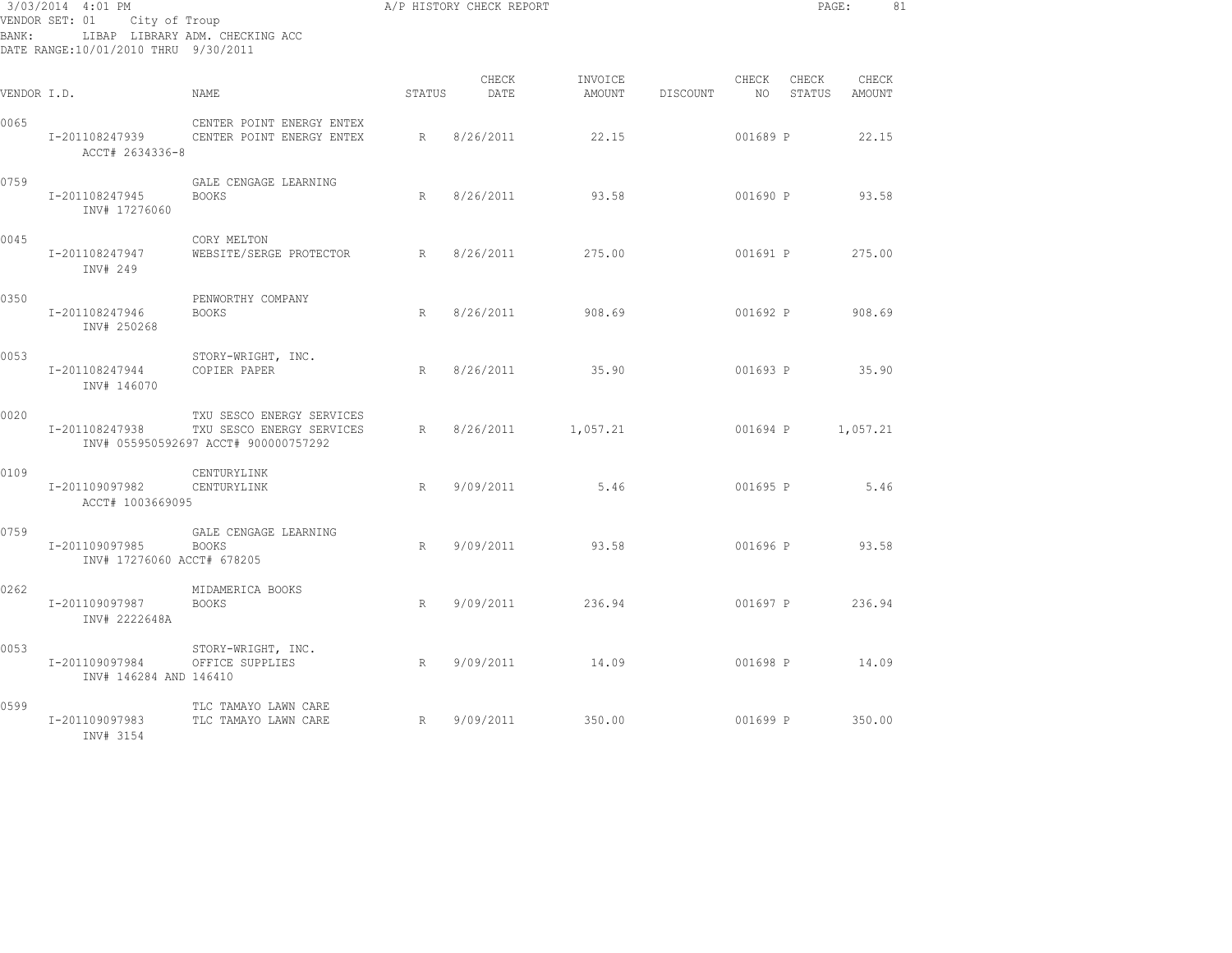3/03/2014 4:01 PM

A/P HISTORY CHECK REPORT

VENDOR SET: 01 City of Troup
BANK: LIBAP LIBRARY ADM. CHECKING ACC
DATE RANGE:10/01/2010 THRU 9/30/2011

| VENDOR I.D. | NAME | STATUS | CHECK DATE | INVOICE AMOUNT | DISCOUNT | CHECK NO | CHECK STATUS | CHECK AMOUNT |
|---|---|---|---|---|---|---|---|---|
| 0065 | CENTER POINT ENERGY ENTEX | | | | | | | |
| I-201108247939 | CENTER POINT ENERGY ENTEX | R | 8/26/2011 | 22.15 | | 001689 | P | 22.15 |
| ACCT# 2634336-8 | | | | | | | | |
| 0759 | GALE CENGAGE LEARNING | | | | | | | |
| I-201108247945 | BOOKS | R | 8/26/2011 | 93.58 | | 001690 | P | 93.58 |
| INV# 17276060 | | | | | | | | |
| 0045 | CORY MELTON | | | | | | | |
| I-201108247947 | WEBSITE/SERGE PROTECTOR | R | 8/26/2011 | 275.00 | | 001691 | P | 275.00 |
| INV# 249 | | | | | | | | |
| 0350 | PENWORTHY COMPANY | | | | | | | |
| I-201108247946 | BOOKS | R | 8/26/2011 | 908.69 | | 001692 | P | 908.69 |
| INV# 250268 | | | | | | | | |
| 0053 | STORY-WRIGHT, INC. | | | | | | | |
| I-201108247944 | COPIER PAPER | R | 8/26/2011 | 35.90 | | 001693 | P | 35.90 |
| INV# 146070 | | | | | | | | |
| 0020 | TXU SESCO ENERGY SERVICES | | | | | | | |
| I-201108247938 | TXU SESCO ENERGY SERVICES | R | 8/26/2011 | 1,057.21 | | 001694 | P | 1,057.21 |
| INV# 055950592697 ACCT# 900000757292 | | | | | | | | |
| 0109 | CENTURYLINK | | | | | | | |
| I-201109097982 | CENTURYLINK | R | 9/09/2011 | 5.46 | | 001695 | P | 5.46 |
| ACCT# 1003669095 | | | | | | | | |
| 0759 | GALE CENGAGE LEARNING | | | | | | | |
| I-201109097985 | BOOKS | R | 9/09/2011 | 93.58 | | 001696 | P | 93.58 |
| INV# 17276060 ACCT# 678205 | | | | | | | | |
| 0262 | MIDAMERICA BOOKS | | | | | | | |
| I-201109097987 | BOOKS | R | 9/09/2011 | 236.94 | | 001697 | P | 236.94 |
| INV# 2222648A | | | | | | | | |
| 0053 | STORY-WRIGHT, INC. | | | | | | | |
| I-201109097984 | OFFICE SUPPLIES | R | 9/09/2011 | 14.09 | | 001698 | P | 14.09 |
| INV# 146284 AND 146410 | | | | | | | | |
| 0599 | TLC TAMAYO LAWN CARE | | | | | | | |
| I-201109097983 | TLC TAMAYO LAWN CARE | R | 9/09/2011 | 350.00 | | 001699 | P | 350.00 |
| INV# 3154 | | | | | | | | |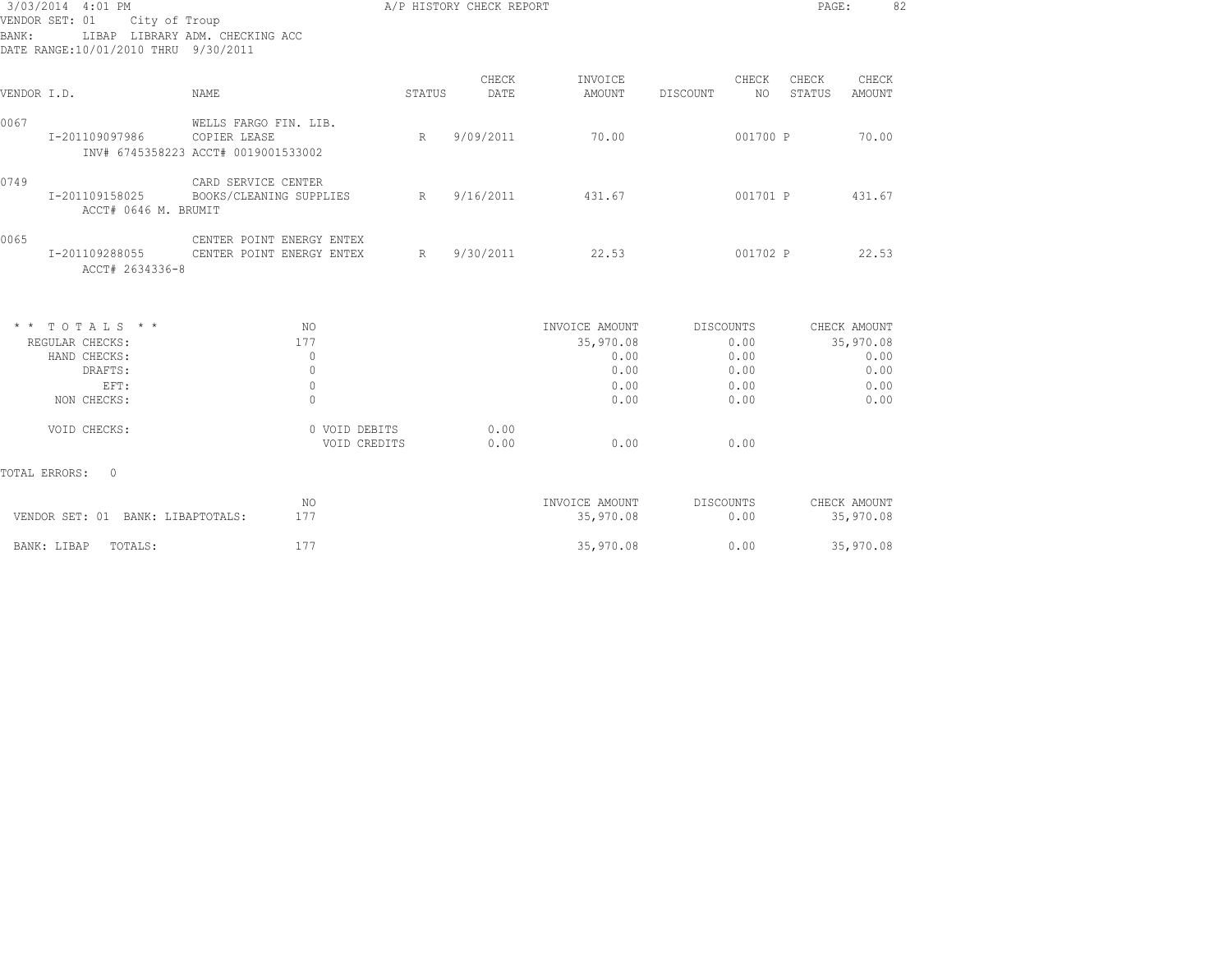3/03/2014 4:01 PM — A/P HISTORY CHECK REPORT

VENDOR SET: 01 City of Troup
BANK: LIBAP LIBRARY ADM. CHECKING ACC
DATE RANGE:10/01/2010 THRU 9/30/2011

| VENDOR I.D. | NAME | STATUS | CHECK DATE | INVOICE AMOUNT | DISCOUNT | CHECK NO | CHECK STATUS | CHECK AMOUNT |
|---|---|---|---|---|---|---|---|---|
| 0067 | WELLS FARGO FIN. LIB. | | | | | | | |
| I-201109097986 | COPIER LEASE | R | 9/09/2011 | 70.00 | | 001700 | P | 70.00 |
| INV# 6745358223 ACCT# 0019001533002 | | | | | | | | |
| 0749 | CARD SERVICE CENTER | | | | | | | |
| I-201109158025 | BOOKS/CLEANING SUPPLIES | R | 9/16/2011 | 431.67 | | 001701 | P | 431.67 |
| ACCT# 0646 M. BRUMIT | | | | | | | | |
| 0065 | CENTER POINT ENERGY ENTEX | | | | | | | |
| I-201109288055 | CENTER POINT ENERGY ENTEX | R | 9/30/2011 | 22.53 | | 001702 | P | 22.53 |
| ACCT# 2634336-8 | | | | | | | | |

| * * TOTALS * * | NO | | | INVOICE AMOUNT | DISCOUNTS | CHECK AMOUNT |
|---|---|---|---|---|---|---|
| REGULAR CHECKS: | 177 | | | 35,970.08 | 0.00 | 35,970.08 |
| HAND CHECKS: | 0 | | | 0.00 | 0.00 | 0.00 |
| DRAFTS: | 0 | | | 0.00 | 0.00 | 0.00 |
| EFT: | 0 | | | 0.00 | 0.00 | 0.00 |
| NON CHECKS: | 0 | | | 0.00 | 0.00 | 0.00 |
| VOID CHECKS: | 0 | VOID DEBITS | 0.00 | | | |
| | | VOID CREDITS | 0.00 | 0.00 | 0.00 | |

TOTAL ERRORS: 0

| | NO | INVOICE AMOUNT | DISCOUNTS | CHECK AMOUNT |
|---|---|---|---|---|
| VENDOR SET: 01 BANK: LIBAPTOTALS: | 177 | 35,970.08 | 0.00 | 35,970.08 |
| BANK: LIBAP TOTALS: | 177 | 35,970.08 | 0.00 | 35,970.08 |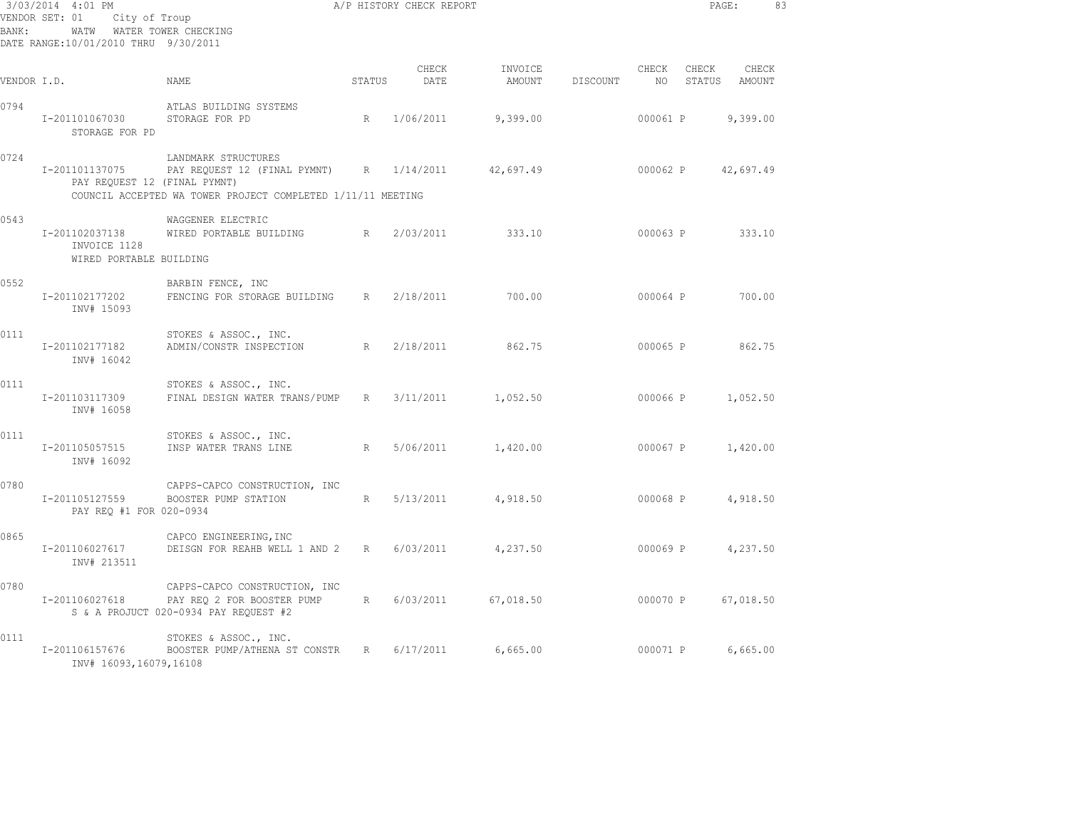3/03/2014 4:01 PM A/P HISTORY CHECK REPORT

VENDOR SET: 01 City of Troup
BANK: WATW WATER TOWER CHECKING
DATE RANGE:10/01/2010 THRU 9/30/2011

| VENDOR I.D. | NAME | STATUS | CHECK DATE | INVOICE AMOUNT | DISCOUNT | CHECK NO | CHECK STATUS | CHECK AMOUNT |
|---|---|---|---|---|---|---|---|---|
| 0794 | ATLAS BUILDING SYSTEMS | | | | | | | |
| I-201101067030 STORAGE FOR PD | STORAGE FOR PD | R | 1/06/2011 | 9,399.00 | | 000061 | P | 9,399.00 |
| 0724 | LANDMARK STRUCTURES | | | | | | | |
| I-201101137075 PAY REQUEST 12 (FINAL PYMNT) COUNCIL ACCEPTED WA TOWER PROJECT COMPLETED 1/11/11 MEETING | PAY REQUEST 12 (FINAL PYMNT) | R | 1/14/2011 | 42,697.49 | | 000062 | P | 42,697.49 |
| 0543 | WAGGENER ELECTRIC | | | | | | | |
| I-201102037138 INVOICE 1128 WIRED PORTABLE BUILDING | WIRED PORTABLE BUILDING | R | 2/03/2011 | 333.10 | | 000063 | P | 333.10 |
| 0552 | BARBIN FENCE, INC | | | | | | | |
| I-201102177202 INV# 15093 | FENCING FOR STORAGE BUILDING | R | 2/18/2011 | 700.00 | | 000064 | P | 700.00 |
| 0111 | STOKES & ASSOC., INC. | | | | | | | |
| I-201102177182 INV# 16042 | ADMIN/CONSTR INSPECTION | R | 2/18/2011 | 862.75 | | 000065 | P | 862.75 |
| 0111 | STOKES & ASSOC., INC. | | | | | | | |
| I-201103117309 INV# 16058 | FINAL DESIGN WATER TRANS/PUMP | R | 3/11/2011 | 1,052.50 | | 000066 | P | 1,052.50 |
| 0111 | STOKES & ASSOC., INC. | | | | | | | |
| I-201105057515 INV# 16092 | INSP WATER TRANS LINE | R | 5/06/2011 | 1,420.00 | | 000067 | P | 1,420.00 |
| 0780 | CAPPS-CAPCO CONSTRUCTION, INC | | | | | | | |
| I-201105127559 PAY REQ #1 FOR 020-0934 | BOOSTER PUMP STATION | R | 5/13/2011 | 4,918.50 | | 000068 | P | 4,918.50 |
| 0865 | CAPCO ENGINEERING,INC | | | | | | | |
| I-201106027617 INV# 213511 | DEISGN FOR REAHB WELL 1 AND 2 | R | 6/03/2011 | 4,237.50 | | 000069 | P | 4,237.50 |
| 0780 | CAPPS-CAPCO CONSTRUCTION, INC | | | | | | | |
| I-201106027618 S & A PROJUCT 020-0934 PAY REQUEST #2 | PAY REQ 2 FOR BOOSTER PUMP | R | 6/03/2011 | 67,018.50 | | 000070 | P | 67,018.50 |
| 0111 | STOKES & ASSOC., INC. | | | | | | | |
| I-201106157676 INV# 16093,16079,16108 | BOOSTER PUMP/ATHENA ST CONSTR | R | 6/17/2011 | 6,665.00 | | 000071 | P | 6,665.00 |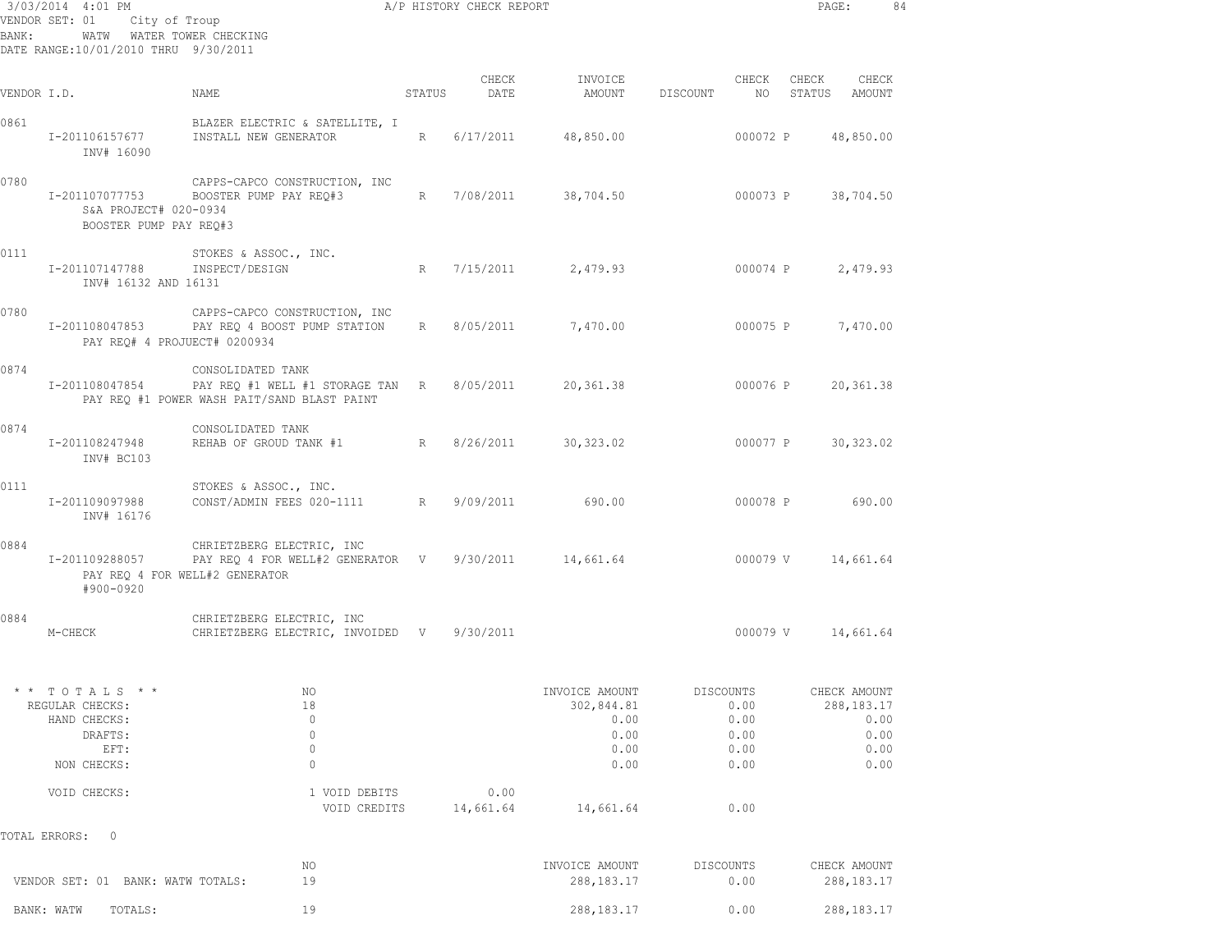3/03/2014 4:01 PM — A/P HISTORY CHECK REPORT

VENDOR SET: 01 City of Troup
BANK: WATW WATER TOWER CHECKING
DATE RANGE:10/01/2010 THRU 9/30/2011

| VENDOR I.D. | NAME | STATUS | CHECK DATE | INVOICE AMOUNT | DISCOUNT | CHECK NO | CHECK STATUS | CHECK AMOUNT |
|---|---|---|---|---|---|---|---|---|
| 0861 | BLAZER ELECTRIC & SATELLITE, I | | | | | | | |
| I-201106157677 | INSTALL NEW GENERATOR | R | 6/17/2011 | 48,850.00 | | 000072 | P | 48,850.00 |
| INV# 16090 | | | | | | | | |
| 0780 | CAPPS-CAPCO CONSTRUCTION, INC | | | | | | | |
| I-201107077753 | BOOSTER PUMP PAY REQ#3 | R | 7/08/2011 | 38,704.50 | | 000073 | P | 38,704.50 |
| S&A PROJECT# 020-0934 | | | | | | | | |
| BOOSTER PUMP PAY REQ#3 | | | | | | | | |
| 0111 | STOKES & ASSOC., INC. | | | | | | | |
| I-201107147788 | INSPECT/DESIGN | R | 7/15/2011 | 2,479.93 | | 000074 | P | 2,479.93 |
| INV# 16132 AND 16131 | | | | | | | | |
| 0780 | CAPPS-CAPCO CONSTRUCTION, INC | | | | | | | |
| I-201108047853 | PAY REQ 4 BOOST PUMP STATION | R | 8/05/2011 | 7,470.00 | | 000075 | P | 7,470.00 |
| PAY REQ# 4 PROJUECT# 0200934 | | | | | | | | |
| 0874 | CONSOLIDATED TANK | | | | | | | |
| I-201108047854 | PAY REQ #1 WELL #1 STORAGE TAN | R | 8/05/2011 | 20,361.38 | | 000076 | P | 20,361.38 |
| PAY REQ #1 POWER WASH PAIT/SAND BLAST PAINT | | | | | | | | |
| 0874 | CONSOLIDATED TANK | | | | | | | |
| I-201108247948 | REHAB OF GROUD TANK #1 | R | 8/26/2011 | 30,323.02 | | 000077 | P | 30,323.02 |
| INV# BC103 | | | | | | | | |
| 0111 | STOKES & ASSOC., INC. | | | | | | | |
| I-201109097988 | CONST/ADMIN FEES 020-1111 | R | 9/09/2011 | 690.00 | | 000078 | P | 690.00 |
| INV# 16176 | | | | | | | | |
| 0884 | CHRIETZBERG ELECTRIC, INC | | | | | | | |
| I-201109288057 | PAY REQ 4 FOR WELL#2 GENERATOR | V | 9/30/2011 | 14,661.64 | | 000079 | V | 14,661.64 |
| PAY REQ 4 FOR WELL#2 GENERATOR | | | | | | | | |
| #900-0920 | | | | | | | | |
| 0884 | CHRIETZBERG ELECTRIC, INC | | | | | | | |
| M-CHECK | CHRIETZBERG ELECTRIC, INVOIDED | V | 9/30/2011 | | | 000079 | V | 14,661.64 |

| * * TOTALS * * | NO | | | INVOICE AMOUNT | DISCOUNTS | CHECK AMOUNT |
|---|---|---|---|---|---|---|
| REGULAR CHECKS: | 18 | | | 302,844.81 | 0.00 | 288,183.17 |
| HAND CHECKS: | 0 | | | 0.00 | 0.00 | 0.00 |
| DRAFTS: | 0 | | | 0.00 | 0.00 | 0.00 |
| EFT: | 0 | | | 0.00 | 0.00 | 0.00 |
| NON CHECKS: | 0 | | | 0.00 | 0.00 | 0.00 |
| VOID CHECKS: | 1 | VOID DEBITS | 0.00 | | | |
| | | VOID CREDITS | 14,661.64 | 14,661.64 | 0.00 | |

TOTAL ERRORS: 0

| | NO | INVOICE AMOUNT | DISCOUNTS | CHECK AMOUNT |
|---|---|---|---|---|
| VENDOR SET: 01 BANK: WATW TOTALS: | 19 | 288,183.17 | 0.00 | 288,183.17 |
| BANK: WATW TOTALS: | 19 | 288,183.17 | 0.00 | 288,183.17 |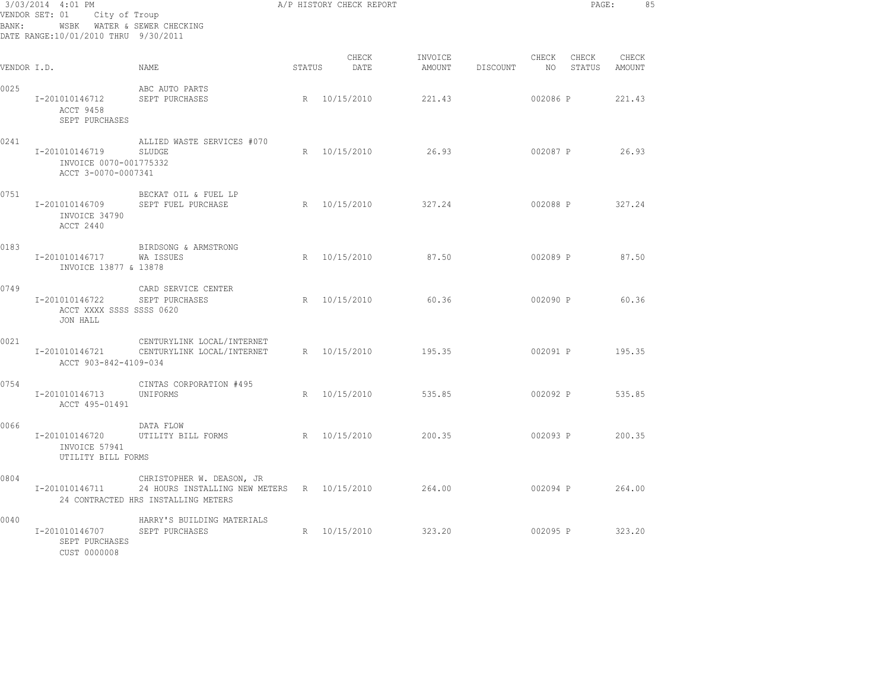3/03/2014 4:01 PM A/P HISTORY CHECK REPORT

VENDOR SET: 01 City of Troup
BANK: WSBK WATER & SEWER CHECKING
DATE RANGE:10/01/2010 THRU 9/30/2011

| VENDOR I.D. | NAME | STATUS | CHECK DATE | INVOICE AMOUNT | DISCOUNT | CHECK NO | CHECK STATUS | CHECK AMOUNT |
|---|---|---|---|---|---|---|---|---|
| 0025 | ABC AUTO PARTS | | | | | | | |
| I-201010146712 | SEPT PURCHASES | R | 10/15/2010 | 221.43 | | 002086 | P | 221.43 |
| ACCT 9458 | | | | | | | | |
| SEPT PURCHASES | | | | | | | | |
| 0241 | ALLIED WASTE SERVICES #070 | | | | | | | |
| I-201010146719 | SLUDGE | R | 10/15/2010 | 26.93 | | 002087 | P | 26.93 |
| INVOICE 0070-001775332 | | | | | | | | |
| ACCT 3-0070-0007341 | | | | | | | | |
| 0751 | BECKAT OIL & FUEL LP | | | | | | | |
| I-201010146709 | SEPT FUEL PURCHASE | R | 10/15/2010 | 327.24 | | 002088 | P | 327.24 |
| INVOICE 34790 | | | | | | | | |
| ACCT 2440 | | | | | | | | |
| 0183 | BIRDSONG & ARMSTRONG | | | | | | | |
| I-201010146717 | WA ISSUES | R | 10/15/2010 | 87.50 | | 002089 | P | 87.50 |
| INVOICE 13877 & 13878 | | | | | | | | |
| 0749 | CARD SERVICE CENTER | | | | | | | |
| I-201010146722 | SEPT PURCHASES | R | 10/15/2010 | 60.36 | | 002090 | P | 60.36 |
| ACCT XXXX SSSS SSSS 0620 | | | | | | | | |
| JON HALL | | | | | | | | |
| 0021 | CENTURYLINK LOCAL/INTERNET | | | | | | | |
| I-201010146721 | CENTURYLINK LOCAL/INTERNET | R | 10/15/2010 | 195.35 | | 002091 | P | 195.35 |
| ACCT 903-842-4109-034 | | | | | | | | |
| 0754 | CINTAS CORPORATION #495 | | | | | | | |
| I-201010146713 | UNIFORMS | R | 10/15/2010 | 535.85 | | 002092 | P | 535.85 |
| ACCT 495-01491 | | | | | | | | |
| 0066 | DATA FLOW | | | | | | | |
| I-201010146720 | UTILITY BILL FORMS | R | 10/15/2010 | 200.35 | | 002093 | P | 200.35 |
| INVOICE 57941 | | | | | | | | |
| UTILITY BILL FORMS | | | | | | | | |
| 0804 | CHRISTOPHER W. DEASON, JR | | | | | | | |
| I-201010146711 | 24 HOURS INSTALLING NEW METERS | R | 10/15/2010 | 264.00 | | 002094 | P | 264.00 |
| 24 CONTRACTED HRS INSTALLING METERS | | | | | | | | |
| 0040 | HARRY'S BUILDING MATERIALS | | | | | | | |
| I-201010146707 | SEPT PURCHASES | R | 10/15/2010 | 323.20 | | 002095 | P | 323.20 |
| SEPT PURCHASES | | | | | | | | |
| CUST 0000008 | | | | | | | | |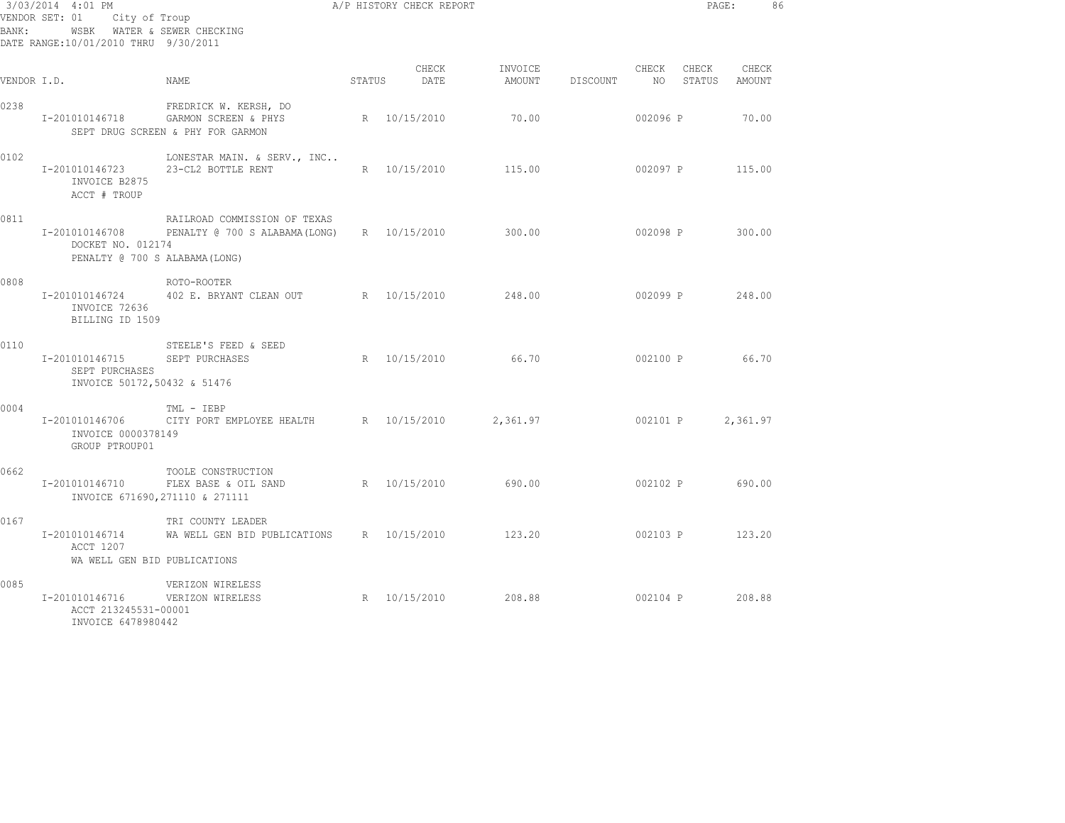3/03/2014 4:01 PM — A/P HISTORY CHECK REPORT

VENDOR SET: 01 City of Troup
BANK: WSBK WATER & SEWER CHECKING
DATE RANGE:10/01/2010 THRU 9/30/2011

| VENDOR I.D. | NAME | STATUS | CHECK DATE | INVOICE AMOUNT | DISCOUNT | CHECK NO | CHECK STATUS | CHECK AMOUNT |
|---|---|---|---|---|---|---|---|---|
| 0238 | FREDRICK W. KERSH, DO | | | | | | | |
| I-201010146718 | GARMON SCREEN & PHYS | R | 10/15/2010 | 70.00 | | 002096 | P | 70.00 |
| SEPT DRUG SCREEN & PHY FOR GARMON | | | | | | | | |
| 0102 | LONESTAR MAIN. & SERV., INC.. | | | | | | | |
| I-201010146723 | 23-CL2 BOTTLE RENT | R | 10/15/2010 | 115.00 | | 002097 | P | 115.00 |
| INVOICE B2875 | | | | | | | | |
| ACCT # TROUP | | | | | | | | |
| 0811 | RAILROAD COMMISSION OF TEXAS | | | | | | | |
| I-201010146708 | PENALTY @ 700 S ALABAMA(LONG) | R | 10/15/2010 | 300.00 | | 002098 | P | 300.00 |
| DOCKET NO. 012174 | | | | | | | | |
| PENALTY @ 700 S ALABAMA(LONG) | | | | | | | | |
| 0808 | ROTO-ROOTER | | | | | | | |
| I-201010146724 | 402 E. BRYANT CLEAN OUT | R | 10/15/2010 | 248.00 | | 002099 | P | 248.00 |
| INVOICE 72636 | | | | | | | | |
| BILLING ID 1509 | | | | | | | | |
| 0110 | STEELE'S FEED & SEED | | | | | | | |
| I-201010146715 | SEPT PURCHASES | R | 10/15/2010 | 66.70 | | 002100 | P | 66.70 |
| SEPT PURCHASES | | | | | | | | |
| INVOICE 50172,50432 & 51476 | | | | | | | | |
| 0004 | TML - IEBP | | | | | | | |
| I-201010146706 | CITY PORT EMPLOYEE HEALTH | R | 10/15/2010 | 2,361.97 | | 002101 | P | 2,361.97 |
| INVOICE 0000378149 | | | | | | | | |
| GROUP PTROUP01 | | | | | | | | |
| 0662 | TOOLE CONSTRUCTION | | | | | | | |
| I-201010146710 | FLEX BASE & OIL SAND | R | 10/15/2010 | 690.00 | | 002102 | P | 690.00 |
| INVOICE 671690,271110 & 271111 | | | | | | | | |
| 0167 | TRI COUNTY LEADER | | | | | | | |
| I-201010146714 | WA WELL GEN BID PUBLICATIONS | R | 10/15/2010 | 123.20 | | 002103 | P | 123.20 |
| ACCT 1207 | | | | | | | | |
| WA WELL GEN BID PUBLICATIONS | | | | | | | | |
| 0085 | VERIZON WIRELESS | | | | | | | |
| I-201010146716 | VERIZON WIRELESS | R | 10/15/2010 | 208.88 | | 002104 | P | 208.88 |
| ACCT 213245531-00001 | | | | | | | | |
| INVOICE 6478980442 | | | | | | | | |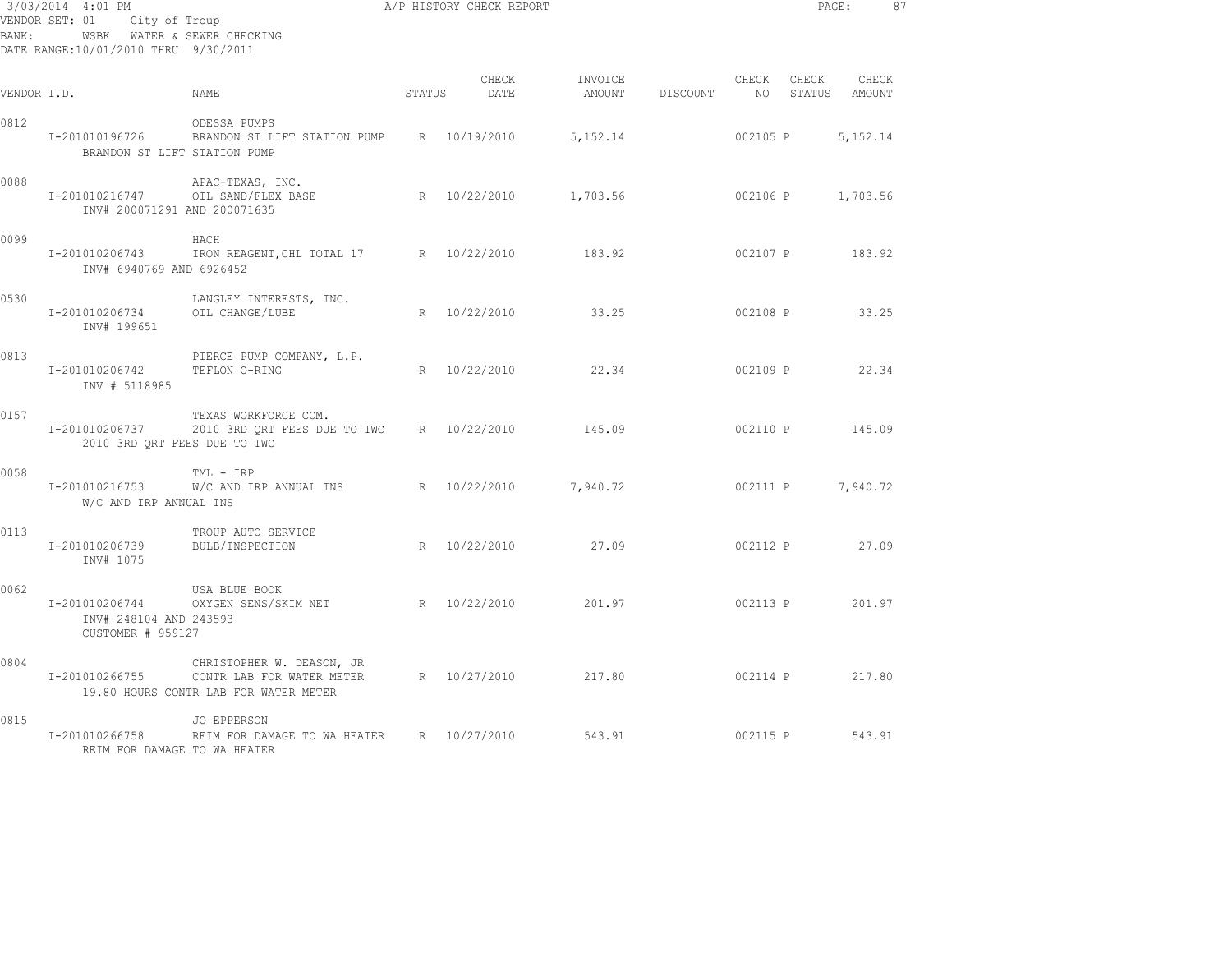3/03/2014 4:01 PM — A/P HISTORY CHECK REPORT

VENDOR SET: 01 City of Troup
BANK: WSBK WATER & SEWER CHECKING
DATE RANGE:10/01/2010 THRU 9/30/2011

| VENDOR I.D. | NAME | STATUS | CHECK DATE | INVOICE AMOUNT | DISCOUNT | CHECK NO | CHECK STATUS | CHECK AMOUNT |
|---|---|---|---|---|---|---|---|---|
| 0812 | ODESSA PUMPS | | | | | | | |
| I-201010196726 | BRANDON ST LIFT STATION PUMP | R | 10/19/2010 | 5,152.14 | | 002105 | P | 5,152.14 |
| | BRANDON ST LIFT STATION PUMP | | | | | | | |
| 0088 | APAC-TEXAS, INC. | | | | | | | |
| I-201010216747 | OIL SAND/FLEX BASE | R | 10/22/2010 | 1,703.56 | | 002106 | P | 1,703.56 |
| | INV# 200071291 AND 200071635 | | | | | | | |
| 0099 | HACH | | | | | | | |
| I-201010206743 | IRON REAGENT,CHL TOTAL 17 | R | 10/22/2010 | 183.92 | | 002107 | P | 183.92 |
| | INV# 6940769 AND 6926452 | | | | | | | |
| 0530 | LANGLEY INTERESTS, INC. | | | | | | | |
| I-201010206734 | OIL CHANGE/LUBE | R | 10/22/2010 | 33.25 | | 002108 | P | 33.25 |
| | INV# 199651 | | | | | | | |
| 0813 | PIERCE PUMP COMPANY, L.P. | | | | | | | |
| I-201010206742 | TEFLON O-RING | R | 10/22/2010 | 22.34 | | 002109 | P | 22.34 |
| | INV # 5118985 | | | | | | | |
| 0157 | TEXAS WORKFORCE COM. | | | | | | | |
| I-201010206737 | 2010 3RD QRT FEES DUE TO TWC | R | 10/22/2010 | 145.09 | | 002110 | P | 145.09 |
| | 2010 3RD QRT FEES DUE TO TWC | | | | | | | |
| 0058 | TML - IRP | | | | | | | |
| I-201010216753 | W/C AND IRP ANNUAL INS | R | 10/22/2010 | 7,940.72 | | 002111 | P | 7,940.72 |
| | W/C AND IRP ANNUAL INS | | | | | | | |
| 0113 | TROUP AUTO SERVICE | | | | | | | |
| I-201010206739 | BULB/INSPECTION | R | 10/22/2010 | 27.09 | | 002112 | P | 27.09 |
| | INV# 1075 | | | | | | | |
| 0062 | USA BLUE BOOK | | | | | | | |
| I-201010206744 | OXYGEN SENS/SKIM NET | R | 10/22/2010 | 201.97 | | 002113 | P | 201.97 |
| | INV# 248104 AND 243593 CUSTOMER # 959127 | | | | | | | |
| 0804 | CHRISTOPHER W. DEASON, JR | | | | | | | |
| I-201010266755 | CONTR LAB FOR WATER METER | R | 10/27/2010 | 217.80 | | 002114 | P | 217.80 |
| | 19.80 HOURS CONTR LAB FOR WATER METER | | | | | | | |
| 0815 | JO EPPERSON | | | | | | | |
| I-201010266758 | REIM FOR DAMAGE TO WA HEATER | R | 10/27/2010 | 543.91 | | 002115 | P | 543.91 |
| | REIM FOR DAMAGE TO WA HEATER | | | | | | | |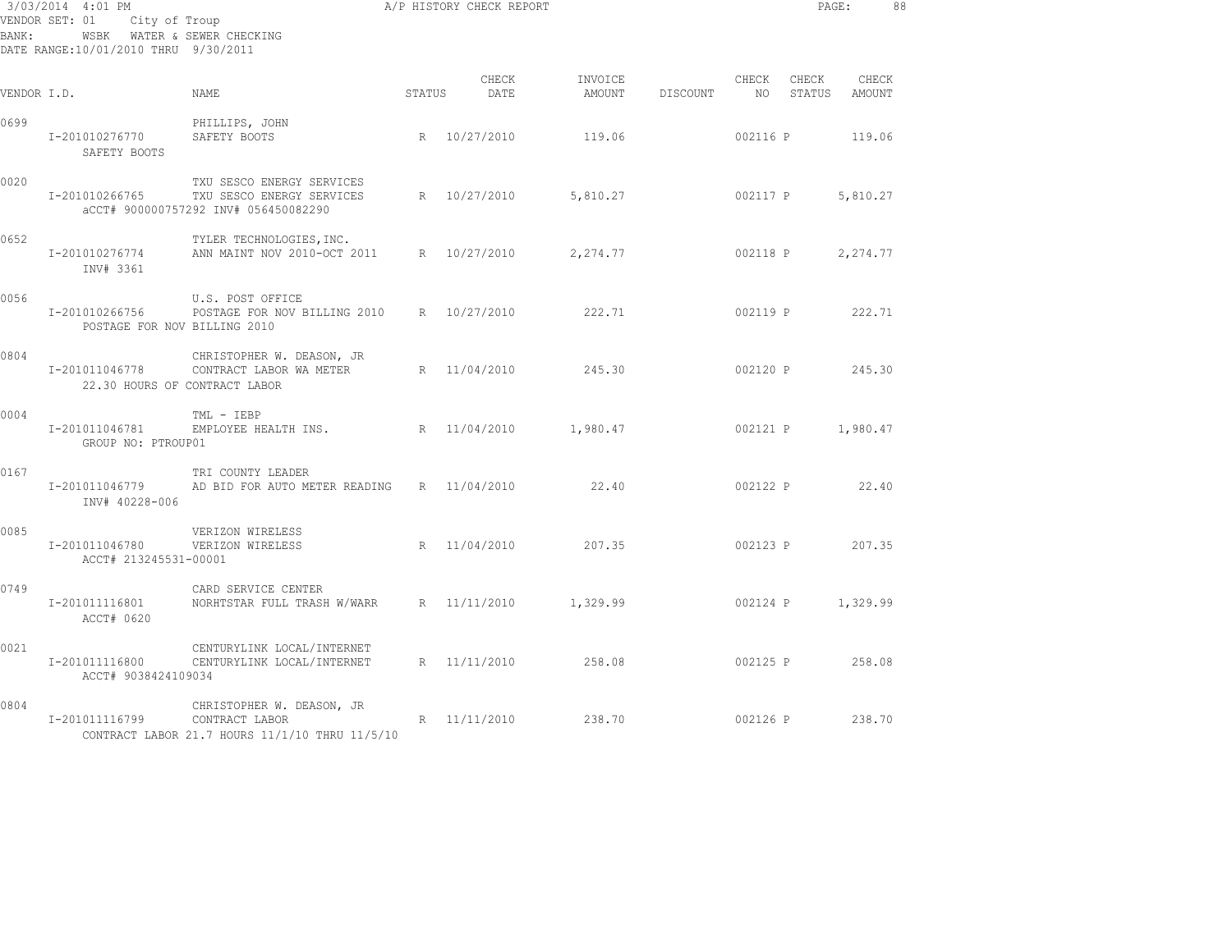3/03/2014 4:01 PM A/P HISTORY CHECK REPORT

VENDOR SET: 01 City of Troup
BANK: WSBK WATER & SEWER CHECKING
DATE RANGE:10/01/2010 THRU 9/30/2011

| VENDOR I.D. | NAME | STATUS | CHECK DATE | INVOICE AMOUNT | DISCOUNT | CHECK NO | CHECK STATUS | CHECK AMOUNT |
|---|---|---|---|---|---|---|---|---|
| 0699 | PHILLIPS, JOHN | | | | | | | |
| I-201010276770 SAFETY BOOTS | SAFETY BOOTS | R | 10/27/2010 | 119.06 | | 002116 | P | 119.06 |
| 0020 | TXU SESCO ENERGY SERVICES | | | | | | | |
| I-201010266765 aCCT# 900000757292 INV# 056450082290 | TXU SESCO ENERGY SERVICES | R | 10/27/2010 | 5,810.27 | | 002117 | P | 5,810.27 |
| 0652 | TYLER TECHNOLOGIES,INC. | | | | | | | |
| I-201010276774 INV# 3361 | ANN MAINT NOV 2010-OCT 2011 | R | 10/27/2010 | 2,274.77 | | 002118 | P | 2,274.77 |
| 0056 | U.S. POST OFFICE | | | | | | | |
| I-201010266756 POSTAGE FOR NOV BILLING 2010 | POSTAGE FOR NOV BILLING 2010 | R | 10/27/2010 | 222.71 | | 002119 | P | 222.71 |
| 0804 | CHRISTOPHER W. DEASON, JR | | | | | | | |
| I-201011046778 22.30 HOURS OF CONTRACT LABOR | CONTRACT LABOR WA METER | R | 11/04/2010 | 245.30 | | 002120 | P | 245.30 |
| 0004 | TML - IEBP | | | | | | | |
| I-201011046781 GROUP NO: PTROUP01 | EMPLOYEE HEALTH INS. | R | 11/04/2010 | 1,980.47 | | 002121 | P | 1,980.47 |
| 0167 | TRI COUNTY LEADER | | | | | | | |
| I-201011046779 INV# 40228-006 | AD BID FOR AUTO METER READING | R | 11/04/2010 | 22.40 | | 002122 | P | 22.40 |
| 0085 | VERIZON WIRELESS | | | | | | | |
| I-201011046780 ACCT# 213245531-00001 | VERIZON WIRELESS | R | 11/04/2010 | 207.35 | | 002123 | P | 207.35 |
| 0749 | CARD SERVICE CENTER | | | | | | | |
| I-201011116801 ACCT# 0620 | NORHTSTAR FULL TRASH W/WARR | R | 11/11/2010 | 1,329.99 | | 002124 | P | 1,329.99 |
| 0021 | CENTURYLINK LOCAL/INTERNET | | | | | | | |
| I-201011116800 ACCT# 9038424109034 | CENTURYLINK LOCAL/INTERNET | R | 11/11/2010 | 258.08 | | 002125 | P | 258.08 |
| 0804 | CHRISTOPHER W. DEASON, JR | | | | | | | |
| I-201011116799 CONTRACT LABOR 21.7 HOURS 11/1/10 THRU 11/5/10 | CONTRACT LABOR | R | 11/11/2010 | 238.70 | | 002126 | P | 238.70 |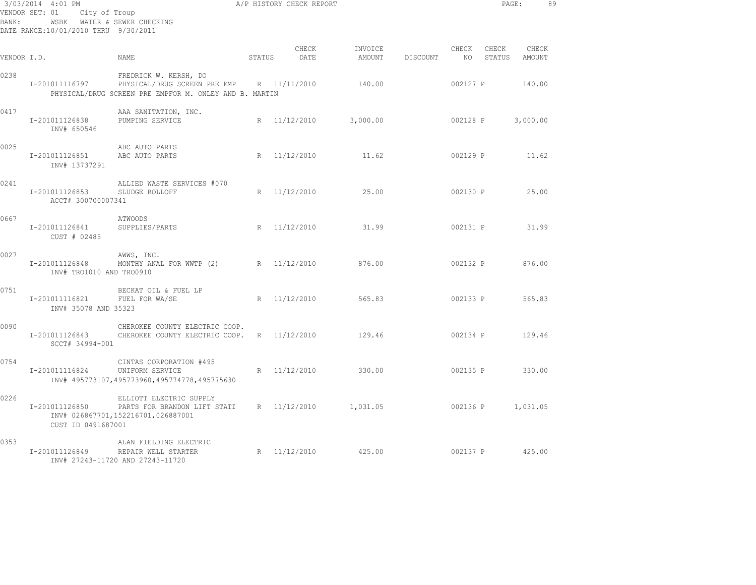3/03/2014 4:01 PM A/P HISTORY CHECK REPORT
VENDOR SET: 01 City of Troup
BANK: WSBK WATER & SEWER CHECKING
DATE RANGE:10/01/2010 THRU 9/30/2011

| VENDOR I.D. | NAME | STATUS | CHECK DATE | INVOICE AMOUNT | DISCOUNT | CHECK NO | CHECK STATUS | CHECK AMOUNT |
|---|---|---|---|---|---|---|---|---|
| 0238 | FREDRICK W. KERSH, DO | | | | | | | |
| I-201011116797 | PHYSICAL/DRUG SCREEN PRE EMP | R | 11/11/2010 | 140.00 | | 002127 | P | 140.00 |
| | PHYSICAL/DRUG SCREEN PRE EMPFOR M. ONLEY AND B. MARTIN | | | | | | | |
| 0417 | AAA SANITATION, INC. | | | | | | | |
| I-201011126838 | PUMPING SERVICE | R | 11/12/2010 | 3,000.00 | | 002128 | P | 3,000.00 |
| INV# 650546 | | | | | | | | |
| 0025 | ABC AUTO PARTS | | | | | | | |
| I-201011126851 | ABC AUTO PARTS | R | 11/12/2010 | 11.62 | | 002129 | P | 11.62 |
| INV# 13737291 | | | | | | | | |
| 0241 | ALLIED WASTE SERVICES #070 | | | | | | | |
| I-201011126853 | SLUDGE ROLLOFF | R | 11/12/2010 | 25.00 | | 002130 | P | 25.00 |
| ACCT# 300700007341 | | | | | | | | |
| 0667 | ATWOODS | | | | | | | |
| I-201011126841 | SUPPLIES/PARTS | R | 11/12/2010 | 31.99 | | 002131 | P | 31.99 |
| CUST # 02485 | | | | | | | | |
| 0027 | AWWS, INC. | | | | | | | |
| I-201011126848 | MONTHY ANAL FOR WWTP (2) | R | 11/12/2010 | 876.00 | | 002132 | P | 876.00 |
| INV# TRO1010 AND TRO0910 | | | | | | | | |
| 0751 | BECKAT OIL & FUEL LP | | | | | | | |
| I-201011116821 | FUEL FOR WA/SE | R | 11/12/2010 | 565.83 | | 002133 | P | 565.83 |
| INV# 35078 AND 35323 | | | | | | | | |
| 0090 | CHEROKEE COUNTY ELECTRIC COOP. | | | | | | | |
| I-201011126843 | CHEROKEE COUNTY ELECTRIC COOP. | R | 11/12/2010 | 129.46 | | 002134 | P | 129.46 |
| SCCT# 34994-001 | | | | | | | | |
| 0754 | CINTAS CORPORATION #495 | | | | | | | |
| I-201011116824 | UNIFORM SERVICE | R | 11/12/2010 | 330.00 | | 002135 | P | 330.00 |
| | INV# 495773107,495773960,495774778,495775630 | | | | | | | |
| 0226 | ELLIOTT ELECTRIC SUPPLY | | | | | | | |
| I-201011126850 | PARTS FOR BRANDON LIFT STATI | R | 11/12/2010 | 1,031.05 | | 002136 | P | 1,031.05 |
| | INV# 026867701,152216701,026887001 | | | | | | | |
| CUST ID 0491687001 | | | | | | | | |
| 0353 | ALAN FIELDING ELECTRIC | | | | | | | |
| I-201011126849 | REPAIR WELL STARTER | R | 11/12/2010 | 425.00 | | 002137 | P | 425.00 |
| | INV# 27243-11720 AND 27243-11720 | | | | | | | |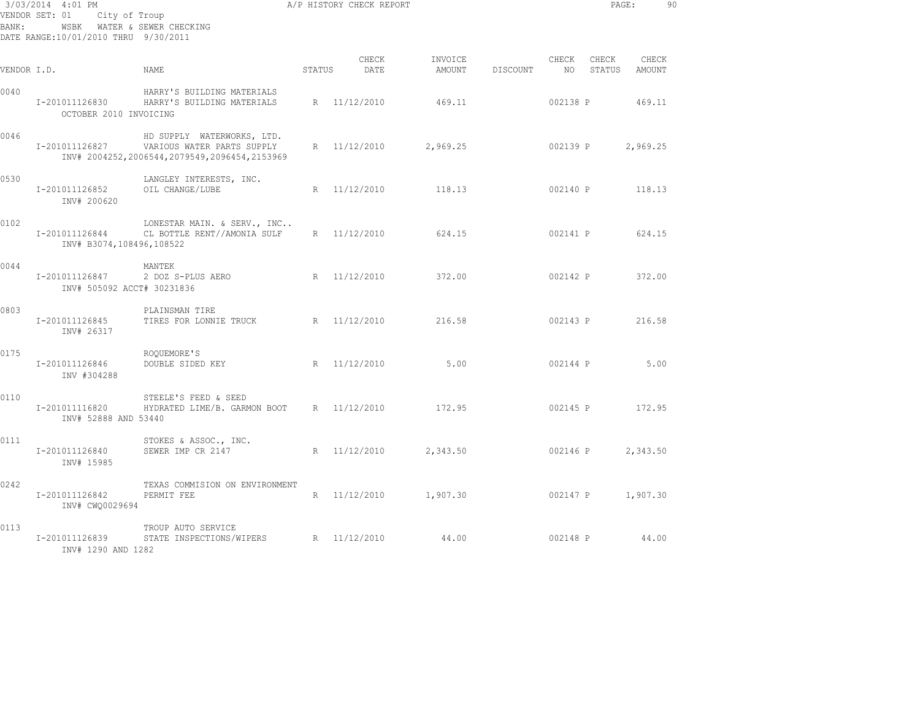3/03/2014 4:01 PM A/P HISTORY CHECK REPORT

VENDOR SET: 01 City of Troup
BANK: WSBK WATER & SEWER CHECKING
DATE RANGE:10/01/2010 THRU 9/30/2011

| VENDOR I.D. | NAME | STATUS | CHECK DATE | INVOICE AMOUNT | DISCOUNT | CHECK NO | CHECK STATUS | CHECK AMOUNT |
|---|---|---|---|---|---|---|---|---|
| 0040 | HARRY'S BUILDING MATERIALS | | | | | | | |
| I-201011126830 | HARRY'S BUILDING MATERIALS | R | 11/12/2010 | 469.11 | | 002138 | P | 469.11 |
| OCTOBER 2010 INVOICING | | | | | | | | |
| 0046 | HD SUPPLY WATERWORKS, LTD. | | | | | | | |
| I-201011126827 | VARIOUS WATER PARTS SUPPLY | R | 11/12/2010 | 2,969.25 | | 002139 | P | 2,969.25 |
| INV# 2004252,2006544,2079549,2096454,2153969 | | | | | | | | |
| 0530 | LANGLEY INTERESTS, INC. | | | | | | | |
| I-201011126852 | OIL CHANGE/LUBE | R | 11/12/2010 | 118.13 | | 002140 | P | 118.13 |
| INV# 200620 | | | | | | | | |
| 0102 | LONESTAR MAIN. & SERV., INC.. | | | | | | | |
| I-201011126844 | CL BOTTLE RENT//AMONIA SULF | R | 11/12/2010 | 624.15 | | 002141 | P | 624.15 |
| INV# B3074,108496,108522 | | | | | | | | |
| 0044 | MANTEK | | | | | | | |
| I-201011126847 | 2 DOZ S-PLUS AERO | R | 11/12/2010 | 372.00 | | 002142 | P | 372.00 |
| INV# 505092 ACCT# 30231836 | | | | | | | | |
| 0803 | PLAINSMAN TIRE | | | | | | | |
| I-201011126845 | TIRES FOR LONNIE TRUCK | R | 11/12/2010 | 216.58 | | 002143 | P | 216.58 |
| INV# 26317 | | | | | | | | |
| 0175 | ROQUEMORE'S | | | | | | | |
| I-201011126846 | DOUBLE SIDED KEY | R | 11/12/2010 | 5.00 | | 002144 | P | 5.00 |
| INV #304288 | | | | | | | | |
| 0110 | STEELE'S FEED & SEED | | | | | | | |
| I-201011116820 | HYDRATED LIME/B. GARMON BOOT | R | 11/12/2010 | 172.95 | | 002145 | P | 172.95 |
| INV# 52888 AND 53440 | | | | | | | | |
| 0111 | STOKES & ASSOC., INC. | | | | | | | |
| I-201011126840 | SEWER IMP CR 2147 | R | 11/12/2010 | 2,343.50 | | 002146 | P | 2,343.50 |
| INV# 15985 | | | | | | | | |
| 0242 | TEXAS COMMISION ON ENVIRONMENT | | | | | | | |
| I-201011126842 | PERMIT FEE | R | 11/12/2010 | 1,907.30 | | 002147 | P | 1,907.30 |
| INV# CWQ0029694 | | | | | | | | |
| 0113 | TROUP AUTO SERVICE | | | | | | | |
| I-201011126839 | STATE INSPECTIONS/WIPERS | R | 11/12/2010 | 44.00 | | 002148 | P | 44.00 |
| INV# 1290 AND 1282 | | | | | | | | |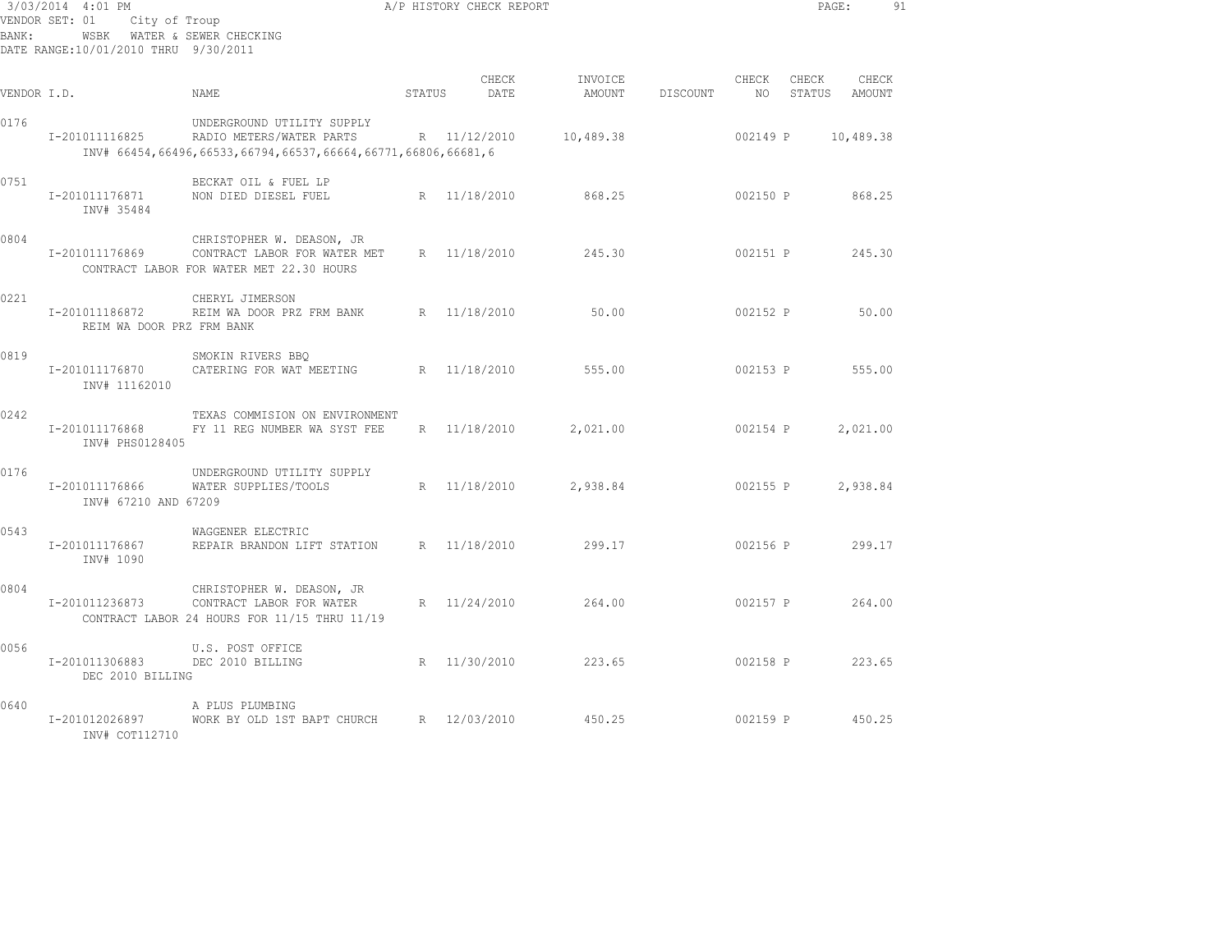3/03/2014 4:01 PM A/P HISTORY CHECK REPORT

VENDOR SET: 01 City of Troup
BANK: WSBK WATER & SEWER CHECKING
DATE RANGE:10/01/2010 THRU 9/30/2011

| VENDOR I.D. | NAME | STATUS | CHECK DATE | INVOICE AMOUNT | DISCOUNT | CHECK NO | CHECK STATUS | CHECK AMOUNT |
|---|---|---|---|---|---|---|---|---|
| 0176 | UNDERGROUND UTILITY SUPPLY | | | | | | | |
| I-201011116825 | RADIO METERS/WATER PARTS | R | 11/12/2010 | 10,489.38 | | 002149 | P | 10,489.38 |
| | INV# 66454,66496,66533,66794,66537,66664,66771,66806,66681,6 | | | | | | | |
| 0751 | BECKAT OIL & FUEL LP | | | | | | | |
| I-201011176871 | NON DIED DIESEL FUEL | R | 11/18/2010 | 868.25 | | 002150 | P | 868.25 |
| | INV# 35484 | | | | | | | |
| 0804 | CHRISTOPHER W. DEASON, JR | | | | | | | |
| I-201011176869 | CONTRACT LABOR FOR WATER MET | R | 11/18/2010 | 245.30 | | 002151 | P | 245.30 |
| | CONTRACT LABOR FOR WATER MET 22.30 HOURS | | | | | | | |
| 0221 | CHERYL JIMERSON | | | | | | | |
| I-201011186872 | REIM WA DOOR PRZ FRM BANK | R | 11/18/2010 | 50.00 | | 002152 | P | 50.00 |
| | REIM WA DOOR PRZ FRM BANK | | | | | | | |
| 0819 | SMOKIN RIVERS BBQ | | | | | | | |
| I-201011176870 | CATERING FOR WAT MEETING | R | 11/18/2010 | 555.00 | | 002153 | P | 555.00 |
| | INV# 11162010 | | | | | | | |
| 0242 | TEXAS COMMISION ON ENVIRONMENT | | | | | | | |
| I-201011176868 | FY 11 REG NUMBER WA SYST FEE | R | 11/18/2010 | 2,021.00 | | 002154 | P | 2,021.00 |
| | INV# PHS0128405 | | | | | | | |
| 0176 | UNDERGROUND UTILITY SUPPLY | | | | | | | |
| I-201011176866 | WATER SUPPLIES/TOOLS | R | 11/18/2010 | 2,938.84 | | 002155 | P | 2,938.84 |
| | INV# 67210 AND 67209 | | | | | | | |
| 0543 | WAGGENER ELECTRIC | | | | | | | |
| I-201011176867 | REPAIR BRANDON LIFT STATION | R | 11/18/2010 | 299.17 | | 002156 | P | 299.17 |
| | INV# 1090 | | | | | | | |
| 0804 | CHRISTOPHER W. DEASON, JR | | | | | | | |
| I-201011236873 | CONTRACT LABOR FOR WATER | R | 11/24/2010 | 264.00 | | 002157 | P | 264.00 |
| | CONTRACT LABOR 24 HOURS FOR 11/15 THRU 11/19 | | | | | | | |
| 0056 | U.S. POST OFFICE | | | | | | | |
| I-201011306883 | DEC 2010 BILLING | R | 11/30/2010 | 223.65 | | 002158 | P | 223.65 |
| | DEC 2010 BILLING | | | | | | | |
| 0640 | A PLUS PLUMBING | | | | | | | |
| I-201012026897 | WORK BY OLD 1ST BAPT CHURCH | R | 12/03/2010 | 450.25 | | 002159 | P | 450.25 |
| | INV# COT112710 | | | | | | | |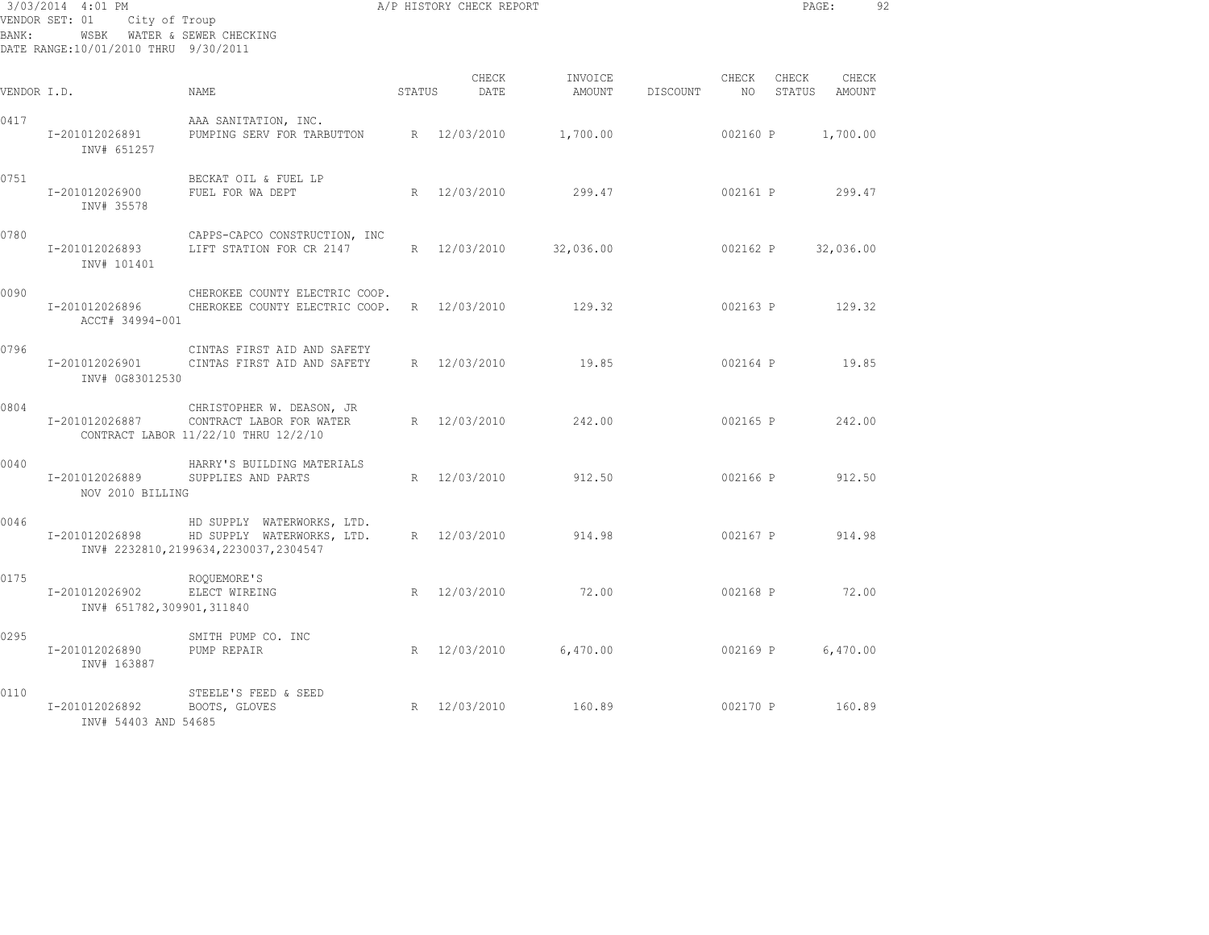3/03/2014 4:01 PM A/P HISTORY CHECK REPORT
VENDOR SET: 01 City of Troup
BANK: WSBK WATER & SEWER CHECKING
DATE RANGE:10/01/2010 THRU 9/30/2011

| VENDOR I.D. | NAME | STATUS | CHECK DATE | INVOICE AMOUNT | DISCOUNT | CHECK NO | CHECK STATUS | CHECK AMOUNT |
|---|---|---|---|---|---|---|---|---|
| 0417 | AAA SANITATION, INC. | | | | | | | |
| I-201012026891 | PUMPING SERV FOR TARBUTTON | R | 12/03/2010 | 1,700.00 | | 002160 | P | 1,700.00 |
| INV# 651257 | | | | | | | | |
| 0751 | BECKAT OIL & FUEL LP | | | | | | | |
| I-201012026900 | FUEL FOR WA DEPT | R | 12/03/2010 | 299.47 | | 002161 | P | 299.47 |
| INV# 35578 | | | | | | | | |
| 0780 | CAPPS-CAPCO CONSTRUCTION, INC | | | | | | | |
| I-201012026893 | LIFT STATION FOR CR 2147 | R | 12/03/2010 | 32,036.00 | | 002162 | P | 32,036.00 |
| INV# 101401 | | | | | | | | |
| 0090 | CHEROKEE COUNTY ELECTRIC COOP. | | | | | | | |
| I-201012026896 | CHEROKEE COUNTY ELECTRIC COOP. | R | 12/03/2010 | 129.32 | | 002163 | P | 129.32 |
| ACCT# 34994-001 | | | | | | | | |
| 0796 | CINTAS FIRST AID AND SAFETY | | | | | | | |
| I-201012026901 | CINTAS FIRST AID AND SAFETY | R | 12/03/2010 | 19.85 | | 002164 | P | 19.85 |
| INV# 0G83012530 | | | | | | | | |
| 0804 | CHRISTOPHER W. DEASON, JR | | | | | | | |
| I-201012026887 | CONTRACT LABOR FOR WATER | R | 12/03/2010 | 242.00 | | 002165 | P | 242.00 |
| | CONTRACT LABOR 11/22/10 THRU 12/2/10 | | | | | | | |
| 0040 | HARRY'S BUILDING MATERIALS | | | | | | | |
| I-201012026889 | SUPPLIES AND PARTS | R | 12/03/2010 | 912.50 | | 002166 | P | 912.50 |
| NOV 2010 BILLING | | | | | | | | |
| 0046 | HD SUPPLY WATERWORKS, LTD. | | | | | | | |
| I-201012026898 | HD SUPPLY WATERWORKS, LTD. | R | 12/03/2010 | 914.98 | | 002167 | P | 914.98 |
| | INV# 2232810,2199634,2230037,2304547 | | | | | | | |
| 0175 | ROQUEMORE'S | | | | | | | |
| I-201012026902 | ELECT WIREING | R | 12/03/2010 | 72.00 | | 002168 | P | 72.00 |
| INV# 651782,309901,311840 | | | | | | | | |
| 0295 | SMITH PUMP CO. INC | | | | | | | |
| I-201012026890 | PUMP REPAIR | R | 12/03/2010 | 6,470.00 | | 002169 | P | 6,470.00 |
| INV# 163887 | | | | | | | | |
| 0110 | STEELE'S FEED & SEED | | | | | | | |
| I-201012026892 | BOOTS, GLOVES | R | 12/03/2010 | 160.89 | | 002170 | P | 160.89 |
| INV# 54403 AND 54685 | | | | | | | | |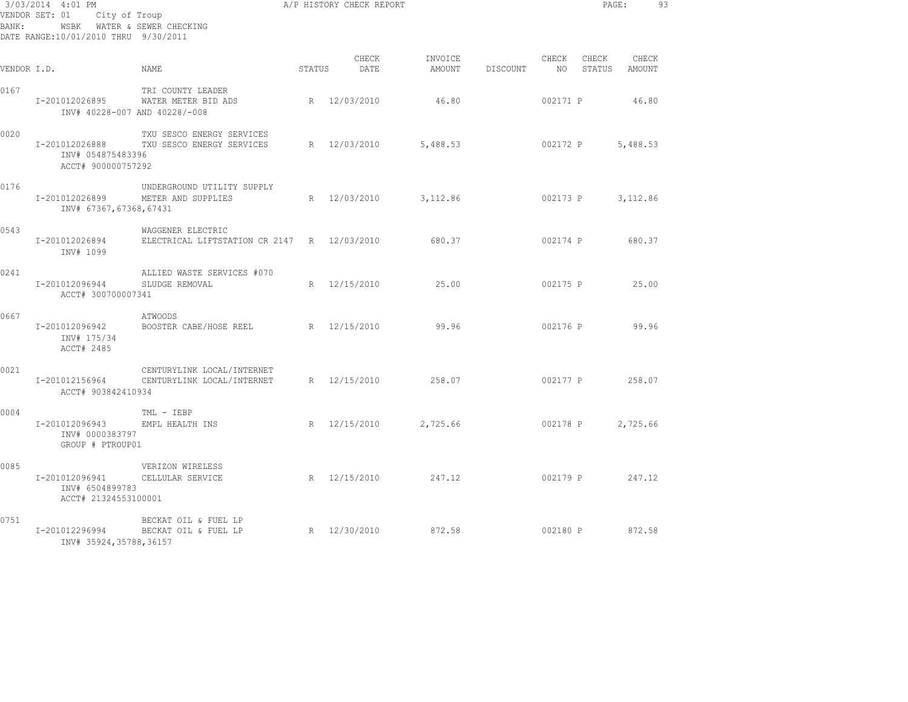3/03/2014 4:01 PM A/P HISTORY CHECK REPORT
VENDOR SET: 01 City of Troup
BANK: WSBK WATER & SEWER CHECKING
DATE RANGE:10/01/2010 THRU 9/30/2011

| VENDOR I.D. | NAME | STATUS | CHECK DATE | INVOICE AMOUNT | DISCOUNT | CHECK NO | CHECK STATUS | CHECK AMOUNT |
|---|---|---|---|---|---|---|---|---|
| 0167 | TRI COUNTY LEADER | | | | | | | |
| I-201012026895 | WATER METER BID ADS | R | 12/03/2010 | 46.80 | | 002171 | P | 46.80 |
| INV# 40228-007 AND 40228/-008 | | | | | | | | |
| 0020 | TXU SESCO ENERGY SERVICES | | | | | | | |
| I-201012026888 | TXU SESCO ENERGY SERVICES | R | 12/03/2010 | 5,488.53 | | 002172 | P | 5,488.53 |
| INV# 054875483396 | | | | | | | | |
| ACCT# 900000757292 | | | | | | | | |
| 0176 | UNDERGROUND UTILITY SUPPLY | | | | | | | |
| I-201012026899 | METER AND SUPPLIES | R | 12/03/2010 | 3,112.86 | | 002173 | P | 3,112.86 |
| INV# 67367,67368,67431 | | | | | | | | |
| 0543 | WAGGENER ELECTRIC | | | | | | | |
| I-201012026894 | ELECTRICAL LIFTSTATION CR 2147 | R | 12/03/2010 | 680.37 | | 002174 | P | 680.37 |
| INV# 1099 | | | | | | | | |
| 0241 | ALLIED WASTE SERVICES #070 | | | | | | | |
| I-201012096944 | SLUDGE REMOVAL | R | 12/15/2010 | 25.00 | | 002175 | P | 25.00 |
| ACCT# 300700007341 | | | | | | | | |
| 0667 | ATWOODS | | | | | | | |
| I-201012096942 | BOOSTER CABE/HOSE REEL | R | 12/15/2010 | 99.96 | | 002176 | P | 99.96 |
| INV# 175/34 | | | | | | | | |
| ACCT# 2485 | | | | | | | | |
| 0021 | CENTURYLINK LOCAL/INTERNET | | | | | | | |
| I-201012156964 | CENTURYLINK LOCAL/INTERNET | R | 12/15/2010 | 258.07 | | 002177 | P | 258.07 |
| ACCT# 903842410934 | | | | | | | | |
| 0004 | TML - IEBP | | | | | | | |
| I-201012096943 | EMPL HEALTH INS | R | 12/15/2010 | 2,725.66 | | 002178 | P | 2,725.66 |
| INV# 0000383797 | | | | | | | | |
| GROUP # PTROUP01 | | | | | | | | |
| 0085 | VERIZON WIRELESS | | | | | | | |
| I-201012096941 | CELLULAR SERVICE | R | 12/15/2010 | 247.12 | | 002179 | P | 247.12 |
| INV# 6504899783 | | | | | | | | |
| ACCT# 21324553100001 | | | | | | | | |
| 0751 | BECKAT OIL & FUEL LP | | | | | | | |
| I-201012296994 | BECKAT OIL & FUEL LP | R | 12/30/2010 | 872.58 | | 002180 | P | 872.58 |
| INV# 35924,35788,36157 | | | | | | | | |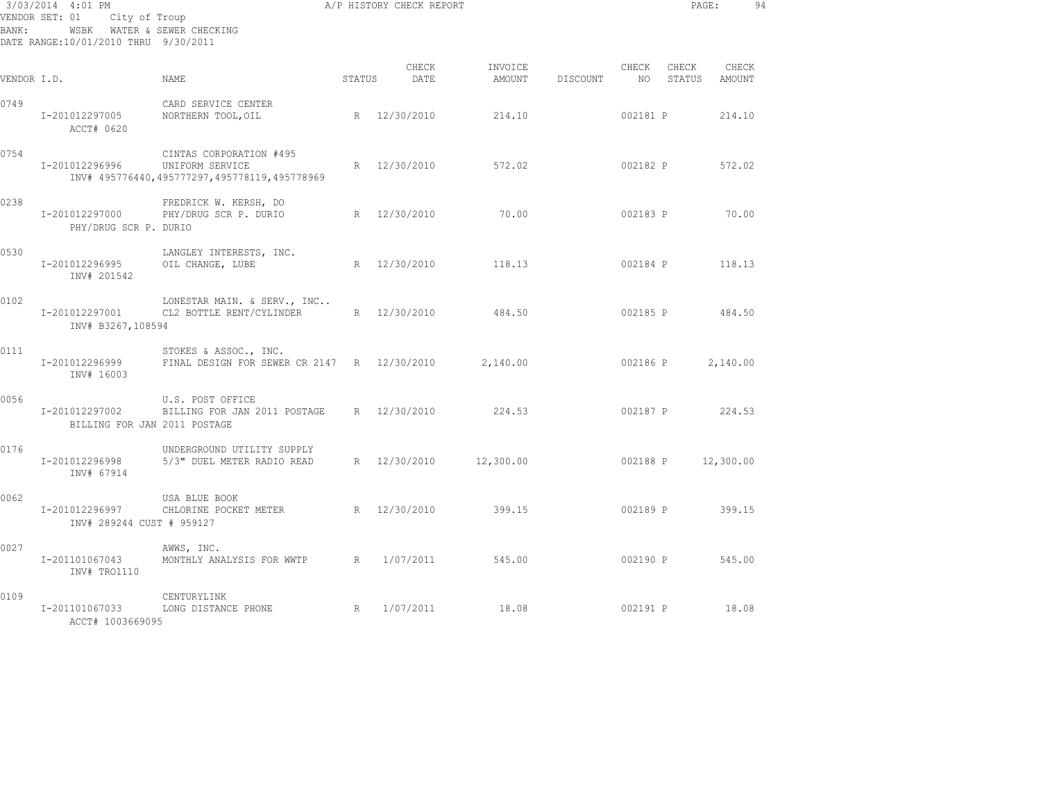3/03/2014 4:01 PM A/P HISTORY CHECK REPORT

VENDOR SET: 01 City of Troup
BANK: WSBK WATER & SEWER CHECKING
DATE RANGE:10/01/2010 THRU 9/30/2011

| VENDOR I.D. | NAME | STATUS | CHECK DATE | INVOICE AMOUNT | DISCOUNT | CHECK NO | CHECK STATUS | CHECK AMOUNT |
|---|---|---|---|---|---|---|---|---|
| 0749 | CARD SERVICE CENTER | | | | | | | |
| I-201012297005 | NORTHERN TOOL,OIL | R | 12/30/2010 | 214.10 | | 002181 | P | 214.10 |
| ACCT# 0620 | | | | | | | | |
| 0754 | CINTAS CORPORATION #495 | | | | | | | |
| I-201012296996 | UNIFORM SERVICE | R | 12/30/2010 | 572.02 | | 002182 | P | 572.02 |
| | INV# 495776440,495777297,495778119,495778969 | | | | | | | |
| 0238 | FREDRICK W. KERSH, DO | | | | | | | |
| I-201012297000 | PHY/DRUG SCR P. DURIO | R | 12/30/2010 | 70.00 | | 002183 | P | 70.00 |
| PHY/DRUG SCR P. DURIO | | | | | | | | |
| 0530 | LANGLEY INTERESTS, INC. | | | | | | | |
| I-201012296995 | OIL CHANGE, LUBE | R | 12/30/2010 | 118.13 | | 002184 | P | 118.13 |
| INV# 201542 | | | | | | | | |
| 0102 | LONESTAR MAIN. & SERV., INC.. | | | | | | | |
| I-201012297001 | CL2 BOTTLE RENT/CYLINDER | R | 12/30/2010 | 484.50 | | 002185 | P | 484.50 |
| INV# B3267,108594 | | | | | | | | |
| 0111 | STOKES & ASSOC., INC. | | | | | | | |
| I-201012296999 | FINAL DESIGN FOR SEWER CR 2147 | R | 12/30/2010 | 2,140.00 | | 002186 | P | 2,140.00 |
| INV# 16003 | | | | | | | | |
| 0056 | U.S. POST OFFICE | | | | | | | |
| I-201012297002 | BILLING FOR JAN 2011 POSTAGE | R | 12/30/2010 | 224.53 | | 002187 | P | 224.53 |
| BILLING FOR JAN 2011 POSTAGE | | | | | | | | |
| 0176 | UNDERGROUND UTILITY SUPPLY | | | | | | | |
| I-201012296998 | 5/3" DUEL METER RADIO READ | R | 12/30/2010 | 12,300.00 | | 002188 | P | 12,300.00 |
| INV# 67914 | | | | | | | | |
| 0062 | USA BLUE BOOK | | | | | | | |
| I-201012296997 | CHLORINE POCKET METER | R | 12/30/2010 | 399.15 | | 002189 | P | 399.15 |
| INV# 289244 CUST # 959127 | | | | | | | | |
| 0027 | AWWS, INC. | | | | | | | |
| I-201101067043 | MONTHLY ANALYSIS FOR WWTP | R | 1/07/2011 | 545.00 | | 002190 | P | 545.00 |
| INV# TRO1110 | | | | | | | | |
| 0109 | CENTURYLINK | | | | | | | |
| I-201101067033 | LONG DISTANCE PHONE | R | 1/07/2011 | 18.08 | | 002191 | P | 18.08 |
| ACCT# 1003669095 | | | | | | | | |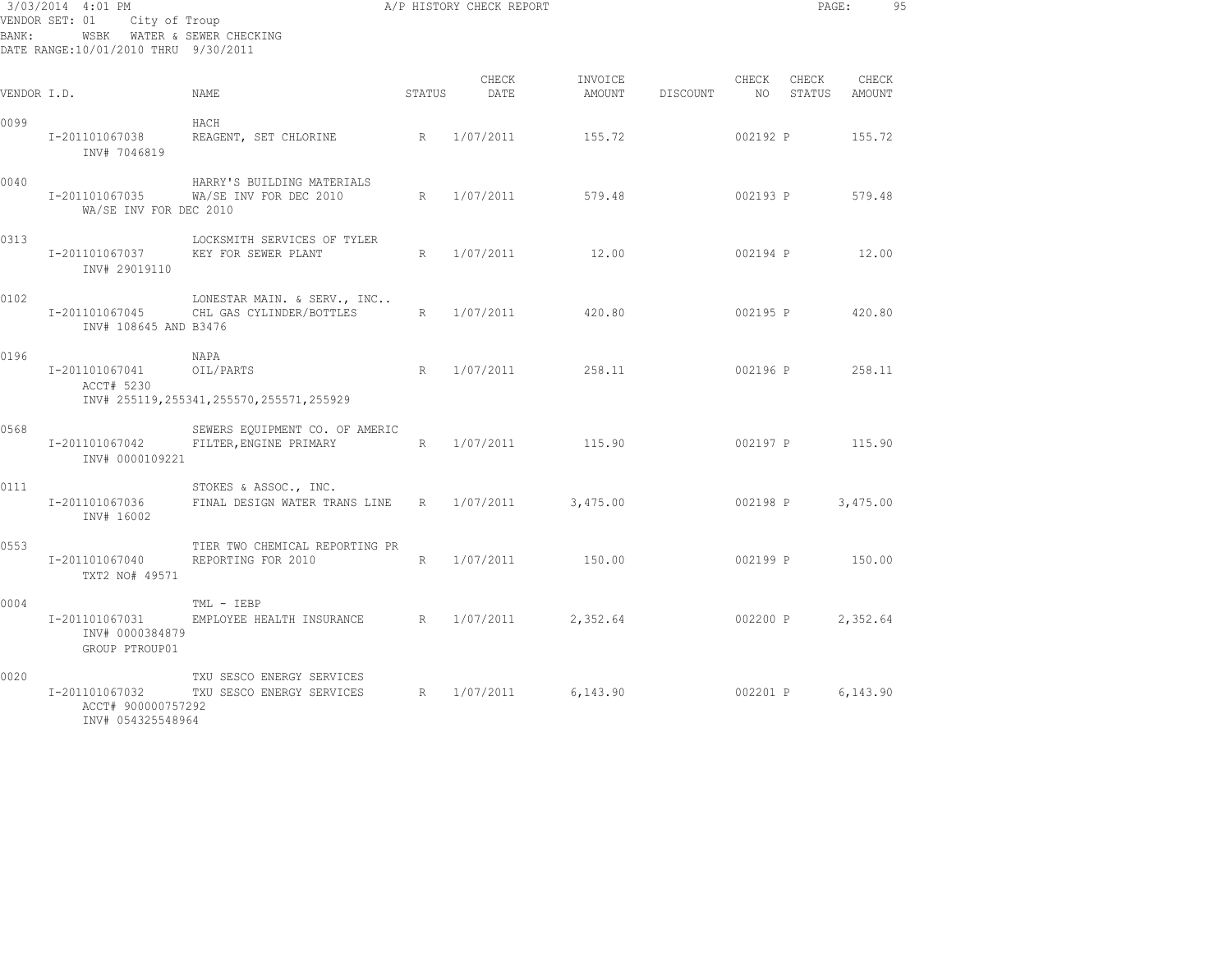3/03/2014 4:01 PM A/P HISTORY CHECK REPORT

VENDOR SET: 01 City of Troup
BANK: WSBK WATER & SEWER CHECKING
DATE RANGE:10/01/2010 THRU 9/30/2011

| VENDOR I.D. | NAME | STATUS | CHECK DATE | INVOICE AMOUNT | DISCOUNT | CHECK NO | CHECK STATUS | CHECK AMOUNT |
|---|---|---|---|---|---|---|---|---|
| 0099 | HACH | | | | | | | |
| I-201101067038 | REAGENT, SET CHLORINE | R | 1/07/2011 | 155.72 | | 002192 | P | 155.72 |
| INV# 7046819 | | | | | | | | |
| 0040 | HARRY'S BUILDING MATERIALS | | | | | | | |
| I-201101067035 | WA/SE INV FOR DEC 2010 | R | 1/07/2011 | 579.48 | | 002193 | P | 579.48 |
| WA/SE INV FOR DEC 2010 | | | | | | | | |
| 0313 | LOCKSMITH SERVICES OF TYLER | | | | | | | |
| I-201101067037 | KEY FOR SEWER PLANT | R | 1/07/2011 | 12.00 | | 002194 | P | 12.00 |
| INV# 29019110 | | | | | | | | |
| 0102 | LONESTAR MAIN. & SERV., INC.. | | | | | | | |
| I-201101067045 | CHL GAS CYLINDER/BOTTLES | R | 1/07/2011 | 420.80 | | 002195 | P | 420.80 |
| INV# 108645 AND B3476 | | | | | | | | |
| 0196 | NAPA | | | | | | | |
| I-201101067041 | OIL/PARTS | R | 1/07/2011 | 258.11 | | 002196 | P | 258.11 |
| ACCT# 5230 | | | | | | | | |
| | INV# 255119,255341,255570,255571,255929 | | | | | | | |
| 0568 | SEWERS EQUIPMENT CO. OF AMERIC | | | | | | | |
| I-201101067042 | FILTER,ENGINE PRIMARY | R | 1/07/2011 | 115.90 | | 002197 | P | 115.90 |
| INV# 0000109221 | | | | | | | | |
| 0111 | STOKES & ASSOC., INC. | | | | | | | |
| I-201101067036 | FINAL DESIGN WATER TRANS LINE | R | 1/07/2011 | 3,475.00 | | 002198 | P | 3,475.00 |
| INV# 16002 | | | | | | | | |
| 0553 | TIER TWO CHEMICAL REPORTING PR | | | | | | | |
| I-201101067040 | REPORTING FOR 2010 | R | 1/07/2011 | 150.00 | | 002199 | P | 150.00 |
| TXT2 NO# 49571 | | | | | | | | |
| 0004 | TML - IEBP | | | | | | | |
| I-201101067031 | EMPLOYEE HEALTH INSURANCE | R | 1/07/2011 | 2,352.64 | | 002200 | P | 2,352.64 |
| INV# 0000384879 | | | | | | | | |
| GROUP PTROUP01 | | | | | | | | |
| 0020 | TXU SESCO ENERGY SERVICES | | | | | | | |
| I-201101067032 | TXU SESCO ENERGY SERVICES | R | 1/07/2011 | 6,143.90 | | 002201 | P | 6,143.90 |
| ACCT# 900000757292 | | | | | | | | |
| INV# 054325548964 | | | | | | | | |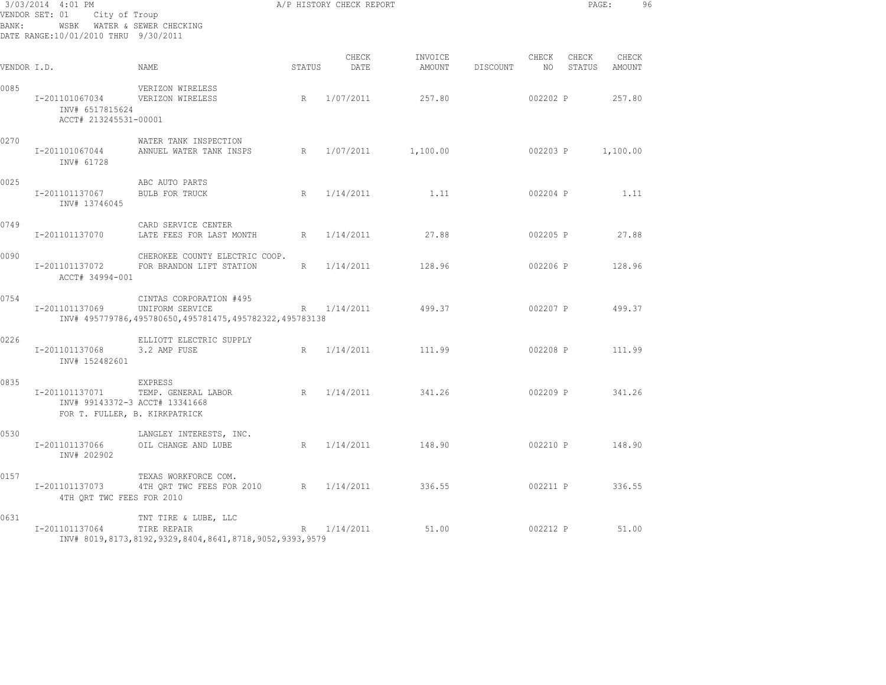3/03/2014 4:01 PM — A/P HISTORY CHECK REPORT

VENDOR SET: 01 City of Troup
BANK: WSBK WATER & SEWER CHECKING
DATE RANGE:10/01/2010 THRU 9/30/2011

| VENDOR I.D. | NAME | STATUS | CHECK DATE | INVOICE AMOUNT | DISCOUNT | CHECK NO | CHECK STATUS | CHECK AMOUNT |
|---|---|---|---|---|---|---|---|---|
| 0085 | VERIZON WIRELESS | | | | | | | |
| I-201101067034 | VERIZON WIRELESS | R | 1/07/2011 | 257.80 | | 002202 | P | 257.80 |
| INV# 6517815624 ACCT# 213245531-00001 | | | | | | | | |
| 0270 | WATER TANK INSPECTION | | | | | | | |
| I-201101067044 | ANNUEL WATER TANK INSPS | R | 1/07/2011 | 1,100.00 | | 002203 | P | 1,100.00 |
| INV# 61728 | | | | | | | | |
| 0025 | ABC AUTO PARTS | | | | | | | |
| I-201101137067 | BULB FOR TRUCK | R | 1/14/2011 | 1.11 | | 002204 | P | 1.11 |
| INV# 13746045 | | | | | | | | |
| 0749 | CARD SERVICE CENTER | | | | | | | |
| I-201101137070 | LATE FEES FOR LAST MONTH | R | 1/14/2011 | 27.88 | | 002205 | P | 27.88 |
| 0090 | CHEROKEE COUNTY ELECTRIC COOP. | | | | | | | |
| I-201101137072 | FOR BRANDON LIFT STATION | R | 1/14/2011 | 128.96 | | 002206 | P | 128.96 |
| ACCT# 34994-001 | | | | | | | | |
| 0754 | CINTAS CORPORATION #495 | | | | | | | |
| I-201101137069 | UNIFORM SERVICE | R | 1/14/2011 | 499.37 | | 002207 | P | 499.37 |
| | INV# 495779786,495780650,495781475,495782322,495783138 | | | | | | | |
| 0226 | ELLIOTT ELECTRIC SUPPLY | | | | | | | |
| I-201101137068 | 3.2 AMP FUSE | R | 1/14/2011 | 111.99 | | 002208 | P | 111.99 |
| INV# 152482601 | | | | | | | | |
| 0835 | EXPRESS | | | | | | | |
| I-201101137071 | TEMP. GENERAL LABOR | R | 1/14/2011 | 341.26 | | 002209 | P | 341.26 |
| INV# 99143372-3 ACCT# 13341668 FOR T. FULLER, B. KIRKPATRICK | | | | | | | | |
| 0530 | LANGLEY INTERESTS, INC. | | | | | | | |
| I-201101137066 | OIL CHANGE AND LUBE | R | 1/14/2011 | 148.90 | | 002210 | P | 148.90 |
| INV# 202902 | | | | | | | | |
| 0157 | TEXAS WORKFORCE COM. | | | | | | | |
| I-201101137073 | 4TH QRT TWC FEES FOR 2010 | R | 1/14/2011 | 336.55 | | 002211 | P | 336.55 |
| 4TH QRT TWC FEES FOR 2010 | | | | | | | | |
| 0631 | TNT TIRE & LUBE, LLC | | | | | | | |
| I-201101137064 | TIRE REPAIR | R | 1/14/2011 | 51.00 | | 002212 | P | 51.00 |
| | INV# 8019,8173,8192,9329,8404,8641,8718,9052,9393,9579 | | | | | | | |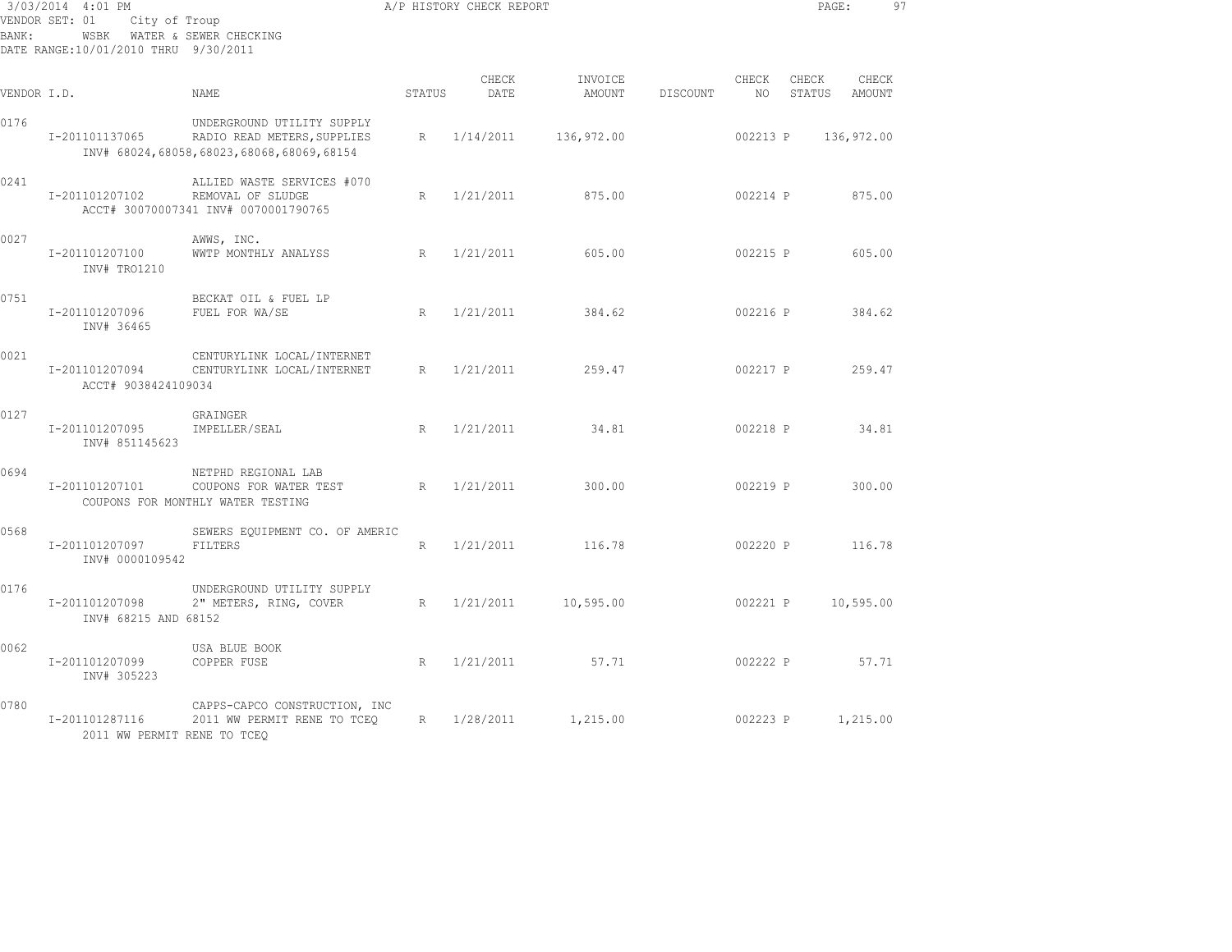3/03/2014 4:01 PM — A/P HISTORY CHECK REPORT

VENDOR SET: 01 City of Troup
BANK: WSBK WATER & SEWER CHECKING
DATE RANGE:10/01/2010 THRU 9/30/2011

| VENDOR I.D. | NAME | STATUS | CHECK DATE | INVOICE AMOUNT | DISCOUNT | CHECK NO | CHECK STATUS | CHECK AMOUNT |
|---|---|---|---|---|---|---|---|---|
| 0176 | UNDERGROUND UTILITY SUPPLY | | | | | | | |
| I-201101137065 | RADIO READ METERS,SUPPLIES | R | 1/14/2011 | 136,972.00 | | 002213 | P | 136,972.00 |
| INV# 68024,68058,68023,68068,68069,68154 | | | | | | | | |
| 0241 | ALLIED WASTE SERVICES #070 | | | | | | | |
| I-201101207102 | REMOVAL OF SLUDGE | R | 1/21/2011 | 875.00 | | 002214 | P | 875.00 |
| ACCT# 30070007341 INV# 0070001790765 | | | | | | | | |
| 0027 | AWWS, INC. | | | | | | | |
| I-201101207100 | WWTP MONTHLY ANALYSS | R | 1/21/2011 | 605.00 | | 002215 | P | 605.00 |
| INV# TRO1210 | | | | | | | | |
| 0751 | BECKAT OIL & FUEL LP | | | | | | | |
| I-201101207096 | FUEL FOR WA/SE | R | 1/21/2011 | 384.62 | | 002216 | P | 384.62 |
| INV# 36465 | | | | | | | | |
| 0021 | CENTURYLINK LOCAL/INTERNET | | | | | | | |
| I-201101207094 | CENTURYLINK LOCAL/INTERNET | R | 1/21/2011 | 259.47 | | 002217 | P | 259.47 |
| ACCT# 9038424109034 | | | | | | | | |
| 0127 | GRAINGER | | | | | | | |
| I-201101207095 | IMPELLER/SEAL | R | 1/21/2011 | 34.81 | | 002218 | P | 34.81 |
| INV# 851145623 | | | | | | | | |
| 0694 | NETPHD REGIONAL LAB | | | | | | | |
| I-201101207101 | COUPONS FOR WATER TEST | R | 1/21/2011 | 300.00 | | 002219 | P | 300.00 |
| COUPONS FOR MONTHLY WATER TESTING | | | | | | | | |
| 0568 | SEWERS EQUIPMENT CO. OF AMERIC | | | | | | | |
| I-201101207097 | FILTERS | R | 1/21/2011 | 116.78 | | 002220 | P | 116.78 |
| INV# 0000109542 | | | | | | | | |
| 0176 | UNDERGROUND UTILITY SUPPLY | | | | | | | |
| I-201101207098 | 2" METERS, RING, COVER | R | 1/21/2011 | 10,595.00 | | 002221 | P | 10,595.00 |
| INV# 68215 AND 68152 | | | | | | | | |
| 0062 | USA BLUE BOOK | | | | | | | |
| I-201101207099 | COPPER FUSE | R | 1/21/2011 | 57.71 | | 002222 | P | 57.71 |
| INV# 305223 | | | | | | | | |
| 0780 | CAPPS-CAPCO CONSTRUCTION, INC | | | | | | | |
| I-201101287116 | 2011 WW PERMIT RENE TO TCEQ | R | 1/28/2011 | 1,215.00 | | 002223 | P | 1,215.00 |
| 2011 WW PERMIT RENE TO TCEQ | | | | | | | | |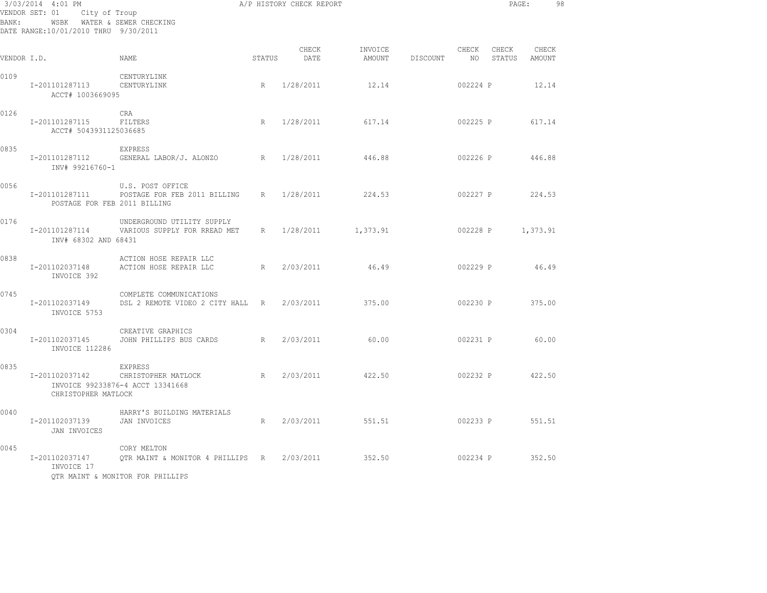3/03/2014 4:01 PM — A/P HISTORY CHECK REPORT

VENDOR SET: 01 City of Troup
BANK: WSBK WATER & SEWER CHECKING
DATE RANGE:10/01/2010 THRU 9/30/2011

| VENDOR I.D. | NAME | STATUS | CHECK DATE | INVOICE AMOUNT | DISCOUNT | CHECK NO | CHECK STATUS | CHECK AMOUNT |
|---|---|---|---|---|---|---|---|---|
| 0109 | CENTURYLINK | | | | | | | |
| I-201101287113 | CENTURYLINK | R | 1/28/2011 | 12.14 | | 002224 | P | 12.14 |
| ACCT# 1003669095 | | | | | | | | |
| 0126 | CRA | | | | | | | |
| I-201101287115 | FILTERS | R | 1/28/2011 | 617.14 | | 002225 | P | 617.14 |
| ACCT# 5043931125036685 | | | | | | | | |
| 0835 | EXPRESS | | | | | | | |
| I-201101287112 | GENERAL LABOR/J. ALONZO | R | 1/28/2011 | 446.88 | | 002226 | P | 446.88 |
| INV# 99216760-1 | | | | | | | | |
| 0056 | U.S. POST OFFICE | | | | | | | |
| I-201101287111 | POSTAGE FOR FEB 2011 BILLING | R | 1/28/2011 | 224.53 | | 002227 | P | 224.53 |
| POSTAGE FOR FEB 2011 BILLING | | | | | | | | |
| 0176 | UNDERGROUND UTILITY SUPPLY | | | | | | | |
| I-201101287114 | VARIOUS SUPPLY FOR RREAD MET | R | 1/28/2011 | 1,373.91 | | 002228 | P | 1,373.91 |
| INV# 68302 AND 68431 | | | | | | | | |
| 0838 | ACTION HOSE REPAIR LLC | | | | | | | |
| I-201102037148 | ACTION HOSE REPAIR LLC | R | 2/03/2011 | 46.49 | | 002229 | P | 46.49 |
| INVOICE 392 | | | | | | | | |
| 0745 | COMPLETE COMMUNICATIONS | | | | | | | |
| I-201102037149 | DSL 2 REMOTE VIDEO 2 CITY HALL | R | 2/03/2011 | 375.00 | | 002230 | P | 375.00 |
| INVOICE 5753 | | | | | | | | |
| 0304 | CREATIVE GRAPHICS | | | | | | | |
| I-201102037145 | JOHN PHILLIPS BUS CARDS | R | 2/03/2011 | 60.00 | | 002231 | P | 60.00 |
| INVOICE 112286 | | | | | | | | |
| 0835 | EXPRESS | | | | | | | |
| I-201102037142 | CHRISTOPHER MATLOCK | R | 2/03/2011 | 422.50 | | 002232 | P | 422.50 |
| | INVOICE 99233876-4 ACCT 13341668 | | | | | | | |
| CHRISTOPHER MATLOCK | | | | | | | | |
| 0040 | HARRY'S BUILDING MATERIALS | | | | | | | |
| I-201102037139 | JAN INVOICES | R | 2/03/2011 | 551.51 | | 002233 | P | 551.51 |
| JAN INVOICES | | | | | | | | |
| 0045 | CORY MELTON | | | | | | | |
| I-201102037147 | QTR MAINT & MONITOR 4 PHILLIPS | R | 2/03/2011 | 352.50 | | 002234 | P | 352.50 |
| INVOICE 17 | | | | | | | | |
| QTR MAINT & MONITOR FOR PHILLIPS | | | | | | | | |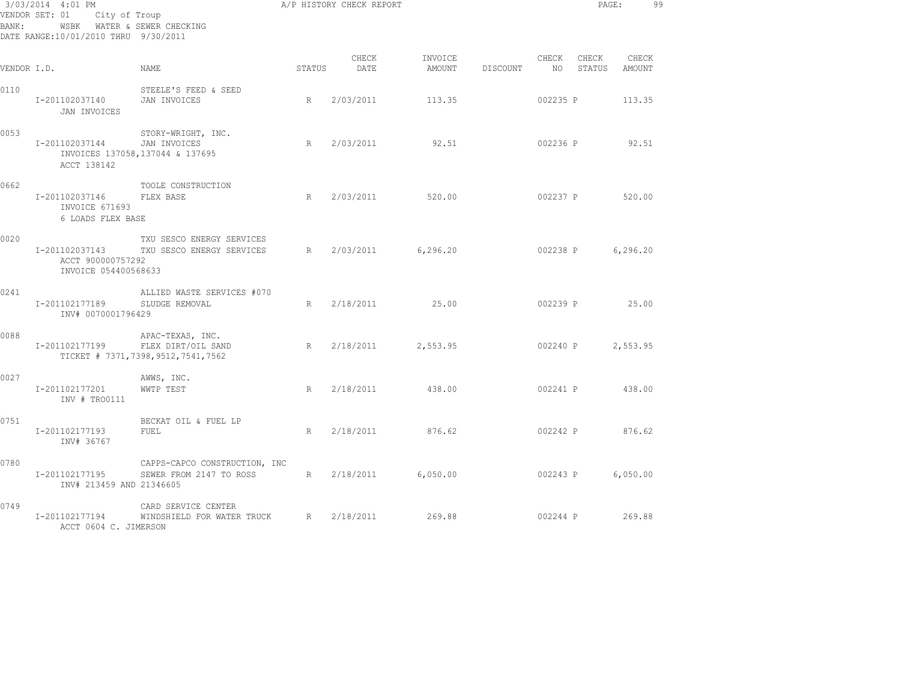3/03/2014 4:01 PM A/P HISTORY CHECK REPORT

VENDOR SET: 01 City of Troup
BANK: WSBK WATER & SEWER CHECKING
DATE RANGE:10/01/2010 THRU 9/30/2011

| VENDOR I.D. | NAME | STATUS | CHECK DATE | INVOICE AMOUNT | DISCOUNT | CHECK NO | CHECK STATUS | CHECK AMOUNT |
|---|---|---|---|---|---|---|---|---|
| 0110 | STEELE'S FEED & SEED | | | | | | | |
| I-201102037140 | JAN INVOICES | R | 2/03/2011 | 113.35 | | 002235 | P | 113.35 |
| JAN INVOICES | | | | | | | | |
| 0053 | STORY-WRIGHT, INC. | | | | | | | |
| I-201102037144 | JAN INVOICES | R | 2/03/2011 | 92.51 | | 002236 | P | 92.51 |
| INVOICES 137058,137044 & 137695 | | | | | | | | |
| ACCT 138142 | | | | | | | | |
| 0662 | TOOLE CONSTRUCTION | | | | | | | |
| I-201102037146 | FLEX BASE | R | 2/03/2011 | 520.00 | | 002237 | P | 520.00 |
| INVOICE 671693 | | | | | | | | |
| 6 LOADS FLEX BASE | | | | | | | | |
| 0020 | TXU SESCO ENERGY SERVICES | | | | | | | |
| I-201102037143 | TXU SESCO ENERGY SERVICES | R | 2/03/2011 | 6,296.20 | | 002238 | P | 6,296.20 |
| ACCT 900000757292 | | | | | | | | |
| INVOICE 054400568633 | | | | | | | | |
| 0241 | ALLIED WASTE SERVICES #070 | | | | | | | |
| I-201102177189 | SLUDGE REMOVAL | R | 2/18/2011 | 25.00 | | 002239 | P | 25.00 |
| INV# 0070001796429 | | | | | | | | |
| 0088 | APAC-TEXAS, INC. | | | | | | | |
| I-201102177199 | FLEX DIRT/OIL SAND | R | 2/18/2011 | 2,553.95 | | 002240 | P | 2,553.95 |
| TICKET # 7371,7398,9512,7541,7562 | | | | | | | | |
| 0027 | AWWS, INC. | | | | | | | |
| I-201102177201 | WWTP TEST | R | 2/18/2011 | 438.00 | | 002241 | P | 438.00 |
| INV # TRO0111 | | | | | | | | |
| 0751 | BECKAT OIL & FUEL LP | | | | | | | |
| I-201102177193 | FUEL | R | 2/18/2011 | 876.62 | | 002242 | P | 876.62 |
| INV# 36767 | | | | | | | | |
| 0780 | CAPPS-CAPCO CONSTRUCTION, INC | | | | | | | |
| I-201102177195 | SEWER FROM 2147 TO ROSS | R | 2/18/2011 | 6,050.00 | | 002243 | P | 6,050.00 |
| INV# 213459 AND 21346605 | | | | | | | | |
| 0749 | CARD SERVICE CENTER | | | | | | | |
| I-201102177194 | WINDSHIELD FOR WATER TRUCK | R | 2/18/2011 | 269.88 | | 002244 | P | 269.88 |
| ACCT 0604 C. JIMERSON | | | | | | | | |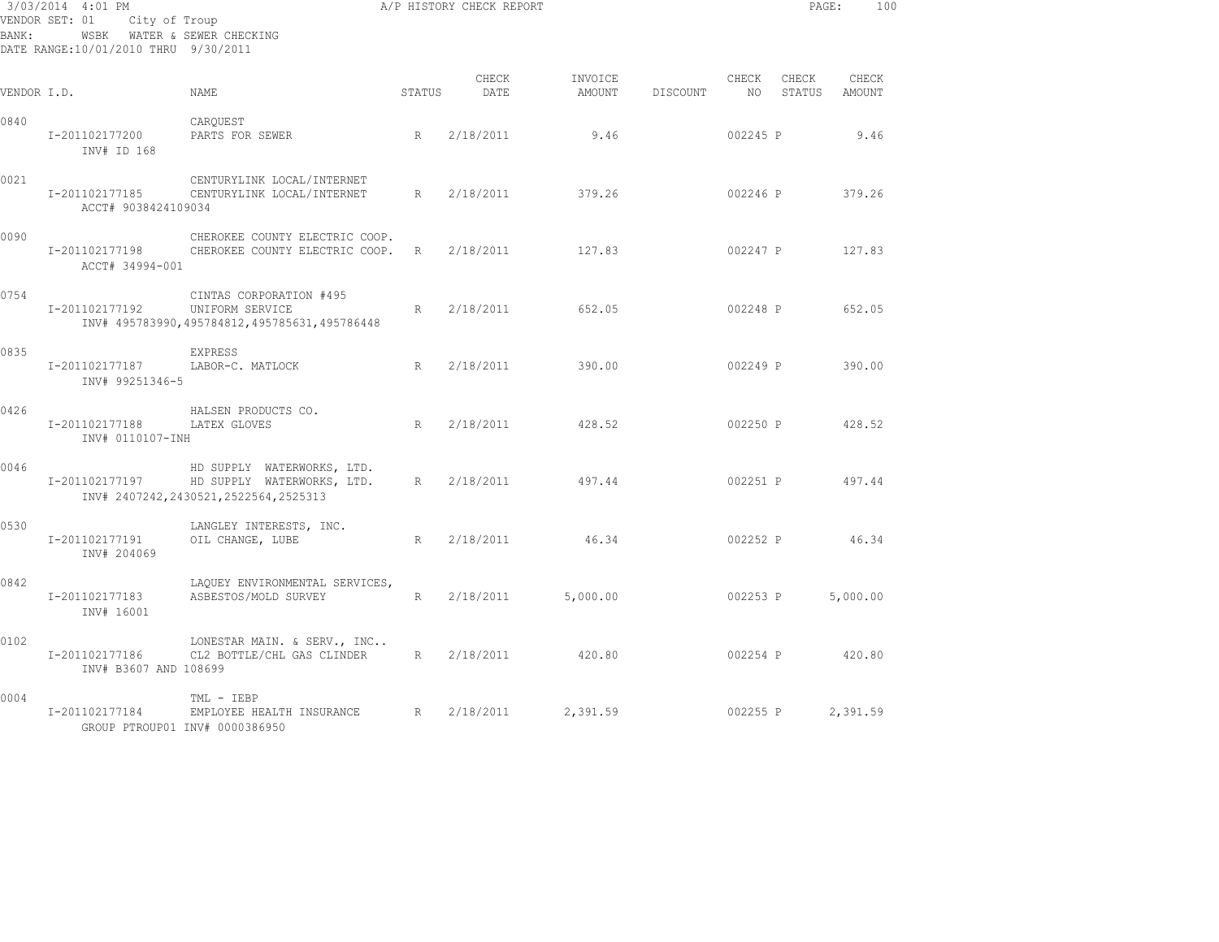3/03/2014 4:01 PM — A/P HISTORY CHECK REPORT

VENDOR SET: 01 City of Troup
BANK: WSBK WATER & SEWER CHECKING
DATE RANGE:10/01/2010 THRU 9/30/2011

| VENDOR I.D. | NAME | STATUS | CHECK DATE | INVOICE AMOUNT | DISCOUNT | CHECK NO | CHECK STATUS | CHECK AMOUNT |
|---|---|---|---|---|---|---|---|---|
| 0840 | CARQUEST | | | | | | | |
| I-201102177200 | PARTS FOR SEWER | R | 2/18/2011 | 9.46 | | 002245 | P | 9.46 |
| INV# ID 168 | | | | | | | | |
| 0021 | CENTURYLINK LOCAL/INTERNET | | | | | | | |
| I-201102177185 | CENTURYLINK LOCAL/INTERNET | R | 2/18/2011 | 379.26 | | 002246 | P | 379.26 |
| ACCT# 9038424109034 | | | | | | | | |
| 0090 | CHEROKEE COUNTY ELECTRIC COOP. | | | | | | | |
| I-201102177198 | CHEROKEE COUNTY ELECTRIC COOP. | R | 2/18/2011 | 127.83 | | 002247 | P | 127.83 |
| ACCT# 34994-001 | | | | | | | | |
| 0754 | CINTAS CORPORATION #495 | | | | | | | |
| I-201102177192 | UNIFORM SERVICE | R | 2/18/2011 | 652.05 | | 002248 | P | 652.05 |
| INV# 495783990,495784812,495785631,495786448 | | | | | | | | |
| 0835 | EXPRESS | | | | | | | |
| I-201102177187 | LABOR-C. MATLOCK | R | 2/18/2011 | 390.00 | | 002249 | P | 390.00 |
| INV# 99251346-5 | | | | | | | | |
| 0426 | HALSEN PRODUCTS CO. | | | | | | | |
| I-201102177188 | LATEX GLOVES | R | 2/18/2011 | 428.52 | | 002250 | P | 428.52 |
| INV# 0110107-INH | | | | | | | | |
| 0046 | HD SUPPLY WATERWORKS, LTD. | | | | | | | |
| I-201102177197 | HD SUPPLY WATERWORKS, LTD. | R | 2/18/2011 | 497.44 | | 002251 | P | 497.44 |
| INV# 2407242,2430521,2522564,2525313 | | | | | | | | |
| 0530 | LANGLEY INTERESTS, INC. | | | | | | | |
| I-201102177191 | OIL CHANGE, LUBE | R | 2/18/2011 | 46.34 | | 002252 | P | 46.34 |
| INV# 204069 | | | | | | | | |
| 0842 | LAQUEY ENVIRONMENTAL SERVICES, | | | | | | | |
| I-201102177183 | ASBESTOS/MOLD SURVEY | R | 2/18/2011 | 5,000.00 | | 002253 | P | 5,000.00 |
| INV# 16001 | | | | | | | | |
| 0102 | LONESTAR MAIN. & SERV., INC.. | | | | | | | |
| I-201102177186 | CL2 BOTTLE/CHL GAS CLINDER | R | 2/18/2011 | 420.80 | | 002254 | P | 420.80 |
| INV# B3607 AND 108699 | | | | | | | | |
| 0004 | TML - IEBP | | | | | | | |
| I-201102177184 | EMPLOYEE HEALTH INSURANCE | R | 2/18/2011 | 2,391.59 | | 002255 | P | 2,391.59 |
| GROUP PTROUP01 INV# 0000386950 | | | | | | | | |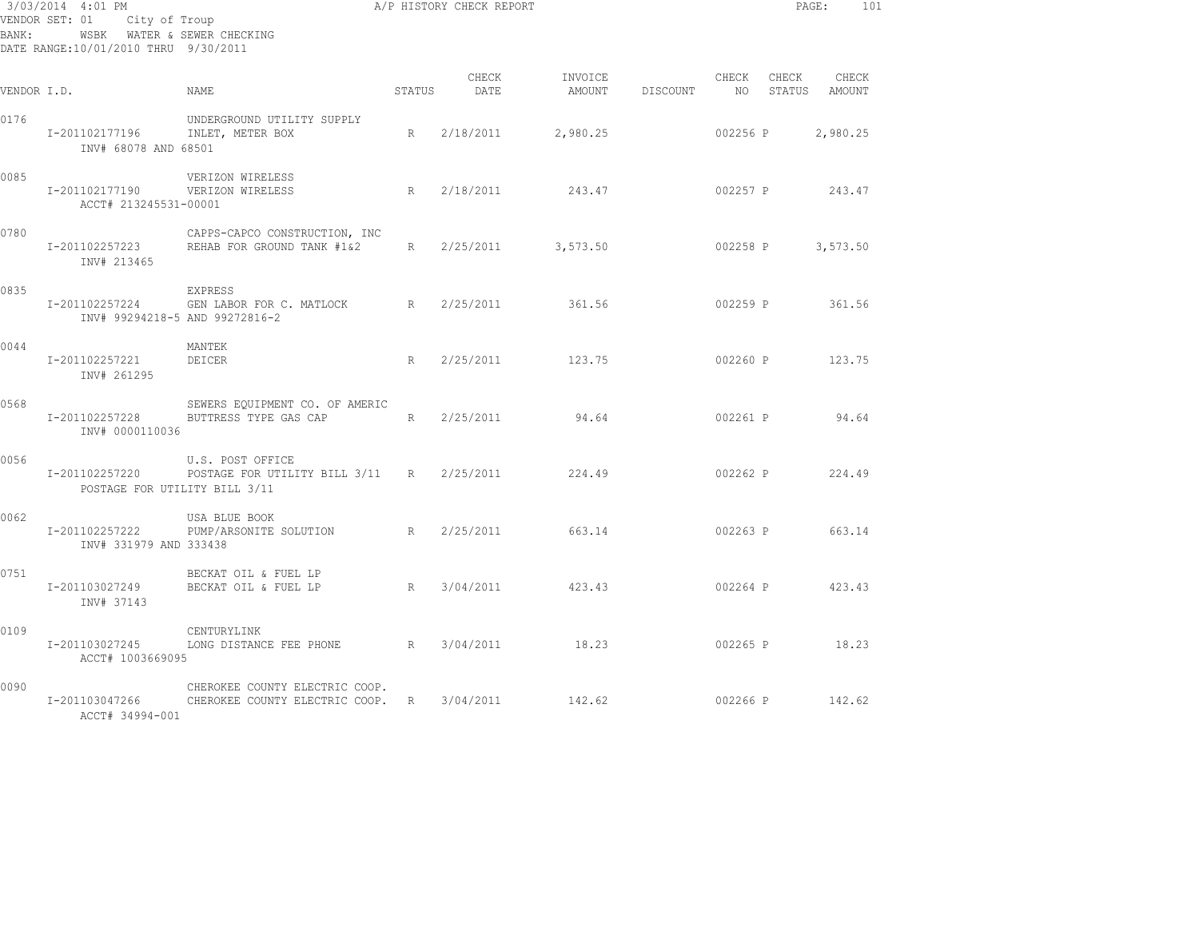3/03/2014 4:01 PM A/P HISTORY CHECK REPORT

VENDOR SET: 01 City of Troup
BANK: WSBK WATER & SEWER CHECKING
DATE RANGE:10/01/2010 THRU 9/30/2011

| VENDOR I.D. | NAME | STATUS | CHECK DATE | INVOICE AMOUNT | DISCOUNT | CHECK NO | CHECK STATUS | CHECK AMOUNT |
|---|---|---|---|---|---|---|---|---|
| 0176 | UNDERGROUND UTILITY SUPPLY | | | | | | | |
| I-201102177196 | INLET, METER BOX | R | 2/18/2011 | 2,980.25 | | 002256 | P | 2,980.25 |
| INV# 68078 AND 68501 | | | | | | | | |
| 0085 | VERIZON WIRELESS | | | | | | | |
| I-201102177190 | VERIZON WIRELESS | R | 2/18/2011 | 243.47 | | 002257 | P | 243.47 |
| ACCT# 213245531-00001 | | | | | | | | |
| 0780 | CAPPS-CAPCO CONSTRUCTION, INC | | | | | | | |
| I-201102257223 | REHAB FOR GROUND TANK #1&2 | R | 2/25/2011 | 3,573.50 | | 002258 | P | 3,573.50 |
| INV# 213465 | | | | | | | | |
| 0835 | EXPRESS | | | | | | | |
| I-201102257224 | GEN LABOR FOR C. MATLOCK | R | 2/25/2011 | 361.56 | | 002259 | P | 361.56 |
| INV# 99294218-5 AND 99272816-2 | | | | | | | | |
| 0044 | MANTEK | | | | | | | |
| I-201102257221 | DEICER | R | 2/25/2011 | 123.75 | | 002260 | P | 123.75 |
| INV# 261295 | | | | | | | | |
| 0568 | SEWERS EQUIPMENT CO. OF AMERIC | | | | | | | |
| I-201102257228 | BUTTRESS TYPE GAS CAP | R | 2/25/2011 | 94.64 | | 002261 | P | 94.64 |
| INV# 0000110036 | | | | | | | | |
| 0056 | U.S. POST OFFICE | | | | | | | |
| I-201102257220 | POSTAGE FOR UTILITY BILL 3/11 | R | 2/25/2011 | 224.49 | | 002262 | P | 224.49 |
| POSTAGE FOR UTILITY BILL 3/11 | | | | | | | | |
| 0062 | USA BLUE BOOK | | | | | | | |
| I-201102257222 | PUMP/ARSONITE SOLUTION | R | 2/25/2011 | 663.14 | | 002263 | P | 663.14 |
| INV# 331979 AND 333438 | | | | | | | | |
| 0751 | BECKAT OIL & FUEL LP | | | | | | | |
| I-201103027249 | BECKAT OIL & FUEL LP | R | 3/04/2011 | 423.43 | | 002264 | P | 423.43 |
| INV# 37143 | | | | | | | | |
| 0109 | CENTURYLINK | | | | | | | |
| I-201103027245 | LONG DISTANCE FEE PHONE | R | 3/04/2011 | 18.23 | | 002265 | P | 18.23 |
| ACCT# 1003669095 | | | | | | | | |
| 0090 | CHEROKEE COUNTY ELECTRIC COOP. | | | | | | | |
| I-201103047266 | CHEROKEE COUNTY ELECTRIC COOP. | R | 3/04/2011 | 142.62 | | 002266 | P | 142.62 |
| ACCT# 34994-001 | | | | | | | | |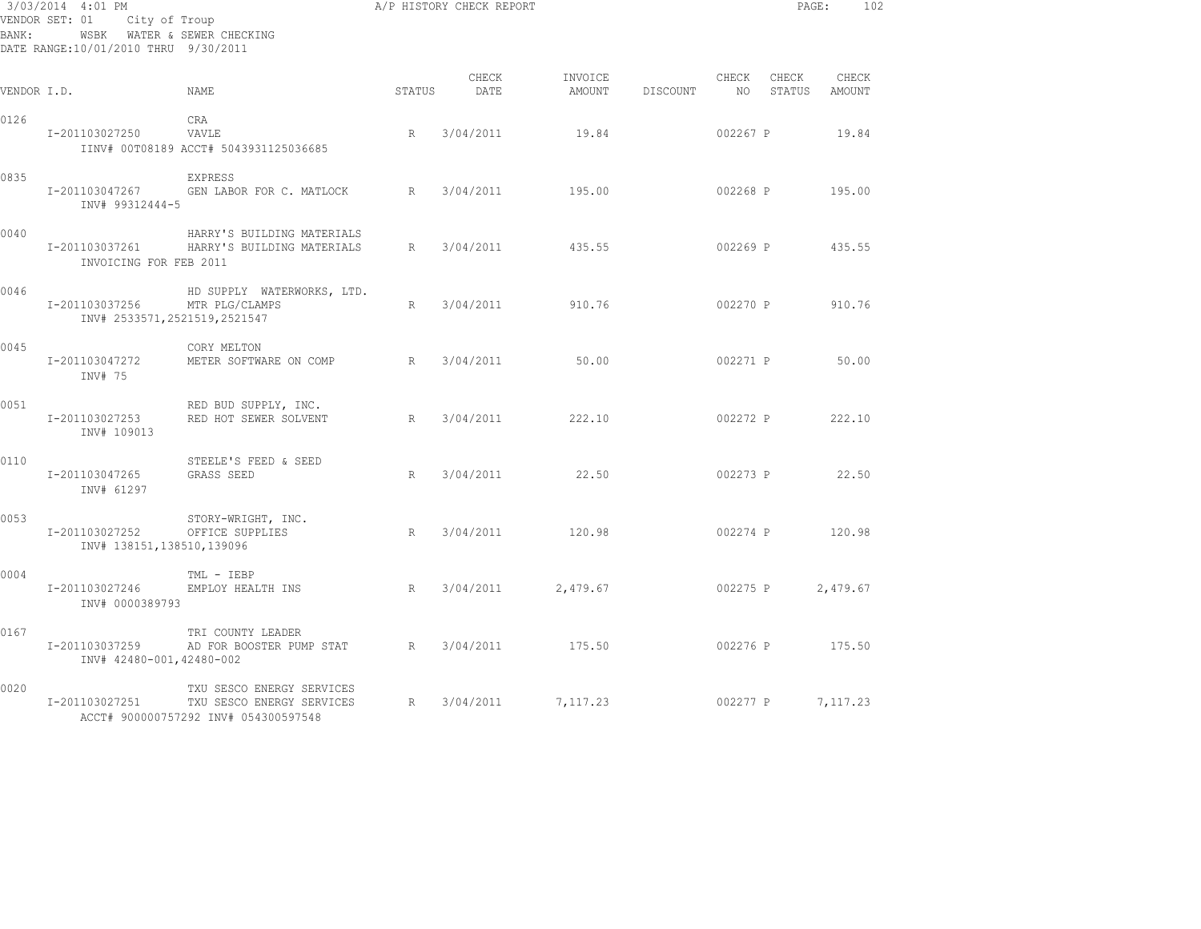3/03/2014 4:01 PM — A/P HISTORY CHECK REPORT

VENDOR SET: 01 City of Troup
BANK: WSBK WATER & SEWER CHECKING
DATE RANGE:10/01/2010 THRU 9/30/2011

| VENDOR I.D. | NAME | STATUS | CHECK DATE | INVOICE AMOUNT | DISCOUNT | CHECK NO | CHECK STATUS | CHECK AMOUNT |
|---|---|---|---|---|---|---|---|---|
| 0126 | CRA | | | | | | | |
| I-201103027250 | VAVLE | R | 3/04/2011 | 19.84 | | 002267 | P | 19.84 |
| IINV# 00T08189 ACCT# 5043931125036685 | | | | | | | | |
| 0835 | EXPRESS | | | | | | | |
| I-201103047267 | GEN LABOR FOR C. MATLOCK | R | 3/04/2011 | 195.00 | | 002268 | P | 195.00 |
| INV# 99312444-5 | | | | | | | | |
| 0040 | HARRY'S BUILDING MATERIALS | | | | | | | |
| I-201103037261 | HARRY'S BUILDING MATERIALS | R | 3/04/2011 | 435.55 | | 002269 | P | 435.55 |
| INVOICING FOR FEB 2011 | | | | | | | | |
| 0046 | HD SUPPLY WATERWORKS, LTD. | | | | | | | |
| I-201103037256 | MTR PLG/CLAMPS | R | 3/04/2011 | 910.76 | | 002270 | P | 910.76 |
| INV# 2533571,2521519,2521547 | | | | | | | | |
| 0045 | CORY MELTON | | | | | | | |
| I-201103047272 | METER SOFTWARE ON COMP | R | 3/04/2011 | 50.00 | | 002271 | P | 50.00 |
| INV# 75 | | | | | | | | |
| 0051 | RED BUD SUPPLY, INC. | | | | | | | |
| I-201103027253 | RED HOT SEWER SOLVENT | R | 3/04/2011 | 222.10 | | 002272 | P | 222.10 |
| INV# 109013 | | | | | | | | |
| 0110 | STEELE'S FEED & SEED | | | | | | | |
| I-201103047265 | GRASS SEED | R | 3/04/2011 | 22.50 | | 002273 | P | 22.50 |
| INV# 61297 | | | | | | | | |
| 0053 | STORY-WRIGHT, INC. | | | | | | | |
| I-201103027252 | OFFICE SUPPLIES | R | 3/04/2011 | 120.98 | | 002274 | P | 120.98 |
| INV# 138151,138510,139096 | | | | | | | | |
| 0004 | TML - IEBP | | | | | | | |
| I-201103027246 | EMPLOY HEALTH INS | R | 3/04/2011 | 2,479.67 | | 002275 | P | 2,479.67 |
| INV# 0000389793 | | | | | | | | |
| 0167 | TRI COUNTY LEADER | | | | | | | |
| I-201103037259 | AD FOR BOOSTER PUMP STAT | R | 3/04/2011 | 175.50 | | 002276 | P | 175.50 |
| INV# 42480-001,42480-002 | | | | | | | | |
| 0020 | TXU SESCO ENERGY SERVICES | | | | | | | |
| I-201103027251 | TXU SESCO ENERGY SERVICES | R | 3/04/2011 | 7,117.23 | | 002277 | P | 7,117.23 |
| ACCT# 900000757292 INV# 054300597548 | | | | | | | | |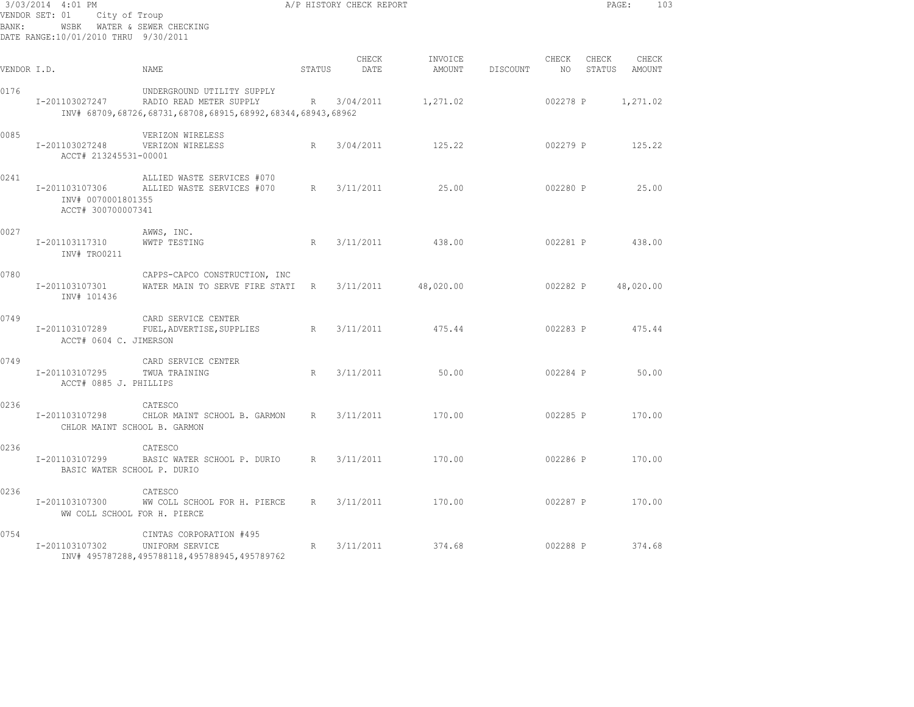3/03/2014 4:01 PM A/P HISTORY CHECK REPORT

VENDOR SET: 01 City of Troup
BANK: WSBK WATER & SEWER CHECKING
DATE RANGE:10/01/2010 THRU 9/30/2011

| VENDOR I.D. | NAME | STATUS | CHECK DATE | INVOICE AMOUNT | DISCOUNT | CHECK NO | CHECK STATUS | CHECK AMOUNT |
|---|---|---|---|---|---|---|---|---|
| 0176 | UNDERGROUND UTILITY SUPPLY | | | | | | | |
| I-201103027247 | RADIO READ METER SUPPLY | R | 3/04/2011 | 1,271.02 | | 002278 | P | 1,271.02 |
| | INV# 68709,68726,68731,68708,68915,68992,68344,68943,68962 | | | | | | | |
| 0085 | VERIZON WIRELESS | | | | | | | |
| I-201103027248 | VERIZON WIRELESS | R | 3/04/2011 | 125.22 | | 002279 | P | 125.22 |
| | ACCT# 213245531-00001 | | | | | | | |
| 0241 | ALLIED WASTE SERVICES #070 | | | | | | | |
| I-201103107306 | ALLIED WASTE SERVICES #070 | R | 3/11/2011 | 25.00 | | 002280 | P | 25.00 |
| | INV# 0070001801355 | | | | | | | |
| | ACCT# 300700007341 | | | | | | | |
| 0027 | AWWS, INC. | | | | | | | |
| I-201103117310 | WWTP TESTING | R | 3/11/2011 | 438.00 | | 002281 | P | 438.00 |
| | INV# TRO0211 | | | | | | | |
| 0780 | CAPPS-CAPCO CONSTRUCTION, INC | | | | | | | |
| I-201103107301 | WATER MAIN TO SERVE FIRE STATI | R | 3/11/2011 | 48,020.00 | | 002282 | P | 48,020.00 |
| | INV# 101436 | | | | | | | |
| 0749 | CARD SERVICE CENTER | | | | | | | |
| I-201103107289 | FUEL,ADVERTISE,SUPPLIES | R | 3/11/2011 | 475.44 | | 002283 | P | 475.44 |
| | ACCT# 0604 C. JIMERSON | | | | | | | |
| 0749 | CARD SERVICE CENTER | | | | | | | |
| I-201103107295 | TWUA TRAINING | R | 3/11/2011 | 50.00 | | 002284 | P | 50.00 |
| | ACCT# 0885 J. PHILLIPS | | | | | | | |
| 0236 | CATESCO | | | | | | | |
| I-201103107298 | CHLOR MAINT SCHOOL B. GARMON | R | 3/11/2011 | 170.00 | | 002285 | P | 170.00 |
| | CHLOR MAINT SCHOOL B. GARMON | | | | | | | |
| 0236 | CATESCO | | | | | | | |
| I-201103107299 | BASIC WATER SCHOOL P. DURIO | R | 3/11/2011 | 170.00 | | 002286 | P | 170.00 |
| | BASIC WATER SCHOOL P. DURIO | | | | | | | |
| 0236 | CATESCO | | | | | | | |
| I-201103107300 | WW COLL SCHOOL FOR H. PIERCE | R | 3/11/2011 | 170.00 | | 002287 | P | 170.00 |
| | WW COLL SCHOOL FOR H. PIERCE | | | | | | | |
| 0754 | CINTAS CORPORATION #495 | | | | | | | |
| I-201103107302 | UNIFORM SERVICE | R | 3/11/2011 | 374.68 | | 002288 | P | 374.68 |
| | INV# 495787288,495788118,495788945,495789762 | | | | | | | |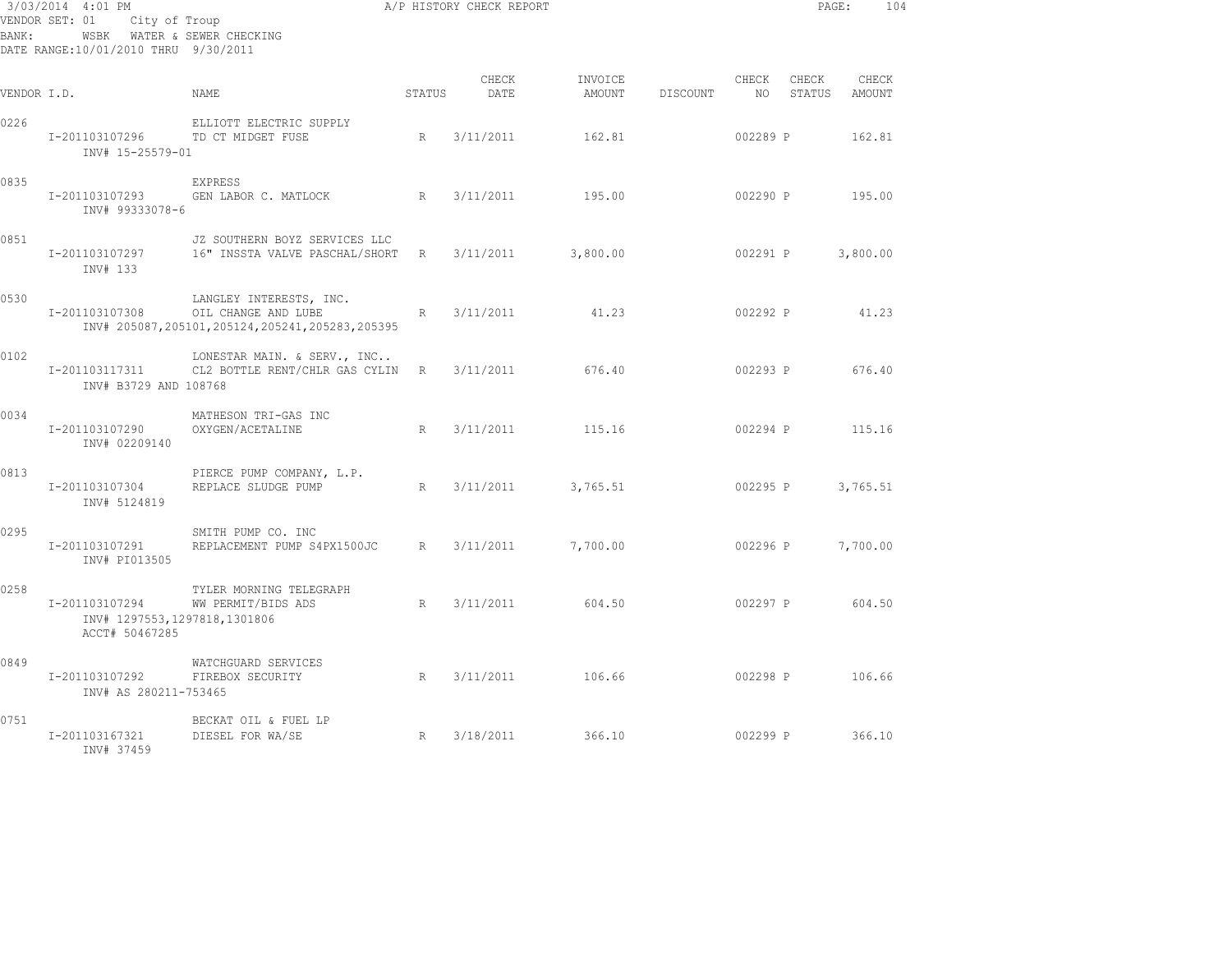3/03/2014 4:01 PM A/P HISTORY CHECK REPORT

VENDOR SET: 01 City of Troup
BANK: WSBK WATER & SEWER CHECKING
DATE RANGE:10/01/2010 THRU 9/30/2011

| VENDOR I.D. | NAME | STATUS | CHECK DATE | INVOICE AMOUNT | DISCOUNT | CHECK NO | CHECK STATUS | CHECK AMOUNT |
|---|---|---|---|---|---|---|---|---|
| 0226 | ELLIOTT ELECTRIC SUPPLY | | | | | | | |
| I-201103107296 | TD CT MIDGET FUSE | R | 3/11/2011 | 162.81 | | 002289 | P | 162.81 |
| INV# 15-25579-01 | | | | | | | | |
| 0835 | EXPRESS | | | | | | | |
| I-201103107293 | GEN LABOR C. MATLOCK | R | 3/11/2011 | 195.00 | | 002290 | P | 195.00 |
| INV# 99333078-6 | | | | | | | | |
| 0851 | JZ SOUTHERN BOYZ SERVICES LLC | | | | | | | |
| I-201103107297 | 16" INSSTA VALVE PASCHAL/SHORT | R | 3/11/2011 | 3,800.00 | | 002291 | P | 3,800.00 |
| INV# 133 | | | | | | | | |
| 0530 | LANGLEY INTERESTS, INC. | | | | | | | |
| I-201103107308 | OIL CHANGE AND LUBE | R | 3/11/2011 | 41.23 | | 002292 | P | 41.23 |
| | INV# 205087,205101,205124,205241,205283,205395 | | | | | | | |
| 0102 | LONESTAR MAIN. & SERV., INC.. | | | | | | | |
| I-201103117311 | CL2 BOTTLE RENT/CHLR GAS CYLIN | R | 3/11/2011 | 676.40 | | 002293 | P | 676.40 |
| INV# B3729 AND 108768 | | | | | | | | |
| 0034 | MATHESON TRI-GAS INC | | | | | | | |
| I-201103107290 | OXYGEN/ACETALINE | R | 3/11/2011 | 115.16 | | 002294 | P | 115.16 |
| INV# 02209140 | | | | | | | | |
| 0813 | PIERCE PUMP COMPANY, L.P. | | | | | | | |
| I-201103107304 | REPLACE SLUDGE PUMP | R | 3/11/2011 | 3,765.51 | | 002295 | P | 3,765.51 |
| INV# 5124819 | | | | | | | | |
| 0295 | SMITH PUMP CO. INC | | | | | | | |
| I-201103107291 | REPLACEMENT PUMP S4PX1500JC | R | 3/11/2011 | 7,700.00 | | 002296 | P | 7,700.00 |
| INV# PI013505 | | | | | | | | |
| 0258 | TYLER MORNING TELEGRAPH | | | | | | | |
| I-201103107294 | WW PERMIT/BIDS ADS | R | 3/11/2011 | 604.50 | | 002297 | P | 604.50 |
| INV# 1297553,1297818,1301806 | | | | | | | | |
| ACCT# 50467285 | | | | | | | | |
| 0849 | WATCHGUARD SERVICES | | | | | | | |
| I-201103107292 | FIREBOX SECURITY | R | 3/11/2011 | 106.66 | | 002298 | P | 106.66 |
| INV# AS 280211-753465 | | | | | | | | |
| 0751 | BECKAT OIL & FUEL LP | | | | | | | |
| I-201103167321 | DIESEL FOR WA/SE | R | 3/18/2011 | 366.10 | | 002299 | P | 366.10 |
| INV# 37459 | | | | | | | | |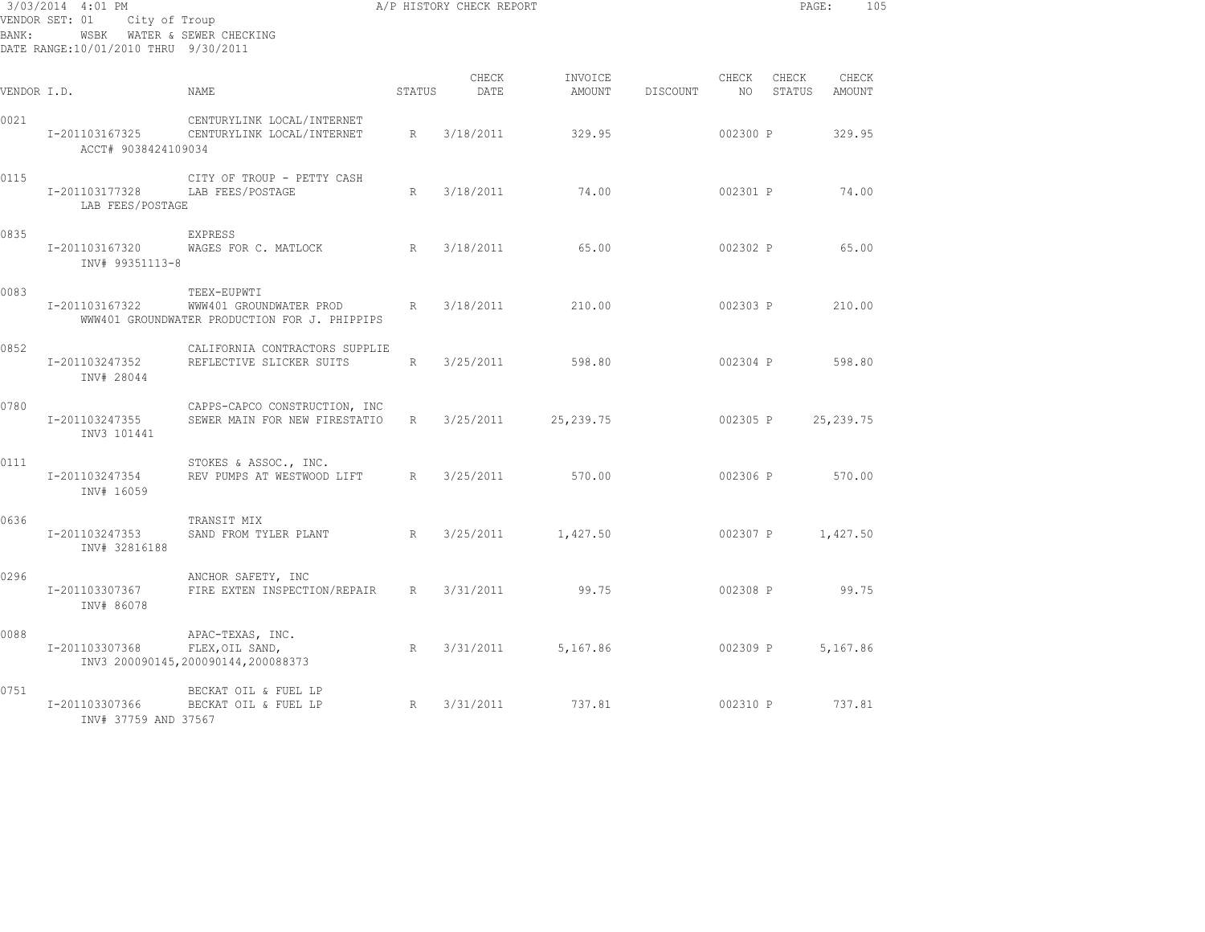3/03/2014 4:01 PM A/P HISTORY CHECK REPORT

VENDOR SET: 01 City of Troup
BANK: WSBK WATER & SEWER CHECKING
DATE RANGE:10/01/2010 THRU 9/30/2011

| VENDOR I.D. | NAME | STATUS | CHECK DATE | INVOICE AMOUNT | DISCOUNT | CHECK NO | CHECK STATUS | CHECK AMOUNT |
|---|---|---|---|---|---|---|---|---|
| 0021 | CENTURYLINK LOCAL/INTERNET | | | | | | | |
| I-201103167325 | CENTURYLINK LOCAL/INTERNET | R | 3/18/2011 | 329.95 | | 002300 | P | 329.95 |
| ACCT# 9038424109034 | | | | | | | | |
| 0115 | CITY OF TROUP - PETTY CASH | | | | | | | |
| I-201103177328 | LAB FEES/POSTAGE | R | 3/18/2011 | 74.00 | | 002301 | P | 74.00 |
| LAB FEES/POSTAGE | | | | | | | | |
| 0835 | EXPRESS | | | | | | | |
| I-201103167320 | WAGES FOR C. MATLOCK | R | 3/18/2011 | 65.00 | | 002302 | P | 65.00 |
| INV# 99351113-8 | | | | | | | | |
| 0083 | TEEX-EUPWTI | | | | | | | |
| I-201103167322 | WWW401 GROUNDWATER PROD | R | 3/18/2011 | 210.00 | | 002303 | P | 210.00 |
| | WWW401 GROUNDWATER PRODUCTION FOR J. PHIPPIPS | | | | | | | |
| 0852 | CALIFORNIA CONTRACTORS SUPPLIE | | | | | | | |
| I-201103247352 | REFLECTIVE SLICKER SUITS | R | 3/25/2011 | 598.80 | | 002304 | P | 598.80 |
| INV# 28044 | | | | | | | | |
| 0780 | CAPPS-CAPCO CONSTRUCTION, INC | | | | | | | |
| I-201103247355 | SEWER MAIN FOR NEW FIRESTATIO | R | 3/25/2011 | 25,239.75 | | 002305 | P | 25,239.75 |
| INV3 101441 | | | | | | | | |
| 0111 | STOKES & ASSOC., INC. | | | | | | | |
| I-201103247354 | REV PUMPS AT WESTWOOD LIFT | R | 3/25/2011 | 570.00 | | 002306 | P | 570.00 |
| INV# 16059 | | | | | | | | |
| 0636 | TRANSIT MIX | | | | | | | |
| I-201103247353 | SAND FROM TYLER PLANT | R | 3/25/2011 | 1,427.50 | | 002307 | P | 1,427.50 |
| INV# 32816188 | | | | | | | | |
| 0296 | ANCHOR SAFETY, INC | | | | | | | |
| I-201103307367 | FIRE EXTEN INSPECTION/REPAIR | R | 3/31/2011 | 99.75 | | 002308 | P | 99.75 |
| INV# 86078 | | | | | | | | |
| 0088 | APAC-TEXAS, INC. | | | | | | | |
| I-201103307368 | FLEX,OIL SAND, | R | 3/31/2011 | 5,167.86 | | 002309 | P | 5,167.86 |
| | INV3 200090145,200090144,200088373 | | | | | | | |
| 0751 | BECKAT OIL & FUEL LP | | | | | | | |
| I-201103307366 | BECKAT OIL & FUEL LP | R | 3/31/2011 | 737.81 | | 002310 | P | 737.81 |
| INV# 37759 AND 37567 | | | | | | | | |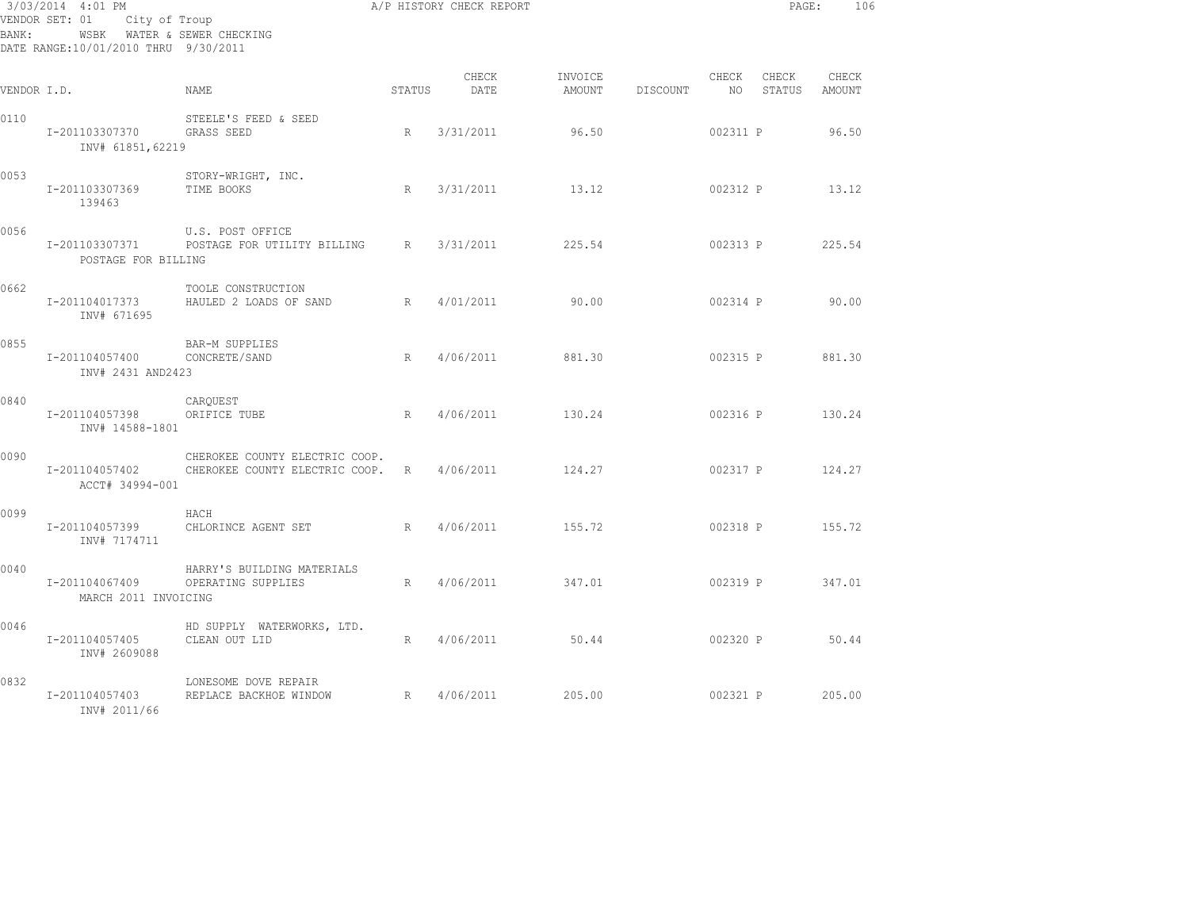3/03/2014 4:01 PM A/P HISTORY CHECK REPORT

VENDOR SET: 01 City of Troup
BANK: WSBK WATER & SEWER CHECKING
DATE RANGE:10/01/2010 THRU 9/30/2011

| VENDOR I.D. | NAME | STATUS | CHECK DATE | INVOICE AMOUNT | DISCOUNT | CHECK NO | CHECK STATUS | CHECK AMOUNT |
|---|---|---|---|---|---|---|---|---|
| 0110 | STEELE'S FEED & SEED | | | | | | | |
| I-201103307370 | GRASS SEED | R | 3/31/2011 | 96.50 | | 002311 | P | 96.50 |
| INV# 61851,62219 | | | | | | | | |
| 0053 | STORY-WRIGHT, INC. | | | | | | | |
| I-201103307369 | TIME BOOKS | R | 3/31/2011 | 13.12 | | 002312 | P | 13.12 |
| 139463 | | | | | | | | |
| 0056 | U.S. POST OFFICE | | | | | | | |
| I-201103307371 | POSTAGE FOR UTILITY BILLING | R | 3/31/2011 | 225.54 | | 002313 | P | 225.54 |
| POSTAGE FOR BILLING | | | | | | | | |
| 0662 | TOOLE CONSTRUCTION | | | | | | | |
| I-201104017373 | HAULED 2 LOADS OF SAND | R | 4/01/2011 | 90.00 | | 002314 | P | 90.00 |
| INV# 671695 | | | | | | | | |
| 0855 | BAR-M SUPPLIES | | | | | | | |
| I-201104057400 | CONCRETE/SAND | R | 4/06/2011 | 881.30 | | 002315 | P | 881.30 |
| INV# 2431 AND2423 | | | | | | | | |
| 0840 | CARQUEST | | | | | | | |
| I-201104057398 | ORIFICE TUBE | R | 4/06/2011 | 130.24 | | 002316 | P | 130.24 |
| INV# 14588-1801 | | | | | | | | |
| 0090 | CHEROKEE COUNTY ELECTRIC COOP. | | | | | | | |
| I-201104057402 | CHEROKEE COUNTY ELECTRIC COOP. | R | 4/06/2011 | 124.27 | | 002317 | P | 124.27 |
| ACCT# 34994-001 | | | | | | | | |
| 0099 | HACH | | | | | | | |
| I-201104057399 | CHLORINCE AGENT SET | R | 4/06/2011 | 155.72 | | 002318 | P | 155.72 |
| INV# 7174711 | | | | | | | | |
| 0040 | HARRY'S BUILDING MATERIALS | | | | | | | |
| I-201104067409 | OPERATING SUPPLIES | R | 4/06/2011 | 347.01 | | 002319 | P | 347.01 |
| MARCH 2011 INVOICING | | | | | | | | |
| 0046 | HD SUPPLY WATERWORKS, LTD. | | | | | | | |
| I-201104057405 | CLEAN OUT LID | R | 4/06/2011 | 50.44 | | 002320 | P | 50.44 |
| INV# 2609088 | | | | | | | | |
| 0832 | LONESOME DOVE REPAIR | | | | | | | |
| I-201104057403 | REPLACE BACKHOE WINDOW | R | 4/06/2011 | 205.00 | | 002321 | P | 205.00 |
| INV# 2011/66 | | | | | | | | |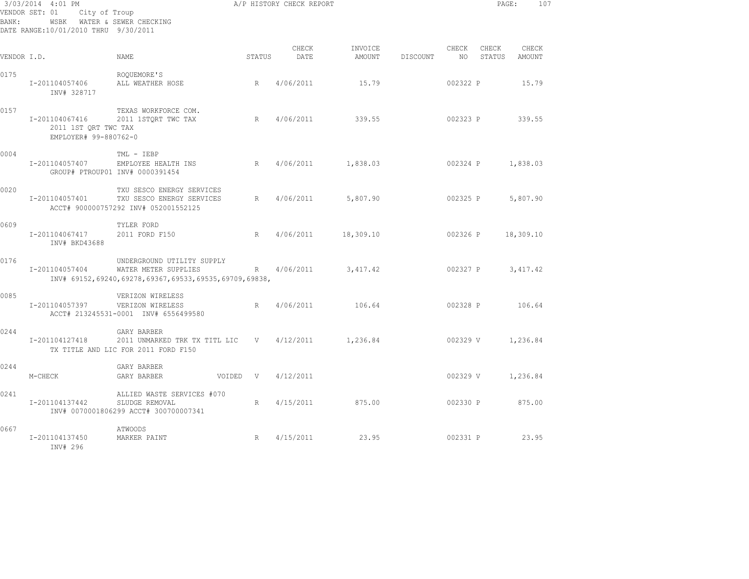3/03/2014 4:01 PM A/P HISTORY CHECK REPORT

VENDOR SET: 01 City of Troup
BANK: WSBK WATER & SEWER CHECKING
DATE RANGE:10/01/2010 THRU 9/30/2011

| VENDOR I.D. | NAME | STATUS | CHECK DATE | INVOICE AMOUNT | DISCOUNT | CHECK NO | CHECK STATUS | CHECK AMOUNT |
|---|---|---|---|---|---|---|---|---|
| 0175 | ROQUEMORE'S | | | | | | | |
| I-201104057406 | ALL WEATHER HOSE | R | 4/06/2011 | 15.79 | | 002322 | P | 15.79 |
| INV# 328717 | | | | | | | | |
| 0157 | TEXAS WORKFORCE COM. | | | | | | | |
| I-201104067416 | 2011 1STQRT TWC TAX | R | 4/06/2011 | 339.55 | | 002323 | P | 339.55 |
| 2011 1ST QRT TWC TAX | | | | | | | | |
| EMPLOYER# 99-880762-0 | | | | | | | | |
| 0004 | TML - IEBP | | | | | | | |
| I-201104057407 | EMPLOYEE HEALTH INS | R | 4/06/2011 | 1,838.03 | | 002324 | P | 1,838.03 |
| GROUP# PTROUP01 INV# 0000391454 | | | | | | | | |
| 0020 | TXU SESCO ENERGY SERVICES | | | | | | | |
| I-201104057401 | TXU SESCO ENERGY SERVICES | R | 4/06/2011 | 5,807.90 | | 002325 | P | 5,807.90 |
| ACCT# 900000757292 INV# 052001552125 | | | | | | | | |
| 0609 | TYLER FORD | | | | | | | |
| I-201104067417 | 2011 FORD F150 | R | 4/06/2011 | 18,309.10 | | 002326 | P | 18,309.10 |
| INV# BKD43688 | | | | | | | | |
| 0176 | UNDERGROUND UTILITY SUPPLY | | | | | | | |
| I-201104057404 | WATER METER SUPPLIES | R | 4/06/2011 | 3,417.42 | | 002327 | P | 3,417.42 |
| INV# 69152,69240,69278,69367,69533,69535,69709,69838, | | | | | | | | |
| 0085 | VERIZON WIRELESS | | | | | | | |
| I-201104057397 | VERIZON WIRELESS | R | 4/06/2011 | 106.64 | | 002328 | P | 106.64 |
| ACCT# 213245531-0001 INV# 6556499580 | | | | | | | | |
| 0244 | GARY BARBER | | | | | | | |
| I-201104127418 | 2011 UNMARKED TRK TX TITL LIC | V | 4/12/2011 | 1,236.84 | | 002329 | V | 1,236.84 |
| TX TITLE AND LIC FOR 2011 FORD F150 | | | | | | | | |
| 0244 | GARY BARBER | | | | | | | |
| M-CHECK | GARY BARBER VOIDED | V | 4/12/2011 | | | 002329 | V | 1,236.84 |
| 0241 | ALLIED WASTE SERVICES #070 | | | | | | | |
| I-201104137442 | SLUDGE REMOVAL | R | 4/15/2011 | 875.00 | | 002330 | P | 875.00 |
| INV# 0070001806299 ACCT# 300700007341 | | | | | | | | |
| 0667 | ATWOODS | | | | | | | |
| I-201104137450 | MARKER PAINT | R | 4/15/2011 | 23.95 | | 002331 | P | 23.95 |
| INV# 296 | | | | | | | | |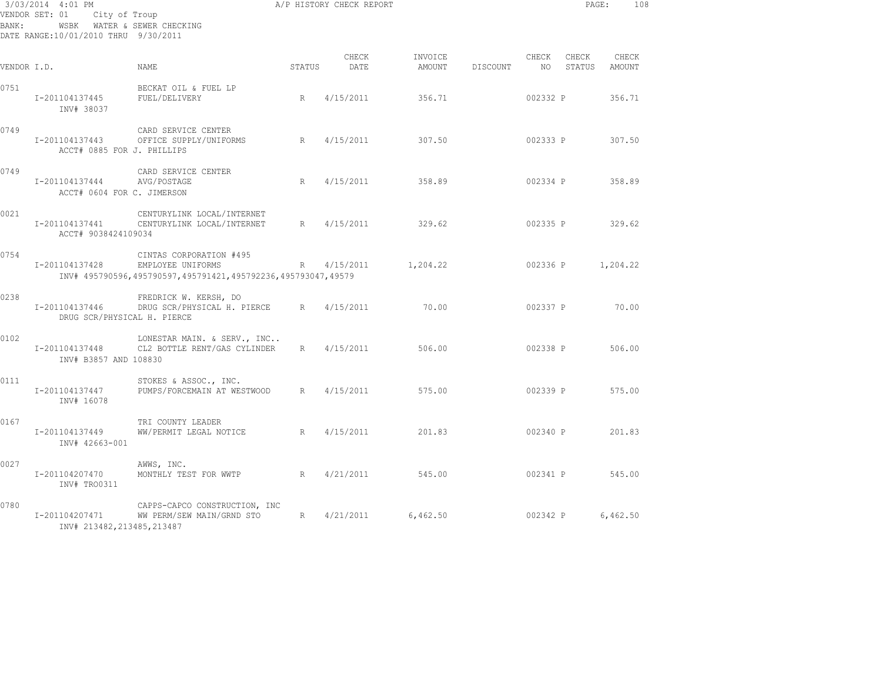3/03/2014 4:01 PM — A/P HISTORY CHECK REPORT

VENDOR SET: 01 City of Troup
BANK: WSBK WATER & SEWER CHECKING
DATE RANGE:10/01/2010 THRU 9/30/2011

| VENDOR I.D. | NAME | STATUS | CHECK DATE | INVOICE AMOUNT | DISCOUNT | CHECK NO | CHECK STATUS | CHECK AMOUNT |
|---|---|---|---|---|---|---|---|---|
| 0751 | BECKAT OIL & FUEL LP | | | | | | | |
| I-201104137445 | FUEL/DELIVERY | R | 4/15/2011 | 356.71 | | 002332 | P | 356.71 |
| INV# 38037 | | | | | | | | |
| 0749 | CARD SERVICE CENTER | | | | | | | |
| I-201104137443 | OFFICE SUPPLY/UNIFORMS | R | 4/15/2011 | 307.50 | | 002333 | P | 307.50 |
| ACCT# 0885 FOR J. PHILLIPS | | | | | | | | |
| 0749 | CARD SERVICE CENTER | | | | | | | |
| I-201104137444 | AVG/POSTAGE | R | 4/15/2011 | 358.89 | | 002334 | P | 358.89 |
| ACCT# 0604 FOR C. JIMERSON | | | | | | | | |
| 0021 | CENTURYLINK LOCAL/INTERNET | | | | | | | |
| I-201104137441 | CENTURYLINK LOCAL/INTERNET | R | 4/15/2011 | 329.62 | | 002335 | P | 329.62 |
| ACCT# 9038424109034 | | | | | | | | |
| 0754 | CINTAS CORPORATION #495 | | | | | | | |
| I-201104137428 | EMPLOYEE UNIFORMS | R | 4/15/2011 | 1,204.22 | | 002336 | P | 1,204.22 |
| INV# 495790596,495790597,495791421,495792236,495793047,49579 | | | | | | | | |
| 0238 | FREDRICK W. KERSH, DO | | | | | | | |
| I-201104137446 | DRUG SCR/PHYSICAL H. PIERCE | R | 4/15/2011 | 70.00 | | 002337 | P | 70.00 |
| DRUG SCR/PHYSICAL H. PIERCE | | | | | | | | |
| 0102 | LONESTAR MAIN. & SERV., INC.. | | | | | | | |
| I-201104137448 | CL2 BOTTLE RENT/GAS CYLINDER | R | 4/15/2011 | 506.00 | | 002338 | P | 506.00 |
| INV# B3857 AND 108830 | | | | | | | | |
| 0111 | STOKES & ASSOC., INC. | | | | | | | |
| I-201104137447 | PUMPS/FORCEMAIN AT WESTWOOD | R | 4/15/2011 | 575.00 | | 002339 | P | 575.00 |
| INV# 16078 | | | | | | | | |
| 0167 | TRI COUNTY LEADER | | | | | | | |
| I-201104137449 | WW/PERMIT LEGAL NOTICE | R | 4/15/2011 | 201.83 | | 002340 | P | 201.83 |
| INV# 42663-001 | | | | | | | | |
| 0027 | AWWS, INC. | | | | | | | |
| I-201104207470 | MONTHLY TEST FOR WWTP | R | 4/21/2011 | 545.00 | | 002341 | P | 545.00 |
| INV# TRO0311 | | | | | | | | |
| 0780 | CAPPS-CAPCO CONSTRUCTION, INC | | | | | | | |
| I-201104207471 | WW PERM/SEW MAIN/GRND STO | R | 4/21/2011 | 6,462.50 | | 002342 | P | 6,462.50 |
| INV# 213482,213485,213487 | | | | | | | | |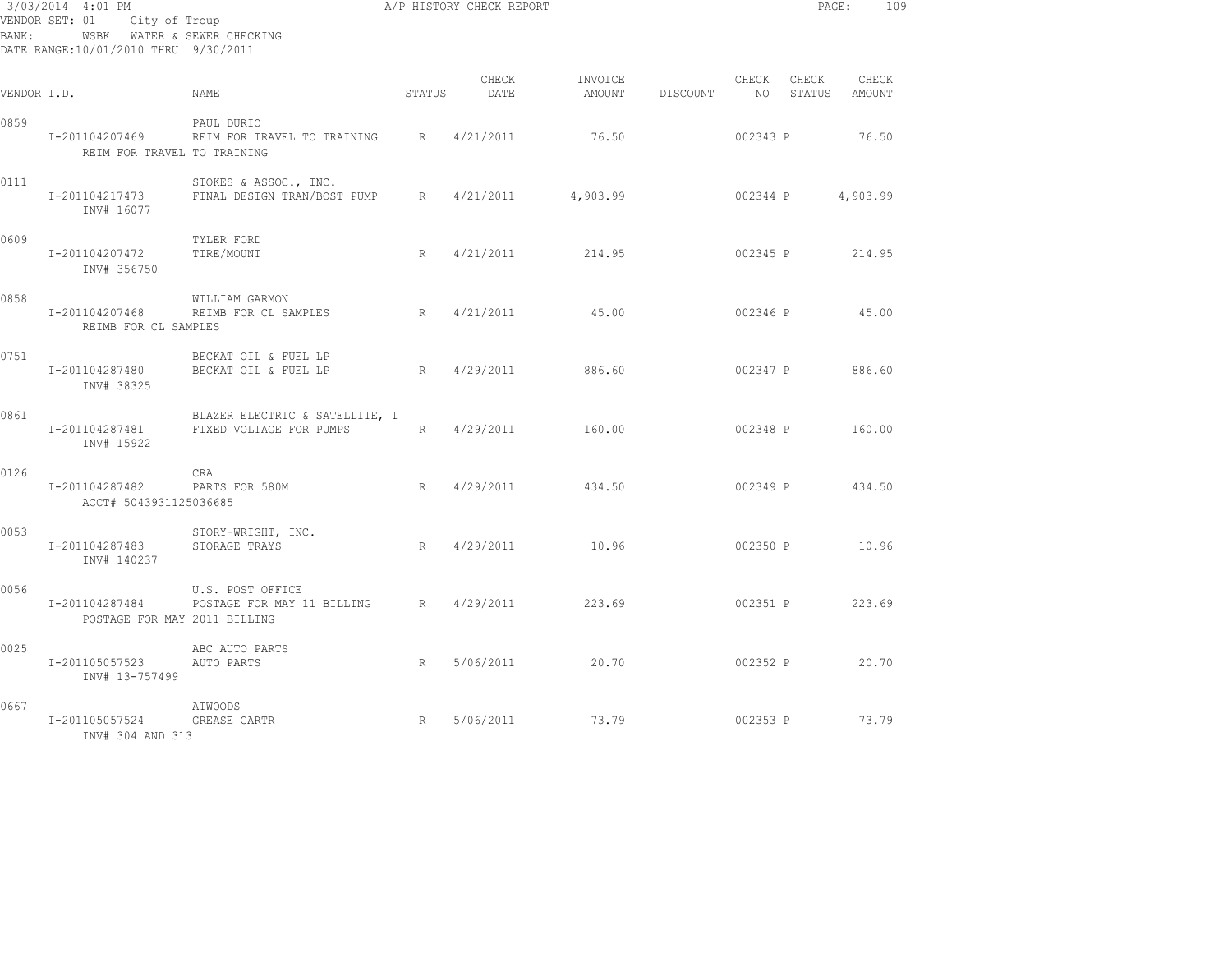3/03/2014 4:01 PM A/P HISTORY CHECK REPORT

VENDOR SET: 01 City of Troup
BANK: WSBK WATER & SEWER CHECKING
DATE RANGE:10/01/2010 THRU 9/30/2011

| VENDOR I.D. | NAME | STATUS | CHECK DATE | INVOICE AMOUNT | DISCOUNT | CHECK NO | CHECK STATUS | CHECK AMOUNT |
|---|---|---|---|---|---|---|---|---|
| 0859 | PAUL DURIO | | | | | | | |
| I-201104207469 | REIM FOR TRAVEL TO TRAINING | R | 4/21/2011 | 76.50 | | 002343 | P | 76.50 |
| REIM FOR TRAVEL TO TRAINING | | | | | | | | |
| 0111 | STOKES & ASSOC., INC. | | | | | | | |
| I-201104217473 | FINAL DESIGN TRAN/BOST PUMP | R | 4/21/2011 | 4,903.99 | | 002344 | P | 4,903.99 |
| INV# 16077 | | | | | | | | |
| 0609 | TYLER FORD | | | | | | | |
| I-201104207472 | TIRE/MOUNT | R | 4/21/2011 | 214.95 | | 002345 | P | 214.95 |
| INV# 356750 | | | | | | | | |
| 0858 | WILLIAM GARMON | | | | | | | |
| I-201104207468 | REIMB FOR CL SAMPLES | R | 4/21/2011 | 45.00 | | 002346 | P | 45.00 |
| REIMB FOR CL SAMPLES | | | | | | | | |
| 0751 | BECKAT OIL & FUEL LP | | | | | | | |
| I-201104287480 | BECKAT OIL & FUEL LP | R | 4/29/2011 | 886.60 | | 002347 | P | 886.60 |
| INV# 38325 | | | | | | | | |
| 0861 | BLAZER ELECTRIC & SATELLITE, I | | | | | | | |
| I-201104287481 | FIXED VOLTAGE FOR PUMPS | R | 4/29/2011 | 160.00 | | 002348 | P | 160.00 |
| INV# 15922 | | | | | | | | |
| 0126 | CRA | | | | | | | |
| I-201104287482 | PARTS FOR 580M | R | 4/29/2011 | 434.50 | | 002349 | P | 434.50 |
| ACCT# 5043931125036685 | | | | | | | | |
| 0053 | STORY-WRIGHT, INC. | | | | | | | |
| I-201104287483 | STORAGE TRAYS | R | 4/29/2011 | 10.96 | | 002350 | P | 10.96 |
| INV# 140237 | | | | | | | | |
| 0056 | U.S. POST OFFICE | | | | | | | |
| I-201104287484 | POSTAGE FOR MAY 11 BILLING | R | 4/29/2011 | 223.69 | | 002351 | P | 223.69 |
| POSTAGE FOR MAY 2011 BILLING | | | | | | | | |
| 0025 | ABC AUTO PARTS | | | | | | | |
| I-201105057523 | AUTO PARTS | R | 5/06/2011 | 20.70 | | 002352 | P | 20.70 |
| INV# 13-757499 | | | | | | | | |
| 0667 | ATWOODS | | | | | | | |
| I-201105057524 | GREASE CARTR | R | 5/06/2011 | 73.79 | | 002353 | P | 73.79 |
| INV# 304 AND 313 | | | | | | | | |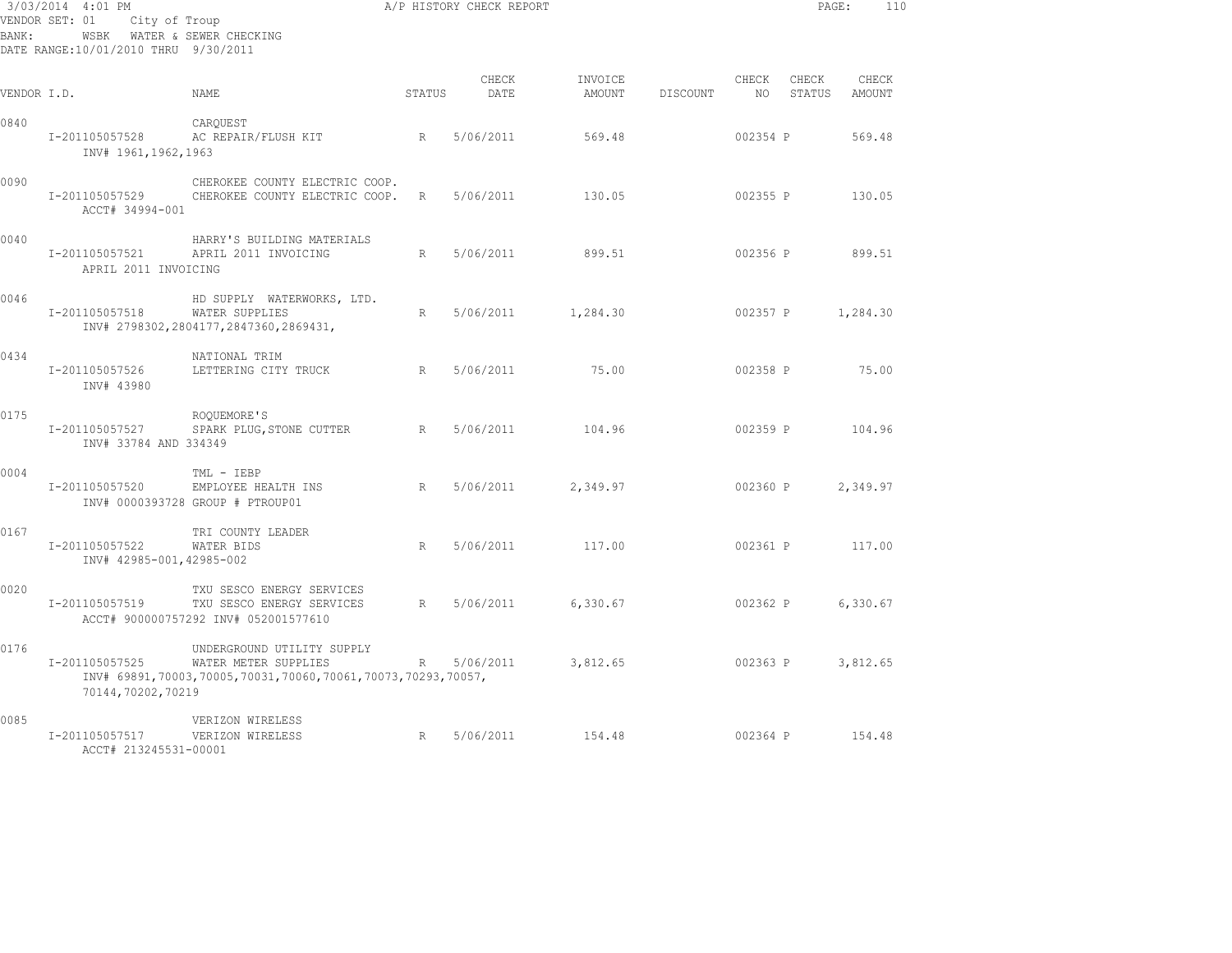3/03/2014 4:01 PM — A/P HISTORY CHECK REPORT

VENDOR SET: 01 City of Troup
BANK: WSBK WATER & SEWER CHECKING
DATE RANGE:10/01/2010 THRU 9/30/2011

| VENDOR I.D. | NAME | STATUS | CHECK DATE | INVOICE AMOUNT | DISCOUNT | CHECK NO | CHECK STATUS | CHECK AMOUNT |
|---|---|---|---|---|---|---|---|---|
| 0840 | CARQUEST | | | | | | | |
| I-201105057528 | AC REPAIR/FLUSH KIT | R | 5/06/2011 | 569.48 | | 002354 | P | 569.48 |
| INV# 1961,1962,1963 | | | | | | | | |
| 0090 | CHEROKEE COUNTY ELECTRIC COOP. | | | | | | | |
| I-201105057529 | CHEROKEE COUNTY ELECTRIC COOP. | R | 5/06/2011 | 130.05 | | 002355 | P | 130.05 |
| ACCT# 34994-001 | | | | | | | | |
| 0040 | HARRY'S BUILDING MATERIALS | | | | | | | |
| I-201105057521 | APRIL 2011 INVOICING | R | 5/06/2011 | 899.51 | | 002356 | P | 899.51 |
| APRIL 2011 INVOICING | | | | | | | | |
| 0046 | HD SUPPLY WATERWORKS, LTD. | | | | | | | |
| I-201105057518 | WATER SUPPLIES | R | 5/06/2011 | 1,284.30 | | 002357 | P | 1,284.30 |
| | INV# 2798302,2804177,2847360,2869431, | | | | | | | |
| 0434 | NATIONAL TRIM | | | | | | | |
| I-201105057526 | LETTERING CITY TRUCK | R | 5/06/2011 | 75.00 | | 002358 | P | 75.00 |
| INV# 43980 | | | | | | | | |
| 0175 | ROQUEMORE'S | | | | | | | |
| I-201105057527 | SPARK PLUG,STONE CUTTER | R | 5/06/2011 | 104.96 | | 002359 | P | 104.96 |
| INV# 33784 AND 334349 | | | | | | | | |
| 0004 | TML - IEBP | | | | | | | |
| I-201105057520 | EMPLOYEE HEALTH INS | R | 5/06/2011 | 2,349.97 | | 002360 | P | 2,349.97 |
| | INV# 0000393728 GROUP # PTROUP01 | | | | | | | |
| 0167 | TRI COUNTY LEADER | | | | | | | |
| I-201105057522 | WATER BIDS | R | 5/06/2011 | 117.00 | | 002361 | P | 117.00 |
| INV# 42985-001,42985-002 | | | | | | | | |
| 0020 | TXU SESCO ENERGY SERVICES | | | | | | | |
| I-201105057519 | TXU SESCO ENERGY SERVICES | R | 5/06/2011 | 6,330.67 | | 002362 | P | 6,330.67 |
| | ACCT# 900000757292 INV# 052001577610 | | | | | | | |
| 0176 | UNDERGROUND UTILITY SUPPLY | | | | | | | |
| I-201105057525 | WATER METER SUPPLIES | R | 5/06/2011 | 3,812.65 | | 002363 | P | 3,812.65 |
| | INV# 69891,70003,70005,70031,70060,70061,70073,70293,70057, 70144,70202,70219 | | | | | | | |
| 0085 | VERIZON WIRELESS | | | | | | | |
| I-201105057517 | VERIZON WIRELESS | R | 5/06/2011 | 154.48 | | 002364 | P | 154.48 |
| ACCT# 213245531-00001 | | | | | | | | |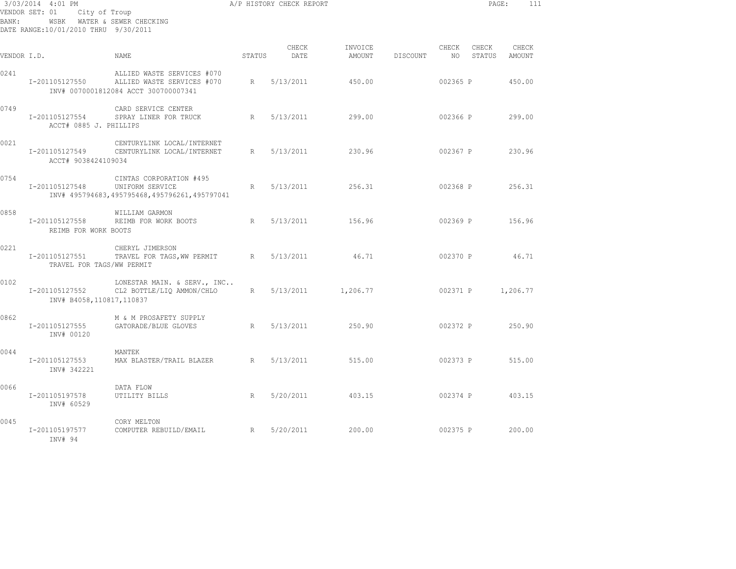3/03/2014 4:01 PM

A/P HISTORY CHECK REPORT

VENDOR SET: 01 City of Troup
BANK: WSBK WATER & SEWER CHECKING
DATE RANGE:10/01/2010 THRU 9/30/2011

| VENDOR I.D. | | NAME | STATUS | CHECK DATE | INVOICE AMOUNT | DISCOUNT | CHECK NO | CHECK STATUS | CHECK AMOUNT |
|---|---|---|---|---|---|---|---|---|---|
| 0241 | | ALLIED WASTE SERVICES #070 | | | | | | | |
| | I-201105127550 | ALLIED WASTE SERVICES #070 | R | 5/13/2011 | 450.00 | | 002365 | P | 450.00 |
| | | INV# 0070001812084 ACCT 300700007341 | | | | | | | |
| 0749 | | CARD SERVICE CENTER | | | | | | | |
| | I-201105127554 | SPRAY LINER FOR TRUCK | R | 5/13/2011 | 299.00 | | 002366 | P | 299.00 |
| | ACCT# 0885 J. PHILLIPS | | | | | | | | |
| 0021 | | CENTURYLINK LOCAL/INTERNET | | | | | | | |
| | I-201105127549 | CENTURYLINK LOCAL/INTERNET | R | 5/13/2011 | 230.96 | | 002367 | P | 230.96 |
| | ACCT# 9038424109034 | | | | | | | | |
| 0754 | | CINTAS CORPORATION #495 | | | | | | | |
| | I-201105127548 | UNIFORM SERVICE | R | 5/13/2011 | 256.31 | | 002368 | P | 256.31 |
| | | INV# 495794683,495795468,495796261,495797041 | | | | | | | |
| 0858 | | WILLIAM GARMON | | | | | | | |
| | I-201105127558 | REIMB FOR WORK BOOTS | R | 5/13/2011 | 156.96 | | 002369 | P | 156.96 |
| | REIMB FOR WORK BOOTS | | | | | | | | |
| 0221 | | CHERYL JIMERSON | | | | | | | |
| | I-201105127551 | TRAVEL FOR TAGS,WW PERMIT | R | 5/13/2011 | 46.71 | | 002370 | P | 46.71 |
| | TRAVEL FOR TAGS/WW PERMIT | | | | | | | | |
| 0102 | | LONESTAR MAIN. & SERV., INC.. | | | | | | | |
| | I-201105127552 | CL2 BOTTLE/LIQ AMMON/CHLO | R | 5/13/2011 | 1,206.77 | | 002371 | P | 1,206.77 |
| | INV# B4058,110817,110837 | | | | | | | | |
| 0862 | | M & M PROSAFETY SUPPLY | | | | | | | |
| | I-201105127555 | GATORADE/BLUE GLOVES | R | 5/13/2011 | 250.90 | | 002372 | P | 250.90 |
| | INV# 00120 | | | | | | | | |
| 0044 | | MANTEK | | | | | | | |
| | I-201105127553 | MAX BLASTER/TRAIL BLAZER | R | 5/13/2011 | 515.00 | | 002373 | P | 515.00 |
| | INV# 342221 | | | | | | | | |
| 0066 | | DATA FLOW | | | | | | | |
| | I-201105197578 | UTILITY BILLS | R | 5/20/2011 | 403.15 | | 002374 | P | 403.15 |
| | INV# 60529 | | | | | | | | |
| 0045 | | CORY MELTON | | | | | | | |
| | I-201105197577 | COMPUTER REBUILD/EMAIL | R | 5/20/2011 | 200.00 | | 002375 | P | 200.00 |
| | INV# 94 | | | | | | | | |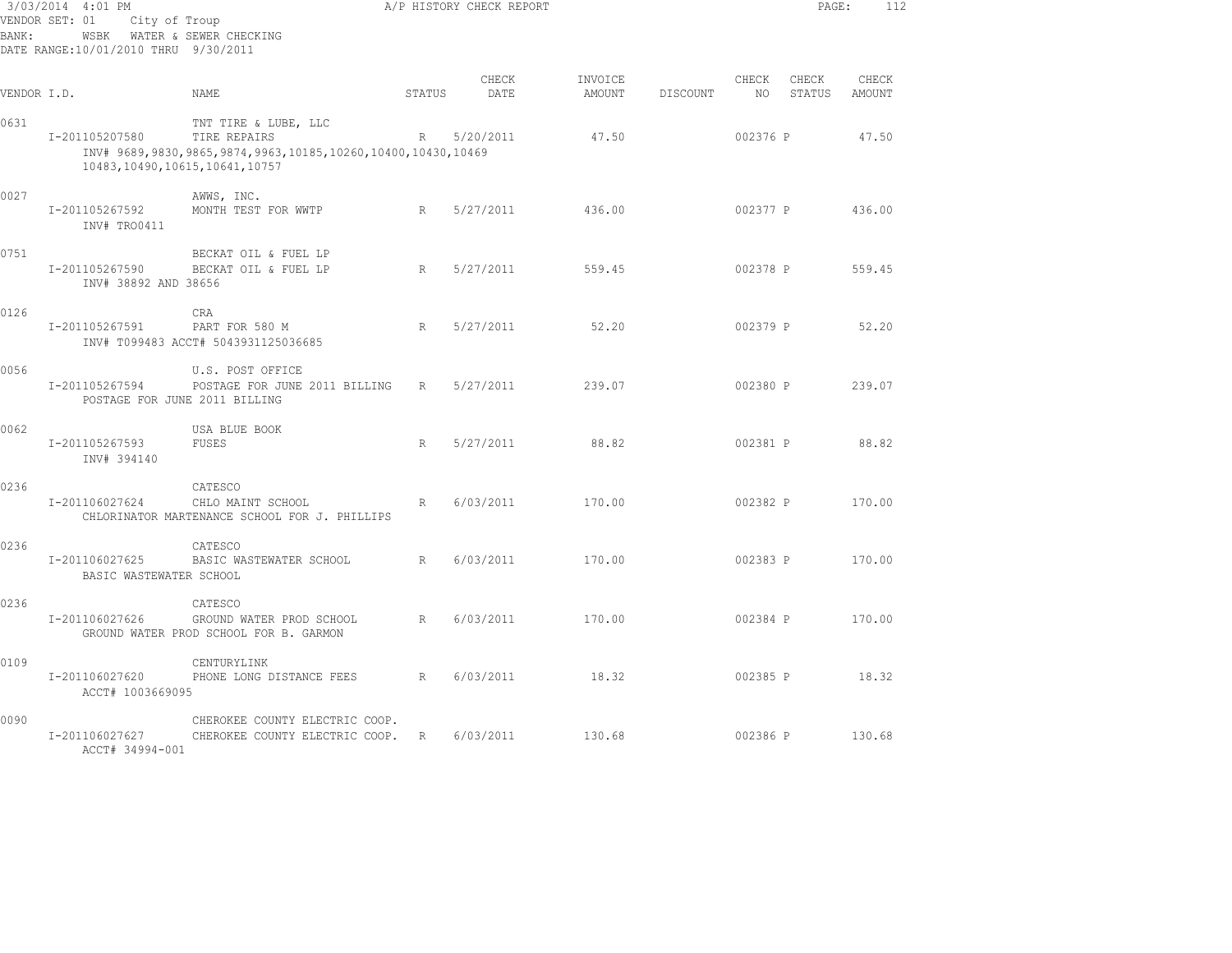A/P HISTORY CHECK REPORT

3/03/2014 4:01 PM
VENDOR SET: 01 City of Troup
BANK: WSBK WATER & SEWER CHECKING
DATE RANGE:10/01/2010 THRU 9/30/2011

| VENDOR I.D. | NAME | STATUS | CHECK DATE | INVOICE AMOUNT | DISCOUNT | CHECK NO | CHECK STATUS | CHECK AMOUNT |
|---|---|---|---|---|---|---|---|---|
| 0631 | TNT TIRE & LUBE, LLC | | | | | | | |
| I-201105207580 | TIRE REPAIRS | R | 5/20/2011 | 47.50 | | 002376 | P | 47.50 |
| | INV# 9689,9830,9865,9874,9963,10185,10260,10400,10430,10469 10483,10490,10615,10641,10757 | | | | | | | |
| 0027 | AWWS, INC. | | | | | | | |
| I-201105267592 | MONTH TEST FOR WWTP | R | 5/27/2011 | 436.00 | | 002377 | P | 436.00 |
| | INV# TRO0411 | | | | | | | |
| 0751 | BECKAT OIL & FUEL LP | | | | | | | |
| I-201105267590 | BECKAT OIL & FUEL LP | R | 5/27/2011 | 559.45 | | 002378 | P | 559.45 |
| | INV# 38892 AND 38656 | | | | | | | |
| 0126 | CRA | | | | | | | |
| I-201105267591 | PART FOR 580 M | R | 5/27/2011 | 52.20 | | 002379 | P | 52.20 |
| | INV# T099483 ACCT# 5043931125036685 | | | | | | | |
| 0056 | U.S. POST OFFICE | | | | | | | |
| I-201105267594 | POSTAGE FOR JUNE 2011 BILLING | R | 5/27/2011 | 239.07 | | 002380 | P | 239.07 |
| | POSTAGE FOR JUNE 2011 BILLING | | | | | | | |
| 0062 | USA BLUE BOOK | | | | | | | |
| I-201105267593 | FUSES | R | 5/27/2011 | 88.82 | | 002381 | P | 88.82 |
| | INV# 394140 | | | | | | | |
| 0236 | CATESCO | | | | | | | |
| I-201106027624 | CHLO MAINT SCHOOL | R | 6/03/2011 | 170.00 | | 002382 | P | 170.00 |
| | CHLORINATOR MARTENANCE SCHOOL FOR J. PHILLIPS | | | | | | | |
| 0236 | CATESCO | | | | | | | |
| I-201106027625 | BASIC WASTEWATER SCHOOL | R | 6/03/2011 | 170.00 | | 002383 | P | 170.00 |
| | BASIC WASTEWATER SCHOOL | | | | | | | |
| 0236 | CATESCO | | | | | | | |
| I-201106027626 | GROUND WATER PROD SCHOOL | R | 6/03/2011 | 170.00 | | 002384 | P | 170.00 |
| | GROUND WATER PROD SCHOOL FOR B. GARMON | | | | | | | |
| 0109 | CENTURYLINK | | | | | | | |
| I-201106027620 | PHONE LONG DISTANCE FEES | R | 6/03/2011 | 18.32 | | 002385 | P | 18.32 |
| | ACCT# 1003669095 | | | | | | | |
| 0090 | CHEROKEE COUNTY ELECTRIC COOP. | | | | | | | |
| I-201106027627 | CHEROKEE COUNTY ELECTRIC COOP. | R | 6/03/2011 | 130.68 | | 002386 | P | 130.68 |
| | ACCT# 34994-001 | | | | | | | |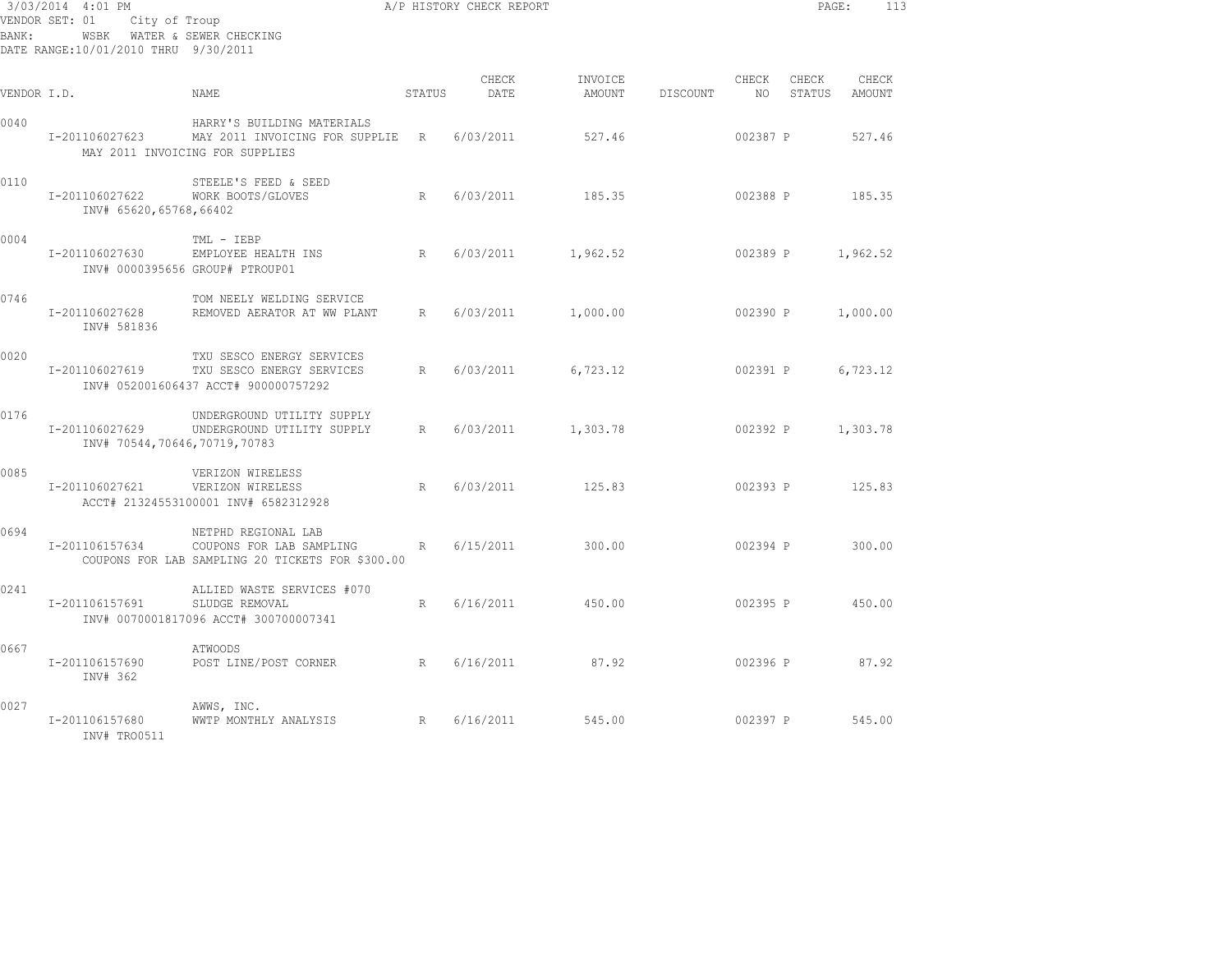3/03/2014 4:01 PM A/P HISTORY CHECK REPORT

VENDOR SET: 01 City of Troup
BANK: WSBK WATER & SEWER CHECKING
DATE RANGE:10/01/2010 THRU 9/30/2011

| VENDOR I.D. | NAME | STATUS | CHECK DATE | INVOICE AMOUNT | DISCOUNT | CHECK NO | CHECK STATUS | CHECK AMOUNT |
|---|---|---|---|---|---|---|---|---|
| 0040 | HARRY'S BUILDING MATERIALS | | | | | | | |
| I-201106027623 | MAY 2011 INVOICING FOR SUPPLIE | R | 6/03/2011 | 527.46 | | 002387 | P | 527.46 |
| | MAY 2011 INVOICING FOR SUPPLIES | | | | | | | |
| 0110 | STEELE'S FEED & SEED | | | | | | | |
| I-201106027622 | WORK BOOTS/GLOVES | R | 6/03/2011 | 185.35 | | 002388 | P | 185.35 |
| | INV# 65620,65768,66402 | | | | | | | |
| 0004 | TML - IEBP | | | | | | | |
| I-201106027630 | EMPLOYEE HEALTH INS | R | 6/03/2011 | 1,962.52 | | 002389 | P | 1,962.52 |
| | INV# 0000395656 GROUP# PTROUP01 | | | | | | | |
| 0746 | TOM NEELY WELDING SERVICE | | | | | | | |
| I-201106027628 | REMOVED AERATOR AT WW PLANT | R | 6/03/2011 | 1,000.00 | | 002390 | P | 1,000.00 |
| | INV# 581836 | | | | | | | |
| 0020 | TXU SESCO ENERGY SERVICES | | | | | | | |
| I-201106027619 | TXU SESCO ENERGY SERVICES | R | 6/03/2011 | 6,723.12 | | 002391 | P | 6,723.12 |
| | INV# 052001606437 ACCT# 900000757292 | | | | | | | |
| 0176 | UNDERGROUND UTILITY SUPPLY | | | | | | | |
| I-201106027629 | UNDERGROUND UTILITY SUPPLY | R | 6/03/2011 | 1,303.78 | | 002392 | P | 1,303.78 |
| | INV# 70544,70646,70719,70783 | | | | | | | |
| 0085 | VERIZON WIRELESS | | | | | | | |
| I-201106027621 | VERIZON WIRELESS | R | 6/03/2011 | 125.83 | | 002393 | P | 125.83 |
| | ACCT# 21324553100001 INV# 6582312928 | | | | | | | |
| 0694 | NETPHD REGIONAL LAB | | | | | | | |
| I-201106157634 | COUPONS FOR LAB SAMPLING | R | 6/15/2011 | 300.00 | | 002394 | P | 300.00 |
| | COUPONS FOR LAB SAMPLING 20 TICKETS FOR $300.00 | | | | | | | |
| 0241 | ALLIED WASTE SERVICES #070 | | | | | | | |
| I-201106157691 | SLUDGE REMOVAL | R | 6/16/2011 | 450.00 | | 002395 | P | 450.00 |
| | INV# 0070001817096 ACCT# 300700007341 | | | | | | | |
| 0667 | ATWOODS | | | | | | | |
| I-201106157690 | POST LINE/POST CORNER | R | 6/16/2011 | 87.92 | | 002396 | P | 87.92 |
| | INV# 362 | | | | | | | |
| 0027 | AWWS, INC. | | | | | | | |
| I-201106157680 | WWTP MONTHLY ANALYSIS | R | 6/16/2011 | 545.00 | | 002397 | P | 545.00 |
| | INV# TRO0511 | | | | | | | |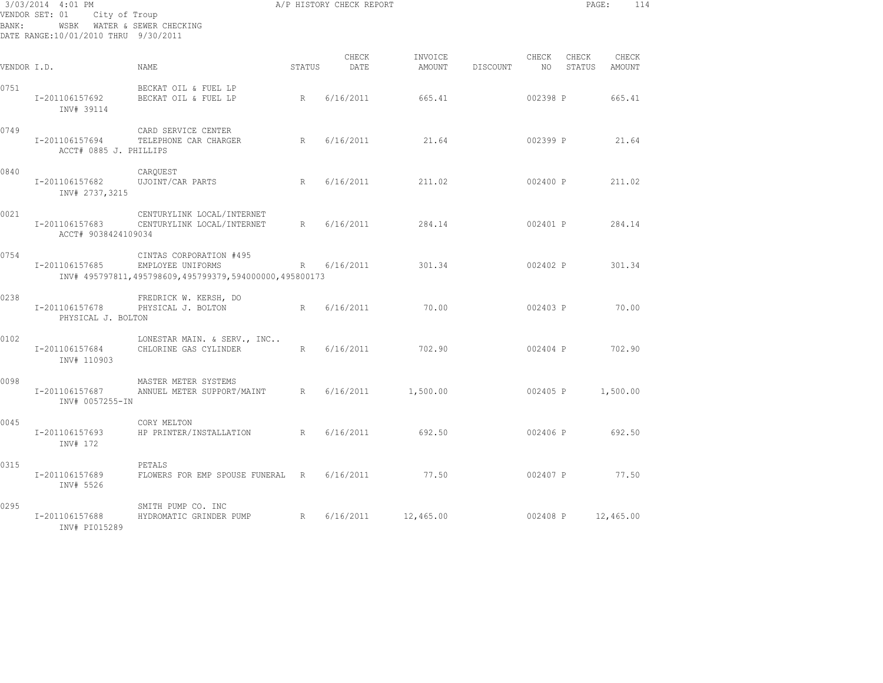3/03/2014 4:01 PM A/P HISTORY CHECK REPORT
VENDOR SET: 01 City of Troup
BANK: WSBK WATER & SEWER CHECKING
DATE RANGE:10/01/2010 THRU 9/30/2011

| VENDOR I.D. | NAME | STATUS | CHECK DATE | INVOICE AMOUNT | DISCOUNT | CHECK NO | CHECK STATUS | CHECK AMOUNT |
|---|---|---|---|---|---|---|---|---|
| 0751 | BECKAT OIL & FUEL LP | | | | | | | |
| I-201106157692 | BECKAT OIL & FUEL LP | R | 6/16/2011 | 665.41 | | 002398 | P | 665.41 |
| INV# 39114 | | | | | | | | |
| 0749 | CARD SERVICE CENTER | | | | | | | |
| I-201106157694 | TELEPHONE CAR CHARGER | R | 6/16/2011 | 21.64 | | 002399 | P | 21.64 |
| ACCT# 0885 J. PHILLIPS | | | | | | | | |
| 0840 | CARQUEST | | | | | | | |
| I-201106157682 | UJOINT/CAR PARTS | R | 6/16/2011 | 211.02 | | 002400 | P | 211.02 |
| INV# 2737,3215 | | | | | | | | |
| 0021 | CENTURYLINK LOCAL/INTERNET | | | | | | | |
| I-201106157683 | CENTURYLINK LOCAL/INTERNET | R | 6/16/2011 | 284.14 | | 002401 | P | 284.14 |
| ACCT# 9038424109034 | | | | | | | | |
| 0754 | CINTAS CORPORATION #495 | | | | | | | |
| I-201106157685 | EMPLOYEE UNIFORMS | R | 6/16/2011 | 301.34 | | 002402 | P | 301.34 |
| INV# 495797811,495798609,495799379,594000000,495800173 | | | | | | | | |
| 0238 | FREDRICK W. KERSH, DO | | | | | | | |
| I-201106157678 | PHYSICAL J. BOLTON | R | 6/16/2011 | 70.00 | | 002403 | P | 70.00 |
| PHYSICAL J. BOLTON | | | | | | | | |
| 0102 | LONESTAR MAIN. & SERV., INC.. | | | | | | | |
| I-201106157684 | CHLORINE GAS CYLINDER | R | 6/16/2011 | 702.90 | | 002404 | P | 702.90 |
| INV# 110903 | | | | | | | | |
| 0098 | MASTER METER SYSTEMS | | | | | | | |
| I-201106157687 | ANNUEL METER SUPPORT/MAINT | R | 6/16/2011 | 1,500.00 | | 002405 | P | 1,500.00 |
| INV# 0057255-IN | | | | | | | | |
| 0045 | CORY MELTON | | | | | | | |
| I-201106157693 | HP PRINTER/INSTALLATION | R | 6/16/2011 | 692.50 | | 002406 | P | 692.50 |
| INV# 172 | | | | | | | | |
| 0315 | PETALS | | | | | | | |
| I-201106157689 | FLOWERS FOR EMP SPOUSE FUNERAL | R | 6/16/2011 | 77.50 | | 002407 | P | 77.50 |
| INV# 5526 | | | | | | | | |
| 0295 | SMITH PUMP CO. INC | | | | | | | |
| I-201106157688 | HYDROMATIC GRINDER PUMP | R | 6/16/2011 | 12,465.00 | | 002408 | P | 12,465.00 |
| INV# PI015289 | | | | | | | | |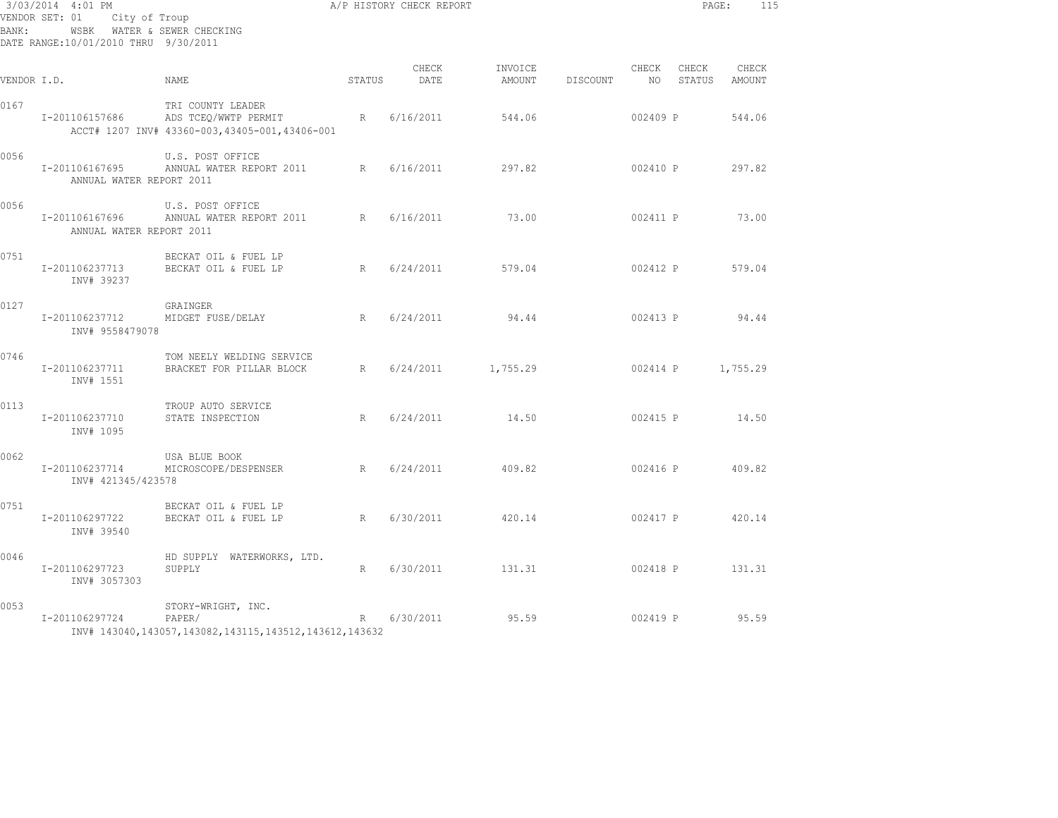3/03/2014 4:01 PM | A/P HISTORY CHECK REPORT

VENDOR SET: 01 City of Troup
BANK: WSBK WATER & SEWER CHECKING
DATE RANGE:10/01/2010 THRU 9/30/2011

| VENDOR I.D. | NAME | STATUS | CHECK DATE | INVOICE AMOUNT | DISCOUNT | CHECK NO | CHECK STATUS | CHECK AMOUNT |
|---|---|---|---|---|---|---|---|---|
| 0167 | TRI COUNTY LEADER | | | | | | | |
| I-201106157686 | ADS TCEQ/WWTP PERMIT | R | 6/16/2011 | 544.06 | | 002409 | P | 544.06 |
| | ACCT# 1207 INV# 43360-003,43405-001,43406-001 | | | | | | | |
| 0056 | U.S. POST OFFICE | | | | | | | |
| I-201106167695 | ANNUAL WATER REPORT 2011 | R | 6/16/2011 | 297.82 | | 002410 | P | 297.82 |
| ANNUAL WATER REPORT 2011 | | | | | | | | |
| 0056 | U.S. POST OFFICE | | | | | | | |
| I-201106167696 | ANNUAL WATER REPORT 2011 | R | 6/16/2011 | 73.00 | | 002411 | P | 73.00 |
| ANNUAL WATER REPORT 2011 | | | | | | | | |
| 0751 | BECKAT OIL & FUEL LP | | | | | | | |
| I-201106237713 | BECKAT OIL & FUEL LP | R | 6/24/2011 | 579.04 | | 002412 | P | 579.04 |
| INV# 39237 | | | | | | | | |
| 0127 | GRAINGER | | | | | | | |
| I-201106237712 | MIDGET FUSE/DELAY | R | 6/24/2011 | 94.44 | | 002413 | P | 94.44 |
| INV# 9558479078 | | | | | | | | |
| 0746 | TOM NEELY WELDING SERVICE | | | | | | | |
| I-201106237711 | BRACKET FOR PILLAR BLOCK | R | 6/24/2011 | 1,755.29 | | 002414 | P | 1,755.29 |
| INV# 1551 | | | | | | | | |
| 0113 | TROUP AUTO SERVICE | | | | | | | |
| I-201106237710 | STATE INSPECTION | R | 6/24/2011 | 14.50 | | 002415 | P | 14.50 |
| INV# 1095 | | | | | | | | |
| 0062 | USA BLUE BOOK | | | | | | | |
| I-201106237714 | MICROSCOPE/DESPENSER | R | 6/24/2011 | 409.82 | | 002416 | P | 409.82 |
| INV# 421345/423578 | | | | | | | | |
| 0751 | BECKAT OIL & FUEL LP | | | | | | | |
| I-201106297722 | BECKAT OIL & FUEL LP | R | 6/30/2011 | 420.14 | | 002417 | P | 420.14 |
| INV# 39540 | | | | | | | | |
| 0046 | HD SUPPLY WATERWORKS, LTD. | | | | | | | |
| I-201106297723 | SUPPLY | R | 6/30/2011 | 131.31 | | 002418 | P | 131.31 |
| INV# 3057303 | | | | | | | | |
| 0053 | STORY-WRIGHT, INC. | | | | | | | |
| I-201106297724 | PAPER/ | R | 6/30/2011 | 95.59 | | 002419 | P | 95.59 |
| | INV# 143040,143057,143082,143115,143512,143612,143632 | | | | | | | |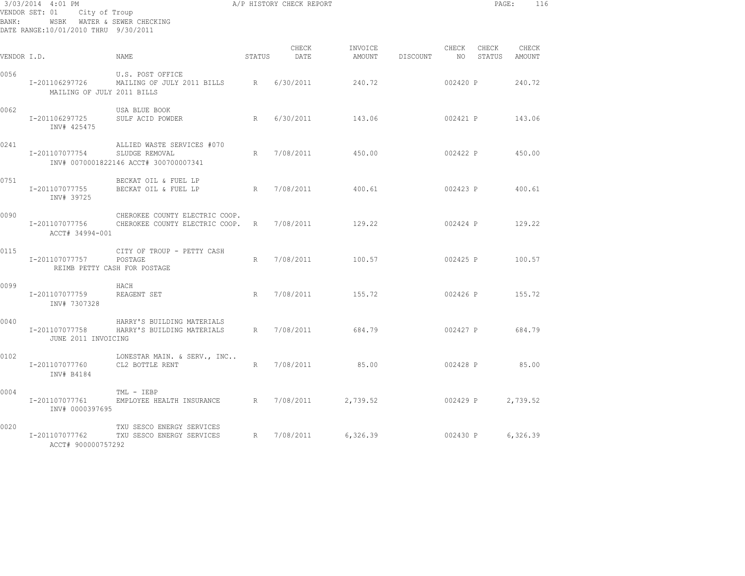3/03/2014 4:01 PM A/P HISTORY CHECK REPORT

VENDOR SET: 01 City of Troup
BANK: WSBK WATER & SEWER CHECKING
DATE RANGE:10/01/2010 THRU 9/30/2011

| VENDOR I.D. | NAME | STATUS | CHECK DATE | INVOICE AMOUNT | DISCOUNT | CHECK NO | CHECK STATUS | CHECK AMOUNT |
|---|---|---|---|---|---|---|---|---|
| 0056 | U.S. POST OFFICE | | | | | | | |
| I-201106297726 | MAILING OF JULY 2011 BILLS | R | 6/30/2011 | 240.72 | | 002420 | P | 240.72 |
| MAILING OF JULY 2011 BILLS | | | | | | | | |
| 0062 | USA BLUE BOOK | | | | | | | |
| I-201106297725 | SULF ACID POWDER | R | 6/30/2011 | 143.06 | | 002421 | P | 143.06 |
| INV# 425475 | | | | | | | | |
| 0241 | ALLIED WASTE SERVICES #070 | | | | | | | |
| I-201107077754 | SLUDGE REMOVAL | R | 7/08/2011 | 450.00 | | 002422 | P | 450.00 |
| INV# 0070001822146 ACCT# 300700007341 | | | | | | | | |
| 0751 | BECKAT OIL & FUEL LP | | | | | | | |
| I-201107077755 | BECKAT OIL & FUEL LP | R | 7/08/2011 | 400.61 | | 002423 | P | 400.61 |
| INV# 39725 | | | | | | | | |
| 0090 | CHEROKEE COUNTY ELECTRIC COOP. | | | | | | | |
| I-201107077756 | CHEROKEE COUNTY ELECTRIC COOP. | R | 7/08/2011 | 129.22 | | 002424 | P | 129.22 |
| ACCT# 34994-001 | | | | | | | | |
| 0115 | CITY OF TROUP - PETTY CASH | | | | | | | |
| I-201107077757 | POSTAGE | R | 7/08/2011 | 100.57 | | 002425 | P | 100.57 |
| REIMB PETTY CASH FOR POSTAGE | | | | | | | | |
| 0099 | HACH | | | | | | | |
| I-201107077759 | REAGENT SET | R | 7/08/2011 | 155.72 | | 002426 | P | 155.72 |
| INV# 7307328 | | | | | | | | |
| 0040 | HARRY'S BUILDING MATERIALS | | | | | | | |
| I-201107077758 | HARRY'S BUILDING MATERIALS | R | 7/08/2011 | 684.79 | | 002427 | P | 684.79 |
| JUNE 2011 INVOICING | | | | | | | | |
| 0102 | LONESTAR MAIN. & SERV., INC.. | | | | | | | |
| I-201107077760 | CL2 BOTTLE RENT | R | 7/08/2011 | 85.00 | | 002428 | P | 85.00 |
| INV# B4184 | | | | | | | | |
| 0004 | TML - IEBP | | | | | | | |
| I-201107077761 | EMPLOYEE HEALTH INSURANCE | R | 7/08/2011 | 2,739.52 | | 002429 | P | 2,739.52 |
| INV# 0000397695 | | | | | | | | |
| 0020 | TXU SESCO ENERGY SERVICES | | | | | | | |
| I-201107077762 | TXU SESCO ENERGY SERVICES | R | 7/08/2011 | 6,326.39 | | 002430 | P | 6,326.39 |
| ACCT# 900000757292 | | | | | | | | |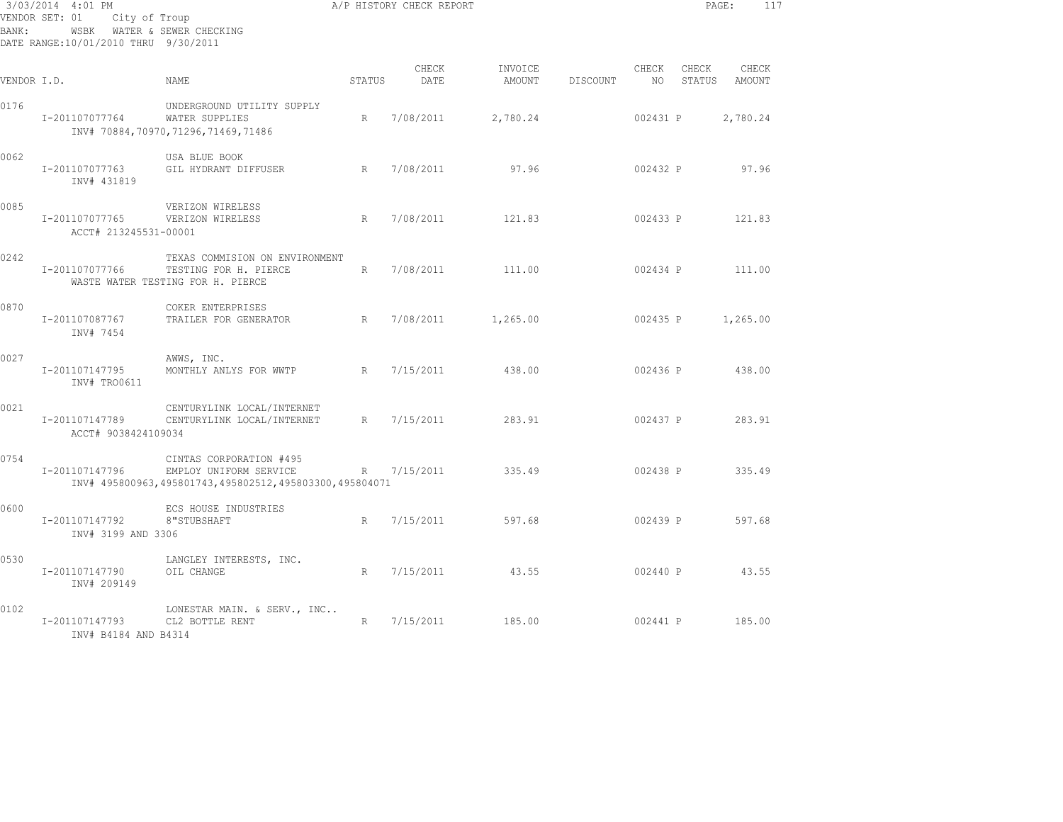A/P HISTORY CHECK REPORT

VENDOR SET: 01 City of Troup
BANK: WSBK WATER & SEWER CHECKING
DATE RANGE:10/01/2010 THRU 9/30/2011

| VENDOR I.D. | NAME | STATUS | CHECK DATE | INVOICE AMOUNT | DISCOUNT | CHECK NO | CHECK STATUS | CHECK AMOUNT |
|---|---|---|---|---|---|---|---|---|
| 0176 | UNDERGROUND UTILITY SUPPLY | | | | | | | |
| I-201107077764 | WATER SUPPLIES | R | 7/08/2011 | 2,780.24 | | 002431 | P | 2,780.24 |
| INV# 70884,70970,71296,71469,71486 | | | | | | | | |
| 0062 | USA BLUE BOOK | | | | | | | |
| I-201107077763 | GIL HYDRANT DIFFUSER | R | 7/08/2011 | 97.96 | | 002432 | P | 97.96 |
| INV# 431819 | | | | | | | | |
| 0085 | VERIZON WIRELESS | | | | | | | |
| I-201107077765 | VERIZON WIRELESS | R | 7/08/2011 | 121.83 | | 002433 | P | 121.83 |
| ACCT# 213245531-00001 | | | | | | | | |
| 0242 | TEXAS COMMISION ON ENVIRONMENT | | | | | | | |
| I-201107077766 | TESTING FOR H. PIERCE | R | 7/08/2011 | 111.00 | | 002434 | P | 111.00 |
| WASTE WATER TESTING FOR H. PIERCE | | | | | | | | |
| 0870 | COKER ENTERPRISES | | | | | | | |
| I-201107087767 | TRAILER FOR GENERATOR | R | 7/08/2011 | 1,265.00 | | 002435 | P | 1,265.00 |
| INV# 7454 | | | | | | | | |
| 0027 | AWWS, INC. | | | | | | | |
| I-201107147795 | MONTHLY ANLYS FOR WWTP | R | 7/15/2011 | 438.00 | | 002436 | P | 438.00 |
| INV# TRO0611 | | | | | | | | |
| 0021 | CENTURYLINK LOCAL/INTERNET | | | | | | | |
| I-201107147789 | CENTURYLINK LOCAL/INTERNET | R | 7/15/2011 | 283.91 | | 002437 | P | 283.91 |
| ACCT# 9038424109034 | | | | | | | | |
| 0754 | CINTAS CORPORATION #495 | | | | | | | |
| I-201107147796 | EMPLOY UNIFORM SERVICE | R | 7/15/2011 | 335.49 | | 002438 | P | 335.49 |
| INV# 495800963,495801743,495802512,495803300,495804071 | | | | | | | | |
| 0600 | ECS HOUSE INDUSTRIES | | | | | | | |
| I-201107147792 | 8"STUBSHAFT | R | 7/15/2011 | 597.68 | | 002439 | P | 597.68 |
| INV# 3199 AND 3306 | | | | | | | | |
| 0530 | LANGLEY INTERESTS, INC. | | | | | | | |
| I-201107147790 | OIL CHANGE | R | 7/15/2011 | 43.55 | | 002440 | P | 43.55 |
| INV# 209149 | | | | | | | | |
| 0102 | LONESTAR MAIN. & SERV., INC.. | | | | | | | |
| I-201107147793 | CL2 BOTTLE RENT | R | 7/15/2011 | 185.00 | | 002441 | P | 185.00 |
| INV# B4184 AND B4314 | | | | | | | | |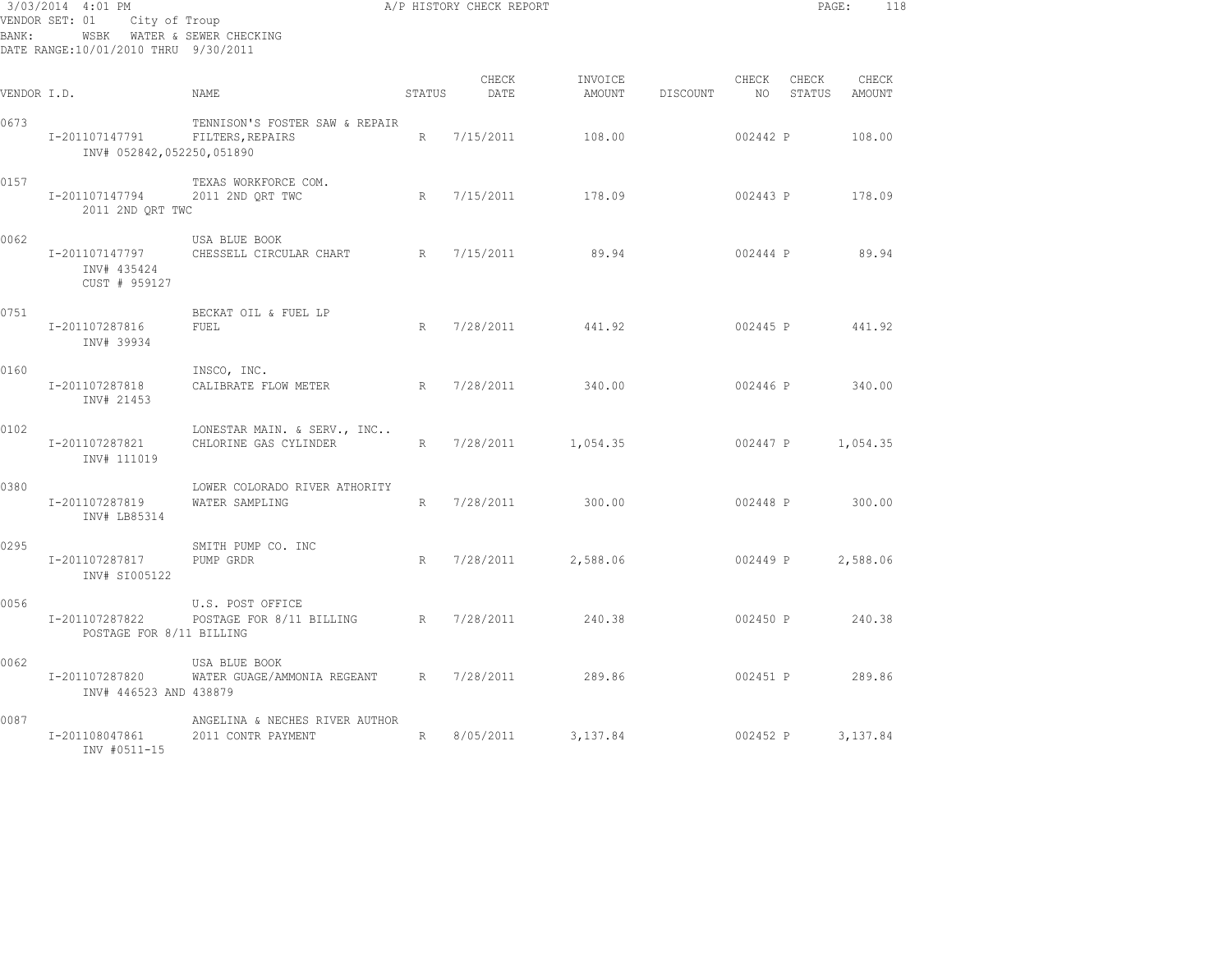3/03/2014 4:01 PM A/P HISTORY CHECK REPORT

VENDOR SET: 01 City of Troup
BANK: WSBK WATER & SEWER CHECKING
DATE RANGE:10/01/2010 THRU 9/30/2011

| VENDOR I.D. | NAME | STATUS | CHECK DATE | INVOICE AMOUNT | DISCOUNT | CHECK NO | CHECK STATUS | CHECK AMOUNT |
|---|---|---|---|---|---|---|---|---|
| 0673 | TENNISON'S FOSTER SAW & REPAIR | | | | | | | |
| I-201107147791 | FILTERS,REPAIRS | R | 7/15/2011 | 108.00 | | 002442 | P | 108.00 |
| INV# 052842,052250,051890 | | | | | | | | |
| 0157 | TEXAS WORKFORCE COM. | | | | | | | |
| I-201107147794 | 2011 2ND QRT TWC | R | 7/15/2011 | 178.09 | | 002443 | P | 178.09 |
| 2011 2ND QRT TWC | | | | | | | | |
| 0062 | USA BLUE BOOK | | | | | | | |
| I-201107147797 | CHESSELL CIRCULAR CHART | R | 7/15/2011 | 89.94 | | 002444 | P | 89.94 |
| INV# 435424 | | | | | | | | |
| CUST # 959127 | | | | | | | | |
| 0751 | BECKAT OIL & FUEL LP | | | | | | | |
| I-201107287816 | FUEL | R | 7/28/2011 | 441.92 | | 002445 | P | 441.92 |
| INV# 39934 | | | | | | | | |
| 0160 | INSCO, INC. | | | | | | | |
| I-201107287818 | CALIBRATE FLOW METER | R | 7/28/2011 | 340.00 | | 002446 | P | 340.00 |
| INV# 21453 | | | | | | | | |
| 0102 | LONESTAR MAIN. & SERV., INC.. | | | | | | | |
| I-201107287821 | CHLORINE GAS CYLINDER | R | 7/28/2011 | 1,054.35 | | 002447 | P | 1,054.35 |
| INV# 111019 | | | | | | | | |
| 0380 | LOWER COLORADO RIVER ATHORITY | | | | | | | |
| I-201107287819 | WATER SAMPLING | R | 7/28/2011 | 300.00 | | 002448 | P | 300.00 |
| INV# LB85314 | | | | | | | | |
| 0295 | SMITH PUMP CO. INC | | | | | | | |
| I-201107287817 | PUMP GRDR | R | 7/28/2011 | 2,588.06 | | 002449 | P | 2,588.06 |
| INV# SI005122 | | | | | | | | |
| 0056 | U.S. POST OFFICE | | | | | | | |
| I-201107287822 | POSTAGE FOR 8/11 BILLING | R | 7/28/2011 | 240.38 | | 002450 | P | 240.38 |
| POSTAGE FOR 8/11 BILLING | | | | | | | | |
| 0062 | USA BLUE BOOK | | | | | | | |
| I-201107287820 | WATER GUAGE/AMMONIA REGEANT | R | 7/28/2011 | 289.86 | | 002451 | P | 289.86 |
| INV# 446523 AND 438879 | | | | | | | | |
| 0087 | ANGELINA & NECHES RIVER AUTHOR | | | | | | | |
| I-201108047861 | 2011 CONTR PAYMENT | R | 8/05/2011 | 3,137.84 | | 002452 | P | 3,137.84 |
| INV #0511-15 | | | | | | | | |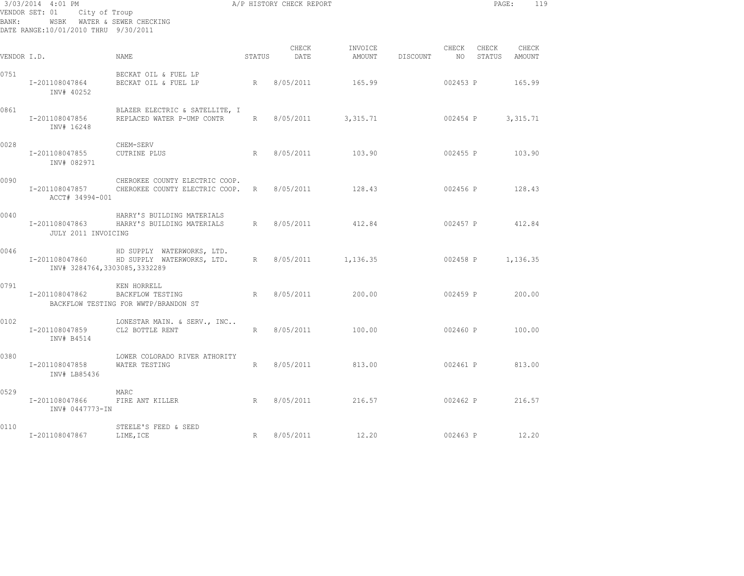A/P HISTORY CHECK REPORT

VENDOR SET: 01 City of Troup
BANK: WSBK WATER & SEWER CHECKING
DATE RANGE:10/01/2010 THRU 9/30/2011

| VENDOR I.D. | NAME | STATUS | CHECK DATE | INVOICE AMOUNT | DISCOUNT | CHECK NO | CHECK STATUS | CHECK AMOUNT |
|---|---|---|---|---|---|---|---|---|
| 0751 | BECKAT OIL & FUEL LP | | | | | | | |
| I-201108047864 | BECKAT OIL & FUEL LP | R | 8/05/2011 | 165.99 | | 002453 | P | 165.99 |
| INV# 40252 | | | | | | | | |
| 0861 | BLAZER ELECTRIC & SATELLITE, I | | | | | | | |
| I-201108047856 | REPLACED WATER P-UMP CONTR | R | 8/05/2011 | 3,315.71 | | 002454 | P | 3,315.71 |
| INV# 16248 | | | | | | | | |
| 0028 | CHEM-SERV | | | | | | | |
| I-201108047855 | CUTRINE PLUS | R | 8/05/2011 | 103.90 | | 002455 | P | 103.90 |
| INV# 082971 | | | | | | | | |
| 0090 | CHEROKEE COUNTY ELECTRIC COOP. | | | | | | | |
| I-201108047857 | CHEROKEE COUNTY ELECTRIC COOP. | R | 8/05/2011 | 128.43 | | 002456 | P | 128.43 |
| ACCT# 34994-001 | | | | | | | | |
| 0040 | HARRY'S BUILDING MATERIALS | | | | | | | |
| I-201108047863 | HARRY'S BUILDING MATERIALS | R | 8/05/2011 | 412.84 | | 002457 | P | 412.84 |
| JULY 2011 INVOICING | | | | | | | | |
| 0046 | HD SUPPLY WATERWORKS, LTD. | | | | | | | |
| I-201108047860 | HD SUPPLY WATERWORKS, LTD. | R | 8/05/2011 | 1,136.35 | | 002458 | P | 1,136.35 |
| INV# 3284764,3303085,3332289 | | | | | | | | |
| 0791 | KEN HORRELL | | | | | | | |
| I-201108047862 | BACKFLOW TESTING | R | 8/05/2011 | 200.00 | | 002459 | P | 200.00 |
| BACKFLOW TESTING FOR WWTP/BRANDON ST | | | | | | | | |
| 0102 | LONESTAR MAIN. & SERV., INC.. | | | | | | | |
| I-201108047859 | CL2 BOTTLE RENT | R | 8/05/2011 | 100.00 | | 002460 | P | 100.00 |
| INV# B4514 | | | | | | | | |
| 0380 | LOWER COLORADO RIVER ATHORITY | | | | | | | |
| I-201108047858 | WATER TESTING | R | 8/05/2011 | 813.00 | | 002461 | P | 813.00 |
| INV# LB85436 | | | | | | | | |
| 0529 | MARC | | | | | | | |
| I-201108047866 | FIRE ANT KILLER | R | 8/05/2011 | 216.57 | | 002462 | P | 216.57 |
| INV# 0447773-IN | | | | | | | | |
| 0110 | STEELE'S FEED & SEED | | | | | | | |
| I-201108047867 | LIME,ICE | R | 8/05/2011 | 12.20 | | 002463 | P | 12.20 |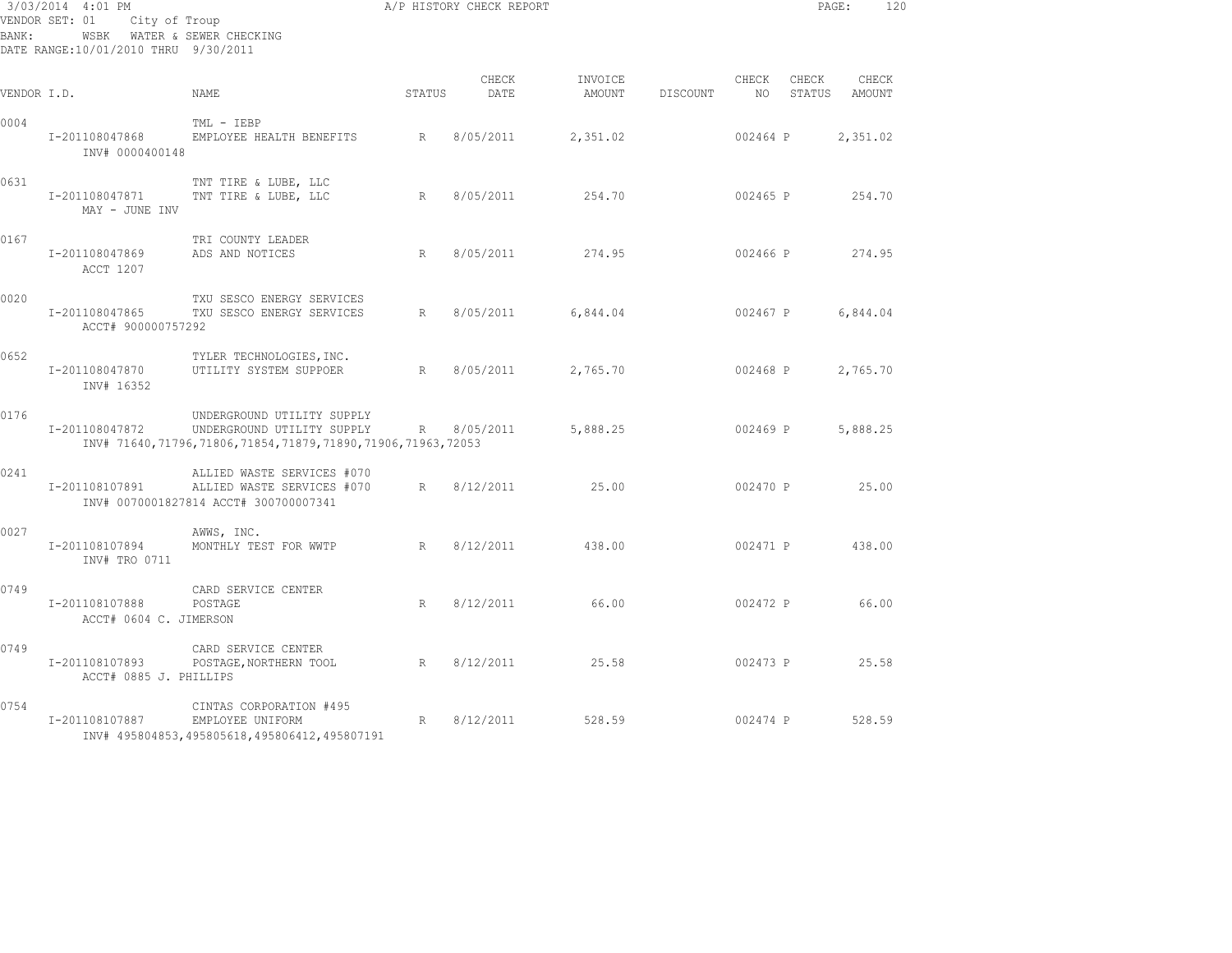3/03/2014 4:01 PM A/P HISTORY CHECK REPORT

VENDOR SET: 01 City of Troup
BANK: WSBK WATER & SEWER CHECKING
DATE RANGE:10/01/2010 THRU 9/30/2011

| VENDOR I.D. | NAME | STATUS | CHECK DATE | INVOICE AMOUNT | DISCOUNT | CHECK NO | CHECK STATUS | CHECK AMOUNT |
|---|---|---|---|---|---|---|---|---|
| 0004 | TML - IEBP | | | | | | | |
| I-201108047868 | EMPLOYEE HEALTH BENEFITS | R | 8/05/2011 | 2,351.02 | | 002464 | P | 2,351.02 |
| INV# 0000400148 | | | | | | | | |
| 0631 | TNT TIRE & LUBE, LLC | | | | | | | |
| I-201108047871 | TNT TIRE & LUBE, LLC | R | 8/05/2011 | 254.70 | | 002465 | P | 254.70 |
| MAY - JUNE INV | | | | | | | | |
| 0167 | TRI COUNTY LEADER | | | | | | | |
| I-201108047869 | ADS AND NOTICES | R | 8/05/2011 | 274.95 | | 002466 | P | 274.95 |
| ACCT 1207 | | | | | | | | |
| 0020 | TXU SESCO ENERGY SERVICES | | | | | | | |
| I-201108047865 | TXU SESCO ENERGY SERVICES | R | 8/05/2011 | 6,844.04 | | 002467 | P | 6,844.04 |
| ACCT# 900000757292 | | | | | | | | |
| 0652 | TYLER TECHNOLOGIES,INC. | | | | | | | |
| I-201108047870 | UTILITY SYSTEM SUPPOER | R | 8/05/2011 | 2,765.70 | | 002468 | P | 2,765.70 |
| INV# 16352 | | | | | | | | |
| 0176 | UNDERGROUND UTILITY SUPPLY | | | | | | | |
| I-201108047872 | UNDERGROUND UTILITY SUPPLY | R | 8/05/2011 | 5,888.25 | | 002469 | P | 5,888.25 |
| INV# 71640,71796,71806,71854,71879,71890,71906,71963,72053 | | | | | | | | |
| 0241 | ALLIED WASTE SERVICES #070 | | | | | | | |
| I-201108107891 | ALLIED WASTE SERVICES #070 | R | 8/12/2011 | 25.00 | | 002470 | P | 25.00 |
| INV# 0070001827814 ACCT# 300700007341 | | | | | | | | |
| 0027 | AWWS, INC. | | | | | | | |
| I-201108107894 | MONTHLY TEST FOR WWTP | R | 8/12/2011 | 438.00 | | 002471 | P | 438.00 |
| INV# TRO 0711 | | | | | | | | |
| 0749 | CARD SERVICE CENTER | | | | | | | |
| I-201108107888 | POSTAGE | R | 8/12/2011 | 66.00 | | 002472 | P | 66.00 |
| ACCT# 0604 C. JIMERSON | | | | | | | | |
| 0749 | CARD SERVICE CENTER | | | | | | | |
| I-201108107893 | POSTAGE,NORTHERN TOOL | R | 8/12/2011 | 25.58 | | 002473 | P | 25.58 |
| ACCT# 0885 J. PHILLIPS | | | | | | | | |
| 0754 | CINTAS CORPORATION #495 | | | | | | | |
| I-201108107887 | EMPLOYEE UNIFORM | R | 8/12/2011 | 528.59 | | 002474 | P | 528.59 |
| INV# 495804853,495805618,495806412,495807191 | | | | | | | | |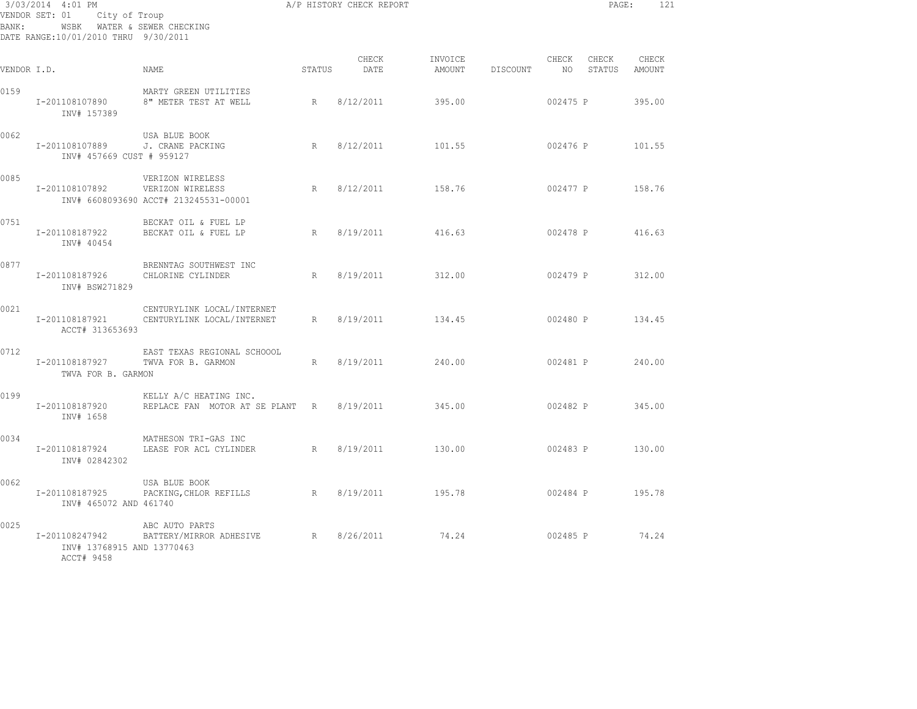3/03/2014 4:01 PM A/P HISTORY CHECK REPORT

VENDOR SET: 01 City of Troup
BANK: WSBK WATER & SEWER CHECKING
DATE RANGE:10/01/2010 THRU 9/30/2011

| VENDOR I.D. | NAME | STATUS | CHECK DATE | INVOICE AMOUNT | DISCOUNT | CHECK NO | CHECK STATUS | CHECK AMOUNT |
|---|---|---|---|---|---|---|---|---|
| 0159 | MARTY GREEN UTILITIES | | | | | | | |
| I-201108107890 | 8" METER TEST AT WELL | R | 8/12/2011 | 395.00 | | 002475 | P | 395.00 |
| INV# 157389 | | | | | | | | |
| 0062 | USA BLUE BOOK | | | | | | | |
| I-201108107889 | J. CRANE PACKING | R | 8/12/2011 | 101.55 | | 002476 | P | 101.55 |
| INV# 457669 CUST # 959127 | | | | | | | | |
| 0085 | VERIZON WIRELESS | | | | | | | |
| I-201108107892 | VERIZON WIRELESS | R | 8/12/2011 | 158.76 | | 002477 | P | 158.76 |
| INV# 6608093690 ACCT# 213245531-00001 | | | | | | | | |
| 0751 | BECKAT OIL & FUEL LP | | | | | | | |
| I-201108187922 | BECKAT OIL & FUEL LP | R | 8/19/2011 | 416.63 | | 002478 | P | 416.63 |
| INV# 40454 | | | | | | | | |
| 0877 | BRENNTAG SOUTHWEST INC | | | | | | | |
| I-201108187926 | CHLORINE CYLINDER | R | 8/19/2011 | 312.00 | | 002479 | P | 312.00 |
| INV# BSW271829 | | | | | | | | |
| 0021 | CENTURYLINK LOCAL/INTERNET | | | | | | | |
| I-201108187921 | CENTURYLINK LOCAL/INTERNET | R | 8/19/2011 | 134.45 | | 002480 | P | 134.45 |
| ACCT# 313653693 | | | | | | | | |
| 0712 | EAST TEXAS REGIONAL SCHOOOL | | | | | | | |
| I-201108187927 | TWVA FOR B. GARMON | R | 8/19/2011 | 240.00 | | 002481 | P | 240.00 |
| TWVA FOR B. GARMON | | | | | | | | |
| 0199 | KELLY A/C HEATING INC. | | | | | | | |
| I-201108187920 | REPLACE FAN MOTOR AT SE PLANT | R | 8/19/2011 | 345.00 | | 002482 | P | 345.00 |
| INV# 1658 | | | | | | | | |
| 0034 | MATHESON TRI-GAS INC | | | | | | | |
| I-201108187924 | LEASE FOR ACL CYLINDER | R | 8/19/2011 | 130.00 | | 002483 | P | 130.00 |
| INV# 02842302 | | | | | | | | |
| 0062 | USA BLUE BOOK | | | | | | | |
| I-201108187925 | PACKING,CHLOR REFILLS | R | 8/19/2011 | 195.78 | | 002484 | P | 195.78 |
| INV# 465072 AND 461740 | | | | | | | | |
| 0025 | ABC AUTO PARTS | | | | | | | |
| I-201108247942 | BATTERY/MIRROR ADHESIVE | R | 8/26/2011 | 74.24 | | 002485 | P | 74.24 |
| INV# 13768915 AND 13770463 | | | | | | | | |
| ACCT# 9458 | | | | | | | | |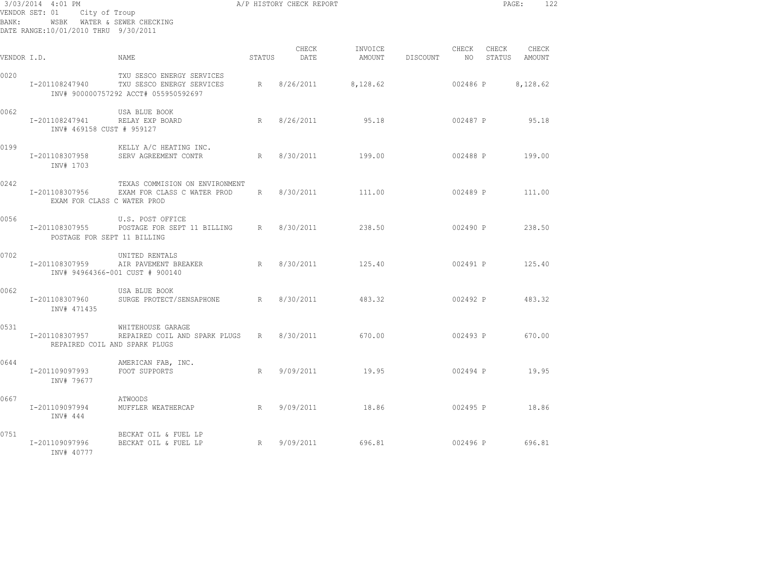3/03/2014 4:01 PM — A/P HISTORY CHECK REPORT

VENDOR SET: 01 City of Troup
BANK: WSBK WATER & SEWER CHECKING
DATE RANGE:10/01/2010 THRU 9/30/2011

| VENDOR I.D. | NAME | STATUS | CHECK DATE | INVOICE AMOUNT | DISCOUNT | CHECK NO | CHECK STATUS | CHECK AMOUNT |
|---|---|---|---|---|---|---|---|---|
| 0020 | TXU SESCO ENERGY SERVICES | | | | | | | |
| I-201108247940 | TXU SESCO ENERGY SERVICES | R | 8/26/2011 | 8,128.62 | | 002486 | P | 8,128.62 |
| INV# 900000757292 ACCT# 055950592697 | | | | | | | | |
| 0062 | USA BLUE BOOK | | | | | | | |
| I-201108247941 | RELAY EXP BOARD | R | 8/26/2011 | 95.18 | | 002487 | P | 95.18 |
| INV# 469158 CUST # 959127 | | | | | | | | |
| 0199 | KELLY A/C HEATING INC. | | | | | | | |
| I-201108307958 | SERV AGREEMENT CONTR | R | 8/30/2011 | 199.00 | | 002488 | P | 199.00 |
| INV# 1703 | | | | | | | | |
| 0242 | TEXAS COMMISION ON ENVIRONMENT | | | | | | | |
| I-201108307956 | EXAM FOR CLASS C WATER PROD | R | 8/30/2011 | 111.00 | | 002489 | P | 111.00 |
| EXAM FOR CLASS C WATER PROD | | | | | | | | |
| 0056 | U.S. POST OFFICE | | | | | | | |
| I-201108307955 | POSTAGE FOR SEPT 11 BILLING | R | 8/30/2011 | 238.50 | | 002490 | P | 238.50 |
| POSTAGE FOR SEPT 11 BILLING | | | | | | | | |
| 0702 | UNITED RENTALS | | | | | | | |
| I-201108307959 | AIR PAVEMENT BREAKER | R | 8/30/2011 | 125.40 | | 002491 | P | 125.40 |
| INV# 94964366-001 CUST # 900140 | | | | | | | | |
| 0062 | USA BLUE BOOK | | | | | | | |
| I-201108307960 | SURGE PROTECT/SENSAPHONE | R | 8/30/2011 | 483.32 | | 002492 | P | 483.32 |
| INV# 471435 | | | | | | | | |
| 0531 | WHITEHOUSE GARAGE | | | | | | | |
| I-201108307957 | REPAIRED COIL AND SPARK PLUGS | R | 8/30/2011 | 670.00 | | 002493 | P | 670.00 |
| REPAIRED COIL AND SPARK PLUGS | | | | | | | | |
| 0644 | AMERICAN FAB, INC. | | | | | | | |
| I-201109097993 | FOOT SUPPORTS | R | 9/09/2011 | 19.95 | | 002494 | P | 19.95 |
| INV# 79677 | | | | | | | | |
| 0667 | ATWOODS | | | | | | | |
| I-201109097994 | MUFFLER WEATHERCAP | R | 9/09/2011 | 18.86 | | 002495 | P | 18.86 |
| INV# 444 | | | | | | | | |
| 0751 | BECKAT OIL & FUEL LP | | | | | | | |
| I-201109097996 | BECKAT OIL & FUEL LP | R | 9/09/2011 | 696.81 | | 002496 | P | 696.81 |
| INV# 40777 | | | | | | | | |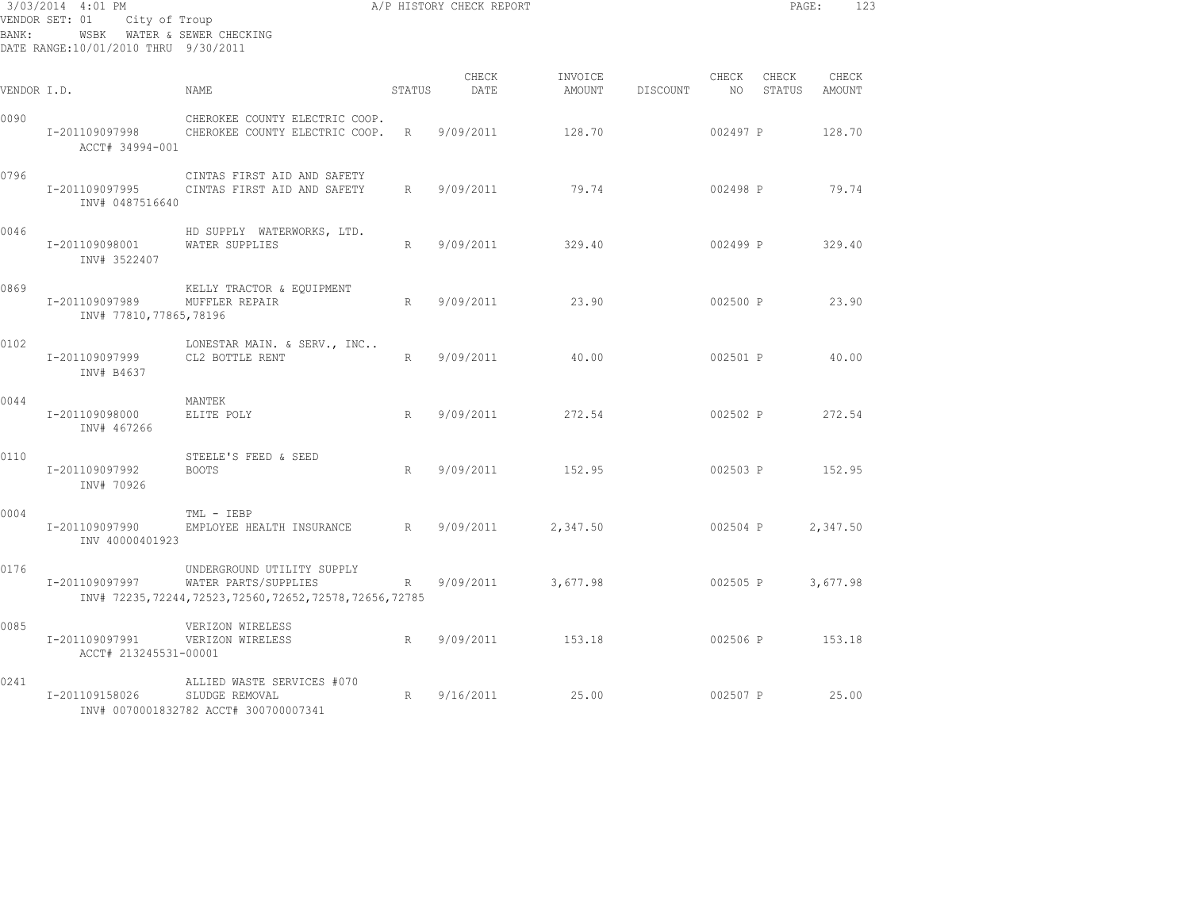3/03/2014 4:01 PM A/P HISTORY CHECK REPORT

VENDOR SET: 01 City of Troup
BANK: WSBK WATER & SEWER CHECKING
DATE RANGE:10/01/2010 THRU 9/30/2011

| VENDOR I.D. | NAME | STATUS | CHECK DATE | INVOICE AMOUNT | DISCOUNT | CHECK NO | CHECK STATUS | CHECK AMOUNT |
|---|---|---|---|---|---|---|---|---|
| 0090 | CHEROKEE COUNTY ELECTRIC COOP. | | | | | | | |
| I-201109097998 | CHEROKEE COUNTY ELECTRIC COOP. | R | 9/09/2011 | 128.70 | | 002497 | P | 128.70 |
| ACCT# 34994-001 | | | | | | | | |
| 0796 | CINTAS FIRST AID AND SAFETY | | | | | | | |
| I-201109097995 | CINTAS FIRST AID AND SAFETY | R | 9/09/2011 | 79.74 | | 002498 | P | 79.74 |
| INV# 0487516640 | | | | | | | | |
| 0046 | HD SUPPLY WATERWORKS, LTD. | | | | | | | |
| I-201109098001 | WATER SUPPLIES | R | 9/09/2011 | 329.40 | | 002499 | P | 329.40 |
| INV# 3522407 | | | | | | | | |
| 0869 | KELLY TRACTOR & EQUIPMENT | | | | | | | |
| I-201109097989 | MUFFLER REPAIR | R | 9/09/2011 | 23.90 | | 002500 | P | 23.90 |
| INV# 77810,77865,78196 | | | | | | | | |
| 0102 | LONESTAR MAIN. & SERV., INC.. | | | | | | | |
| I-201109097999 | CL2 BOTTLE RENT | R | 9/09/2011 | 40.00 | | 002501 | P | 40.00 |
| INV# B4637 | | | | | | | | |
| 0044 | MANTEK | | | | | | | |
| I-201109098000 | ELITE POLY | R | 9/09/2011 | 272.54 | | 002502 | P | 272.54 |
| INV# 467266 | | | | | | | | |
| 0110 | STEELE'S FEED & SEED | | | | | | | |
| I-201109097992 | BOOTS | R | 9/09/2011 | 152.95 | | 002503 | P | 152.95 |
| INV# 70926 | | | | | | | | |
| 0004 | TML - IEBP | | | | | | | |
| I-201109097990 | EMPLOYEE HEALTH INSURANCE | R | 9/09/2011 | 2,347.50 | | 002504 | P | 2,347.50 |
| INV 40000401923 | | | | | | | | |
| 0176 | UNDERGROUND UTILITY SUPPLY | | | | | | | |
| I-201109097997 | WATER PARTS/SUPPLIES | R | 9/09/2011 | 3,677.98 | | 002505 | P | 3,677.98 |
| | INV# 72235,72244,72523,72560,72652,72578,72656,72785 | | | | | | | |
| 0085 | VERIZON WIRELESS | | | | | | | |
| I-201109097991 | VERIZON WIRELESS | R | 9/09/2011 | 153.18 | | 002506 | P | 153.18 |
| ACCT# 213245531-00001 | | | | | | | | |
| 0241 | ALLIED WASTE SERVICES #070 | | | | | | | |
| I-201109158026 | SLUDGE REMOVAL | R | 9/16/2011 | 25.00 | | 002507 | P | 25.00 |
| | INV# 0070001832782 ACCT# 300700007341 | | | | | | | |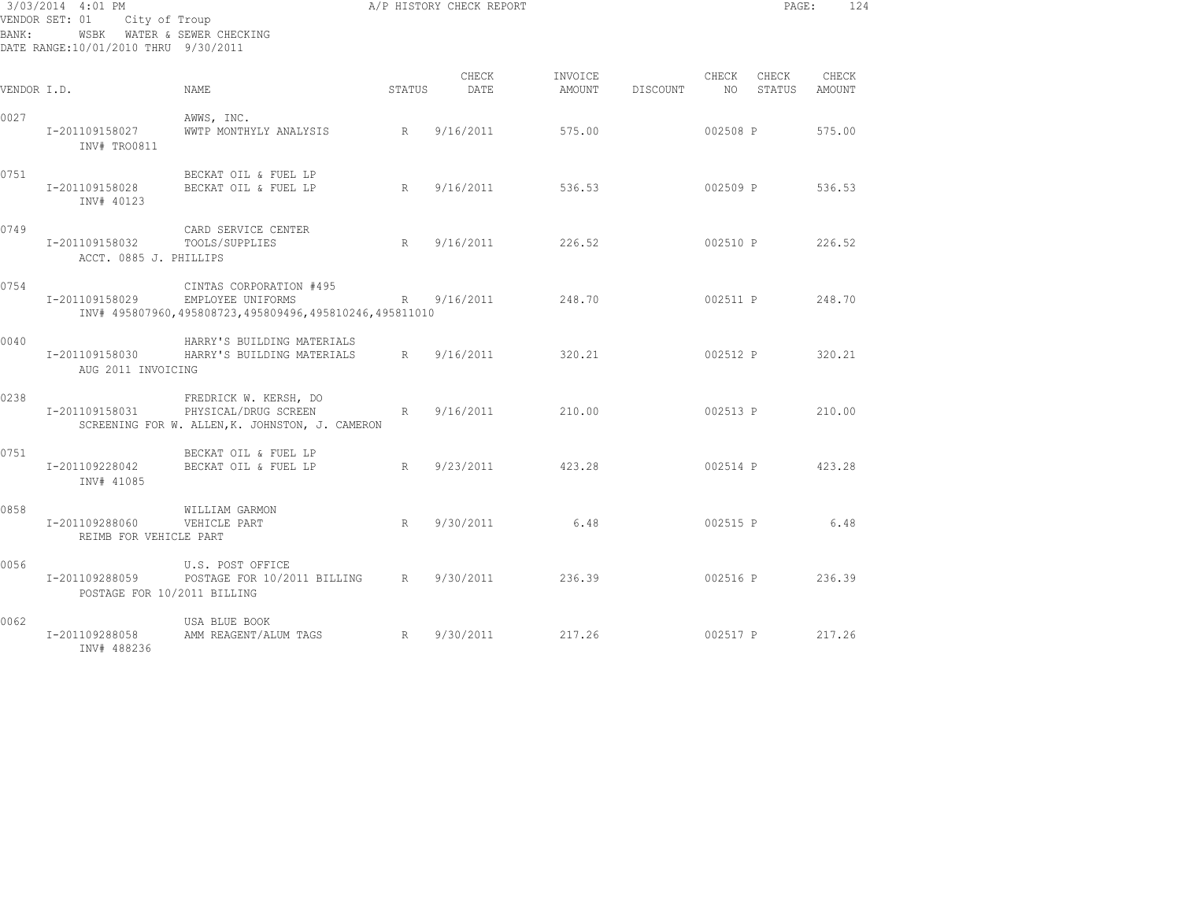3/03/2014 4:01 PM A/P HISTORY CHECK REPORT

VENDOR SET: 01 City of Troup
BANK: WSBK WATER & SEWER CHECKING
DATE RANGE:10/01/2010 THRU 9/30/2011

| VENDOR I.D. | NAME | STATUS | CHECK DATE | INVOICE AMOUNT | DISCOUNT | CHECK NO | CHECK STATUS | CHECK AMOUNT |
|---|---|---|---|---|---|---|---|---|
| 0027 | AWWS, INC. | | | | | | | |
| I-201109158027 | WWTP MONTHYLY ANALYSIS | R | 9/16/2011 | 575.00 | | 002508 | P | 575.00 |
| INV# TRO0811 | | | | | | | | |
| 0751 | BECKAT OIL & FUEL LP | | | | | | | |
| I-201109158028 | BECKAT OIL & FUEL LP | R | 9/16/2011 | 536.53 | | 002509 | P | 536.53 |
| INV# 40123 | | | | | | | | |
| 0749 | CARD SERVICE CENTER | | | | | | | |
| I-201109158032 | TOOLS/SUPPLIES | R | 9/16/2011 | 226.52 | | 002510 | P | 226.52 |
| ACCT. 0885 J. PHILLIPS | | | | | | | | |
| 0754 | CINTAS CORPORATION #495 | | | | | | | |
| I-201109158029 | EMPLOYEE UNIFORMS | R | 9/16/2011 | 248.70 | | 002511 | P | 248.70 |
| INV# 495807960,495808723,495809496,495810246,495811010 | | | | | | | | |
| 0040 | HARRY'S BUILDING MATERIALS | | | | | | | |
| I-201109158030 | HARRY'S BUILDING MATERIALS | R | 9/16/2011 | 320.21 | | 002512 | P | 320.21 |
| AUG 2011 INVOICING | | | | | | | | |
| 0238 | FREDRICK W. KERSH, DO | | | | | | | |
| I-201109158031 | PHYSICAL/DRUG SCREEN | R | 9/16/2011 | 210.00 | | 002513 | P | 210.00 |
| SCREENING FOR W. ALLEN,K. JOHNSTON, J. CAMERON | | | | | | | | |
| 0751 | BECKAT OIL & FUEL LP | | | | | | | |
| I-201109228042 | BECKAT OIL & FUEL LP | R | 9/23/2011 | 423.28 | | 002514 | P | 423.28 |
| INV# 41085 | | | | | | | | |
| 0858 | WILLIAM GARMON | | | | | | | |
| I-201109288060 | VEHICLE PART | R | 9/30/2011 | 6.48 | | 002515 | P | 6.48 |
| REIMB FOR VEHICLE PART | | | | | | | | |
| 0056 | U.S. POST OFFICE | | | | | | | |
| I-201109288059 | POSTAGE FOR 10/2011 BILLING | R | 9/30/2011 | 236.39 | | 002516 | P | 236.39 |
| POSTAGE FOR 10/2011 BILLING | | | | | | | | |
| 0062 | USA BLUE BOOK | | | | | | | |
| I-201109288058 | AMM REAGENT/ALUM TAGS | R | 9/30/2011 | 217.26 | | 002517 | P | 217.26 |
| INV# 488236 | | | | | | | | |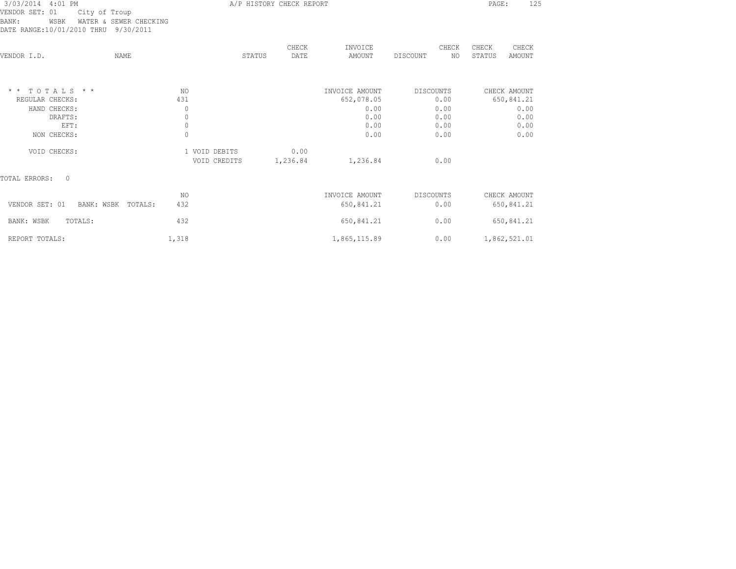VENDOR SET: 01 City of Troup
BANK: WSBK WATER & SEWER CHECKING
DATE RANGE:10/01/2010 THRU 9/30/2011

| VENDOR I.D. | NAME | STATUS | CHECK DATE | INVOICE AMOUNT | DISCOUNT | CHECK NO | CHECK STATUS | CHECK AMOUNT |
|---|---|---|---|---|---|---|---|---|

| * * T O T A L S * * | NO | | | INVOICE AMOUNT | DISCOUNTS | CHECK AMOUNT |
|---|---|---|---|---|---|---|
| REGULAR CHECKS: | 431 | | | 652,078.05 | 0.00 | 650,841.21 |
| HAND CHECKS: | 0 | | | 0.00 | 0.00 | 0.00 |
| DRAFTS: | 0 | | | 0.00 | 0.00 | 0.00 |
| EFT: | 0 | | | 0.00 | 0.00 | 0.00 |
| NON CHECKS: | 0 | | | 0.00 | 0.00 | 0.00 |
| VOID CHECKS: | 1 | VOID DEBITS | 0.00 | | | |
| | | VOID CREDITS | 1,236.84 | 1,236.84 | 0.00 | |

TOTAL ERRORS: 0

| | NO | INVOICE AMOUNT | DISCOUNTS | CHECK AMOUNT |
|---|---|---|---|---|
| VENDOR SET: 01 BANK: WSBK TOTALS: | 432 | 650,841.21 | 0.00 | 650,841.21 |
| BANK: WSBK TOTALS: | 432 | 650,841.21 | 0.00 | 650,841.21 |
| REPORT TOTALS: | 1,318 | 1,865,115.89 | 0.00 | 1,862,521.01 |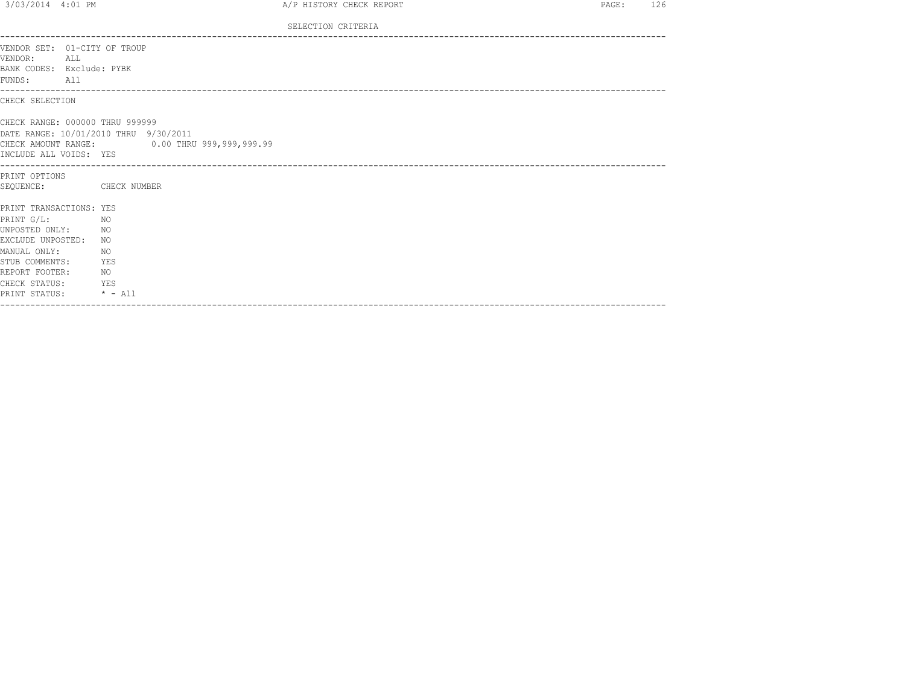SELECTION CRITERIA

---

VENDOR SET: 01-CITY OF TROUP
VENDOR: ALL
BANK CODES: Exclude: PYBK
FUNDS: All

---

CHECK SELECTION

CHECK RANGE: 000000 THRU 999999
DATE RANGE: 10/01/2010 THRU 9/30/2011
CHECK AMOUNT RANGE: 0.00 THRU 999,999,999.99
INCLUDE ALL VOIDS: YES

---

PRINT OPTIONS
SEQUENCE: CHECK NUMBER

PRINT TRANSACTIONS: YES
PRINT G/L: NO
UNPOSTED ONLY: NO
EXCLUDE UNPOSTED: NO
MANUAL ONLY: NO
STUB COMMENTS: YES
REPORT FOOTER: NO
CHECK STATUS: YES
PRINT STATUS: * - All

---